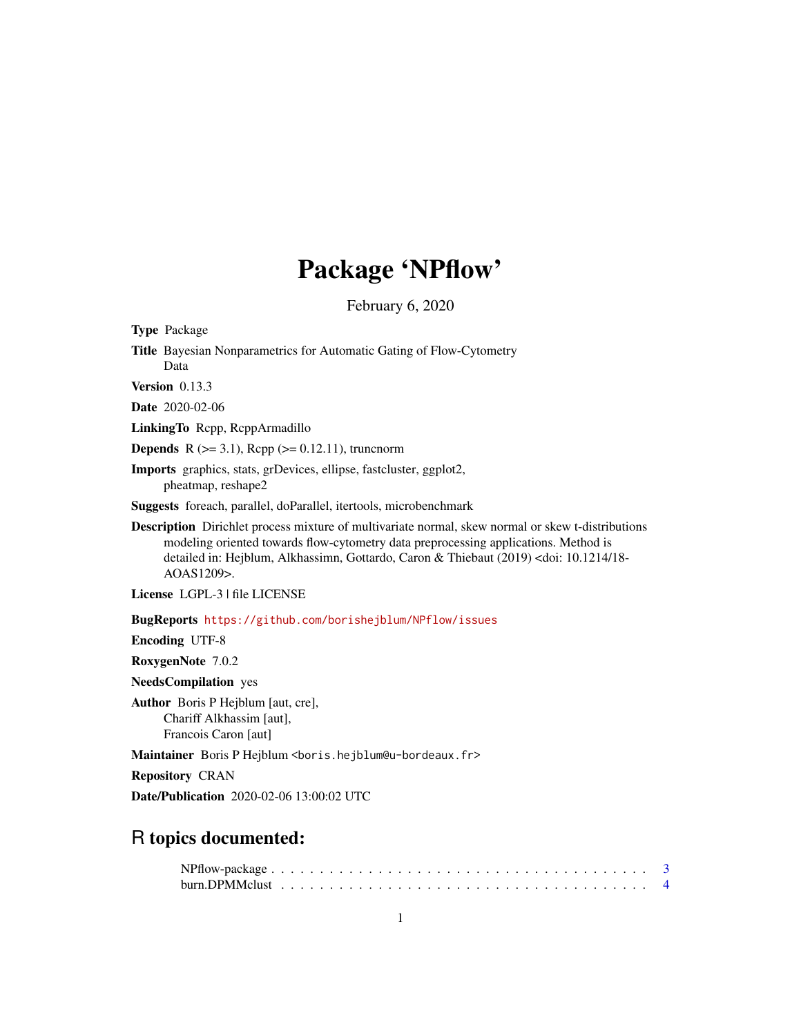# Package 'NPflow'

February 6, 2020

**Type** Package

**Title** Bayesian Nonparametrics for Automatic Gating of Flow-Cytometry Data

**Version** 0.13.3

**Date** 2020-02-06

**LinkingTo** Rcpp, RcppArmadillo

**Depends** R (>= 3.1), Rcpp (>= 0.12.11), truncnorm

**Imports** graphics, stats, grDevices, ellipse, fastcluster, ggplot2, pheatmap, reshape2

**Suggests** foreach, parallel, doParallel, itertools, microbenchmark

**Description** Dirichlet process mixture of multivariate normal, skew normal or skew t-distributions modeling oriented towards flow-cytometry data preprocessing applications. Method is detailed in: Hejblum, Alkhassimn, Gottardo, Caron & Thiebaut (2019) <doi: 10.1214/18-AOAS1209>.

**License** LGPL-3 | file LICENSE

**BugReports** https://github.com/borishejblum/NPflow/issues

**Encoding** UTF-8

**RoxygenNote** 7.0.2

**NeedsCompilation** yes

**Author** Boris P Hejblum [aut, cre],
Chariff Alkhassim [aut],
Francois Caron [aut]

**Maintainer** Boris P Hejblum <boris.hejblum@u-bordeaux.fr>

**Repository** CRAN

**Date/Publication** 2020-02-06 13:00:02 UTC

## R topics documented:

NPflow-package . . . . . . . . . . . . . . . . . . . . . . . . . . . . . . . . . . . . . 3
burn.DPMMclust . . . . . . . . . . . . . . . . . . . . . . . . . . . . . . . . . . . . . 4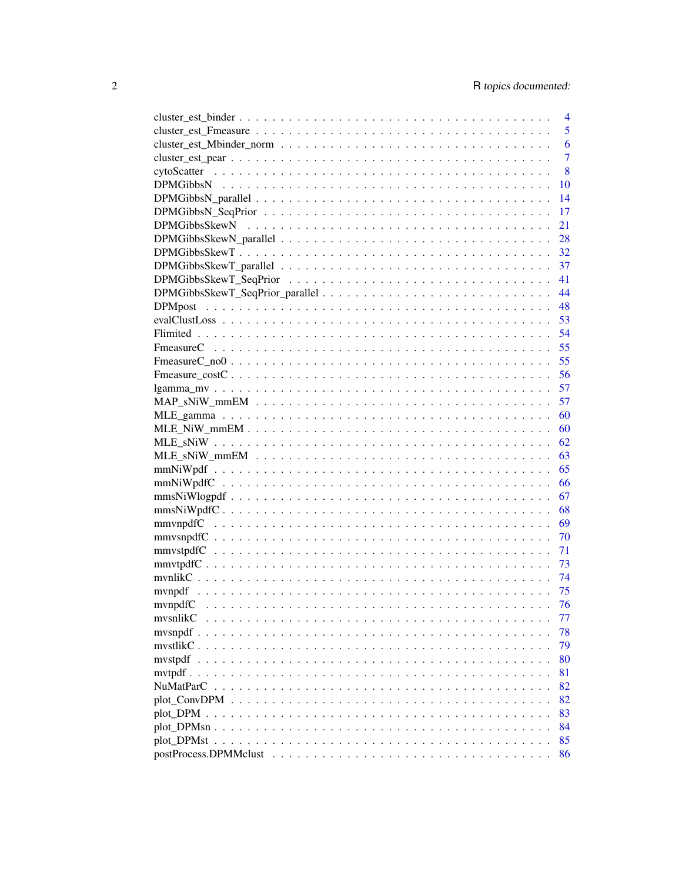cluster_est_binder . . . . . . . . . . . . . . . . . . . . . . . . . . . . . . . . . . . 4
cluster_est_Fmeasure . . . . . . . . . . . . . . . . . . . . . . . . . . . . . . . . . 5
cluster_est_Mbinder_norm . . . . . . . . . . . . . . . . . . . . . . . . . . . . . . 6
cluster_est_pear . . . . . . . . . . . . . . . . . . . . . . . . . . . . . . . . . . . . 7
cytoScatter . . . . . . . . . . . . . . . . . . . . . . . . . . . . . . . . . . . . . . 8
DPMGibbsN . . . . . . . . . . . . . . . . . . . . . . . . . . . . . . . . . . . . . . 10
DPMGibbsN_parallel . . . . . . . . . . . . . . . . . . . . . . . . . . . . . . . . . 14
DPMGibbsN_SeqPrior . . . . . . . . . . . . . . . . . . . . . . . . . . . . . . . . 17
DPMGibbsSkewN . . . . . . . . . . . . . . . . . . . . . . . . . . . . . . . . . . . 21
DPMGibbsSkewN_parallel . . . . . . . . . . . . . . . . . . . . . . . . . . . . . . 28
DPMGibbsSkewT . . . . . . . . . . . . . . . . . . . . . . . . . . . . . . . . . . . 32
DPMGibbsSkewT_parallel . . . . . . . . . . . . . . . . . . . . . . . . . . . . . . 37
DPMGibbsSkewT_SeqPrior . . . . . . . . . . . . . . . . . . . . . . . . . . . . . 41
DPMGibbsSkewT_SeqPrior_parallel . . . . . . . . . . . . . . . . . . . . . . . . . 44
DPMpost . . . . . . . . . . . . . . . . . . . . . . . . . . . . . . . . . . . . . . . 48
evalClustLoss . . . . . . . . . . . . . . . . . . . . . . . . . . . . . . . . . . . . 53
Flimited . . . . . . . . . . . . . . . . . . . . . . . . . . . . . . . . . . . . . . . 54
FmeasureC . . . . . . . . . . . . . . . . . . . . . . . . . . . . . . . . . . . . . . 55
FmeasureC_no0 . . . . . . . . . . . . . . . . . . . . . . . . . . . . . . . . . . . 55
Fmeasure_costC . . . . . . . . . . . . . . . . . . . . . . . . . . . . . . . . . . . 56
lgamma_mv . . . . . . . . . . . . . . . . . . . . . . . . . . . . . . . . . . . . . 57
MAP_sNiW_mmEM . . . . . . . . . . . . . . . . . . . . . . . . . . . . . . . . . 57
MLE_gamma . . . . . . . . . . . . . . . . . . . . . . . . . . . . . . . . . . . . . 60
MLE_NiW_mmEM . . . . . . . . . . . . . . . . . . . . . . . . . . . . . . . . . . 60
MLE_sNiW . . . . . . . . . . . . . . . . . . . . . . . . . . . . . . . . . . . . . . 62
MLE_sNiW_mmEM . . . . . . . . . . . . . . . . . . . . . . . . . . . . . . . . . 63
mmNiWpdf . . . . . . . . . . . . . . . . . . . . . . . . . . . . . . . . . . . . . . 65
mmNiWpdfC . . . . . . . . . . . . . . . . . . . . . . . . . . . . . . . . . . . . . 66
mmsNiWlogpdf . . . . . . . . . . . . . . . . . . . . . . . . . . . . . . . . . . . 67
mmsNiWpdfC . . . . . . . . . . . . . . . . . . . . . . . . . . . . . . . . . . . . 68
mmvnpdfC . . . . . . . . . . . . . . . . . . . . . . . . . . . . . . . . . . . . . . 69
mmvsnpdfC . . . . . . . . . . . . . . . . . . . . . . . . . . . . . . . . . . . . . 70
mmvstpdfC . . . . . . . . . . . . . . . . . . . . . . . . . . . . . . . . . . . . . 71
mmvtpdfC . . . . . . . . . . . . . . . . . . . . . . . . . . . . . . . . . . . . . . 73
mvnlikC . . . . . . . . . . . . . . . . . . . . . . . . . . . . . . . . . . . . . . . 74
mvnpdf . . . . . . . . . . . . . . . . . . . . . . . . . . . . . . . . . . . . . . . 75
mvnpdfC . . . . . . . . . . . . . . . . . . . . . . . . . . . . . . . . . . . . . . . 76
mvsnlikC . . . . . . . . . . . . . . . . . . . . . . . . . . . . . . . . . . . . . . 77
mvsnpdf . . . . . . . . . . . . . . . . . . . . . . . . . . . . . . . . . . . . . . . 78
mvstlikC . . . . . . . . . . . . . . . . . . . . . . . . . . . . . . . . . . . . . . . 79
mvstpdf . . . . . . . . . . . . . . . . . . . . . . . . . . . . . . . . . . . . . . . 80
mvtpdf . . . . . . . . . . . . . . . . . . . . . . . . . . . . . . . . . . . . . . . . 81
NuMatParC . . . . . . . . . . . . . . . . . . . . . . . . . . . . . . . . . . . . . . 82
plot_ConvDPM . . . . . . . . . . . . . . . . . . . . . . . . . . . . . . . . . . . . 82
plot_DPM . . . . . . . . . . . . . . . . . . . . . . . . . . . . . . . . . . . . . . 83
plot_DPMsn . . . . . . . . . . . . . . . . . . . . . . . . . . . . . . . . . . . . . 84
plot_DPMst . . . . . . . . . . . . . . . . . . . . . . . . . . . . . . . . . . . . . 85
postProcess.DPMMclust . . . . . . . . . . . . . . . . . . . . . . . . . . . . . . . 86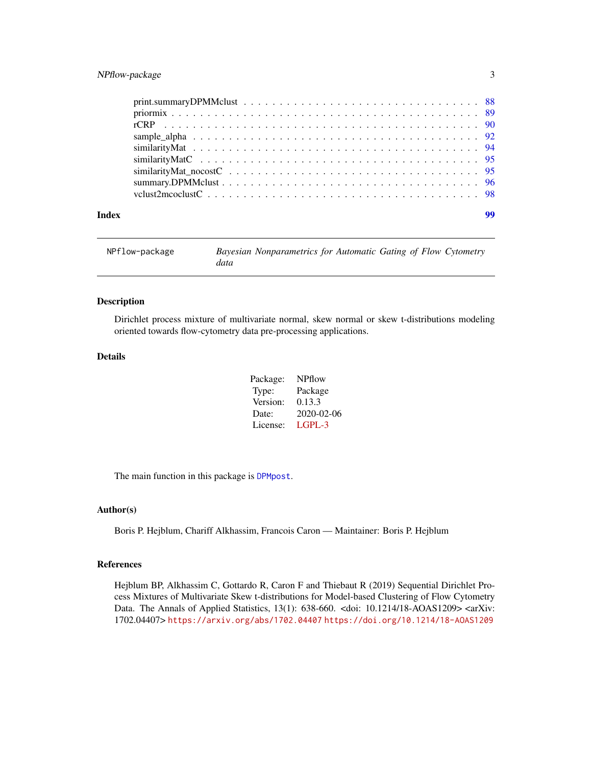print.summaryDPMMclust . . . . . . . . . . . . . . . . . . . . . . . . . . . . . . . . 88
priormix . . . . . . . . . . . . . . . . . . . . . . . . . . . . . . . . . . . . . . . . 89
rCRP . . . . . . . . . . . . . . . . . . . . . . . . . . . . . . . . . . . . . . . . . . 90
sample_alpha . . . . . . . . . . . . . . . . . . . . . . . . . . . . . . . . . . . . . . 92
similarityMat . . . . . . . . . . . . . . . . . . . . . . . . . . . . . . . . . . . . . 94
similarityMatC . . . . . . . . . . . . . . . . . . . . . . . . . . . . . . . . . . . . . 95
similarityMat_nocostC . . . . . . . . . . . . . . . . . . . . . . . . . . . . . . . . . 95
summary.DPMMclust . . . . . . . . . . . . . . . . . . . . . . . . . . . . . . . . . . . 96
vclust2mcoclustC . . . . . . . . . . . . . . . . . . . . . . . . . . . . . . . . . . . . 98

**Index** 99

---

`NPflow-package` *Bayesian Nonparametrics for Automatic Gating of Flow Cytometry data*

---

### Description

Dirichlet process mixture of multivariate normal, skew normal or skew t-distributions modeling oriented towards flow-cytometry data pre-processing applications.

### Details

| | |
|---|---|
| Package: | NPflow |
| Type: | Package |
| Version: | 0.13.3 |
| Date: | 2020-02-06 |
| License: | LGPL-3 |

The main function in this package is `DPMpost`.

### Author(s)

Boris P. Hejblum, Chariff Alkhassim, Francois Caron — Maintainer: Boris P. Hejblum

### References

Hejblum BP, Alkhassim C, Gottardo R, Caron F and Thiebaut R (2019) Sequential Dirichlet Process Mixtures of Multivariate Skew t-distributions for Model-based Clustering of Flow Cytometry Data. The Annals of Applied Statistics, 13(1): 638-660. <doi: 10.1214/18-AOAS1209> <arXiv: 1702.04407> `https://arxiv.org/abs/1702.04407` `https://doi.org/10.1214/18-AOAS1209`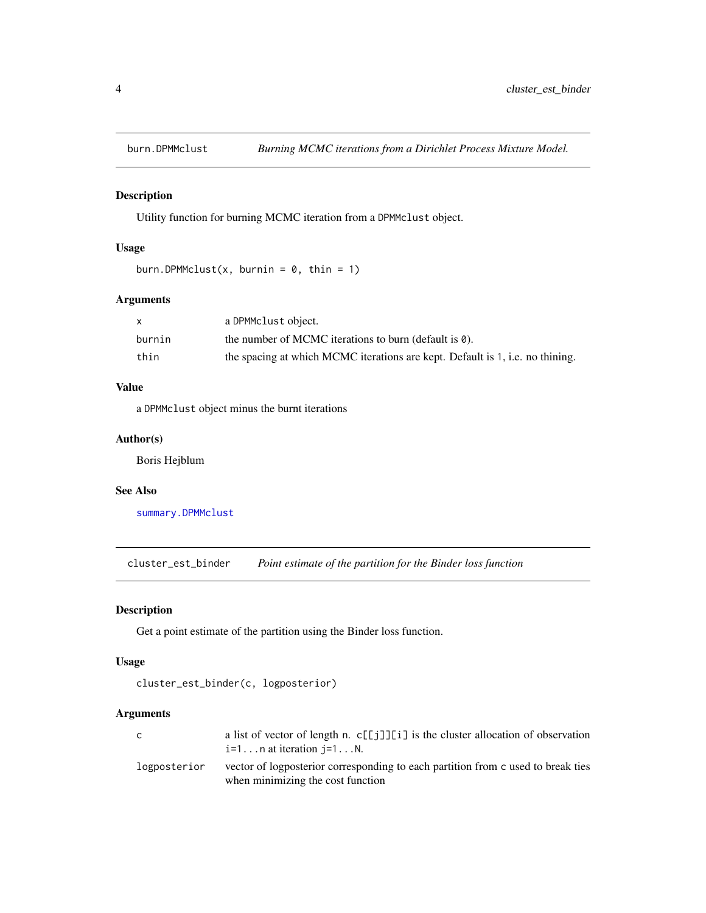## burn.DPMMclust — *Burning MCMC iterations from a Dirichlet Process Mixture Model.*

### Description

Utility function for burning MCMC iteration from a `DPMMclust` object.

### Usage

```
burn.DPMMclust(x, burnin = 0, thin = 1)
```

### Arguments

| | |
|---|---|
| `x` | a `DPMMclust` object. |
| `burnin` | the number of MCMC iterations to burn (default is `0`). |
| `thin` | the spacing at which MCMC iterations are kept. Default is `1`, i.e. no thining. |

### Value

a `DPMMclust` object minus the burnt iterations

### Author(s)

Boris Hejblum

### See Also

`summary.DPMMclust`

## cluster_est_binder — *Point estimate of the partition for the Binder loss function*

### Description

Get a point estimate of the partition using the Binder loss function.

### Usage

```
cluster_est_binder(c, logposterior)
```

### Arguments

| | |
|---|---|
| `c` | a list of vector of length `n`. `c[[j]][i]` is the cluster allocation of observation `i=1...n` at iteration `j=1...N`. |
| `logposterior` | vector of logposterior corresponding to each partition from `c` used to break ties when minimizing the cost function |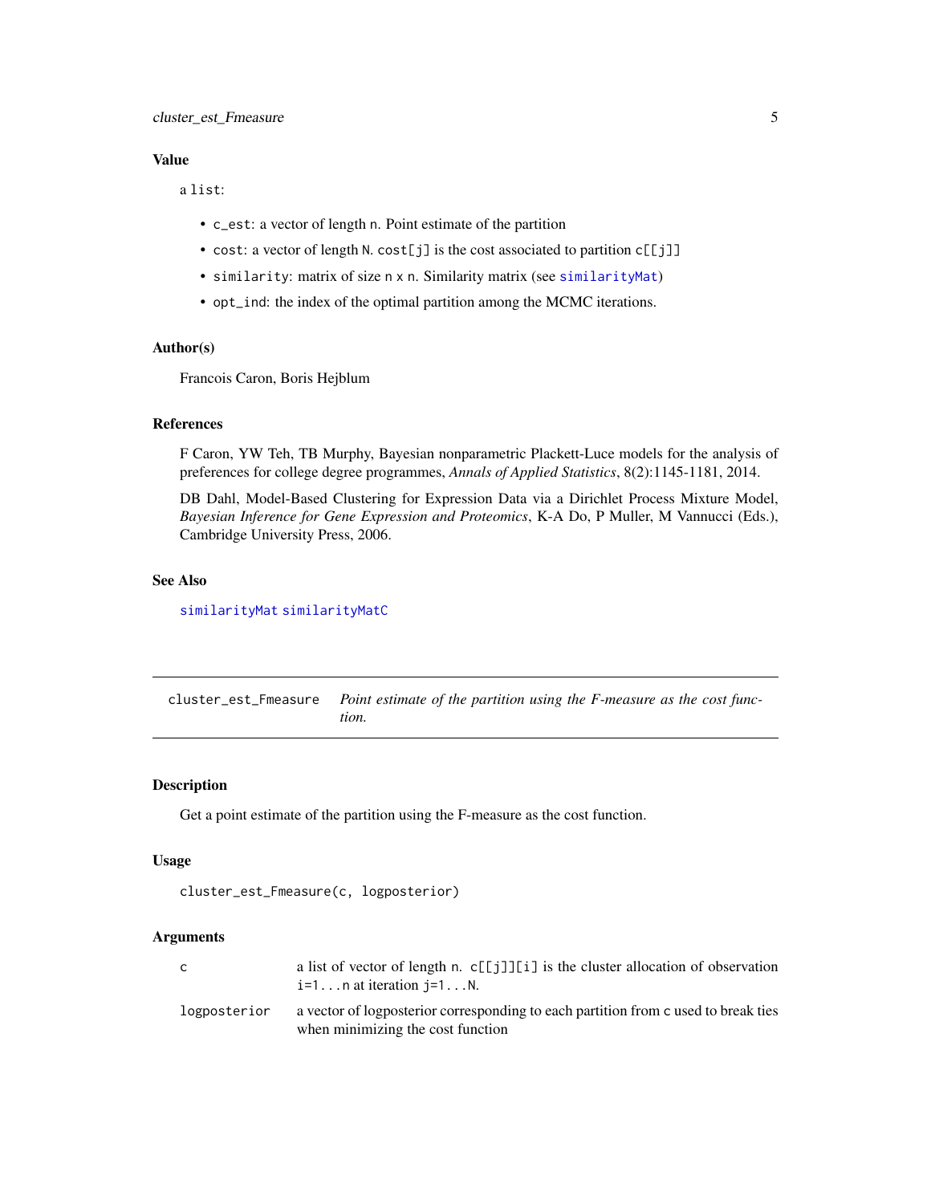### Value

a list:

- c_est: a vector of length n. Point estimate of the partition
- cost: a vector of length N. cost[j] is the cost associated to partition c[[j]]
- similarity: matrix of size n x n. Similarity matrix (see similarityMat)
- opt_ind: the index of the optimal partition among the MCMC iterations.

### Author(s)

Francois Caron, Boris Hejblum

### References

F Caron, YW Teh, TB Murphy, Bayesian nonparametric Plackett-Luce models for the analysis of preferences for college degree programmes, *Annals of Applied Statistics*, 8(2):1145-1181, 2014.

DB Dahl, Model-Based Clustering for Expression Data via a Dirichlet Process Mixture Model, *Bayesian Inference for Gene Expression and Proteomics*, K-A Do, P Muller, M Vannucci (Eds.), Cambridge University Press, 2006.

### See Also

similarityMat similarityMatC

---

## cluster_est_Fmeasure — *Point estimate of the partition using the F-measure as the cost function.*

### Description

Get a point estimate of the partition using the F-measure as the cost function.

### Usage

```
cluster_est_Fmeasure(c, logposterior)
```

### Arguments

| | |
|---|---|
| c | a list of vector of length n. c[[j]][i] is the cluster allocation of observation i=1...n at iteration j=1...N. |
| logposterior | a vector of logposterior corresponding to each partition from c used to break ties when minimizing the cost function |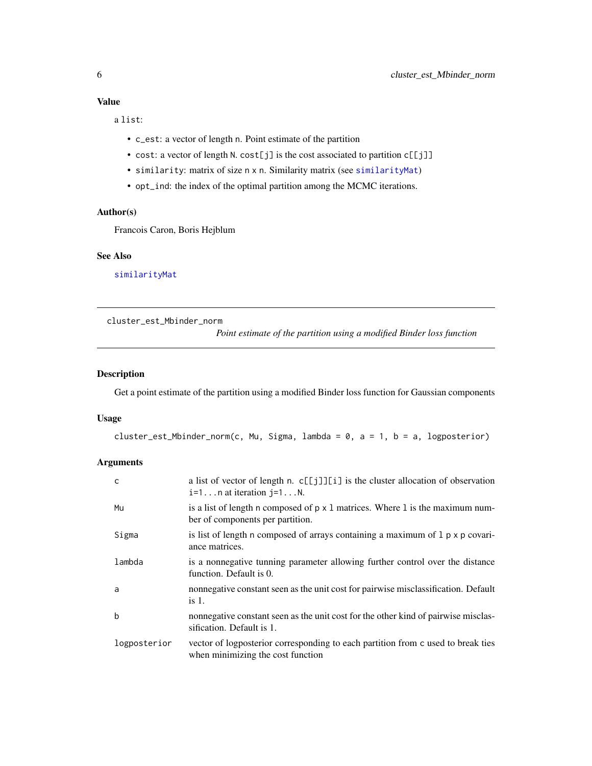## Value

a list:

- c_est: a vector of length n. Point estimate of the partition
- cost: a vector of length N. cost[j] is the cost associated to partition c[[j]]
- similarity: matrix of size n x n. Similarity matrix (see similarityMat)
- opt_ind: the index of the optimal partition among the MCMC iterations.

## Author(s)

Francois Caron, Boris Hejblum

## See Also

similarityMat

---

cluster_est_Mbinder_norm *Point estimate of the partition using a modified Binder loss function*

---

## Description

Get a point estimate of the partition using a modified Binder loss function for Gaussian components

## Usage

```
cluster_est_Mbinder_norm(c, Mu, Sigma, lambda = 0, a = 1, b = a, logposterior)
```

## Arguments

| | |
|---|---|
| c | a list of vector of length n. c[[j]][i] is the cluster allocation of observation i=1...n at iteration j=1...N. |
| Mu | is a list of length n composed of p x l matrices. Where l is the maximum number of components per partition. |
| Sigma | is list of length n composed of arrays containing a maximum of l p x p covariance matrices. |
| lambda | is a nonnegative tunning parameter allowing further control over the distance function. Default is 0. |
| a | nonnegative constant seen as the unit cost for pairwise misclassification. Default is 1. |
| b | nonnegative constant seen as the unit cost for the other kind of pairwise misclassification. Default is 1. |
| logposterior | vector of logposterior corresponding to each partition from c used to break ties when minimizing the cost function |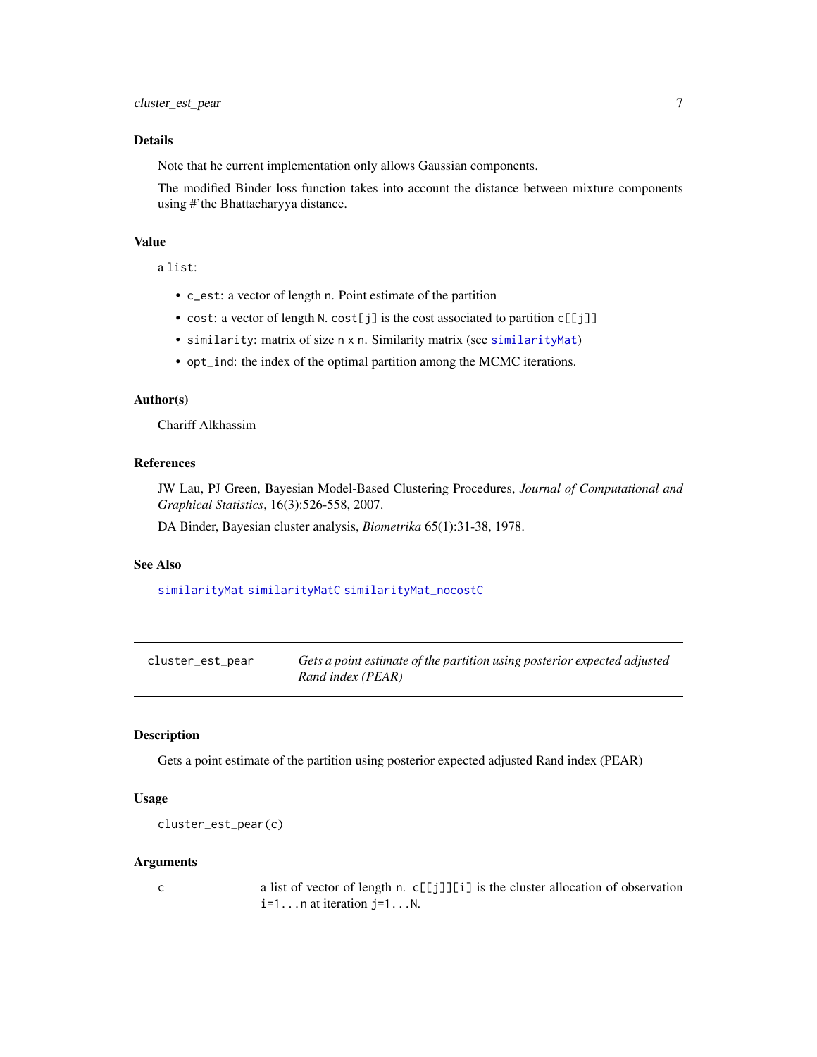### Details

Note that he current implementation only allows Gaussian components.

The modified Binder loss function takes into account the distance between mixture components using #'the Bhattacharyya distance.

### Value

a `list`:

- `c_est`: a vector of length `n`. Point estimate of the partition
- `cost`: a vector of length `N`. `cost[j]` is the cost associated to partition `c[[j]]`
- `similarity`: matrix of size `n x n`. Similarity matrix (see `similarityMat`)
- `opt_ind`: the index of the optimal partition among the MCMC iterations.

### Author(s)

Chariff Alkhassim

### References

JW Lau, PJ Green, Bayesian Model-Based Clustering Procedures, *Journal of Computational and Graphical Statistics*, 16(3):526-558, 2007.

DA Binder, Bayesian cluster analysis, *Biometrika* 65(1):31-38, 1978.

### See Also

`similarityMat` `similarityMatC` `similarityMat_nocostC`

---

## cluster_est_pear — *Gets a point estimate of the partition using posterior expected adjusted Rand index (PEAR)*

---

### Description

Gets a point estimate of the partition using posterior expected adjusted Rand index (PEAR)

### Usage

```
cluster_est_pear(c)
```

### Arguments

| | |
|---|---|
| `c` | a list of vector of length `n`. `c[[j]][i]` is the cluster allocation of observation `i=1...n` at iteration `j=1...N`. |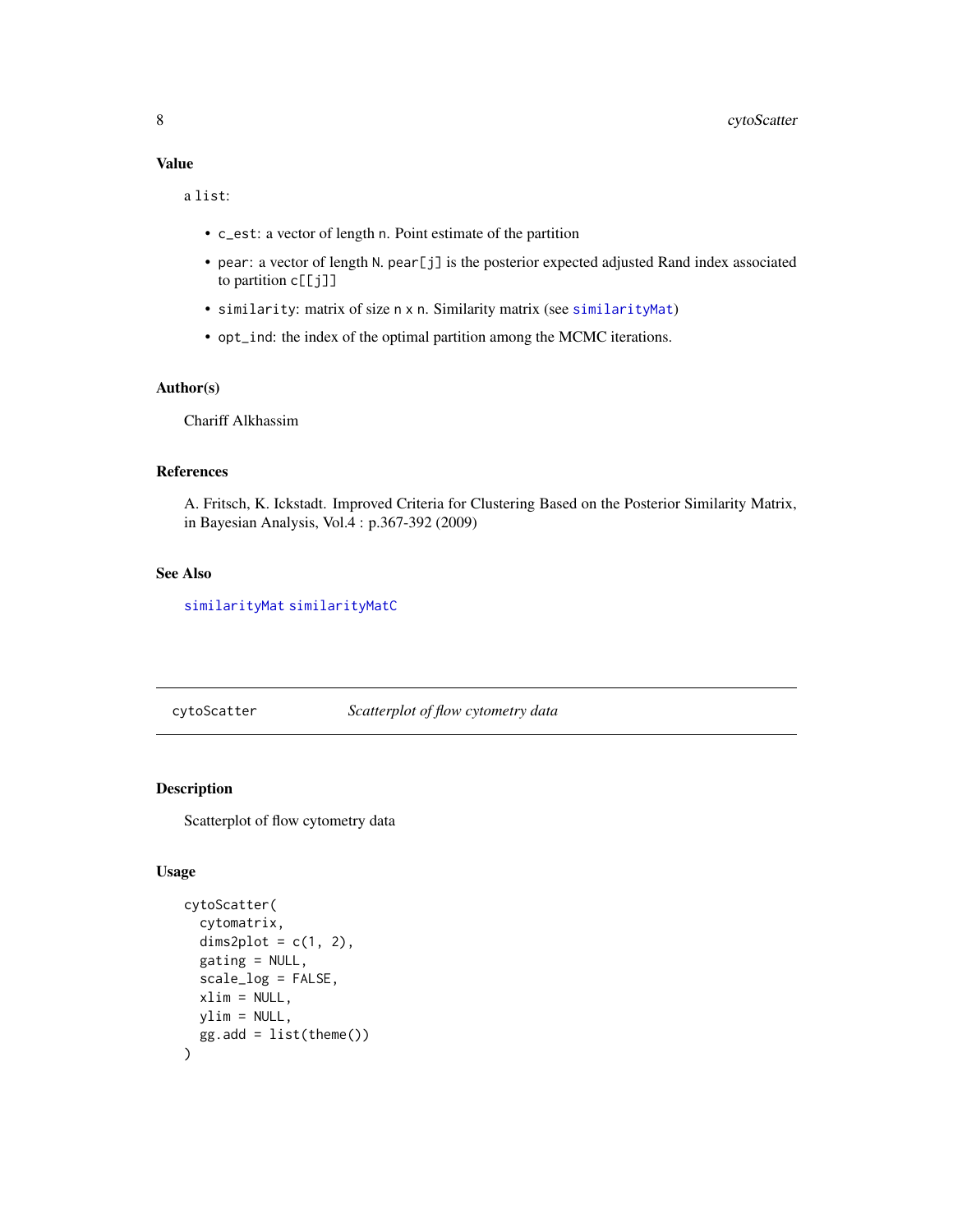### Value

a `list`:

- `c_est`: a vector of length `n`. Point estimate of the partition
- `pear`: a vector of length `N`. `pear[j]` is the posterior expected adjusted Rand index associated to partition `c[[j]]`
- `similarity`: matrix of size `n x n`. Similarity matrix (see `similarityMat`)
- `opt_ind`: the index of the optimal partition among the MCMC iterations.

### Author(s)

Chariff Alkhassim

### References

A. Fritsch, K. Ickstadt. Improved Criteria for Clustering Based on the Posterior Similarity Matrix, in Bayesian Analysis, Vol.4 : p.367-392 (2009)

### See Also

`similarityMat` `similarityMatC`

---

## cytoScatter *Scatterplot of flow cytometry data*

### Description

Scatterplot of flow cytometry data

### Usage

```
cytoScatter(
  cytomatrix,
  dims2plot = c(1, 2),
  gating = NULL,
  scale_log = FALSE,
  xlim = NULL,
  ylim = NULL,
  gg.add = list(theme())
)
```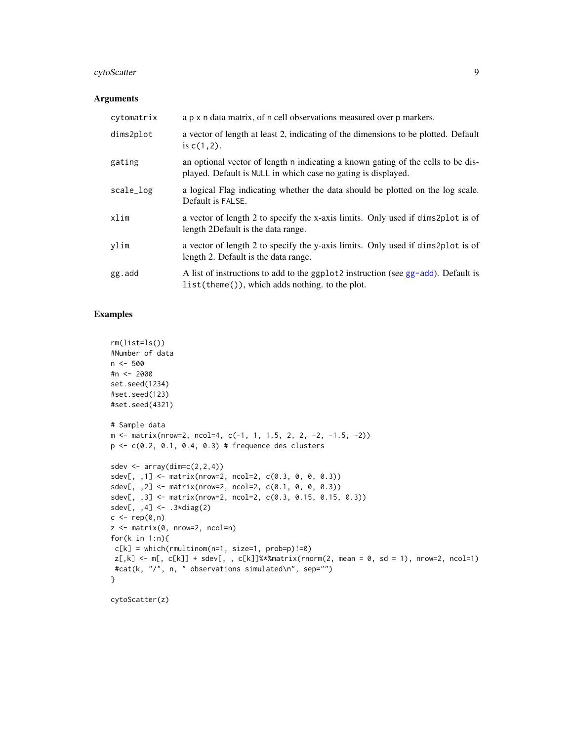## Arguments

| | |
|---|---|
| cytomatrix | a p x n data matrix, of n cell observations measured over p markers. |
| dims2plot | a vector of length at least 2, indicating of the dimensions to be plotted. Default is c(1,2). |
| gating | an optional vector of length n indicating a known gating of the cells to be displayed. Default is NULL in which case no gating is displayed. |
| scale_log | a logical Flag indicating whether the data should be plotted on the log scale. Default is FALSE. |
| xlim | a vector of length 2 to specify the x-axis limits. Only used if dims2plot is of length 2Default is the data range. |
| ylim | a vector of length 2 to specify the y-axis limits. Only used if dims2plot is of length 2. Default is the data range. |
| gg.add | A list of instructions to add to the ggplot2 instruction (see gg-add). Default is list(theme()), which adds nothing. to the plot. |

## Examples

```
rm(list=ls())
#Number of data
n <- 500
#n <- 2000
set.seed(1234)
#set.seed(123)
#set.seed(4321)

# Sample data
m <- matrix(nrow=2, ncol=4, c(-1, 1, 1.5, 2, 2, -2, -1.5, -2))
p <- c(0.2, 0.1, 0.4, 0.3) # frequence des clusters

sdev <- array(dim=c(2,2,4))
sdev[, ,1] <- matrix(nrow=2, ncol=2, c(0.3, 0, 0, 0.3))
sdev[, ,2] <- matrix(nrow=2, ncol=2, c(0.1, 0, 0, 0.3))
sdev[, ,3] <- matrix(nrow=2, ncol=2, c(0.3, 0.15, 0.15, 0.3))
sdev[, ,4] <- .3*diag(2)
c <- rep(0,n)
z <- matrix(0, nrow=2, ncol=n)
for(k in 1:n){
 c[k] = which(rmultinom(n=1, size=1, prob=p)!=0)
 z[,k] <- m[, c[k]] + sdev[, , c[k]]%*%matrix(rnorm(2, mean = 0, sd = 1), nrow=2, ncol=1)
 #cat(k, "/", n, " observations simulated\n", sep="")
}

cytoScatter(z)
```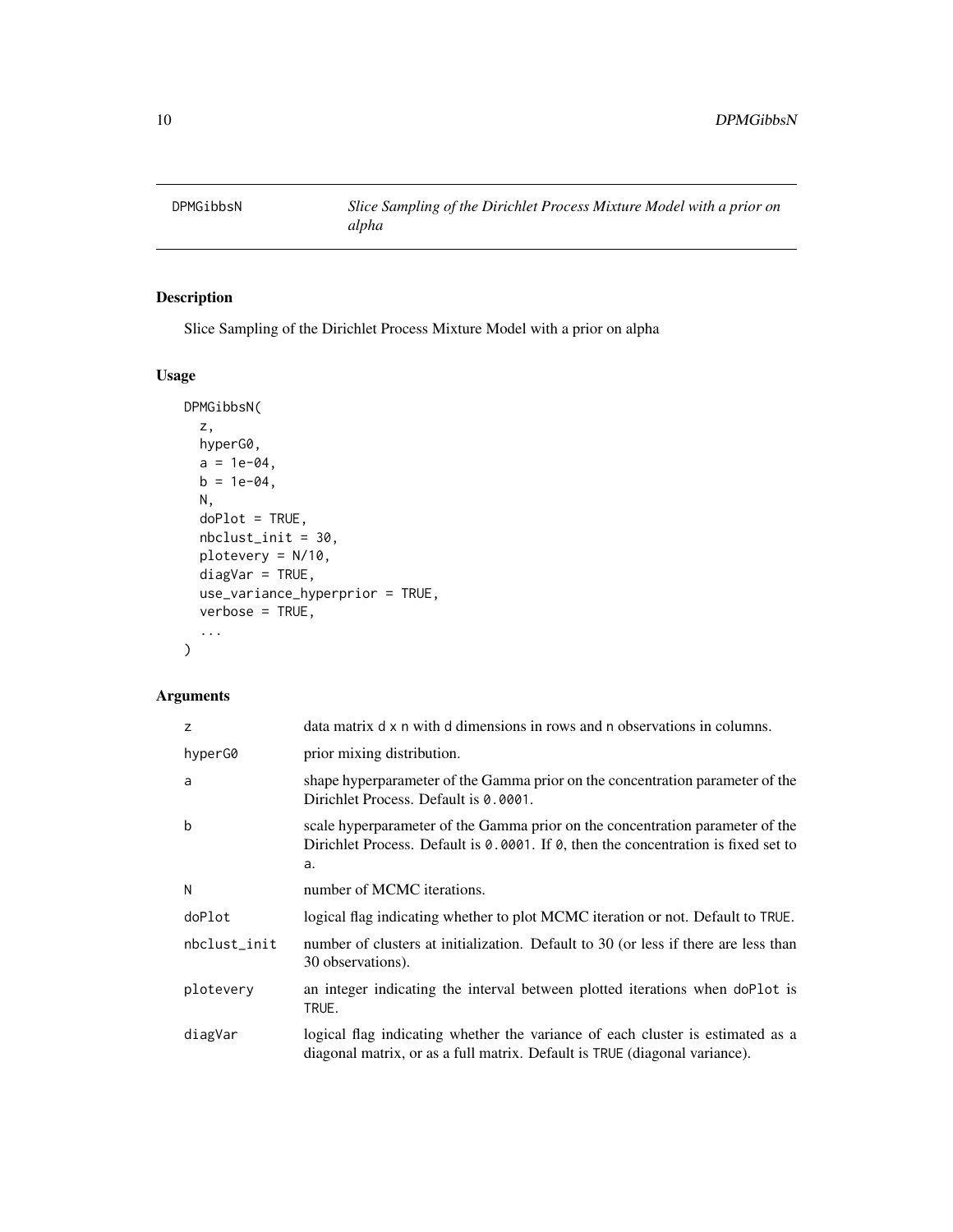DPMGibbsN *Slice Sampling of the Dirichlet Process Mixture Model with a prior on alpha*

## Description

Slice Sampling of the Dirichlet Process Mixture Model with a prior on alpha

## Usage

```
DPMGibbsN(
  z,
  hyperG0,
  a = 1e-04,
  b = 1e-04,
  N,
  doPlot = TRUE,
  nbclust_init = 30,
  plotevery = N/10,
  diagVar = TRUE,
  use_variance_hyperprior = TRUE,
  verbose = TRUE,
  ...
)
```

## Arguments

| | |
|---|---|
| `z` | data matrix `d x n` with `d` dimensions in rows and `n` observations in columns. |
| `hyperG0` | prior mixing distribution. |
| `a` | shape hyperparameter of the Gamma prior on the concentration parameter of the Dirichlet Process. Default is `0.0001`. |
| `b` | scale hyperparameter of the Gamma prior on the concentration parameter of the Dirichlet Process. Default is `0.0001`. If `0`, then the concentration is fixed set to `a`. |
| `N` | number of MCMC iterations. |
| `doPlot` | logical flag indicating whether to plot MCMC iteration or not. Default to `TRUE`. |
| `nbclust_init` | number of clusters at initialization. Default to 30 (or less if there are less than 30 observations). |
| `plotevery` | an integer indicating the interval between plotted iterations when `doPlot` is `TRUE`. |
| `diagVar` | logical flag indicating whether the variance of each cluster is estimated as a diagonal matrix, or as a full matrix. Default is `TRUE` (diagonal variance). |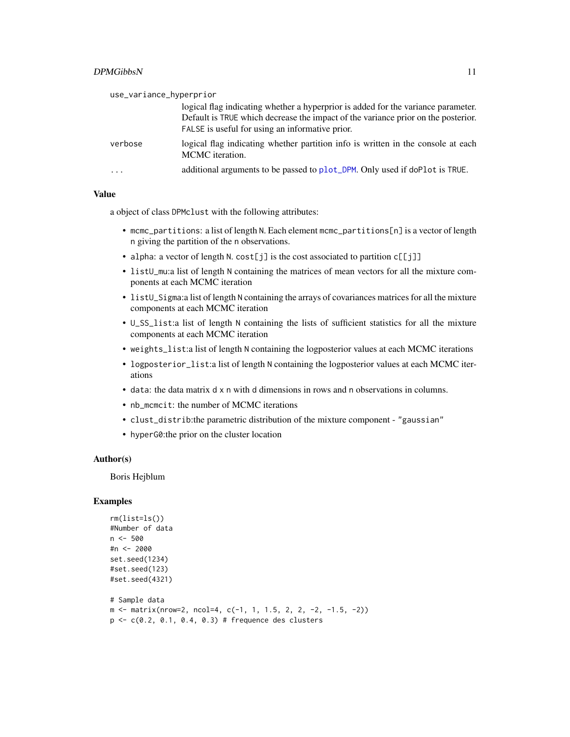| | |
|---|---|
| use_variance_hyperprior | logical flag indicating whether a hyperprior is added for the variance parameter. Default is TRUE which decrease the impact of the variance prior on the posterior. FALSE is useful for using an informative prior. |
| verbose | logical flag indicating whether partition info is written in the console at each MCMC iteration. |
| ... | additional arguments to be passed to plot_DPM. Only used if doPlot is TRUE. |

### Value

a object of class DPMclust with the following attributes:

- mcmc_partitions: a list of length N. Each element mcmc_partitions[n] is a vector of length n giving the partition of the n observations.
- alpha: a vector of length N. cost[j] is the cost associated to partition c[[j]]
- listU_mu:a list of length N containing the matrices of mean vectors for all the mixture components at each MCMC iteration
- listU_Sigma:a list of length N containing the arrays of covariances matrices for all the mixture components at each MCMC iteration
- U_SS_list:a list of length N containing the lists of sufficient statistics for all the mixture components at each MCMC iteration
- weights_list:a list of length N containing the logposterior values at each MCMC iterations
- logposterior_list:a list of length N containing the logposterior values at each MCMC iterations
- data: the data matrix d x n with d dimensions in rows and n observations in columns.
- nb_mcmcit: the number of MCMC iterations
- clust_distrib:the parametric distribution of the mixture component - "gaussian"
- hyperG0:the prior on the cluster location

### Author(s)

Boris Hejblum

### Examples

```
rm(list=ls())
#Number of data
n <- 500
#n <- 2000
set.seed(1234)
#set.seed(123)
#set.seed(4321)

# Sample data
m <- matrix(nrow=2, ncol=4, c(-1, 1, 1.5, 2, 2, -2, -1.5, -2))
p <- c(0.2, 0.1, 0.4, 0.3) # frequence des clusters
```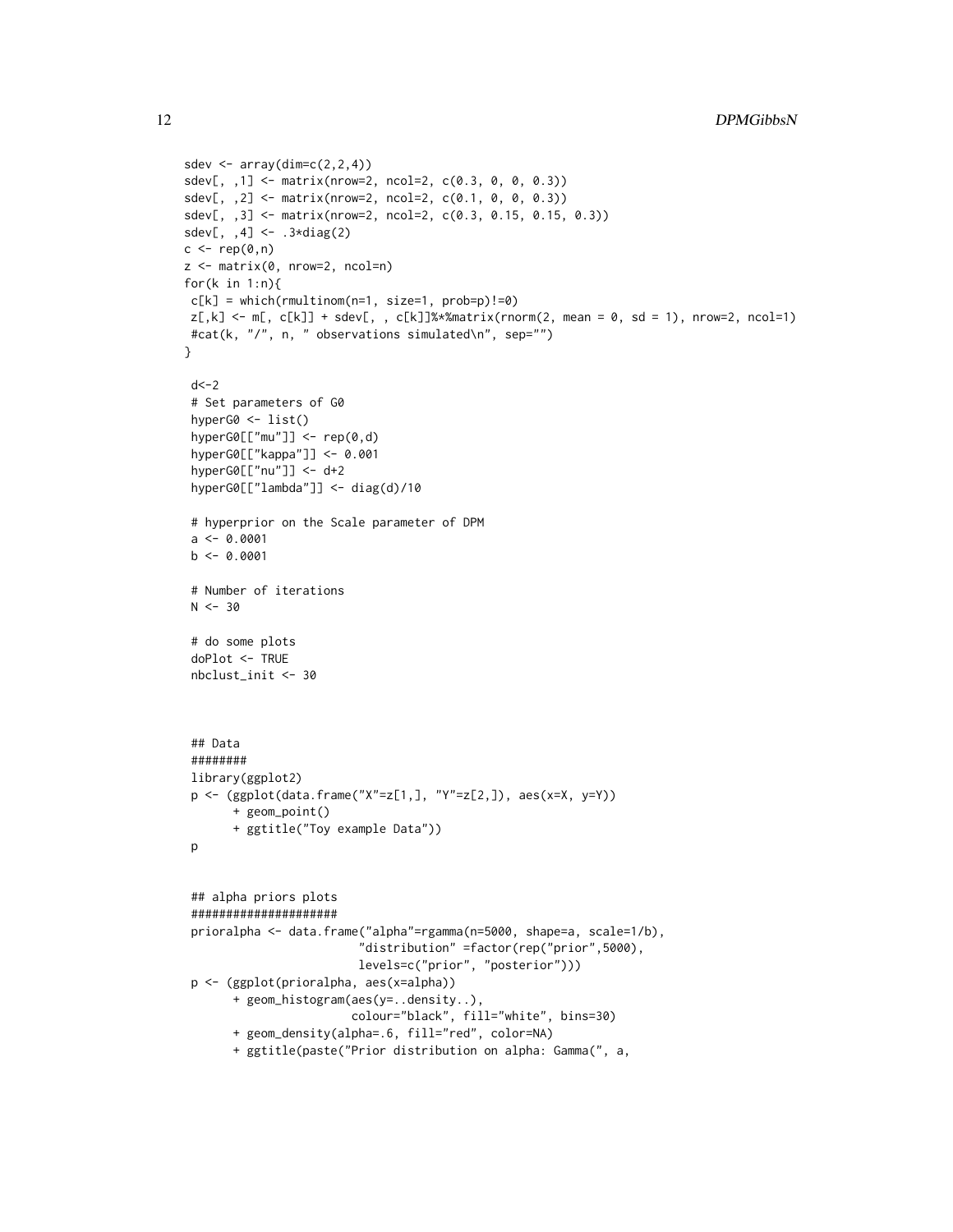```
sdev <- array(dim=c(2,2,4))
sdev[, ,1] <- matrix(nrow=2, ncol=2, c(0.3, 0, 0, 0.3))
sdev[, ,2] <- matrix(nrow=2, ncol=2, c(0.1, 0, 0, 0.3))
sdev[, ,3] <- matrix(nrow=2, ncol=2, c(0.3, 0.15, 0.15, 0.3))
sdev[, ,4] <- .3*diag(2)
c <- rep(0,n)
z <- matrix(0, nrow=2, ncol=n)
for(k in 1:n){
 c[k] = which(rmultinom(n=1, size=1, prob=p)!=0)
 z[,k] <- m[, c[k]] + sdev[, , c[k]]%*%matrix(rnorm(2, mean = 0, sd = 1), nrow=2, ncol=1)
 #cat(k, "/", n, " observations simulated\n", sep="")
}

 d<-2
 # Set parameters of G0
 hyperG0 <- list()
 hyperG0[["mu"]] <- rep(0,d)
 hyperG0[["kappa"]] <- 0.001
 hyperG0[["nu"]] <- d+2
 hyperG0[["lambda"]] <- diag(d)/10

 # hyperprior on the Scale parameter of DPM
 a <- 0.0001
 b <- 0.0001

 # Number of iterations
 N <- 30

 # do some plots
 doPlot <- TRUE
 nbclust_init <- 30



 ## Data
 ########
 library(ggplot2)
 p <- (ggplot(data.frame("X"=z[1,], "Y"=z[2,]), aes(x=X, y=Y))
       + geom_point()
       + ggtitle("Toy example Data"))
 p


 ## alpha priors plots
 #####################
 prioralpha <- data.frame("alpha"=rgamma(n=5000, shape=a, scale=1/b),
                         "distribution" =factor(rep("prior",5000),
                         levels=c("prior", "posterior")))
 p <- (ggplot(prioralpha, aes(x=alpha))
       + geom_histogram(aes(y=..density..),
                        colour="black", fill="white", bins=30)
       + geom_density(alpha=.6, fill="red", color=NA)
       + ggtitle(paste("Prior distribution on alpha: Gamma(", a,
```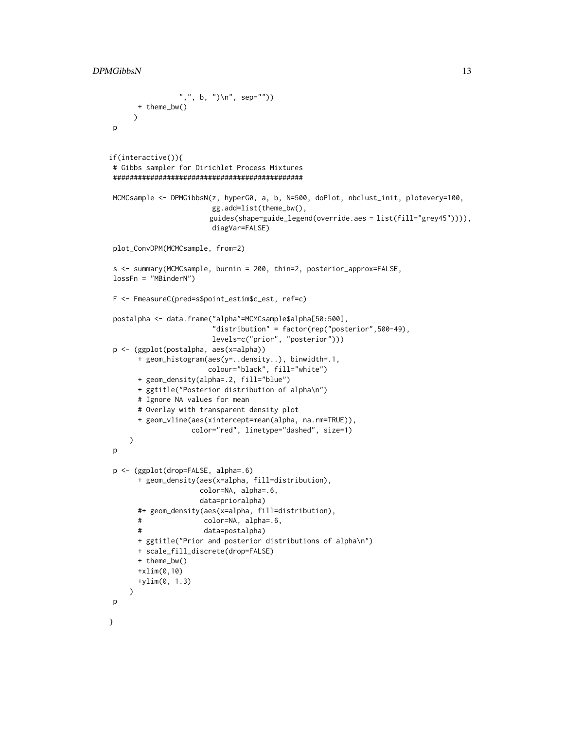```
                  ",", b, ")\n", sep=""))
       + theme_bw()
      )
 p


if(interactive()){
 # Gibbs sampler for Dirichlet Process Mixtures
 ##############################################

 MCMCsample <- DPMGibbsN(z, hyperG0, a, b, N=500, doPlot, nbclust_init, plotevery=100,
                         gg.add=list(theme_bw(),
                        guides(shape=guide_legend(override.aes = list(fill="grey45")))),
                         diagVar=FALSE)

 plot_ConvDPM(MCMCsample, from=2)

 s <- summary(MCMCsample, burnin = 200, thin=2, posterior_approx=FALSE,
 lossFn = "MBinderN")

 F <- FmeasureC(pred=s$point_estim$c_est, ref=c)

 postalpha <- data.frame("alpha"=MCMCsample$alpha[50:500],
                         "distribution" = factor(rep("posterior",500-49),
                         levels=c("prior", "posterior")))
 p <- (ggplot(postalpha, aes(x=alpha))
       + geom_histogram(aes(y=..density..), binwidth=.1,
                        colour="black", fill="white")
       + geom_density(alpha=.2, fill="blue")
       + ggtitle("Posterior distribution of alpha\n")
       # Ignore NA values for mean
       # Overlay with transparent density plot
       + geom_vline(aes(xintercept=mean(alpha, na.rm=TRUE)),
                    color="red", linetype="dashed", size=1)
     )
 p

 p <- (ggplot(drop=FALSE, alpha=.6)
       + geom_density(aes(x=alpha, fill=distribution),
                      color=NA, alpha=.6,
                      data=prioralpha)
       #+ geom_density(aes(x=alpha, fill=distribution),
       #               color=NA, alpha=.6,
       #               data=postalpha)
       + ggtitle("Prior and posterior distributions of alpha\n")
       + scale_fill_discrete(drop=FALSE)
       + theme_bw()
       +xlim(0,10)
       +ylim(0, 1.3)
     )
 p

}
```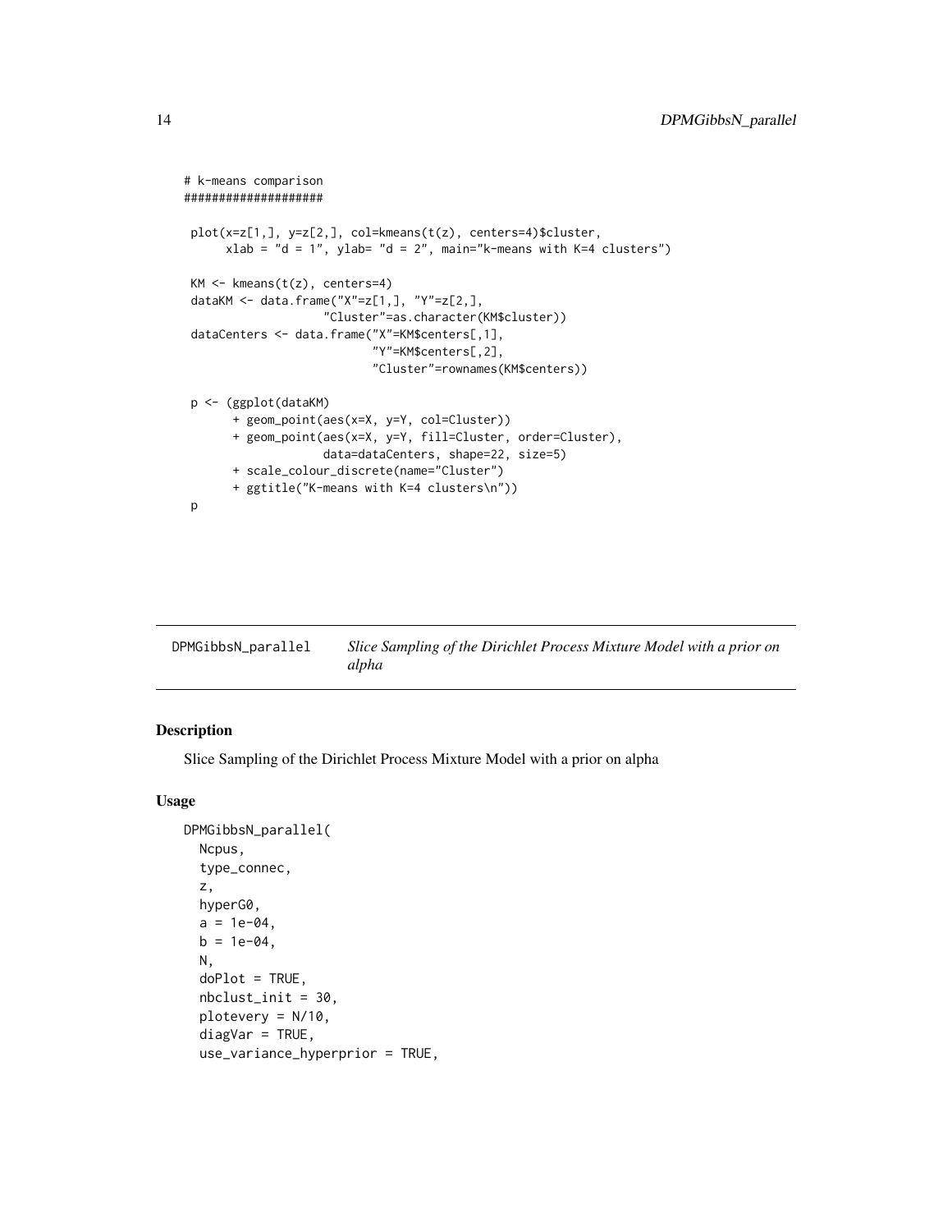```
# k-means comparison
####################

 plot(x=z[1,], y=z[2,], col=kmeans(t(z), centers=4)$cluster,
      xlab = "d = 1", ylab= "d = 2", main="k-means with K=4 clusters")

 KM <- kmeans(t(z), centers=4)
 dataKM <- data.frame("X"=z[1,], "Y"=z[2,],
                    "Cluster"=as.character(KM$cluster))
 dataCenters <- data.frame("X"=KM$centers[,1],
                           "Y"=KM$centers[,2],
                           "Cluster"=rownames(KM$centers))

 p <- (ggplot(dataKM)
       + geom_point(aes(x=X, y=Y, col=Cluster))
       + geom_point(aes(x=X, y=Y, fill=Cluster, order=Cluster),
                    data=dataCenters, shape=22, size=5)
       + scale_colour_discrete(name="Cluster")
       + ggtitle("K-means with K=4 clusters\n"))
 p
```

## DPMGibbsN_parallel    *Slice Sampling of the Dirichlet Process Mixture Model with a prior on alpha*

### Description

Slice Sampling of the Dirichlet Process Mixture Model with a prior on alpha

### Usage

```
DPMGibbsN_parallel(
  Ncpus,
  type_connec,
  z,
  hyperG0,
  a = 1e-04,
  b = 1e-04,
  N,
  doPlot = TRUE,
  nbclust_init = 30,
  plotevery = N/10,
  diagVar = TRUE,
  use_variance_hyperprior = TRUE,
```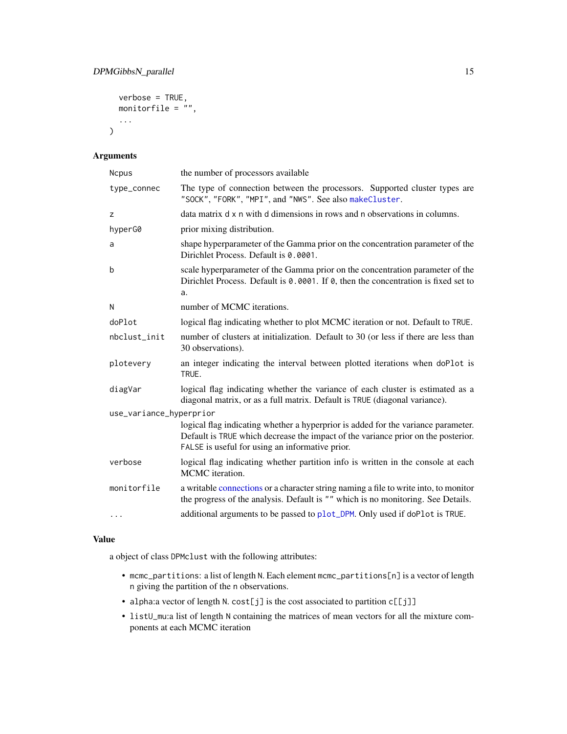```
  verbose = TRUE,
  monitorfile = "",
  ...
)
```

## Arguments

| | |
|---|---|
| Ncpus | the number of processors available |
| type_connec | The type of connection between the processors. Supported cluster types are "SOCK", "FORK", "MPI", and "NWS". See also makeCluster. |
| z | data matrix d x n with d dimensions in rows and n observations in columns. |
| hyperG0 | prior mixing distribution. |
| a | shape hyperparameter of the Gamma prior on the concentration parameter of the Dirichlet Process. Default is 0.0001. |
| b | scale hyperparameter of the Gamma prior on the concentration parameter of the Dirichlet Process. Default is 0.0001. If 0, then the concentration is fixed set to a. |
| N | number of MCMC iterations. |
| doPlot | logical flag indicating whether to plot MCMC iteration or not. Default to TRUE. |
| nbclust_init | number of clusters at initialization. Default to 30 (or less if there are less than 30 observations). |
| plotevery | an integer indicating the interval between plotted iterations when doPlot is TRUE. |
| diagVar | logical flag indicating whether the variance of each cluster is estimated as a diagonal matrix, or as a full matrix. Default is TRUE (diagonal variance). |
| use_variance_hyperprior | logical flag indicating whether a hyperprior is added for the variance parameter. Default is TRUE which decrease the impact of the variance prior on the posterior. FALSE is useful for using an informative prior. |
| verbose | logical flag indicating whether partition info is written in the console at each MCMC iteration. |
| monitorfile | a writable connections or a character string naming a file to write into, to monitor the progress of the analysis. Default is "" which is no monitoring. See Details. |
| ... | additional arguments to be passed to plot_DPM. Only used if doPlot is TRUE. |

## Value

a object of class DPMclust with the following attributes:

- mcmc_partitions: a list of length N. Each element mcmc_partitions[n] is a vector of length n giving the partition of the n observations.
- alpha:a vector of length N. cost[j] is the cost associated to partition c[[j]]
- listU_mu:a list of length N containing the matrices of mean vectors for all the mixture components at each MCMC iteration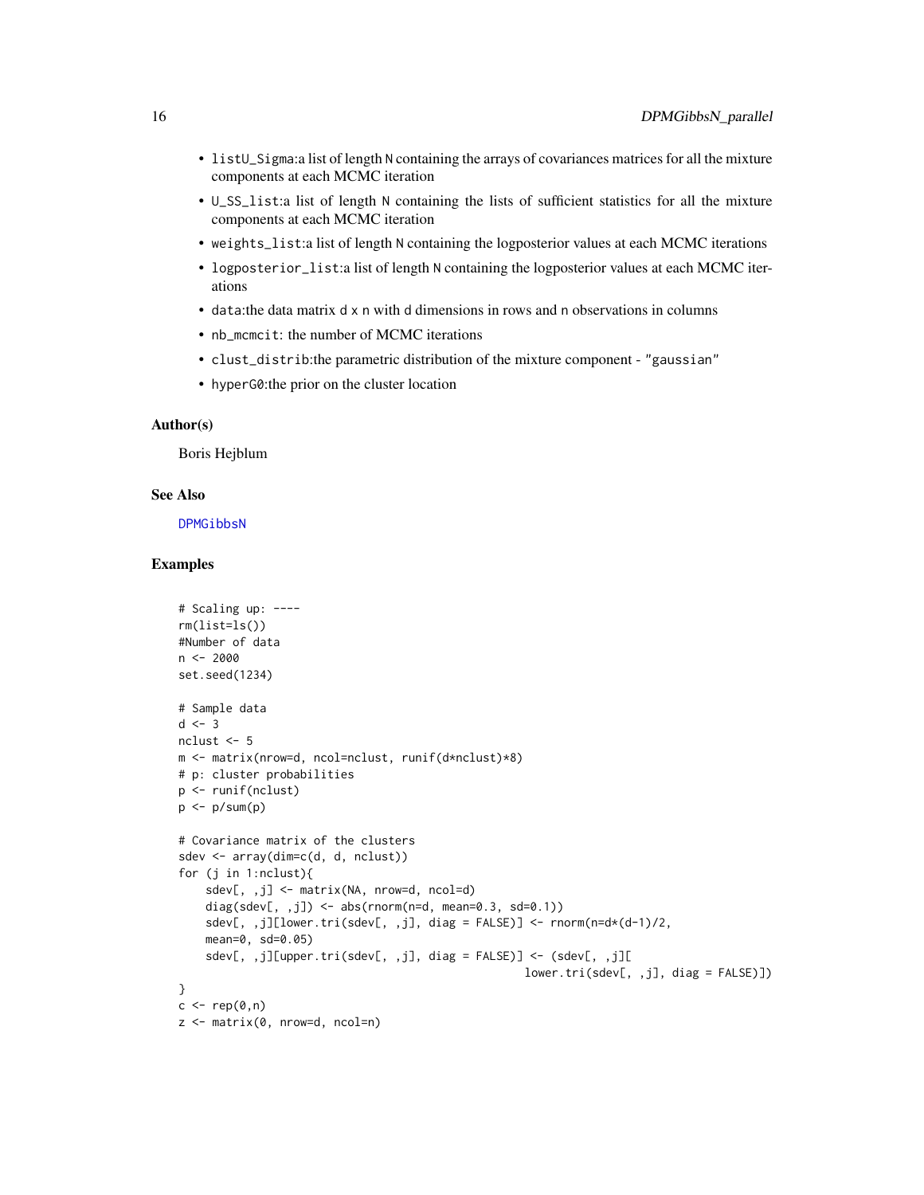- `listU_Sigma`:a list of length `N` containing the arrays of covariances matrices for all the mixture components at each MCMC iteration
- `U_SS_list`:a list of length `N` containing the lists of sufficient statistics for all the mixture components at each MCMC iteration
- `weights_list`:a list of length `N` containing the logposterior values at each MCMC iterations
- `logposterior_list`:a list of length `N` containing the logposterior values at each MCMC iterations
- `data`:the data matrix `d x n` with `d` dimensions in rows and `n` observations in columns
- `nb_mcmcit`: the number of MCMC iterations
- `clust_distrib`:the parametric distribution of the mixture component - `"gaussian"`
- `hyperG0`:the prior on the cluster location

### Author(s)

Boris Hejblum

### See Also

`DPMGibbsN`

### Examples

```
# Scaling up: ----
rm(list=ls())
#Number of data
n <- 2000
set.seed(1234)

# Sample data
d <- 3
nclust <- 5
m <- matrix(nrow=d, ncol=nclust, runif(d*nclust)*8)
# p: cluster probabilities
p <- runif(nclust)
p <- p/sum(p)

# Covariance matrix of the clusters
sdev <- array(dim=c(d, d, nclust))
for (j in 1:nclust){
    sdev[, ,j] <- matrix(NA, nrow=d, ncol=d)
    diag(sdev[, ,j]) <- abs(rnorm(n=d, mean=0.3, sd=0.1))
    sdev[, ,j][lower.tri(sdev[, ,j], diag = FALSE)] <- rnorm(n=d*(d-1)/2,
    mean=0, sd=0.05)
    sdev[, ,j][upper.tri(sdev[, ,j], diag = FALSE)] <- (sdev[, ,j][
                                                    lower.tri(sdev[, ,j], diag = FALSE)])
}
c <- rep(0,n)
z <- matrix(0, nrow=d, ncol=n)
```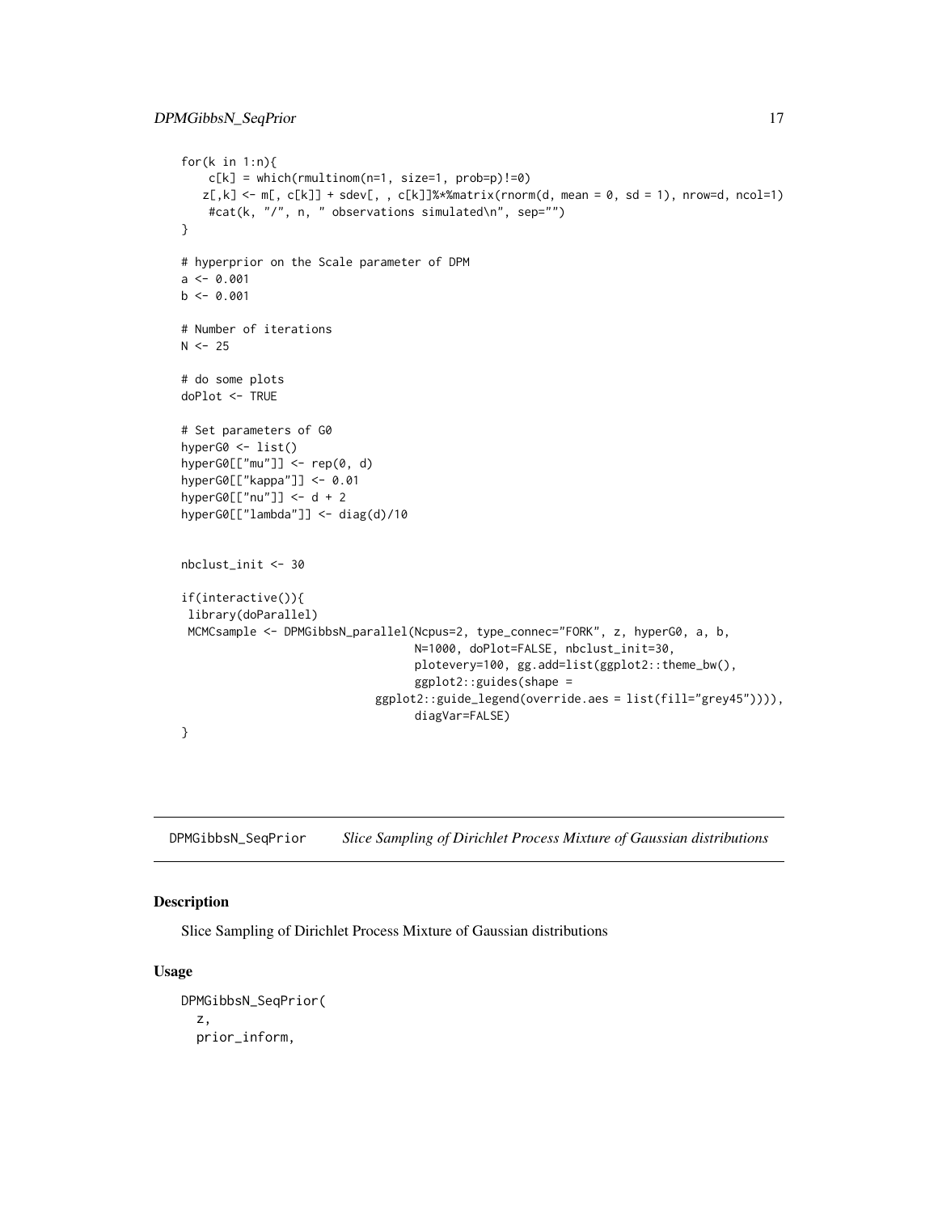```
for(k in 1:n){
    c[k] = which(rmultinom(n=1, size=1, prob=p)!=0)
   z[,k] <- m[, c[k]] + sdev[, , c[k]]%*%matrix(rnorm(d, mean = 0, sd = 1), nrow=d, ncol=1)
    #cat(k, "/", n, " observations simulated\n", sep="")
}

# hyperprior on the Scale parameter of DPM
a <- 0.001
b <- 0.001

# Number of iterations
N <- 25

# do some plots
doPlot <- TRUE

# Set parameters of G0
hyperG0 <- list()
hyperG0[["mu"]] <- rep(0, d)
hyperG0[["kappa"]] <- 0.01
hyperG0[["nu"]] <- d + 2
hyperG0[["lambda"]] <- diag(d)/10


nbclust_init <- 30

if(interactive()){
 library(doParallel)
 MCMCsample <- DPMGibbsN_parallel(Ncpus=2, type_connec="FORK", z, hyperG0, a, b,
                                   N=1000, doPlot=FALSE, nbclust_init=30,
                                   plotevery=100, gg.add=list(ggplot2::theme_bw(),
                                   ggplot2::guides(shape =
                              ggplot2::guide_legend(override.aes = list(fill="grey45")))),
                                   diagVar=FALSE)
}
```

## DPMGibbsN_SeqPrior *Slice Sampling of Dirichlet Process Mixture of Gaussian distributions*

### Description

Slice Sampling of Dirichlet Process Mixture of Gaussian distributions

### Usage

```
DPMGibbsN_SeqPrior(
  z,
  prior_inform,
```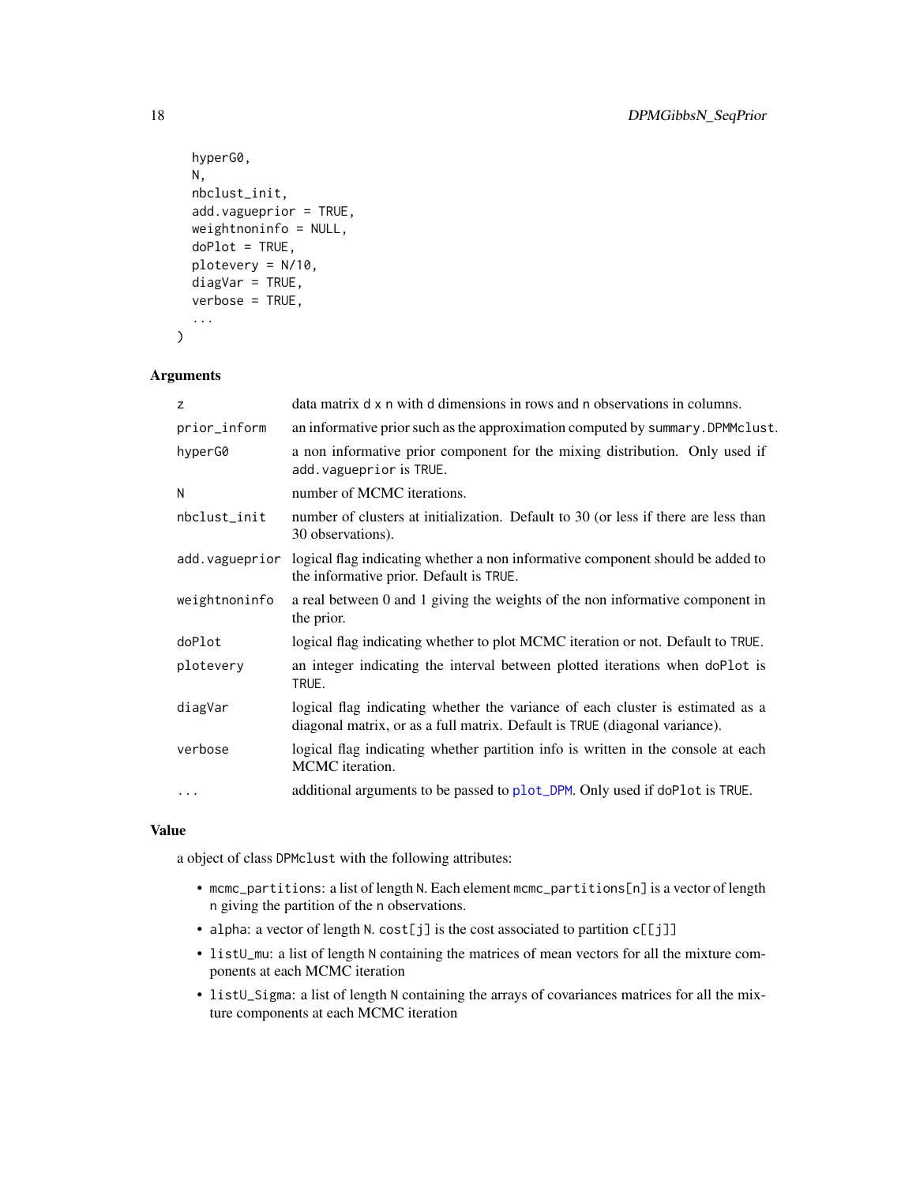```
  hyperG0,
  N,
  nbclust_init,
  add.vagueprior = TRUE,
  weightnoninfo = NULL,
  doPlot = TRUE,
  plotevery = N/10,
  diagVar = TRUE,
  verbose = TRUE,
  ...
)
```

## Arguments

| | |
|---|---|
| z | data matrix d x n with d dimensions in rows and n observations in columns. |
| prior_inform | an informative prior such as the approximation computed by summary.DPMMclust. |
| hyperG0 | a non informative prior component for the mixing distribution. Only used if add.vagueprior is TRUE. |
| N | number of MCMC iterations. |
| nbclust_init | number of clusters at initialization. Default to 30 (or less if there are less than 30 observations). |
| add.vagueprior | logical flag indicating whether a non informative component should be added to the informative prior. Default is TRUE. |
| weightnoninfo | a real between 0 and 1 giving the weights of the non informative component in the prior. |
| doPlot | logical flag indicating whether to plot MCMC iteration or not. Default to TRUE. |
| plotevery | an integer indicating the interval between plotted iterations when doPlot is TRUE. |
| diagVar | logical flag indicating whether the variance of each cluster is estimated as a diagonal matrix, or as a full matrix. Default is TRUE (diagonal variance). |
| verbose | logical flag indicating whether partition info is written in the console at each MCMC iteration. |
| ... | additional arguments to be passed to plot_DPM. Only used if doPlot is TRUE. |

## Value

a object of class DPMclust with the following attributes:

- mcmc_partitions: a list of length N. Each element mcmc_partitions[n] is a vector of length n giving the partition of the n observations.
- alpha: a vector of length N. cost[j] is the cost associated to partition c[[j]]
- listU_mu: a list of length N containing the matrices of mean vectors for all the mixture components at each MCMC iteration
- listU_Sigma: a list of length N containing the arrays of covariances matrices for all the mixture components at each MCMC iteration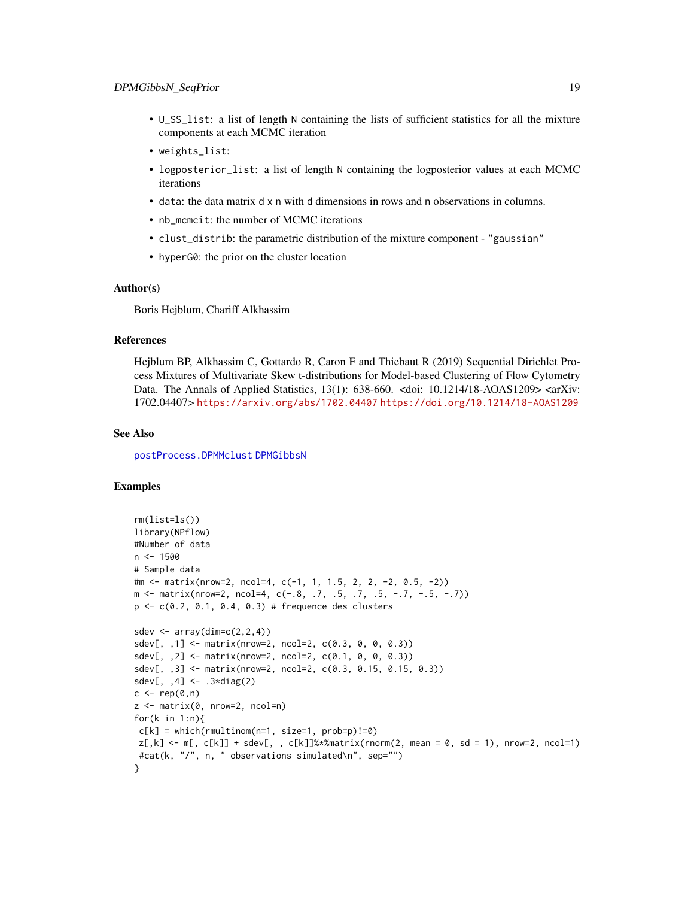- `U_SS_list`: a list of length `N` containing the lists of sufficient statistics for all the mixture components at each MCMC iteration
- `weights_list`:
- `logposterior_list`: a list of length `N` containing the logposterior values at each MCMC iterations
- `data`: the data matrix `d x n` with `d` dimensions in rows and `n` observations in columns.
- `nb_mcmcit`: the number of MCMC iterations
- `clust_distrib`: the parametric distribution of the mixture component - `"gaussian"`
- `hyperG0`: the prior on the cluster location

### Author(s)

Boris Hejblum, Chariff Alkhassim

### References

Hejblum BP, Alkhassim C, Gottardo R, Caron F and Thiebaut R (2019) Sequential Dirichlet Process Mixtures of Multivariate Skew t-distributions for Model-based Clustering of Flow Cytometry Data. The Annals of Applied Statistics, 13(1): 638-660. <doi: 10.1214/18-AOAS1209> <arXiv: 1702.04407> https://arxiv.org/abs/1702.04407 https://doi.org/10.1214/18-AOAS1209

### See Also

`postProcess.DPMMclust` `DPMGibbsN`

### Examples

```
rm(list=ls())
library(NPflow)
#Number of data
n <- 1500
# Sample data
#m <- matrix(nrow=2, ncol=4, c(-1, 1, 1.5, 2, 2, -2, 0.5, -2))
m <- matrix(nrow=2, ncol=4, c(-.8, .7, .5, .7, .5, -.7, -.5, -.7))
p <- c(0.2, 0.1, 0.4, 0.3) # frequence des clusters

sdev <- array(dim=c(2,2,4))
sdev[, ,1] <- matrix(nrow=2, ncol=2, c(0.3, 0, 0, 0.3))
sdev[, ,2] <- matrix(nrow=2, ncol=2, c(0.1, 0, 0, 0.3))
sdev[, ,3] <- matrix(nrow=2, ncol=2, c(0.3, 0.15, 0.15, 0.3))
sdev[, ,4] <- .3*diag(2)
c <- rep(0,n)
z <- matrix(0, nrow=2, ncol=n)
for(k in 1:n){
 c[k] = which(rmultinom(n=1, size=1, prob=p)!=0)
 z[,k] <- m[, c[k]] + sdev[, , c[k]]%*%matrix(rnorm(2, mean = 0, sd = 1), nrow=2, ncol=1)
 #cat(k, "/", n, " observations simulated\n", sep="")
}
```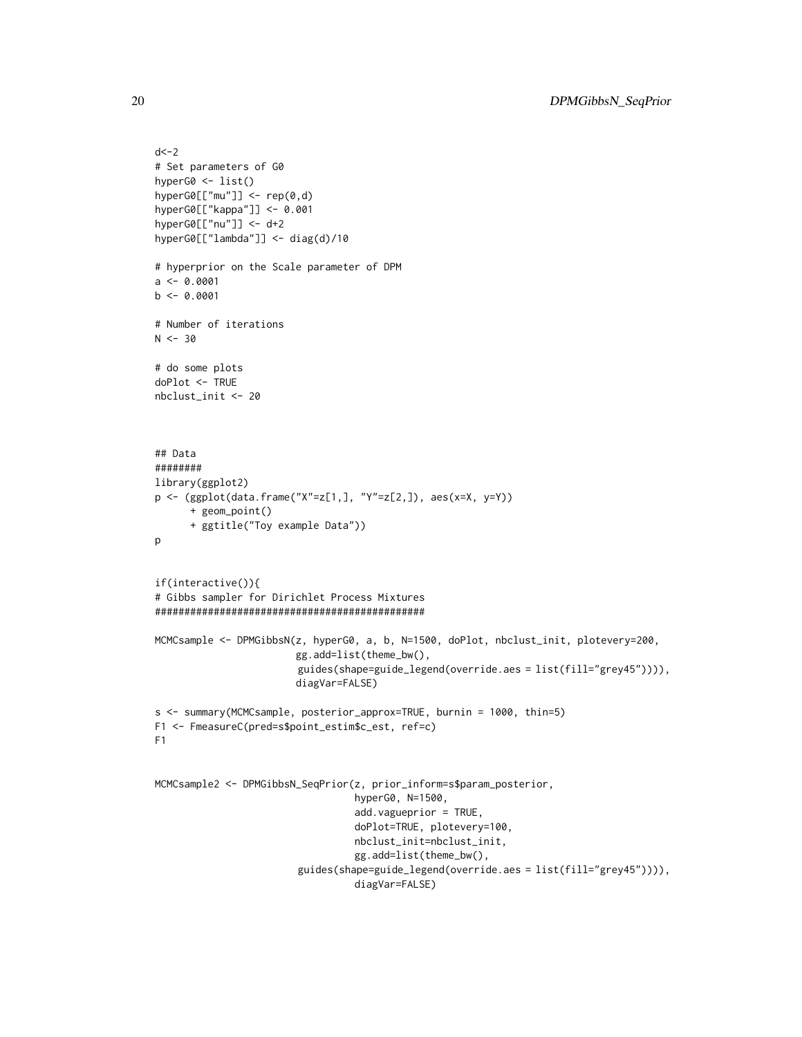```
d<-2
# Set parameters of G0
hyperG0 <- list()
hyperG0[["mu"]] <- rep(0,d)
hyperG0[["kappa"]] <- 0.001
hyperG0[["nu"]] <- d+2
hyperG0[["lambda"]] <- diag(d)/10

# hyperprior on the Scale parameter of DPM
a <- 0.0001
b <- 0.0001

# Number of iterations
N <- 30

# do some plots
doPlot <- TRUE
nbclust_init <- 20



## Data
########
library(ggplot2)
p <- (ggplot(data.frame("X"=z[1,], "Y"=z[2,]), aes(x=X, y=Y))
      + geom_point()
      + ggtitle("Toy example Data"))
p


if(interactive()){
# Gibbs sampler for Dirichlet Process Mixtures
##############################################

MCMCsample <- DPMGibbsN(z, hyperG0, a, b, N=1500, doPlot, nbclust_init, plotevery=200,
                        gg.add=list(theme_bw(),
                         guides(shape=guide_legend(override.aes = list(fill="grey45")))),
                        diagVar=FALSE)

s <- summary(MCMCsample, posterior_approx=TRUE, burnin = 1000, thin=5)
F1 <- FmeasureC(pred=s$point_estim$c_est, ref=c)
F1


MCMCsample2 <- DPMGibbsN_SeqPrior(z, prior_inform=s$param_posterior,
                                  hyperG0, N=1500,
                                  add.vagueprior = TRUE,
                                  doPlot=TRUE, plotevery=100,
                                  nbclust_init=nbclust_init,
                                  gg.add=list(theme_bw(),
                         guides(shape=guide_legend(override.aes = list(fill="grey45")))),
                                  diagVar=FALSE)
```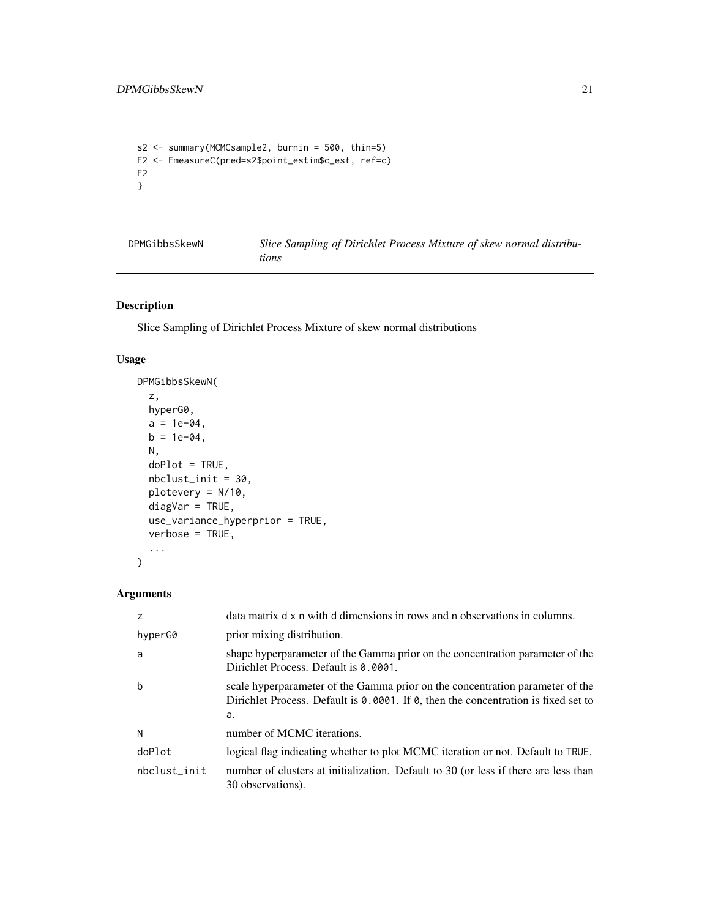```
s2 <- summary(MCMCsample2, burnin = 500, thin=5)
F2 <- FmeasureC(pred=s2$point_estim$c_est, ref=c)
F2
}
```

---

DPMGibbsSkewN — *Slice Sampling of Dirichlet Process Mixture of skew normal distributions*

---

## Description

Slice Sampling of Dirichlet Process Mixture of skew normal distributions

## Usage

```
DPMGibbsSkewN(
  z,
  hyperG0,
  a = 1e-04,
  b = 1e-04,
  N,
  doPlot = TRUE,
  nbclust_init = 30,
  plotevery = N/10,
  diagVar = TRUE,
  use_variance_hyperprior = TRUE,
  verbose = TRUE,
  ...
)
```

## Arguments

| | |
|---|---|
| z | data matrix d x n with d dimensions in rows and n observations in columns. |
| hyperG0 | prior mixing distribution. |
| a | shape hyperparameter of the Gamma prior on the concentration parameter of the Dirichlet Process. Default is 0.0001. |
| b | scale hyperparameter of the Gamma prior on the concentration parameter of the Dirichlet Process. Default is 0.0001. If 0, then the concentration is fixed set to a. |
| N | number of MCMC iterations. |
| doPlot | logical flag indicating whether to plot MCMC iteration or not. Default to TRUE. |
| nbclust_init | number of clusters at initialization. Default to 30 (or less if there are less than 30 observations). |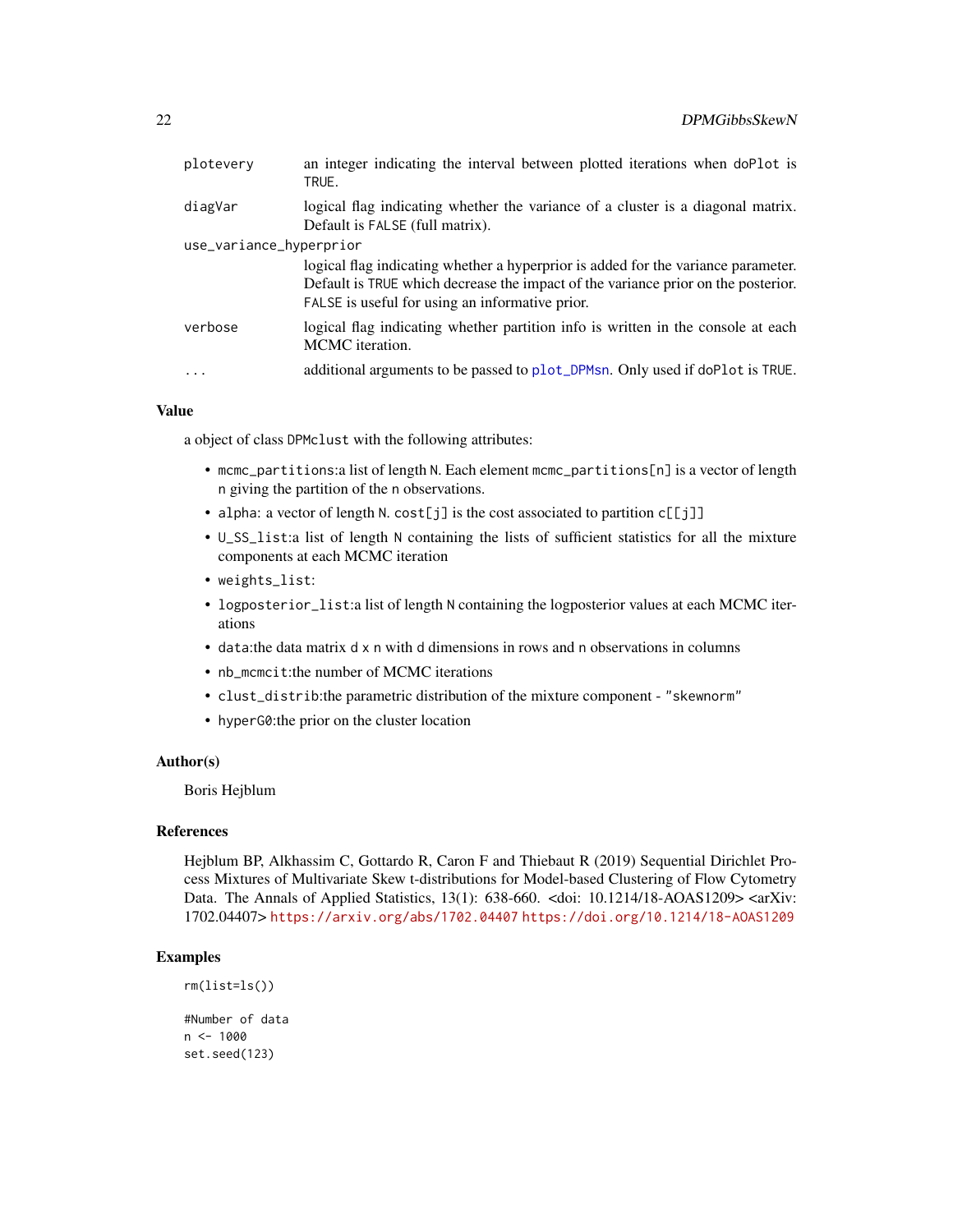| | |
|---|---|
| plotevery | an integer indicating the interval between plotted iterations when doPlot is TRUE. |
| diagVar | logical flag indicating whether the variance of a cluster is a diagonal matrix. Default is FALSE (full matrix). |
| use_variance_hyperprior | logical flag indicating whether a hyperprior is added for the variance parameter. Default is TRUE which decrease the impact of the variance prior on the posterior. FALSE is useful for using an informative prior. |
| verbose | logical flag indicating whether partition info is written in the console at each MCMC iteration. |
| ... | additional arguments to be passed to plot_DPMsn. Only used if doPlot is TRUE. |

## Value

a object of class DPMclust with the following attributes:

- mcmc_partitions:a list of length N. Each element mcmc_partitions[n] is a vector of length n giving the partition of the n observations.
- alpha: a vector of length N. cost[j] is the cost associated to partition c[[j]]
- U_SS_list:a list of length N containing the lists of sufficient statistics for all the mixture components at each MCMC iteration
- weights_list:
- logposterior_list:a list of length N containing the logposterior values at each MCMC iterations
- data:the data matrix d x n with d dimensions in rows and n observations in columns
- nb_mcmcit:the number of MCMC iterations
- clust_distrib:the parametric distribution of the mixture component - "skewnorm"
- hyperG0:the prior on the cluster location

## Author(s)

Boris Hejblum

## References

Hejblum BP, Alkhassim C, Gottardo R, Caron F and Thiebaut R (2019) Sequential Dirichlet Process Mixtures of Multivariate Skew t-distributions for Model-based Clustering of Flow Cytometry Data. The Annals of Applied Statistics, 13(1): 638-660. <doi: 10.1214/18-AOAS1209> <arXiv: 1702.04407> https://arxiv.org/abs/1702.04407 https://doi.org/10.1214/18-AOAS1209

## Examples

```
rm(list=ls())

#Number of data
n <- 1000
set.seed(123)
```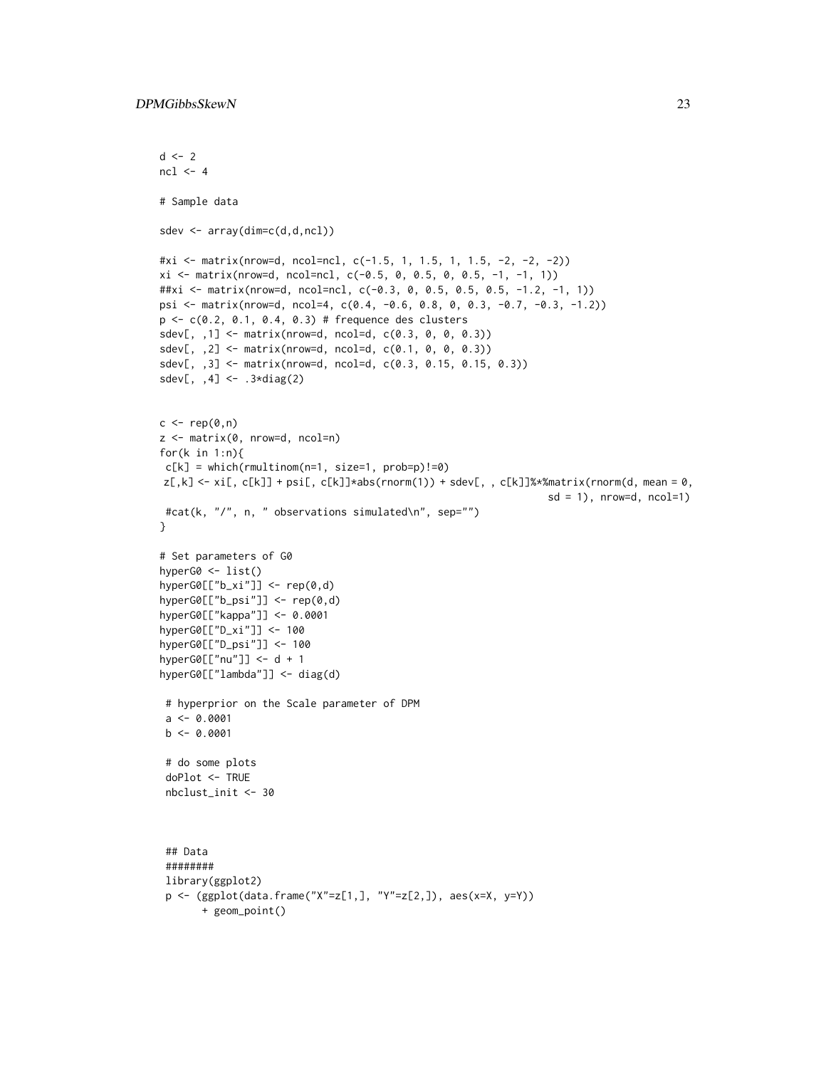```
d <- 2
ncl <- 4

# Sample data

sdev <- array(dim=c(d,d,ncl))

#xi <- matrix(nrow=d, ncol=ncl, c(-1.5, 1, 1.5, 1, 1.5, -2, -2, -2))
xi <- matrix(nrow=d, ncol=ncl, c(-0.5, 0, 0.5, 0, 0.5, -1, -1, 1))
##xi <- matrix(nrow=d, ncol=ncl, c(-0.3, 0, 0.5, 0.5, 0.5, -1.2, -1, 1))
psi <- matrix(nrow=d, ncol=4, c(0.4, -0.6, 0.8, 0, 0.3, -0.7, -0.3, -1.2))
p <- c(0.2, 0.1, 0.4, 0.3) # frequence des clusters
sdev[, ,1] <- matrix(nrow=d, ncol=d, c(0.3, 0, 0, 0.3))
sdev[, ,2] <- matrix(nrow=d, ncol=d, c(0.1, 0, 0, 0.3))
sdev[, ,3] <- matrix(nrow=d, ncol=d, c(0.3, 0.15, 0.15, 0.3))
sdev[, ,4] <- .3*diag(2)


c <- rep(0,n)
z <- matrix(0, nrow=d, ncol=n)
for(k in 1:n){
 c[k] = which(rmultinom(n=1, size=1, prob=p)!=0)
 z[,k] <- xi[, c[k]] + psi[, c[k]]*abs(rnorm(1)) + sdev[, , c[k]]%*%matrix(rnorm(d, mean = 0,
                                                                sd = 1), nrow=d, ncol=1)
 #cat(k, "/", n, " observations simulated\n", sep="")
}

# Set parameters of G0
hyperG0 <- list()
hyperG0[["b_xi"]] <- rep(0,d)
hyperG0[["b_psi"]] <- rep(0,d)
hyperG0[["kappa"]] <- 0.0001
hyperG0[["D_xi"]] <- 100
hyperG0[["D_psi"]] <- 100
hyperG0[["nu"]] <- d + 1
hyperG0[["lambda"]] <- diag(d)

 # hyperprior on the Scale parameter of DPM
 a <- 0.0001
 b <- 0.0001

 # do some plots
 doPlot <- TRUE
 nbclust_init <- 30



 ## Data
 ########
 library(ggplot2)
 p <- (ggplot(data.frame("X"=z[1,], "Y"=z[2,]), aes(x=X, y=Y))
       + geom_point()
```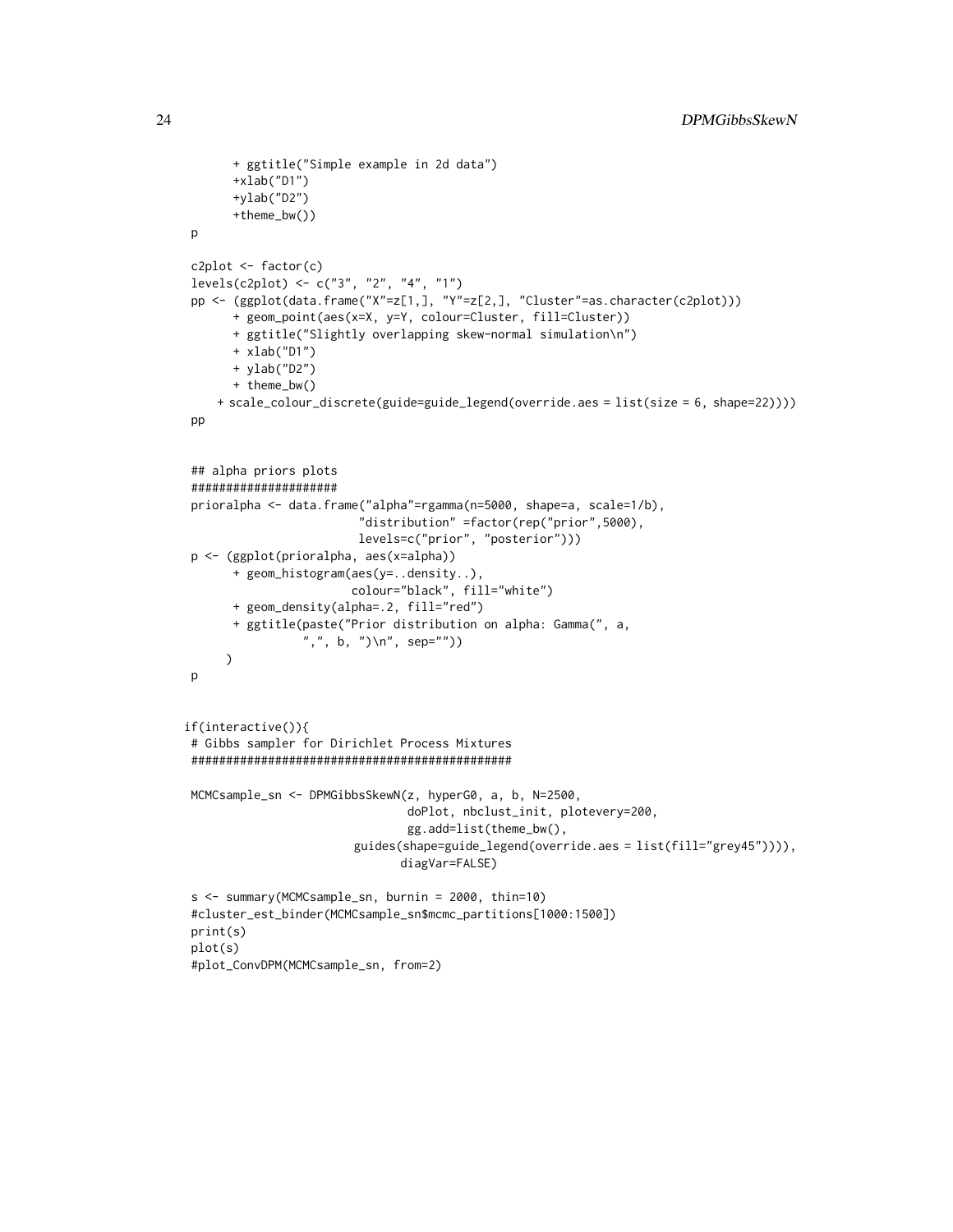```
       + ggtitle("Simple example in 2d data")
       +xlab("D1")
       +ylab("D2")
       +theme_bw())
 p

 c2plot <- factor(c)
 levels(c2plot) <- c("3", "2", "4", "1")
 pp <- (ggplot(data.frame("X"=z[1,], "Y"=z[2,], "Cluster"=as.character(c2plot)))
       + geom_point(aes(x=X, y=Y, colour=Cluster, fill=Cluster))
       + ggtitle("Slightly overlapping skew-normal simulation\n")
       + xlab("D1")
       + ylab("D2")
       + theme_bw()
     + scale_colour_discrete(guide=guide_legend(override.aes = list(size = 6, shape=22))))
 pp


 ## alpha priors plots
 #####################
 prioralpha <- data.frame("alpha"=rgamma(n=5000, shape=a, scale=1/b),
                         "distribution" =factor(rep("prior",5000),
                         levels=c("prior", "posterior")))
 p <- (ggplot(prioralpha, aes(x=alpha))
       + geom_histogram(aes(y=..density..),
                        colour="black", fill="white")
       + geom_density(alpha=.2, fill="red")
       + ggtitle(paste("Prior distribution on alpha: Gamma(", a,
                 ",", b, ")\n", sep=""))
      )
 p


if(interactive()){
 # Gibbs sampler for Dirichlet Process Mixtures
 ##############################################

 MCMCsample_sn <- DPMGibbsSkewN(z, hyperG0, a, b, N=2500,
                                doPlot, nbclust_init, plotevery=200,
                                gg.add=list(theme_bw(),
                         guides(shape=guide_legend(override.aes = list(fill="grey45")))),
                               diagVar=FALSE)

 s <- summary(MCMCsample_sn, burnin = 2000, thin=10)
 #cluster_est_binder(MCMCsample_sn$mcmc_partitions[1000:1500])
 print(s)
 plot(s)
 #plot_ConvDPM(MCMCsample_sn, from=2)
```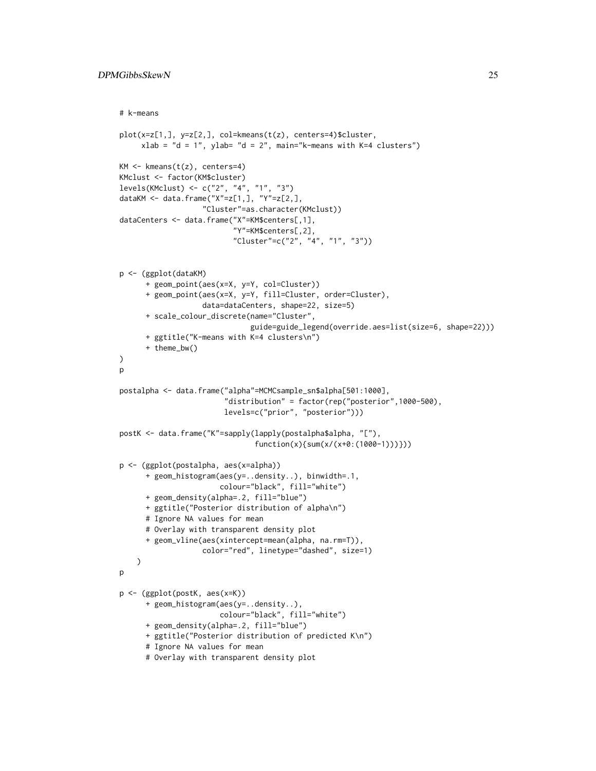```
# k-means

plot(x=z[1,], y=z[2,], col=kmeans(t(z), centers=4)$cluster,
     xlab = "d = 1", ylab= "d = 2", main="k-means with K=4 clusters")

KM <- kmeans(t(z), centers=4)
KMclust <- factor(KM$cluster)
levels(KMclust) <- c("2", "4", "1", "3")
dataKM <- data.frame("X"=z[1,], "Y"=z[2,],
                     "Cluster"=as.character(KMclust))
dataCenters <- data.frame("X"=KM$centers[,1],
                          "Y"=KM$centers[,2],
                          "Cluster"=c("2", "4", "1", "3"))


p <- (ggplot(dataKM)
      + geom_point(aes(x=X, y=Y, col=Cluster))
      + geom_point(aes(x=X, y=Y, fill=Cluster, order=Cluster),
                   data=dataCenters, shape=22, size=5)
      + scale_colour_discrete(name="Cluster",
                              guide=guide_legend(override.aes=list(size=6, shape=22)))
      + ggtitle("K-means with K=4 clusters\n")
      + theme_bw()
)
p

postalpha <- data.frame("alpha"=MCMCsample_sn$alpha[501:1000],
                        "distribution" = factor(rep("posterior",1000-500),
                        levels=c("prior", "posterior")))

postK <- data.frame("K"=sapply(lapply(postalpha$alpha, "["),
                               function(x){sum(x/(x+0:(1000-1)))}))

p <- (ggplot(postalpha, aes(x=alpha))
      + geom_histogram(aes(y=..density..), binwidth=.1,
                       colour="black", fill="white")
      + geom_density(alpha=.2, fill="blue")
      + ggtitle("Posterior distribution of alpha\n")
      # Ignore NA values for mean
      # Overlay with transparent density plot
      + geom_vline(aes(xintercept=mean(alpha, na.rm=T)),
                   color="red", linetype="dashed", size=1)
    )
p

p <- (ggplot(postK, aes(x=K))
      + geom_histogram(aes(y=..density..),
                       colour="black", fill="white")
      + geom_density(alpha=.2, fill="blue")
      + ggtitle("Posterior distribution of predicted K\n")
      # Ignore NA values for mean
      # Overlay with transparent density plot
```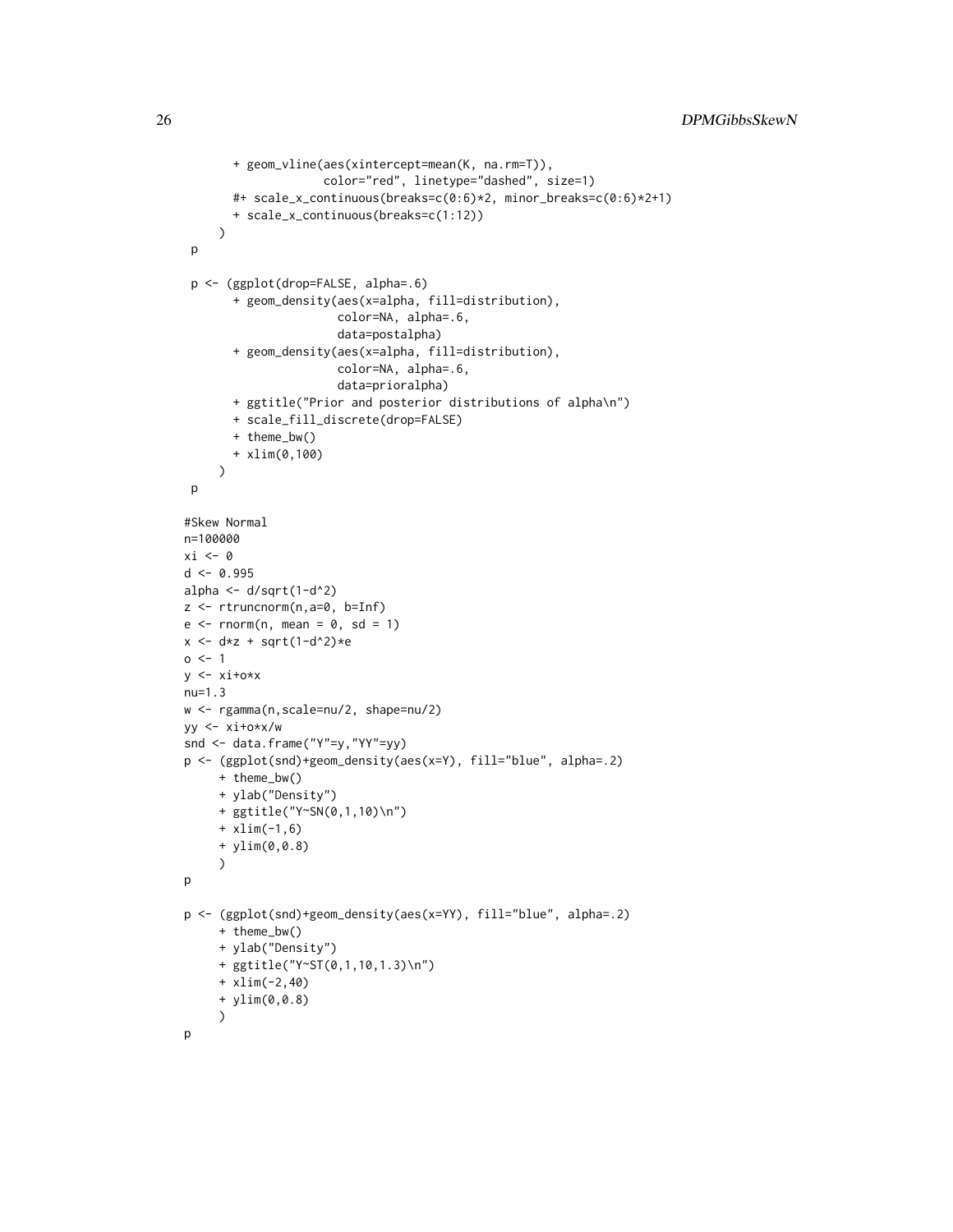```
       + geom_vline(aes(xintercept=mean(K, na.rm=T)),
                    color="red", linetype="dashed", size=1)
       #+ scale_x_continuous(breaks=c(0:6)*2, minor_breaks=c(0:6)*2+1)
       + scale_x_continuous(breaks=c(1:12))
     )
 p

 p <- (ggplot(drop=FALSE, alpha=.6)
       + geom_density(aes(x=alpha, fill=distribution),
                      color=NA, alpha=.6,
                      data=postalpha)
       + geom_density(aes(x=alpha, fill=distribution),
                      color=NA, alpha=.6,
                      data=prioralpha)
       + ggtitle("Prior and posterior distributions of alpha\n")
       + scale_fill_discrete(drop=FALSE)
       + theme_bw()
       + xlim(0,100)
     )
 p

#Skew Normal
n=100000
xi <- 0
d <- 0.995
alpha <- d/sqrt(1-d^2)
z <- rtruncnorm(n,a=0, b=Inf)
e <- rnorm(n, mean = 0, sd = 1)
x <- d*z + sqrt(1-d^2)*e
o <- 1
y <- xi+o*x
nu=1.3
w <- rgamma(n,scale=nu/2, shape=nu/2)
yy <- xi+o*x/w
snd <- data.frame("Y"=y,"YY"=yy)
p <- (ggplot(snd)+geom_density(aes(x=Y), fill="blue", alpha=.2)
     + theme_bw()
     + ylab("Density")
     + ggtitle("Y~SN(0,1,10)\n")
     + xlim(-1,6)
     + ylim(0,0.8)
     )
p

p <- (ggplot(snd)+geom_density(aes(x=YY), fill="blue", alpha=.2)
     + theme_bw()
     + ylab("Density")
     + ggtitle("Y~ST(0,1,10,1.3)\n")
     + xlim(-2,40)
     + ylim(0,0.8)
     )
p
```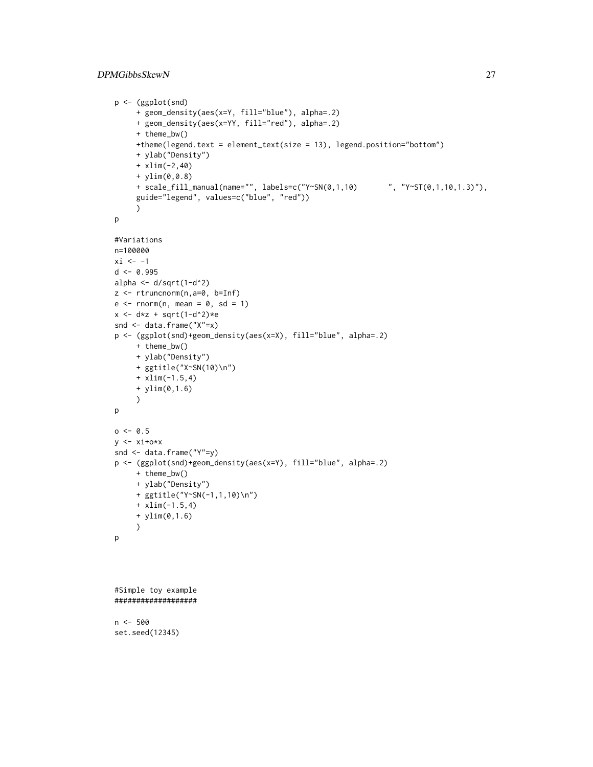```
p <- (ggplot(snd)
     + geom_density(aes(x=Y, fill="blue"), alpha=.2)
     + geom_density(aes(x=YY, fill="red"), alpha=.2)
     + theme_bw()
     +theme(legend.text = element_text(size = 13), legend.position="bottom")
     + ylab("Density")
     + xlim(-2,40)
     + ylim(0,0.8)
     + scale_fill_manual(name="", labels=c("Y~SN(0,1,10)       ", "Y~ST(0,1,10,1.3)"),
     guide="legend", values=c("blue", "red"))
     )
p

#Variations
n=100000
xi <- -1
d <- 0.995
alpha <- d/sqrt(1-d^2)
z <- rtruncnorm(n,a=0, b=Inf)
e <- rnorm(n, mean = 0, sd = 1)
x <- d*z + sqrt(1-d^2)*e
snd <- data.frame("X"=x)
p <- (ggplot(snd)+geom_density(aes(x=X), fill="blue", alpha=.2)
     + theme_bw()
     + ylab("Density")
     + ggtitle("X~SN(10)\n")
     + xlim(-1.5,4)
     + ylim(0,1.6)
     )
p

o <- 0.5
y <- xi+o*x
snd <- data.frame("Y"=y)
p <- (ggplot(snd)+geom_density(aes(x=Y), fill="blue", alpha=.2)
     + theme_bw()
     + ylab("Density")
     + ggtitle("Y~SN(-1,1,10)\n")
     + xlim(-1.5,4)
     + ylim(0,1.6)
     )
p



#Simple toy example
###################

n <- 500
set.seed(12345)
```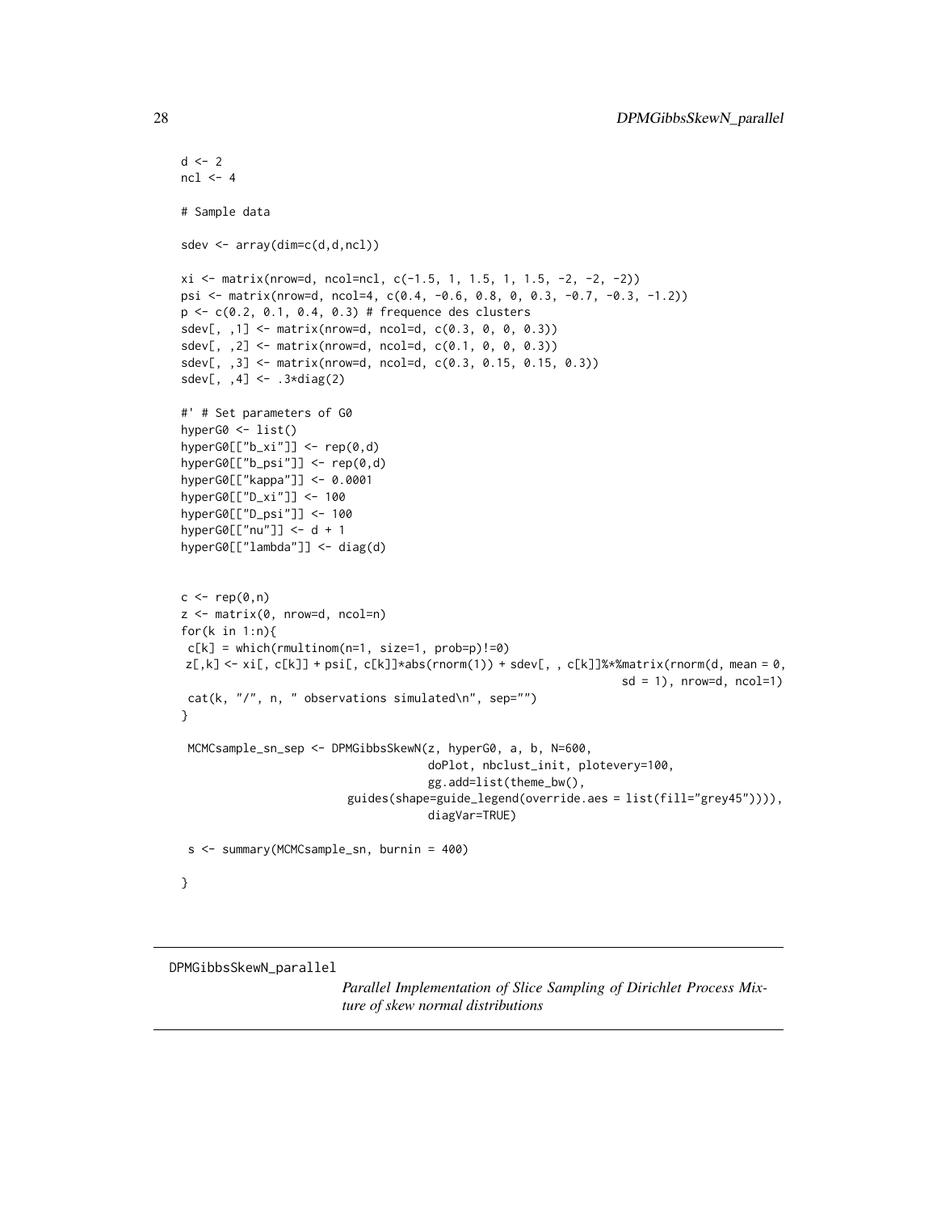```
d <- 2
ncl <- 4

# Sample data

sdev <- array(dim=c(d,d,ncl))

xi <- matrix(nrow=d, ncol=ncl, c(-1.5, 1, 1.5, 1, 1.5, -2, -2, -2))
psi <- matrix(nrow=d, ncol=4, c(0.4, -0.6, 0.8, 0, 0.3, -0.7, -0.3, -1.2))
p <- c(0.2, 0.1, 0.4, 0.3) # frequence des clusters
sdev[, ,1] <- matrix(nrow=d, ncol=d, c(0.3, 0, 0, 0.3))
sdev[, ,2] <- matrix(nrow=d, ncol=d, c(0.1, 0, 0, 0.3))
sdev[, ,3] <- matrix(nrow=d, ncol=d, c(0.3, 0.15, 0.15, 0.3))
sdev[, ,4] <- .3*diag(2)

#' # Set parameters of G0
hyperG0 <- list()
hyperG0[["b_xi"]] <- rep(0,d)
hyperG0[["b_psi"]] <- rep(0,d)
hyperG0[["kappa"]] <- 0.0001
hyperG0[["D_xi"]] <- 100
hyperG0[["D_psi"]] <- 100
hyperG0[["nu"]] <- d + 1
hyperG0[["lambda"]] <- diag(d)


c <- rep(0,n)
z <- matrix(0, nrow=d, ncol=n)
for(k in 1:n){
 c[k] = which(rmultinom(n=1, size=1, prob=p)!=0)
 z[,k] <- xi[, c[k]] + psi[, c[k]]*abs(rnorm(1)) + sdev[, , c[k]]%*%matrix(rnorm(d, mean = 0,
                                                                sd = 1), nrow=d, ncol=1)
 cat(k, "/", n, " observations simulated\n", sep="")
}

 MCMCsample_sn_sep <- DPMGibbsSkewN(z, hyperG0, a, b, N=600,
                                    doPlot, nbclust_init, plotevery=100,
                                    gg.add=list(theme_bw(),
                         guides(shape=guide_legend(override.aes = list(fill="grey45")))),
                                    diagVar=TRUE)

 s <- summary(MCMCsample_sn, burnin = 400)

}
```

---

DPMGibbsSkewN_parallel    *Parallel Implementation of Slice Sampling of Dirichlet Process Mixture of skew normal distributions*

---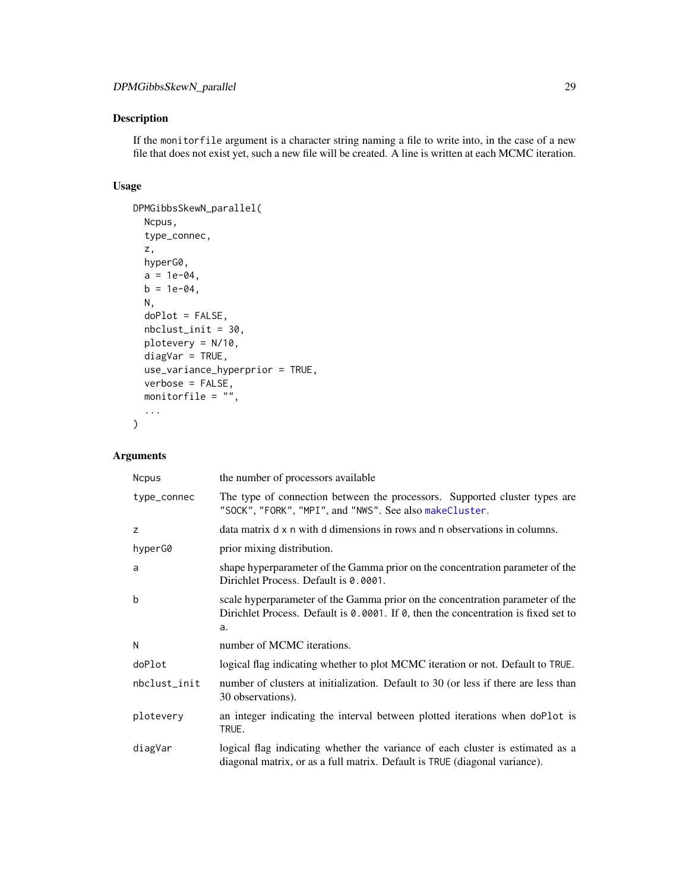## Description

If the monitorfile argument is a character string naming a file to write into, in the case of a new file that does not exist yet, such a new file will be created. A line is written at each MCMC iteration.

## Usage

```
DPMGibbsSkewN_parallel(
  Ncpus,
  type_connec,
  z,
  hyperG0,
  a = 1e-04,
  b = 1e-04,
  N,
  doPlot = FALSE,
  nbclust_init = 30,
  plotevery = N/10,
  diagVar = TRUE,
  use_variance_hyperprior = TRUE,
  verbose = FALSE,
  monitorfile = "",
  ...
)
```

## Arguments

| | |
|---|---|
| Ncpus | the number of processors available |
| type_connec | The type of connection between the processors. Supported cluster types are "SOCK", "FORK", "MPI", and "NWS". See also makeCluster. |
| z | data matrix d x n with d dimensions in rows and n observations in columns. |
| hyperG0 | prior mixing distribution. |
| a | shape hyperparameter of the Gamma prior on the concentration parameter of the Dirichlet Process. Default is 0.0001. |
| b | scale hyperparameter of the Gamma prior on the concentration parameter of the Dirichlet Process. Default is 0.0001. If 0, then the concentration is fixed set to a. |
| N | number of MCMC iterations. |
| doPlot | logical flag indicating whether to plot MCMC iteration or not. Default to TRUE. |
| nbclust_init | number of clusters at initialization. Default to 30 (or less if there are less than 30 observations). |
| plotevery | an integer indicating the interval between plotted iterations when doPlot is TRUE. |
| diagVar | logical flag indicating whether the variance of each cluster is estimated as a diagonal matrix, or as a full matrix. Default is TRUE (diagonal variance). |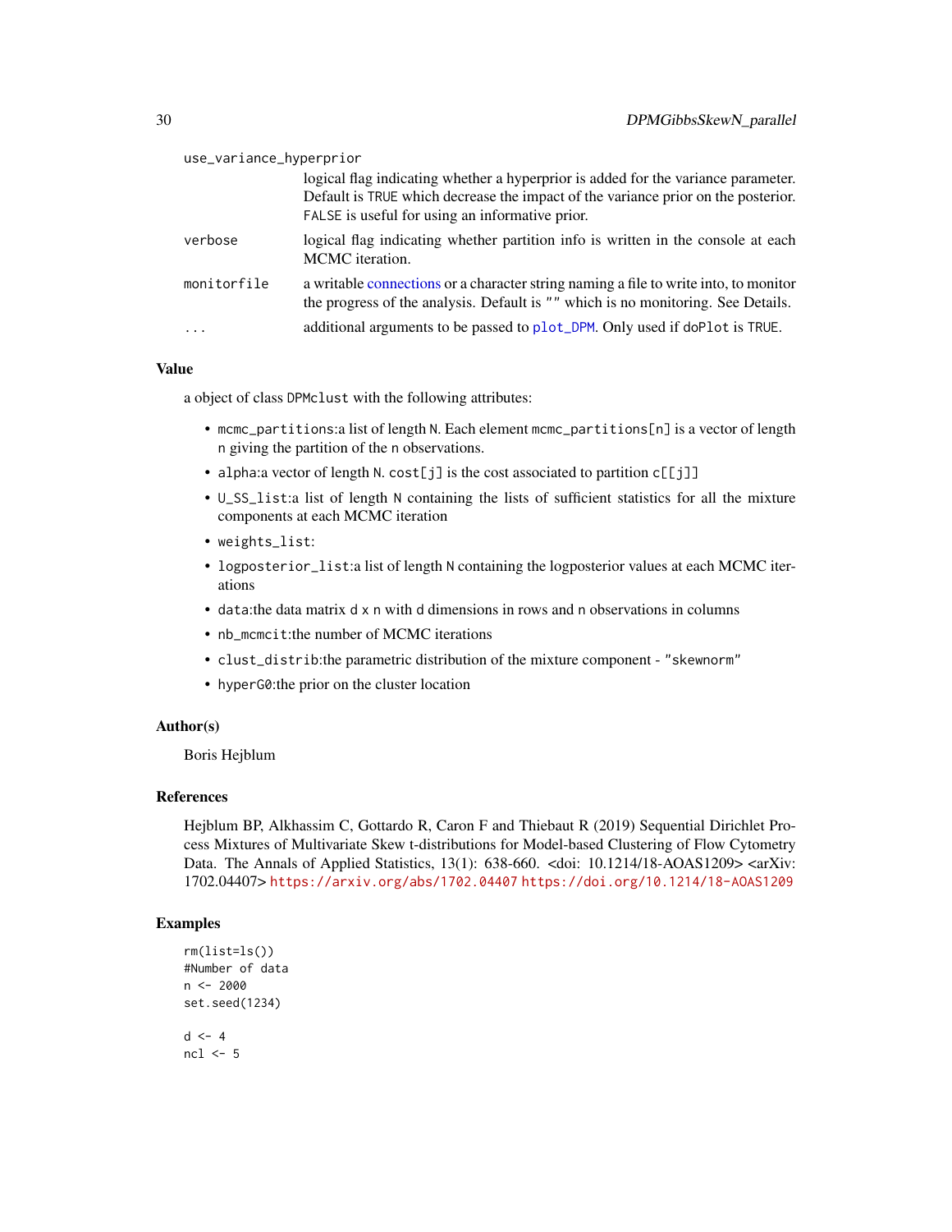use_variance_hyperprior
: logical flag indicating whether a hyperprior is added for the variance parameter. Default is TRUE which decrease the impact of the variance prior on the posterior. FALSE is useful for using an informative prior.

verbose
: logical flag indicating whether partition info is written in the console at each MCMC iteration.

monitorfile
: a writable connections or a character string naming a file to write into, to monitor the progress of the analysis. Default is "" which is no monitoring. See Details.

...
: additional arguments to be passed to plot_DPM. Only used if doPlot is TRUE.

### Value

a object of class DPMclust with the following attributes:

- mcmc_partitions:a list of length N. Each element mcmc_partitions[n] is a vector of length n giving the partition of the n observations.
- alpha:a vector of length N. cost[j] is the cost associated to partition c[[j]]
- U_SS_list:a list of length N containing the lists of sufficient statistics for all the mixture components at each MCMC iteration
- weights_list:
- logposterior_list:a list of length N containing the logposterior values at each MCMC iterations
- data:the data matrix d x n with d dimensions in rows and n observations in columns
- nb_mcmcit:the number of MCMC iterations
- clust_distrib:the parametric distribution of the mixture component - "skewnorm"
- hyperG0:the prior on the cluster location

### Author(s)

Boris Hejblum

### References

Hejblum BP, Alkhassim C, Gottardo R, Caron F and Thiebaut R (2019) Sequential Dirichlet Process Mixtures of Multivariate Skew t-distributions for Model-based Clustering of Flow Cytometry Data. The Annals of Applied Statistics, 13(1): 638-660. <doi: 10.1214/18-AOAS1209> <arXiv: 1702.04407> https://arxiv.org/abs/1702.04407 https://doi.org/10.1214/18-AOAS1209

### Examples

```
rm(list=ls())
#Number of data
n <- 2000
set.seed(1234)

d <- 4
ncl <- 5
```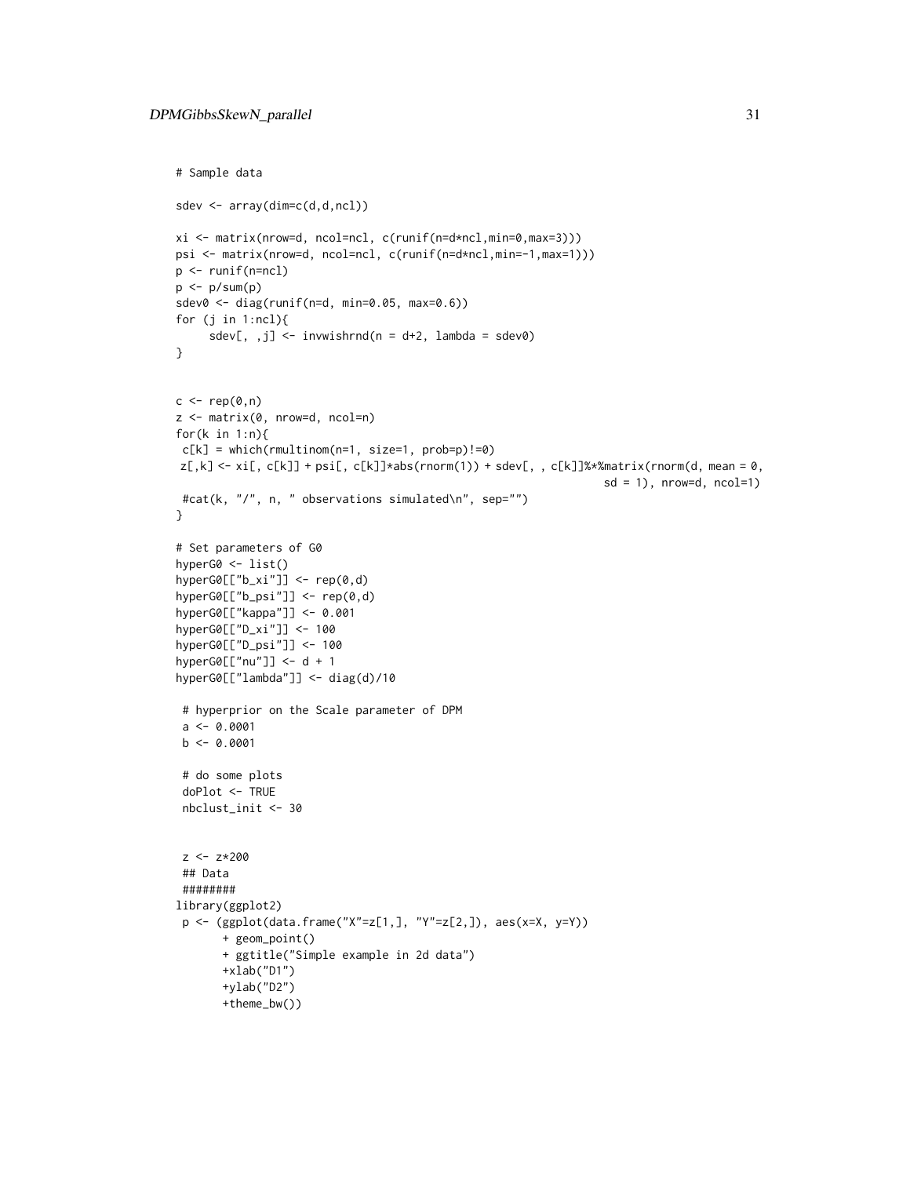```
# Sample data

sdev <- array(dim=c(d,d,ncl))

xi <- matrix(nrow=d, ncol=ncl, c(runif(n=d*ncl,min=0,max=3)))
psi <- matrix(nrow=d, ncol=ncl, c(runif(n=d*ncl,min=-1,max=1)))
p <- runif(n=ncl)
p <- p/sum(p)
sdev0 <- diag(runif(n=d, min=0.05, max=0.6))
for (j in 1:ncl){
     sdev[, ,j] <- invwishrnd(n = d+2, lambda = sdev0)
}


c <- rep(0,n)
z <- matrix(0, nrow=d, ncol=n)
for(k in 1:n){
 c[k] = which(rmultinom(n=1, size=1, prob=p)!=0)
 z[,k] <- xi[, c[k]] + psi[, c[k]]*abs(rnorm(1)) + sdev[, , c[k]]%*%matrix(rnorm(d, mean = 0,
                                                                     sd = 1), nrow=d, ncol=1)
 #cat(k, "/", n, " observations simulated\n", sep="")
}

# Set parameters of G0
hyperG0 <- list()
hyperG0[["b_xi"]] <- rep(0,d)
hyperG0[["b_psi"]] <- rep(0,d)
hyperG0[["kappa"]] <- 0.001
hyperG0[["D_xi"]] <- 100
hyperG0[["D_psi"]] <- 100
hyperG0[["nu"]] <- d + 1
hyperG0[["lambda"]] <- diag(d)/10

 # hyperprior on the Scale parameter of DPM
 a <- 0.0001
 b <- 0.0001

 # do some plots
 doPlot <- TRUE
 nbclust_init <- 30


 z <- z*200
 ## Data
 ########
library(ggplot2)
 p <- (ggplot(data.frame("X"=z[1,], "Y"=z[2,]), aes(x=X, y=Y))
       + geom_point()
       + ggtitle("Simple example in 2d data")
       +xlab("D1")
       +ylab("D2")
       +theme_bw())
```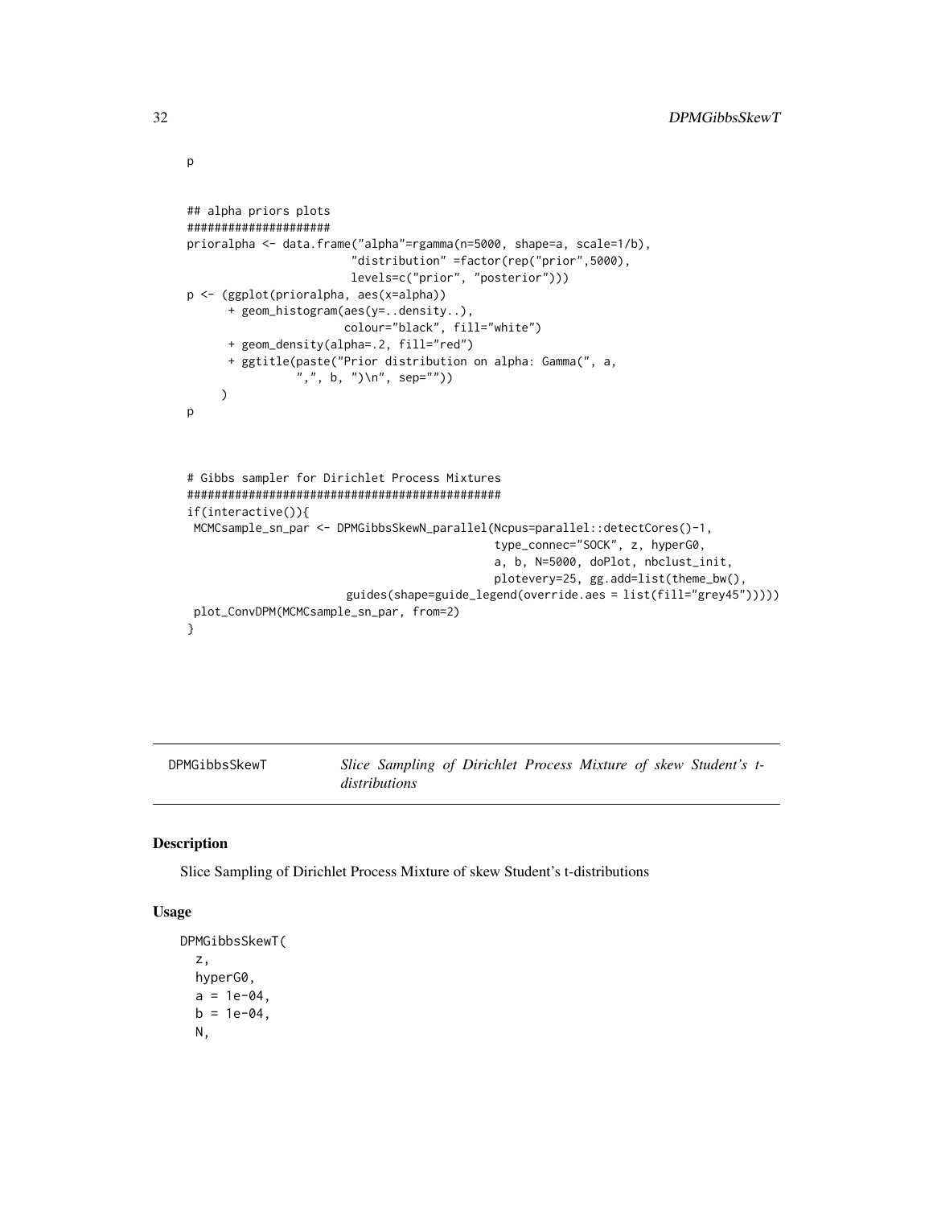```
p


## alpha priors plots
#####################
prioralpha <- data.frame("alpha"=rgamma(n=5000, shape=a, scale=1/b),
                         "distribution" =factor(rep("prior",5000),
                         levels=c("prior", "posterior")))
p <- (ggplot(prioralpha, aes(x=alpha))
      + geom_histogram(aes(y=..density..),
                       colour="black", fill="white")
      + geom_density(alpha=.2, fill="red")
      + ggtitle(paste("Prior distribution on alpha: Gamma(", a,
                ",", b, ")\n", sep=""))
     )
p



# Gibbs sampler for Dirichlet Process Mixtures
##############################################
if(interactive()){
 MCMCsample_sn_par <- DPMGibbsSkewN_parallel(Ncpus=parallel::detectCores()-1,
                                             type_connec="SOCK", z, hyperG0,
                                             a, b, N=5000, doPlot, nbclust_init,
                                             plotevery=25, gg.add=list(theme_bw(),
                         guides(shape=guide_legend(override.aes = list(fill="grey45")))))
 plot_ConvDPM(MCMCsample_sn_par, from=2)
}
```

## DPMGibbsSkewT — *Slice Sampling of Dirichlet Process Mixture of skew Student's t-distributions*

### Description

Slice Sampling of Dirichlet Process Mixture of skew Student's t-distributions

### Usage

```
DPMGibbsSkewT(
  z,
  hyperG0,
  a = 1e-04,
  b = 1e-04,
  N,
```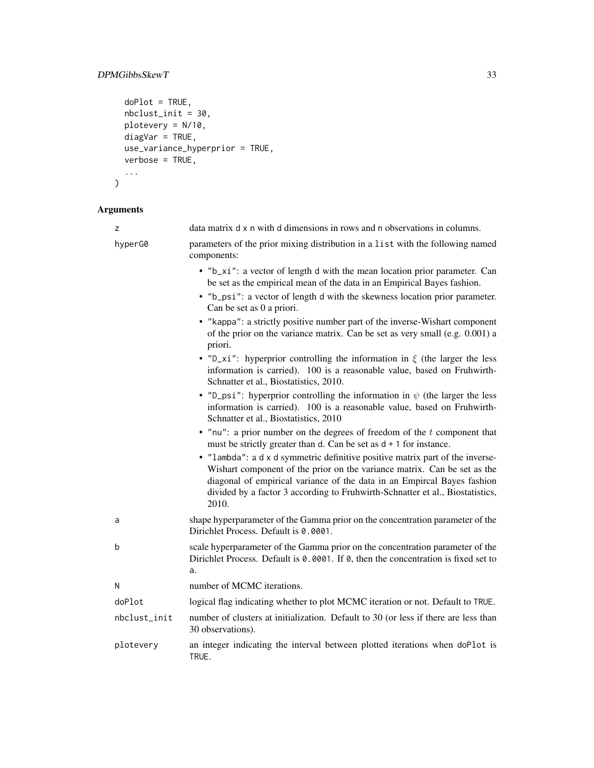```
  doPlot = TRUE,
  nbclust_init = 30,
  plotevery = N/10,
  diagVar = TRUE,
  use_variance_hyperprior = TRUE,
  verbose = TRUE,
  ...
)
```

## Arguments

| | |
|---|---|
| z | data matrix d x n with d dimensions in rows and n observations in columns. |
| hyperG0 | parameters of the prior mixing distribution in a list with the following named components:<br>• "b_xi": a vector of length d with the mean location prior parameter. Can be set as the empirical mean of the data in an Empirical Bayes fashion.<br>• "b_psi": a vector of length d with the skewness location prior parameter. Can be set as 0 a priori.<br>• "kappa": a strictly positive number part of the inverse-Wishart component of the prior on the variance matrix. Can be set as very small (e.g. 0.001) a priori.<br>• "D_xi": hyperprior controlling the information in $\xi$ (the larger the less information is carried). 100 is a reasonable value, based on Fruhwirth-Schnatter et al., Biostatistics, 2010.<br>• "D_psi": hyperprior controlling the information in $\psi$ (the larger the less information is carried). 100 is a reasonable value, based on Fruhwirth-Schnatter et al., Biostatistics, 2010<br>• "nu": a prior number on the degrees of freedom of the $t$ component that must be strictly greater than d. Can be set as d + 1 for instance.<br>• "lambda": a d x d symmetric definitive positive matrix part of the inverse-Wishart component of the prior on the variance matrix. Can be set as the diagonal of empirical variance of the data in an Empircal Bayes fashion divided by a factor 3 according to Fruhwirth-Schnatter et al., Biostatistics, 2010. |
| a | shape hyperparameter of the Gamma prior on the concentration parameter of the Dirichlet Process. Default is 0.0001. |
| b | scale hyperparameter of the Gamma prior on the concentration parameter of the Dirichlet Process. Default is 0.0001. If 0, then the concentration is fixed set to a. |
| N | number of MCMC iterations. |
| doPlot | logical flag indicating whether to plot MCMC iteration or not. Default to TRUE. |
| nbclust_init | number of clusters at initialization. Default to 30 (or less if there are less than 30 observations). |
| plotevery | an integer indicating the interval between plotted iterations when doPlot is TRUE. |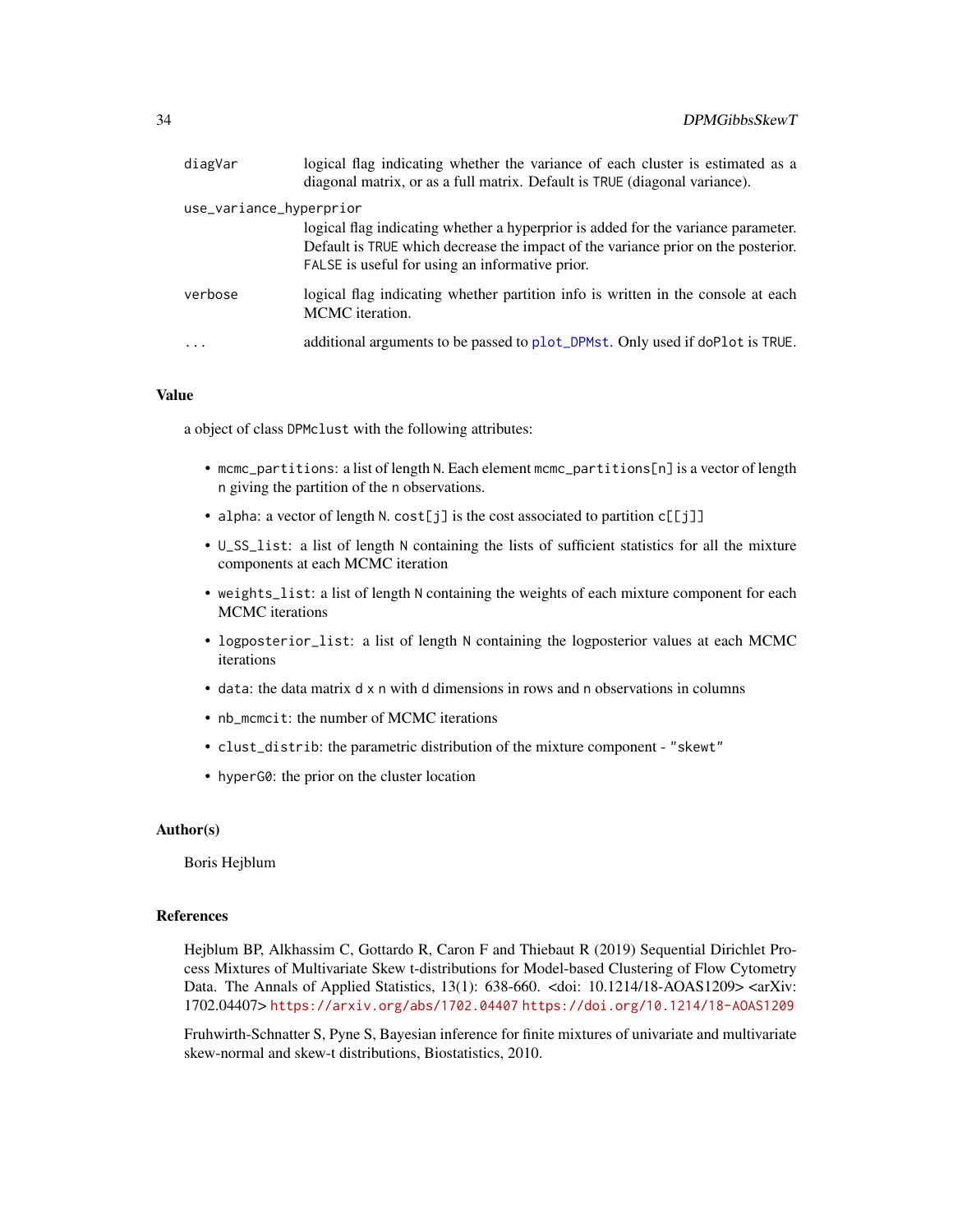| | |
|---|---|
| `diagVar` | logical flag indicating whether the variance of each cluster is estimated as a diagonal matrix, or as a full matrix. Default is `TRUE` (diagonal variance). |
| `use_variance_hyperprior` | logical flag indicating whether a hyperprior is added for the variance parameter. Default is `TRUE` which decrease the impact of the variance prior on the posterior. `FALSE` is useful for using an informative prior. |
| `verbose` | logical flag indicating whether partition info is written in the console at each MCMC iteration. |
| `...` | additional arguments to be passed to `plot_DPMst`. Only used if `doPlot` is `TRUE`. |

## Value

a object of class `DPMclust` with the following attributes:

- `mcmc_partitions`: a list of length `N`. Each element `mcmc_partitions[n]` is a vector of length `n` giving the partition of the `n` observations.
- `alpha`: a vector of length `N`. `cost[j]` is the cost associated to partition `c[[j]]`
- `U_SS_list`: a list of length `N` containing the lists of sufficient statistics for all the mixture components at each MCMC iteration
- `weights_list`: a list of length `N` containing the weights of each mixture component for each MCMC iterations
- `logposterior_list`: a list of length `N` containing the logposterior values at each MCMC iterations
- `data`: the data matrix `d x n` with `d` dimensions in rows and `n` observations in columns
- `nb_mcmcit`: the number of MCMC iterations
- `clust_distrib`: the parametric distribution of the mixture component - `"skewt"`
- `hyperG0`: the prior on the cluster location

## Author(s)

Boris Hejblum

## References

Hejblum BP, Alkhassim C, Gottardo R, Caron F and Thiebaut R (2019) Sequential Dirichlet Process Mixtures of Multivariate Skew t-distributions for Model-based Clustering of Flow Cytometry Data. The Annals of Applied Statistics, 13(1): 638-660. <doi: 10.1214/18-AOAS1209> <arXiv: 1702.04407> https://arxiv.org/abs/1702.04407 https://doi.org/10.1214/18-AOAS1209

Fruhwirth-Schnatter S, Pyne S, Bayesian inference for finite mixtures of univariate and multivariate skew-normal and skew-t distributions, Biostatistics, 2010.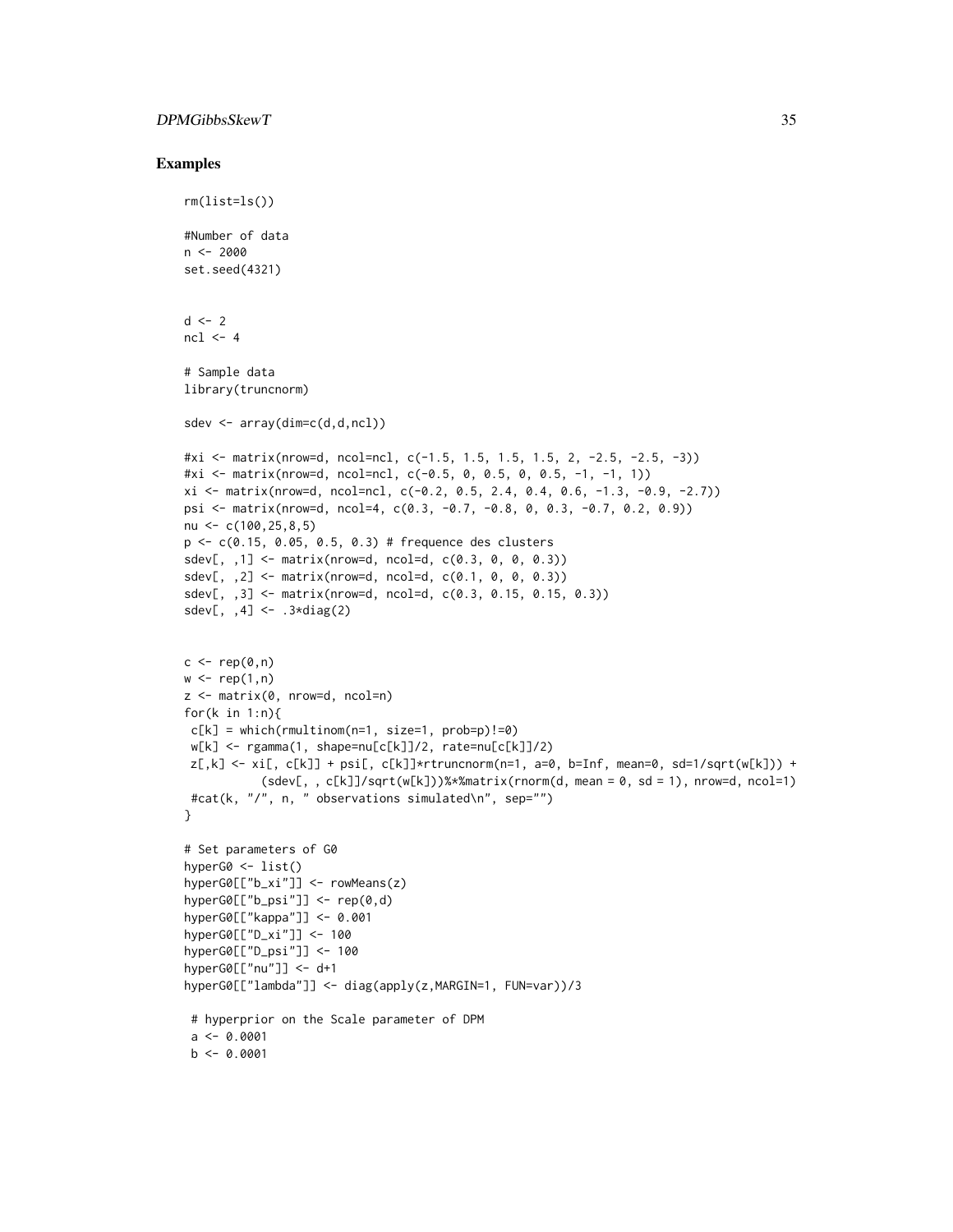## Examples

```
rm(list=ls())

#Number of data
n <- 2000
set.seed(4321)


d <- 2
ncl <- 4

# Sample data
library(truncnorm)

sdev <- array(dim=c(d,d,ncl))

#xi <- matrix(nrow=d, ncol=ncl, c(-1.5, 1.5, 1.5, 1.5, 2, -2.5, -2.5, -3))
#xi <- matrix(nrow=d, ncol=ncl, c(-0.5, 0, 0.5, 0, 0.5, -1, -1, 1))
xi <- matrix(nrow=d, ncol=ncl, c(-0.2, 0.5, 2.4, 0.4, 0.6, -1.3, -0.9, -2.7))
psi <- matrix(nrow=d, ncol=4, c(0.3, -0.7, -0.8, 0, 0.3, -0.7, 0.2, 0.9))
nu <- c(100,25,8,5)
p <- c(0.15, 0.05, 0.5, 0.3) # frequence des clusters
sdev[, ,1] <- matrix(nrow=d, ncol=d, c(0.3, 0, 0, 0.3))
sdev[, ,2] <- matrix(nrow=d, ncol=d, c(0.1, 0, 0, 0.3))
sdev[, ,3] <- matrix(nrow=d, ncol=d, c(0.3, 0.15, 0.15, 0.3))
sdev[, ,4] <- .3*diag(2)


c <- rep(0,n)
w <- rep(1,n)
z <- matrix(0, nrow=d, ncol=n)
for(k in 1:n){
 c[k] = which(rmultinom(n=1, size=1, prob=p)!=0)
 w[k] <- rgamma(1, shape=nu[c[k]]/2, rate=nu[c[k]]/2)
 z[,k] <- xi[, c[k]] + psi[, c[k]]*rtruncnorm(n=1, a=0, b=Inf, mean=0, sd=1/sqrt(w[k])) +
           (sdev[, , c[k]]/sqrt(w[k]))%*%matrix(rnorm(d, mean = 0, sd = 1), nrow=d, ncol=1)
 #cat(k, "/", n, " observations simulated\n", sep="")
}

# Set parameters of G0
hyperG0 <- list()
hyperG0[["b_xi"]] <- rowMeans(z)
hyperG0[["b_psi"]] <- rep(0,d)
hyperG0[["kappa"]] <- 0.001
hyperG0[["D_xi"]] <- 100
hyperG0[["D_psi"]] <- 100
hyperG0[["nu"]] <- d+1
hyperG0[["lambda"]] <- diag(apply(z,MARGIN=1, FUN=var))/3

 # hyperprior on the Scale parameter of DPM
 a <- 0.0001
 b <- 0.0001
```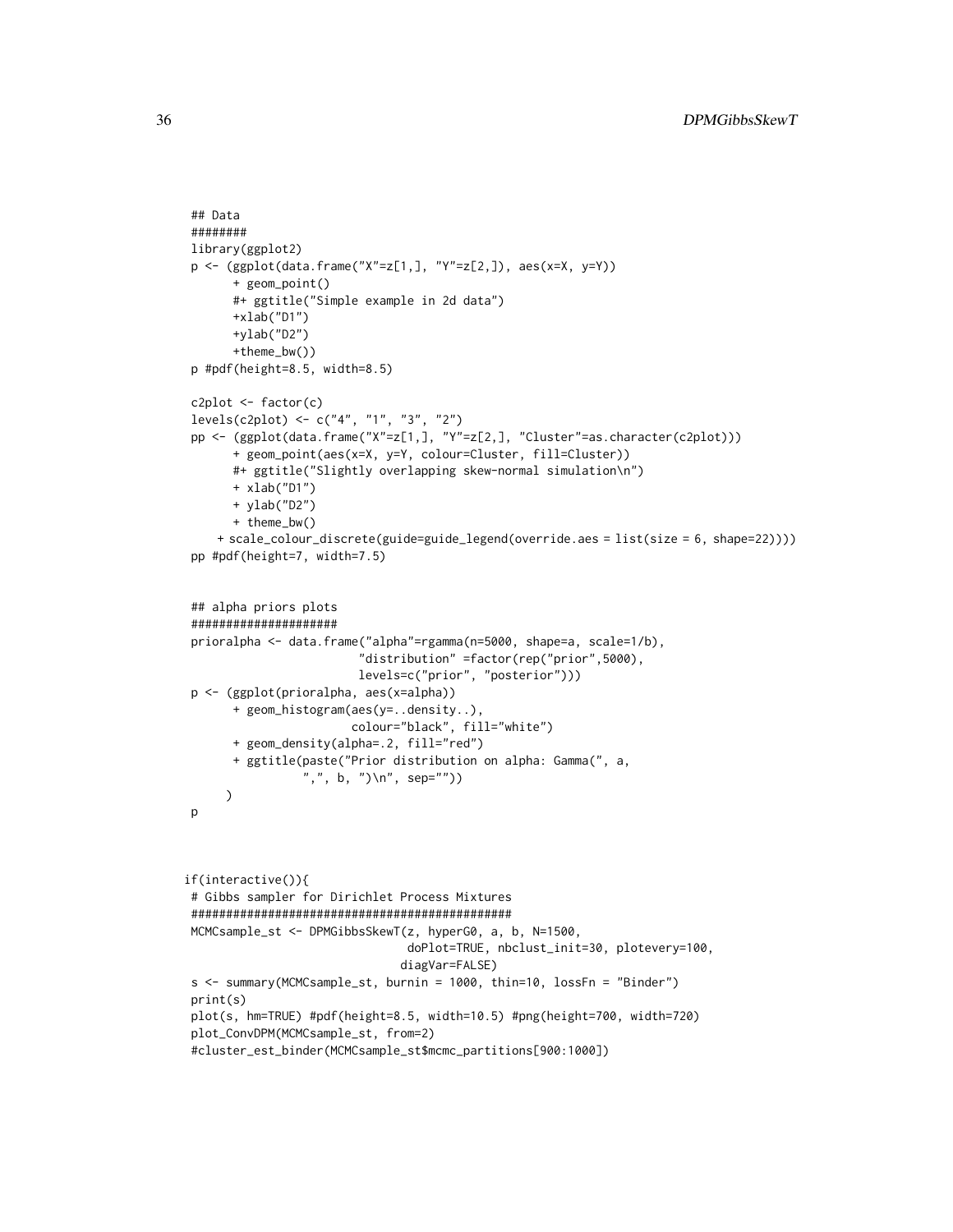```
## Data
########
library(ggplot2)
p <- (ggplot(data.frame("X"=z[1,], "Y"=z[2,]), aes(x=X, y=Y))
      + geom_point()
      #+ ggtitle("Simple example in 2d data")
      +xlab("D1")
      +ylab("D2")
      +theme_bw())
p #pdf(height=8.5, width=8.5)

c2plot <- factor(c)
levels(c2plot) <- c("4", "1", "3", "2")
pp <- (ggplot(data.frame("X"=z[1,], "Y"=z[2,], "Cluster"=as.character(c2plot)))
      + geom_point(aes(x=X, y=Y, colour=Cluster, fill=Cluster))
      #+ ggtitle("Slightly overlapping skew-normal simulation\n")
      + xlab("D1")
      + ylab("D2")
      + theme_bw()
    + scale_colour_discrete(guide=guide_legend(override.aes = list(size = 6, shape=22))))
pp #pdf(height=7, width=7.5)


## alpha priors plots
#####################
prioralpha <- data.frame("alpha"=rgamma(n=5000, shape=a, scale=1/b),
                         "distribution" =factor(rep("prior",5000),
                         levels=c("prior", "posterior")))
p <- (ggplot(prioralpha, aes(x=alpha))
      + geom_histogram(aes(y=..density..),
                       colour="black", fill="white")
      + geom_density(alpha=.2, fill="red")
      + ggtitle(paste("Prior distribution on alpha: Gamma(", a,
                ",", b, ")\n", sep=""))
     )
p



if(interactive()){
# Gibbs sampler for Dirichlet Process Mixtures
##############################################
MCMCsample_st <- DPMGibbsSkewT(z, hyperG0, a, b, N=1500,
                               doPlot=TRUE, nbclust_init=30, plotevery=100,
                              diagVar=FALSE)
s <- summary(MCMCsample_st, burnin = 1000, thin=10, lossFn = "Binder")
print(s)
plot(s, hm=TRUE) #pdf(height=8.5, width=10.5) #png(height=700, width=720)
plot_ConvDPM(MCMCsample_st, from=2)
#cluster_est_binder(MCMCsample_st$mcmc_partitions[900:1000])
```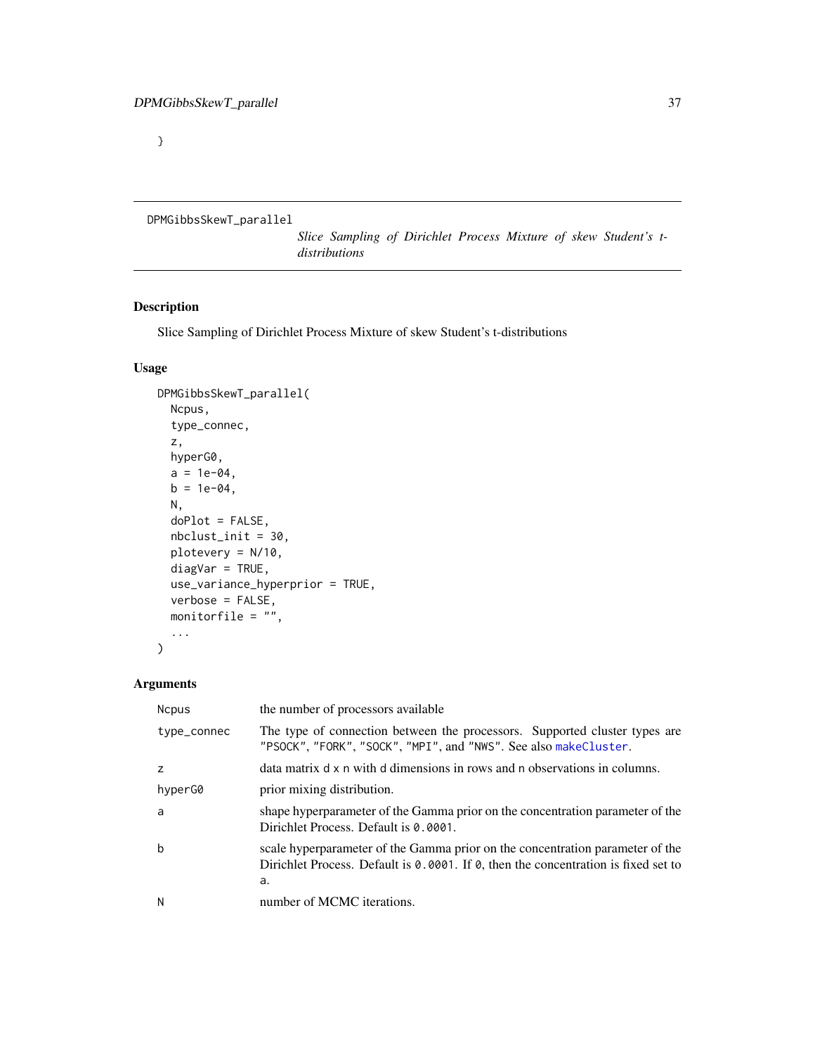}

---

DPMGibbsSkewT_parallel    *Slice Sampling of Dirichlet Process Mixture of skew Student's t-distributions*

---

## Description

Slice Sampling of Dirichlet Process Mixture of skew Student's t-distributions

## Usage

```
DPMGibbsSkewT_parallel(
  Ncpus,
  type_connec,
  z,
  hyperG0,
  a = 1e-04,
  b = 1e-04,
  N,
  doPlot = FALSE,
  nbclust_init = 30,
  plotevery = N/10,
  diagVar = TRUE,
  use_variance_hyperprior = TRUE,
  verbose = FALSE,
  monitorfile = "",
  ...
)
```

## Arguments

| | |
|---|---|
| Ncpus | the number of processors available |
| type_connec | The type of connection between the processors. Supported cluster types are "PSOCK", "FORK", "SOCK", "MPI", and "NWS". See also makeCluster. |
| z | data matrix d x n with d dimensions in rows and n observations in columns. |
| hyperG0 | prior mixing distribution. |
| a | shape hyperparameter of the Gamma prior on the concentration parameter of the Dirichlet Process. Default is 0.0001. |
| b | scale hyperparameter of the Gamma prior on the concentration parameter of the Dirichlet Process. Default is 0.0001. If 0, then the concentration is fixed set to a. |
| N | number of MCMC iterations. |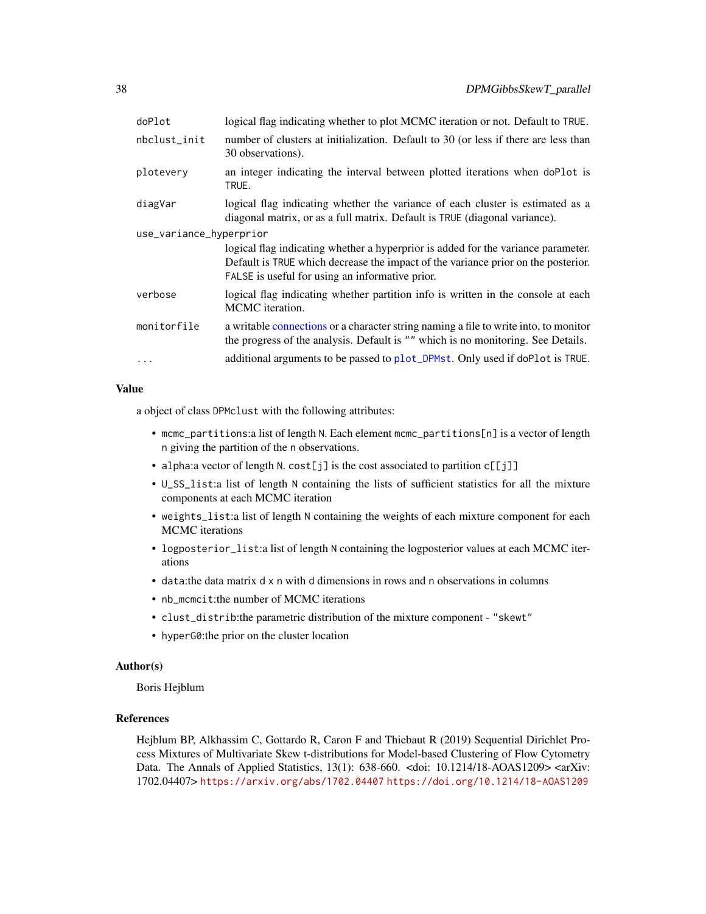| | |
|---|---|
| doPlot | logical flag indicating whether to plot MCMC iteration or not. Default to TRUE. |
| nbclust_init | number of clusters at initialization. Default to 30 (or less if there are less than 30 observations). |
| plotevery | an integer indicating the interval between plotted iterations when doPlot is TRUE. |
| diagVar | logical flag indicating whether the variance of each cluster is estimated as a diagonal matrix, or as a full matrix. Default is TRUE (diagonal variance). |
| use_variance_hyperprior | logical flag indicating whether a hyperprior is added for the variance parameter. Default is TRUE which decrease the impact of the variance prior on the posterior. FALSE is useful for using an informative prior. |
| verbose | logical flag indicating whether partition info is written in the console at each MCMC iteration. |
| monitorfile | a writable connections or a character string naming a file to write into, to monitor the progress of the analysis. Default is "" which is no monitoring. See Details. |
| ... | additional arguments to be passed to plot_DPMst. Only used if doPlot is TRUE. |

### Value

a object of class DPMclust with the following attributes:

- mcmc_partitions:a list of length N. Each element mcmc_partitions[n] is a vector of length n giving the partition of the n observations.
- alpha:a vector of length N. cost[j] is the cost associated to partition c[[j]]
- U_SS_list:a list of length N containing the lists of sufficient statistics for all the mixture components at each MCMC iteration
- weights_list:a list of length N containing the weights of each mixture component for each MCMC iterations
- logposterior_list:a list of length N containing the logposterior values at each MCMC iterations
- data:the data matrix d x n with d dimensions in rows and n observations in columns
- nb_mcmcit:the number of MCMC iterations
- clust_distrib:the parametric distribution of the mixture component - "skewt"
- hyperG0:the prior on the cluster location

### Author(s)

Boris Hejblum

### References

Hejblum BP, Alkhassim C, Gottardo R, Caron F and Thiebaut R (2019) Sequential Dirichlet Process Mixtures of Multivariate Skew t-distributions for Model-based Clustering of Flow Cytometry Data. The Annals of Applied Statistics, 13(1): 638-660. <doi: 10.1214/18-AOAS1209> <arXiv: 1702.04407> https://arxiv.org/abs/1702.04407 https://doi.org/10.1214/18-AOAS1209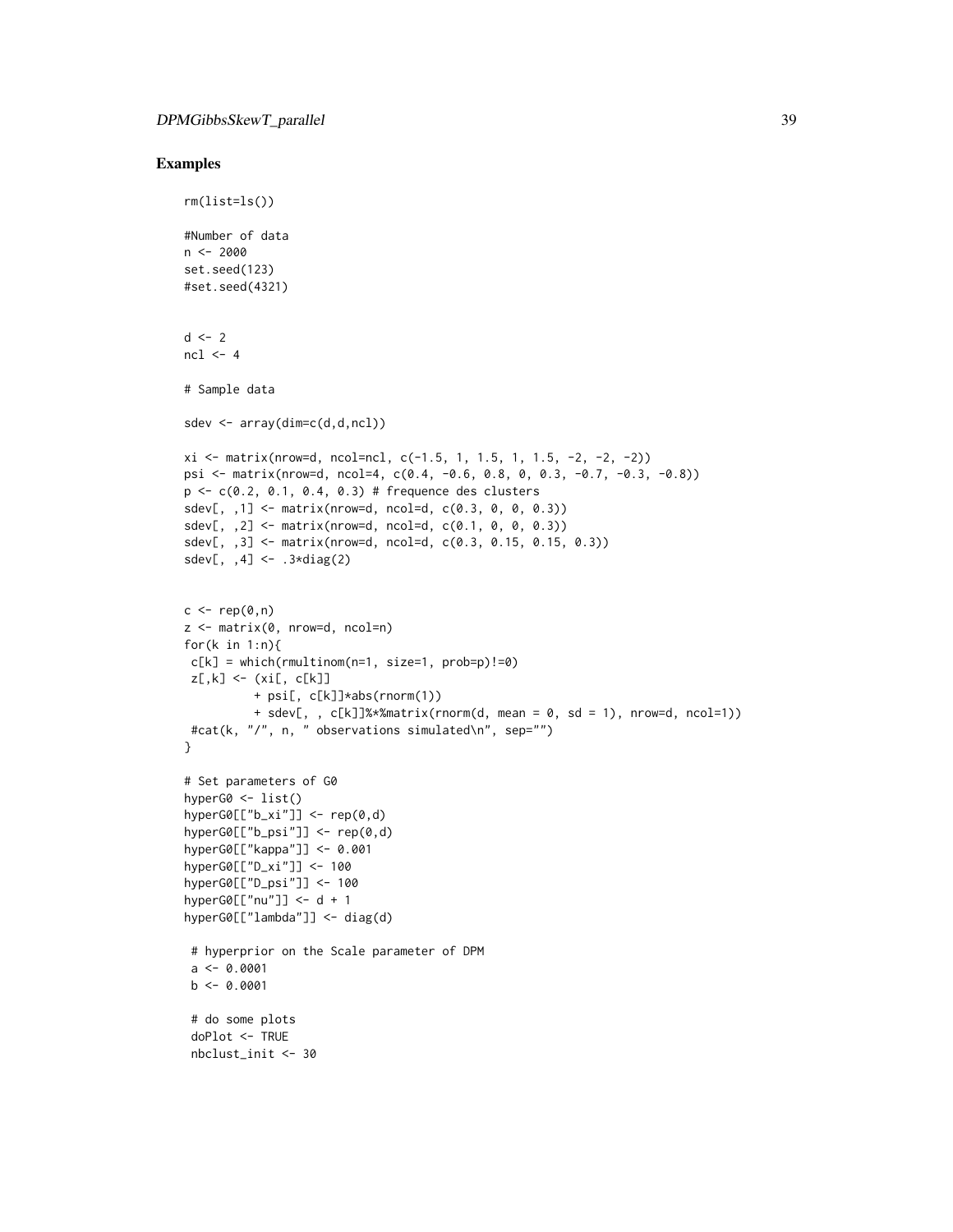## Examples

```
rm(list=ls())

#Number of data
n <- 2000
set.seed(123)
#set.seed(4321)


d <- 2
ncl <- 4

# Sample data

sdev <- array(dim=c(d,d,ncl))

xi <- matrix(nrow=d, ncol=ncl, c(-1.5, 1, 1.5, 1, 1.5, -2, -2, -2))
psi <- matrix(nrow=d, ncol=4, c(0.4, -0.6, 0.8, 0, 0.3, -0.7, -0.3, -0.8))
p <- c(0.2, 0.1, 0.4, 0.3) # frequence des clusters
sdev[, ,1] <- matrix(nrow=d, ncol=d, c(0.3, 0, 0, 0.3))
sdev[, ,2] <- matrix(nrow=d, ncol=d, c(0.1, 0, 0, 0.3))
sdev[, ,3] <- matrix(nrow=d, ncol=d, c(0.3, 0.15, 0.15, 0.3))
sdev[, ,4] <- .3*diag(2)


c <- rep(0,n)
z <- matrix(0, nrow=d, ncol=n)
for(k in 1:n){
 c[k] = which(rmultinom(n=1, size=1, prob=p)!=0)
 z[,k] <- (xi[, c[k]]
          + psi[, c[k]]*abs(rnorm(1))
          + sdev[, , c[k]]%*%matrix(rnorm(d, mean = 0, sd = 1), nrow=d, ncol=1))
 #cat(k, "/", n, " observations simulated\n", sep="")
}

# Set parameters of G0
hyperG0 <- list()
hyperG0[["b_xi"]] <- rep(0,d)
hyperG0[["b_psi"]] <- rep(0,d)
hyperG0[["kappa"]] <- 0.001
hyperG0[["D_xi"]] <- 100
hyperG0[["D_psi"]] <- 100
hyperG0[["nu"]] <- d + 1
hyperG0[["lambda"]] <- diag(d)

 # hyperprior on the Scale parameter of DPM
 a <- 0.0001
 b <- 0.0001

 # do some plots
 doPlot <- TRUE
 nbclust_init <- 30
```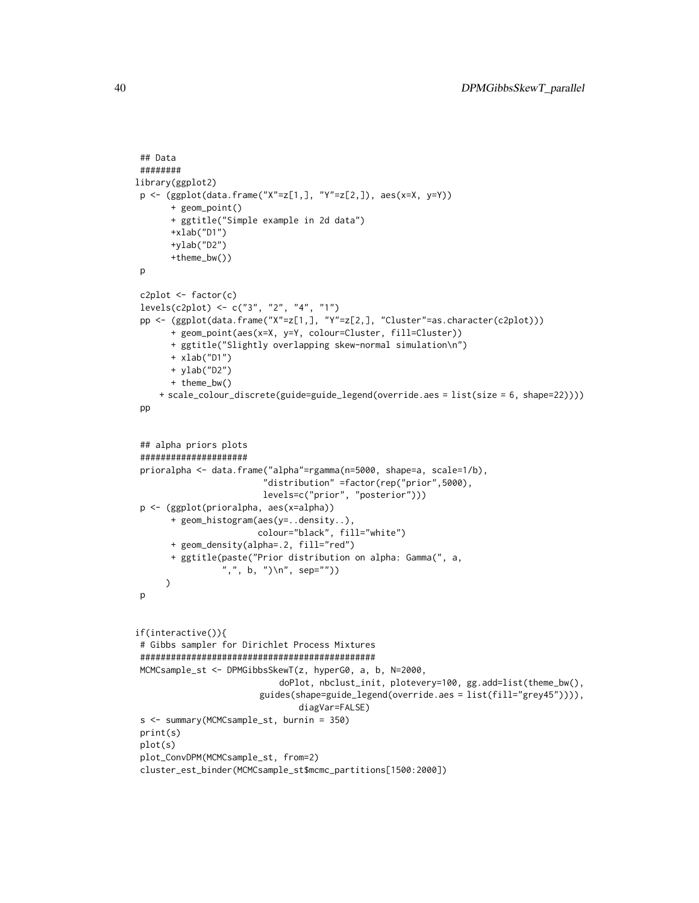```
## Data
########
library(ggplot2)
p <- (ggplot(data.frame("X"=z[1,], "Y"=z[2,]), aes(x=X, y=Y))
      + geom_point()
      + ggtitle("Simple example in 2d data")
      +xlab("D1")
      +ylab("D2")
      +theme_bw())
p

c2plot <- factor(c)
levels(c2plot) <- c("3", "2", "4", "1")
pp <- (ggplot(data.frame("X"=z[1,], "Y"=z[2,], "Cluster"=as.character(c2plot)))
      + geom_point(aes(x=X, y=Y, colour=Cluster, fill=Cluster))
      + ggtitle("Slightly overlapping skew-normal simulation\n")
      + xlab("D1")
      + ylab("D2")
      + theme_bw()
     + scale_colour_discrete(guide=guide_legend(override.aes = list(size = 6, shape=22))))
pp


## alpha priors plots
#####################
prioralpha <- data.frame("alpha"=rgamma(n=5000, shape=a, scale=1/b),
                        "distribution" =factor(rep("prior",5000),
                        levels=c("prior", "posterior")))
p <- (ggplot(prioralpha, aes(x=alpha))
      + geom_histogram(aes(y=..density..),
                       colour="black", fill="white")
      + geom_density(alpha=.2, fill="red")
      + ggtitle(paste("Prior distribution on alpha: Gamma(", a,
                ",", b, ")\n", sep=""))
     )
p


if(interactive()){
# Gibbs sampler for Dirichlet Process Mixtures
##############################################
MCMCsample_st <- DPMGibbsSkewT(z, hyperG0, a, b, N=2000,
                              doPlot, nbclust_init, plotevery=100, gg.add=list(theme_bw(),
                          guides(shape=guide_legend(override.aes = list(fill="grey45")))),
                                  diagVar=FALSE)
s <- summary(MCMCsample_st, burnin = 350)
print(s)
plot(s)
plot_ConvDPM(MCMCsample_st, from=2)
cluster_est_binder(MCMCsample_st$mcmc_partitions[1500:2000])
```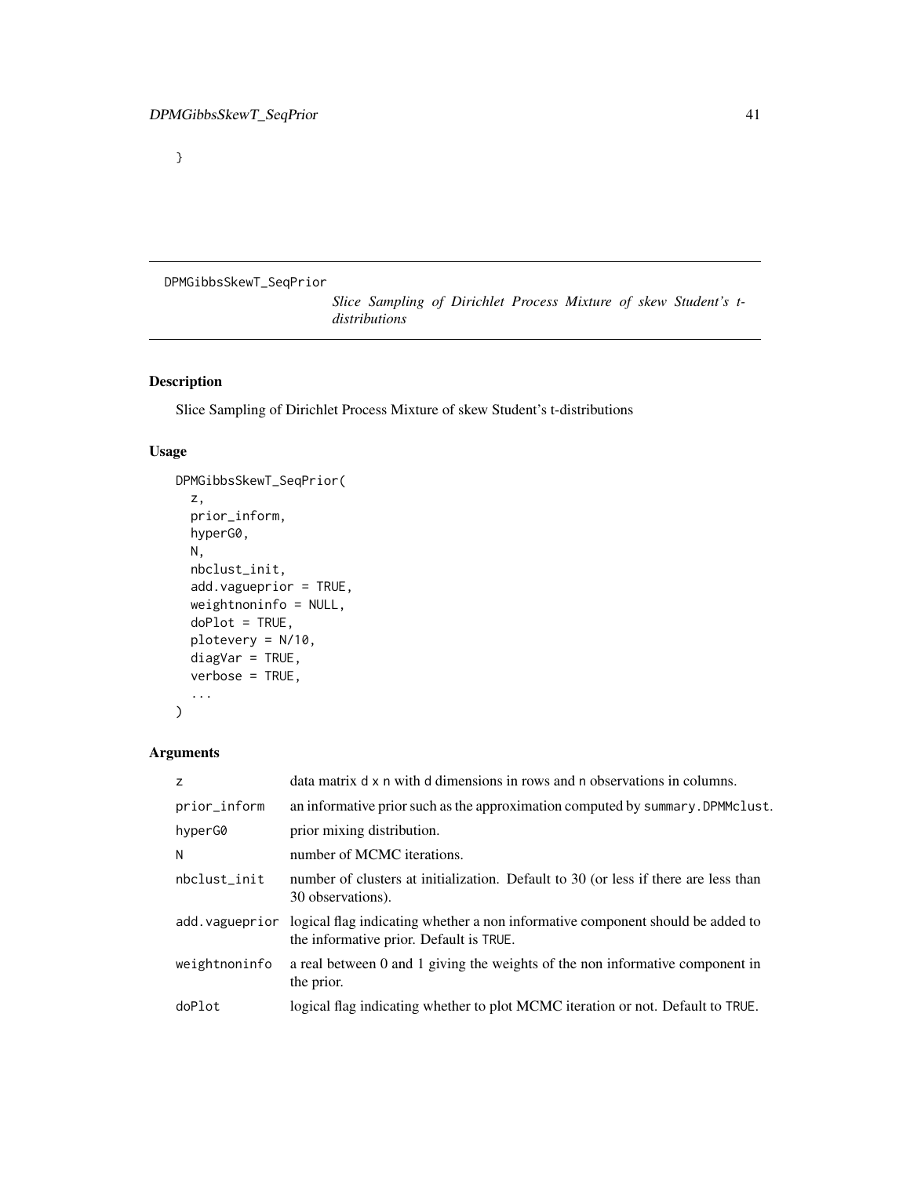```
}
```

---

DPMGibbsSkewT_SeqPrior

*Slice Sampling of Dirichlet Process Mixture of skew Student's t-distributions*

---

### Description

Slice Sampling of Dirichlet Process Mixture of skew Student's t-distributions

### Usage

```
DPMGibbsSkewT_SeqPrior(
  z,
  prior_inform,
  hyperG0,
  N,
  nbclust_init,
  add.vagueprior = TRUE,
  weightnoninfo = NULL,
  doPlot = TRUE,
  plotevery = N/10,
  diagVar = TRUE,
  verbose = TRUE,
  ...
)
```

### Arguments

| | |
|---|---|
| z | data matrix d x n with d dimensions in rows and n observations in columns. |
| prior_inform | an informative prior such as the approximation computed by summary.DPMMclust. |
| hyperG0 | prior mixing distribution. |
| N | number of MCMC iterations. |
| nbclust_init | number of clusters at initialization. Default to 30 (or less if there are less than 30 observations). |
| add.vagueprior | logical flag indicating whether a non informative component should be added to the informative prior. Default is TRUE. |
| weightnoninfo | a real between 0 and 1 giving the weights of the non informative component in the prior. |
| doPlot | logical flag indicating whether to plot MCMC iteration or not. Default to TRUE. |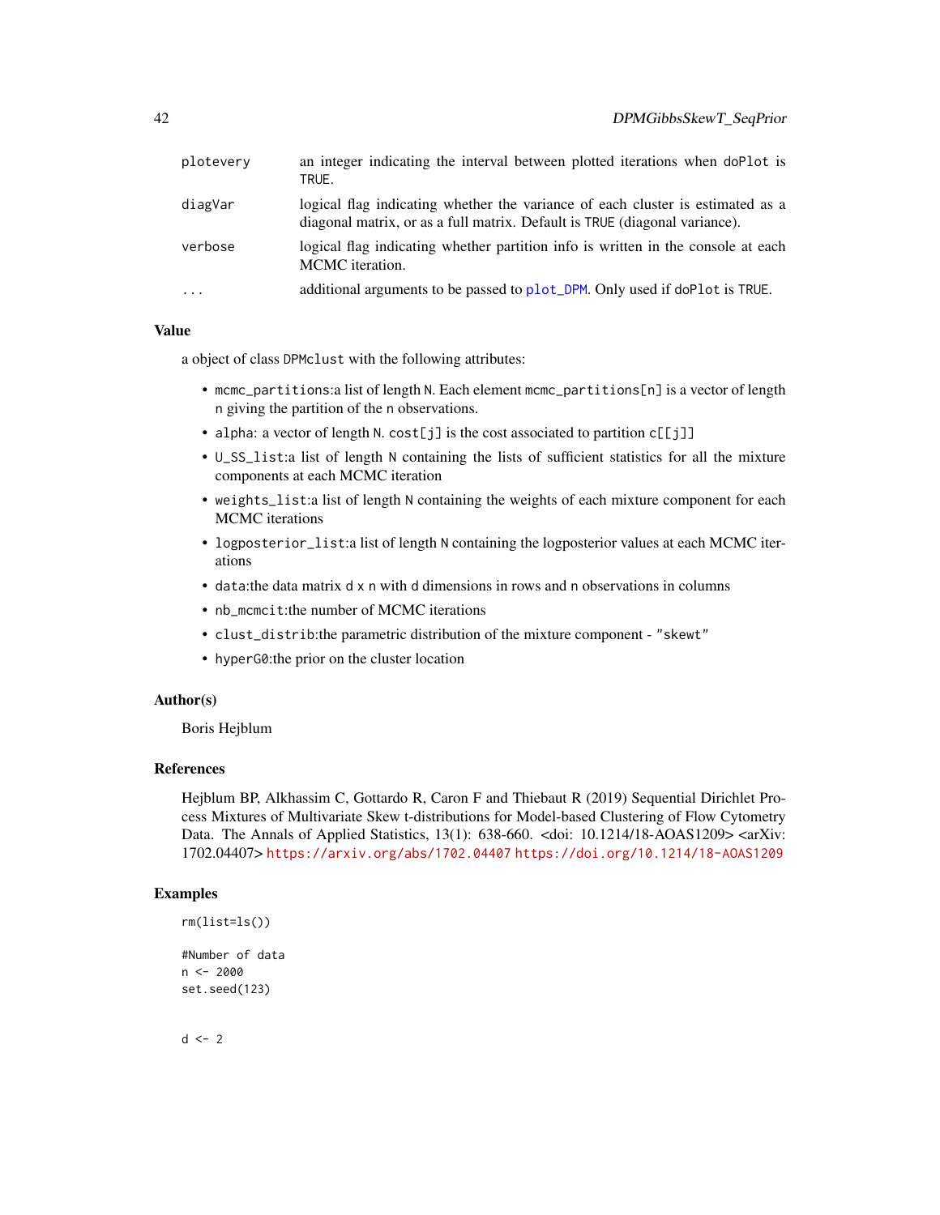| | |
|---|---|
| plotevery | an integer indicating the interval between plotted iterations when doPlot is TRUE. |
| diagVar | logical flag indicating whether the variance of each cluster is estimated as a diagonal matrix, or as a full matrix. Default is TRUE (diagonal variance). |
| verbose | logical flag indicating whether partition info is written in the console at each MCMC iteration. |
| ... | additional arguments to be passed to plot_DPM. Only used if doPlot is TRUE. |

## Value

a object of class DPMclust with the following attributes:

- mcmc_partitions:a list of length N. Each element mcmc_partitions[n] is a vector of length n giving the partition of the n observations.
- alpha: a vector of length N. cost[j] is the cost associated to partition c[[j]]
- U_SS_list:a list of length N containing the lists of sufficient statistics for all the mixture components at each MCMC iteration
- weights_list:a list of length N containing the weights of each mixture component for each MCMC iterations
- logposterior_list:a list of length N containing the logposterior values at each MCMC iterations
- data:the data matrix d x n with d dimensions in rows and n observations in columns
- nb_mcmcit:the number of MCMC iterations
- clust_distrib:the parametric distribution of the mixture component - "skewt"
- hyperG0:the prior on the cluster location

## Author(s)

Boris Hejblum

## References

Hejblum BP, Alkhassim C, Gottardo R, Caron F and Thiebaut R (2019) Sequential Dirichlet Process Mixtures of Multivariate Skew t-distributions for Model-based Clustering of Flow Cytometry Data. The Annals of Applied Statistics, 13(1): 638-660. <doi: 10.1214/18-AOAS1209> <arXiv: 1702.04407> https://arxiv.org/abs/1702.04407 https://doi.org/10.1214/18-AOAS1209

## Examples

```
rm(list=ls())

#Number of data
n <- 2000
set.seed(123)


d <- 2
```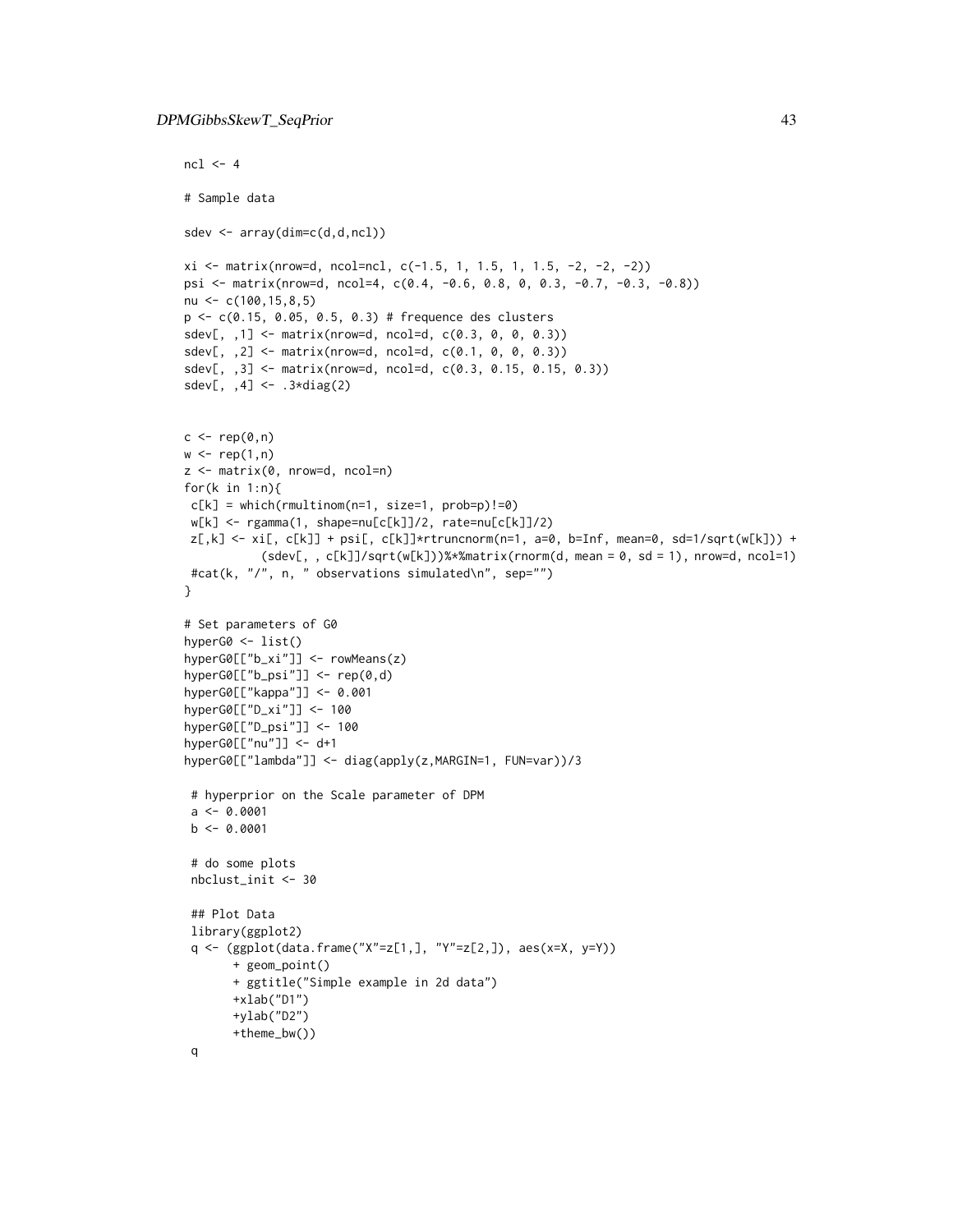```
ncl <- 4

# Sample data

sdev <- array(dim=c(d,d,ncl))

xi <- matrix(nrow=d, ncol=ncl, c(-1.5, 1, 1.5, 1, 1.5, -2, -2, -2))
psi <- matrix(nrow=d, ncol=4, c(0.4, -0.6, 0.8, 0, 0.3, -0.7, -0.3, -0.8))
nu <- c(100,15,8,5)
p <- c(0.15, 0.05, 0.5, 0.3) # frequence des clusters
sdev[, ,1] <- matrix(nrow=d, ncol=d, c(0.3, 0, 0, 0.3))
sdev[, ,2] <- matrix(nrow=d, ncol=d, c(0.1, 0, 0, 0.3))
sdev[, ,3] <- matrix(nrow=d, ncol=d, c(0.3, 0.15, 0.15, 0.3))
sdev[, ,4] <- .3*diag(2)


c <- rep(0,n)
w <- rep(1,n)
z <- matrix(0, nrow=d, ncol=n)
for(k in 1:n){
 c[k] = which(rmultinom(n=1, size=1, prob=p)!=0)
 w[k] <- rgamma(1, shape=nu[c[k]]/2, rate=nu[c[k]]/2)
 z[,k] <- xi[, c[k]] + psi[, c[k]]*rtruncnorm(n=1, a=0, b=Inf, mean=0, sd=1/sqrt(w[k])) +
           (sdev[, , c[k]]/sqrt(w[k]))%*%matrix(rnorm(d, mean = 0, sd = 1), nrow=d, ncol=1)
 #cat(k, "/", n, " observations simulated\n", sep="")
}

# Set parameters of G0
hyperG0 <- list()
hyperG0[["b_xi"]] <- rowMeans(z)
hyperG0[["b_psi"]] <- rep(0,d)
hyperG0[["kappa"]] <- 0.001
hyperG0[["D_xi"]] <- 100
hyperG0[["D_psi"]] <- 100
hyperG0[["nu"]] <- d+1
hyperG0[["lambda"]] <- diag(apply(z,MARGIN=1, FUN=var))/3

 # hyperprior on the Scale parameter of DPM
 a <- 0.0001
 b <- 0.0001

 # do some plots
 nbclust_init <- 30

 ## Plot Data
 library(ggplot2)
 q <- (ggplot(data.frame("X"=z[1,], "Y"=z[2,]), aes(x=X, y=Y))
       + geom_point()
       + ggtitle("Simple example in 2d data")
       +xlab("D1")
       +ylab("D2")
       +theme_bw())
 q
```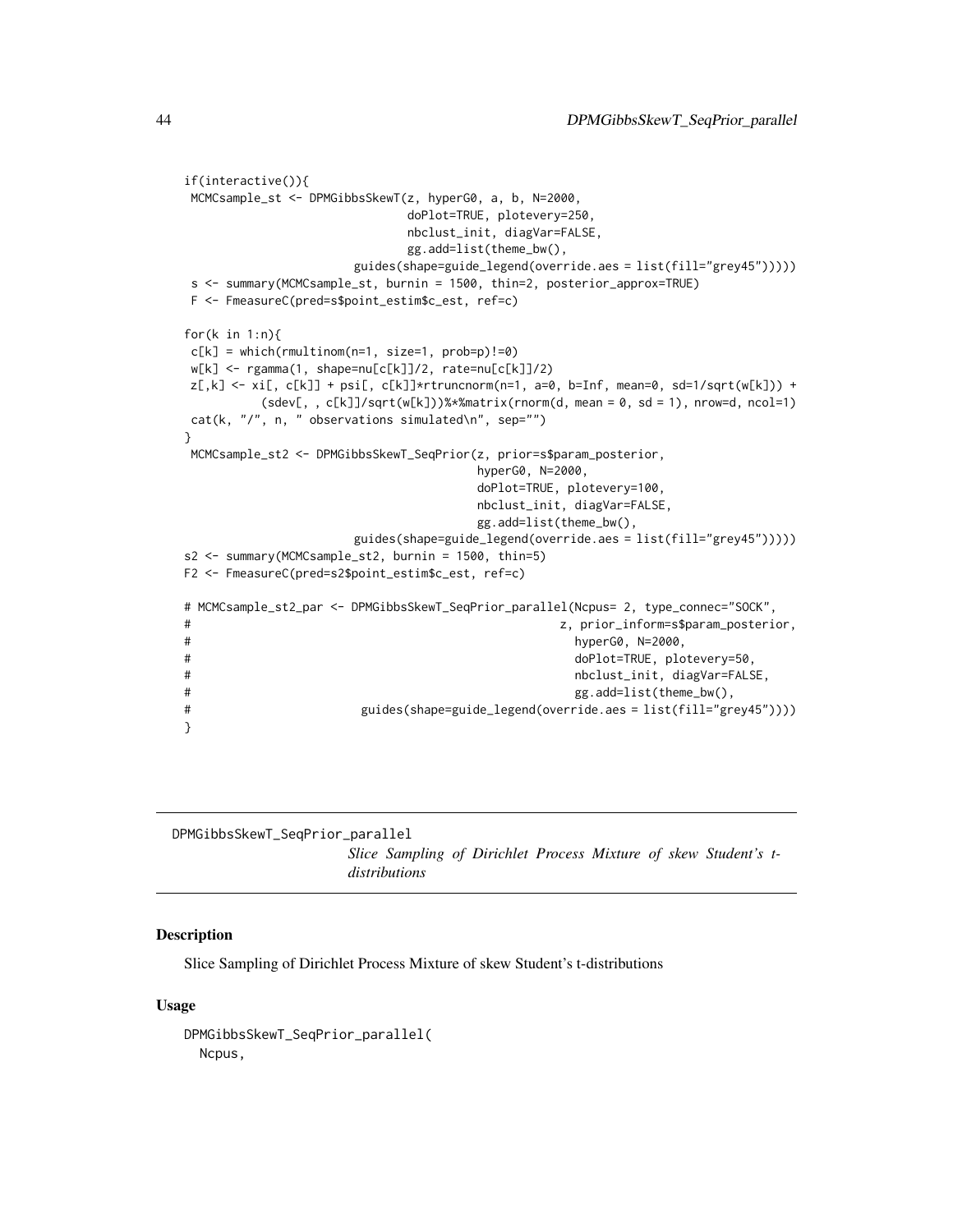```
if(interactive()){
 MCMCsample_st <- DPMGibbsSkewT(z, hyperG0, a, b, N=2000,
                               doPlot=TRUE, plotevery=250,
                               nbclust_init, diagVar=FALSE,
                               gg.add=list(theme_bw(),
                        guides(shape=guide_legend(override.aes = list(fill="grey45")))))
 s <- summary(MCMCsample_st, burnin = 1500, thin=2, posterior_approx=TRUE)
 F <- FmeasureC(pred=s$point_estim$c_est, ref=c)

for(k in 1:n){
 c[k] = which(rmultinom(n=1, size=1, prob=p)!=0)
 w[k] <- rgamma(1, shape=nu[c[k]]/2, rate=nu[c[k]]/2)
 z[,k] <- xi[, c[k]] + psi[, c[k]]*rtruncnorm(n=1, a=0, b=Inf, mean=0, sd=1/sqrt(w[k])) +
           (sdev[, , c[k]]/sqrt(w[k]))%*%matrix(rnorm(d, mean = 0, sd = 1), nrow=d, ncol=1)
 cat(k, "/", n, " observations simulated\n", sep="")
}
 MCMCsample_st2 <- DPMGibbsSkewT_SeqPrior(z, prior=s$param_posterior,
                                          hyperG0, N=2000,
                                          doPlot=TRUE, plotevery=100,
                                          nbclust_init, diagVar=FALSE,
                                          gg.add=list(theme_bw(),
                        guides(shape=guide_legend(override.aes = list(fill="grey45")))))
s2 <- summary(MCMCsample_st2, burnin = 1500, thin=5)
F2 <- FmeasureC(pred=s2$point_estim$c_est, ref=c)

# MCMCsample_st2_par <- DPMGibbsSkewT_SeqPrior_parallel(Ncpus= 2, type_connec="SOCK",
#                                                      z, prior_inform=s$param_posterior,
#                                                        hyperG0, N=2000,
#                                                        doPlot=TRUE, plotevery=50,
#                                                        nbclust_init, diagVar=FALSE,
#                                                        gg.add=list(theme_bw(),
#                         guides(shape=guide_legend(override.aes = list(fill="grey45"))))
}
```

---

DPMGibbsSkewT_SeqPrior_parallel

*Slice Sampling of Dirichlet Process Mixture of skew Student's t-distributions*

---

## Description

Slice Sampling of Dirichlet Process Mixture of skew Student's t-distributions

## Usage

```
DPMGibbsSkewT_SeqPrior_parallel(
  Ncpus,
```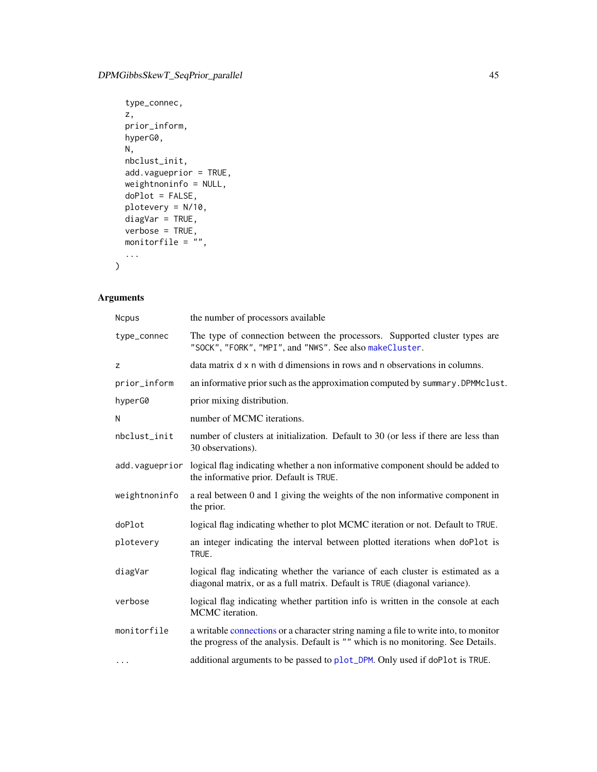```
  type_connec,
  z,
  prior_inform,
  hyperG0,
  N,
  nbclust_init,
  add.vagueprior = TRUE,
  weightnoninfo = NULL,
  doPlot = FALSE,
  plotevery = N/10,
  diagVar = TRUE,
  verbose = TRUE,
  monitorfile = "",
  ...
)
```

## Arguments

| | |
|---|---|
| Ncpus | the number of processors available |
| type_connec | The type of connection between the processors. Supported cluster types are "SOCK", "FORK", "MPI", and "NWS". See also makeCluster. |
| z | data matrix d x n with d dimensions in rows and n observations in columns. |
| prior_inform | an informative prior such as the approximation computed by summary.DPMMclust. |
| hyperG0 | prior mixing distribution. |
| N | number of MCMC iterations. |
| nbclust_init | number of clusters at initialization. Default to 30 (or less if there are less than 30 observations). |
| add.vagueprior | logical flag indicating whether a non informative component should be added to the informative prior. Default is TRUE. |
| weightnoninfo | a real between 0 and 1 giving the weights of the non informative component in the prior. |
| doPlot | logical flag indicating whether to plot MCMC iteration or not. Default to TRUE. |
| plotevery | an integer indicating the interval between plotted iterations when doPlot is TRUE. |
| diagVar | logical flag indicating whether the variance of each cluster is estimated as a diagonal matrix, or as a full matrix. Default is TRUE (diagonal variance). |
| verbose | logical flag indicating whether partition info is written in the console at each MCMC iteration. |
| monitorfile | a writable connections or a character string naming a file to write into, to monitor the progress of the analysis. Default is "" which is no monitoring. See Details. |
| ... | additional arguments to be passed to plot_DPM. Only used if doPlot is TRUE. |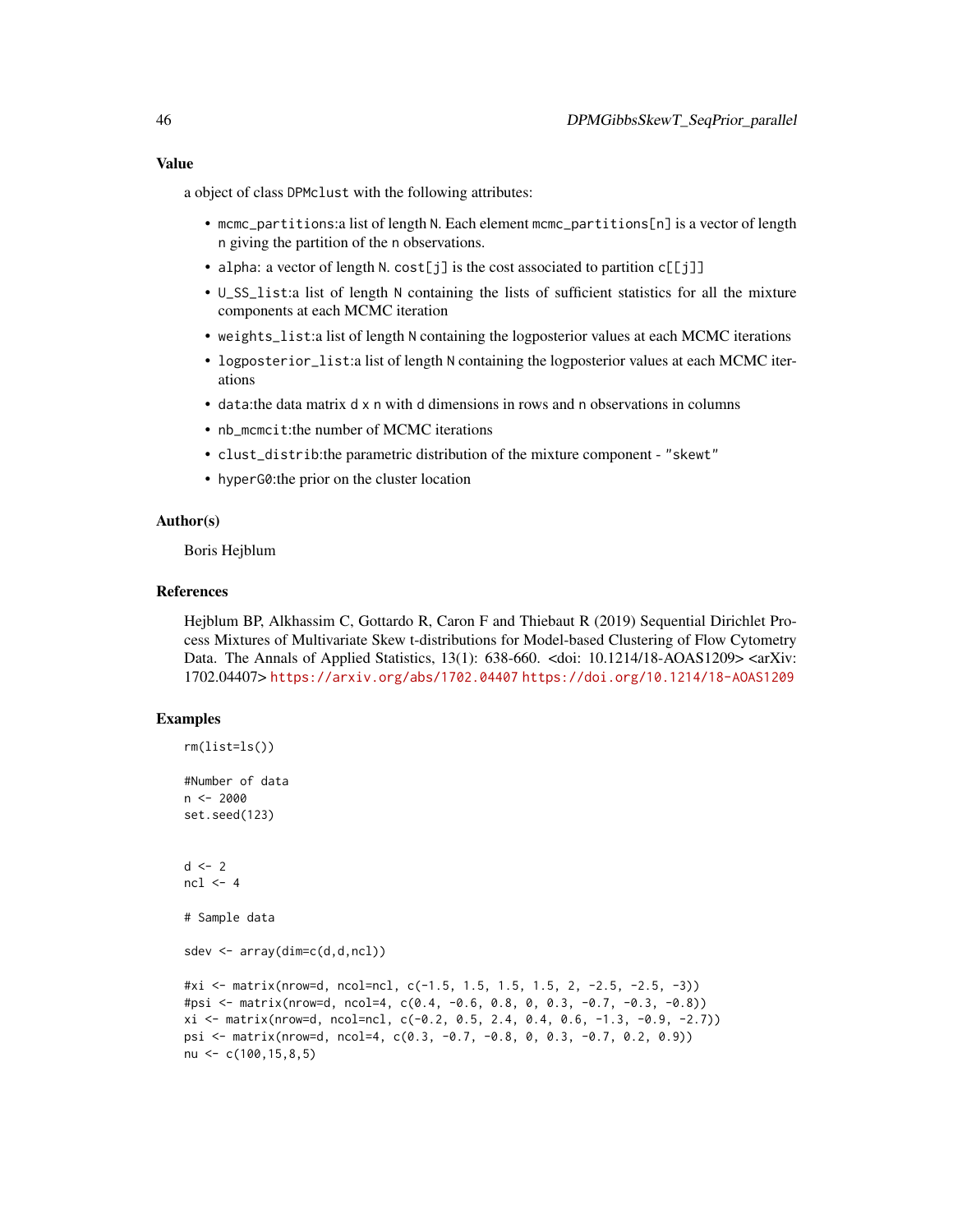## Value

a object of class `DPMclust` with the following attributes:

- `mcmc_partitions`:a list of length `N`. Each element `mcmc_partitions[n]` is a vector of length `n` giving the partition of the `n` observations.
- `alpha`: a vector of length `N`. `cost[j]` is the cost associated to partition `c[[j]]`
- `U_SS_list`:a list of length `N` containing the lists of sufficient statistics for all the mixture components at each MCMC iteration
- `weights_list`:a list of length `N` containing the logposterior values at each MCMC iterations
- `logposterior_list`:a list of length `N` containing the logposterior values at each MCMC iterations
- `data`:the data matrix `d x n` with `d` dimensions in rows and `n` observations in columns
- `nb_mcmcit`:the number of MCMC iterations
- `clust_distrib`:the parametric distribution of the mixture component - `"skewt"`
- `hyperG0`:the prior on the cluster location

## Author(s)

Boris Hejblum

## References

Hejblum BP, Alkhassim C, Gottardo R, Caron F and Thiebaut R (2019) Sequential Dirichlet Process Mixtures of Multivariate Skew t-distributions for Model-based Clustering of Flow Cytometry Data. The Annals of Applied Statistics, 13(1): 638-660. <doi: 10.1214/18-AOAS1209> <arXiv: 1702.04407> https://arxiv.org/abs/1702.04407 https://doi.org/10.1214/18-AOAS1209

## Examples

```
rm(list=ls())

#Number of data
n <- 2000
set.seed(123)


d <- 2
ncl <- 4

# Sample data

sdev <- array(dim=c(d,d,ncl))

#xi <- matrix(nrow=d, ncol=ncl, c(-1.5, 1.5, 1.5, 1.5, 2, -2.5, -2.5, -3))
#psi <- matrix(nrow=d, ncol=4, c(0.4, -0.6, 0.8, 0, 0.3, -0.7, -0.3, -0.8))
xi <- matrix(nrow=d, ncol=ncl, c(-0.2, 0.5, 2.4, 0.4, 0.6, -1.3, -0.9, -2.7))
psi <- matrix(nrow=d, ncol=4, c(0.3, -0.7, -0.8, 0, 0.3, -0.7, 0.2, 0.9))
nu <- c(100,15,8,5)
```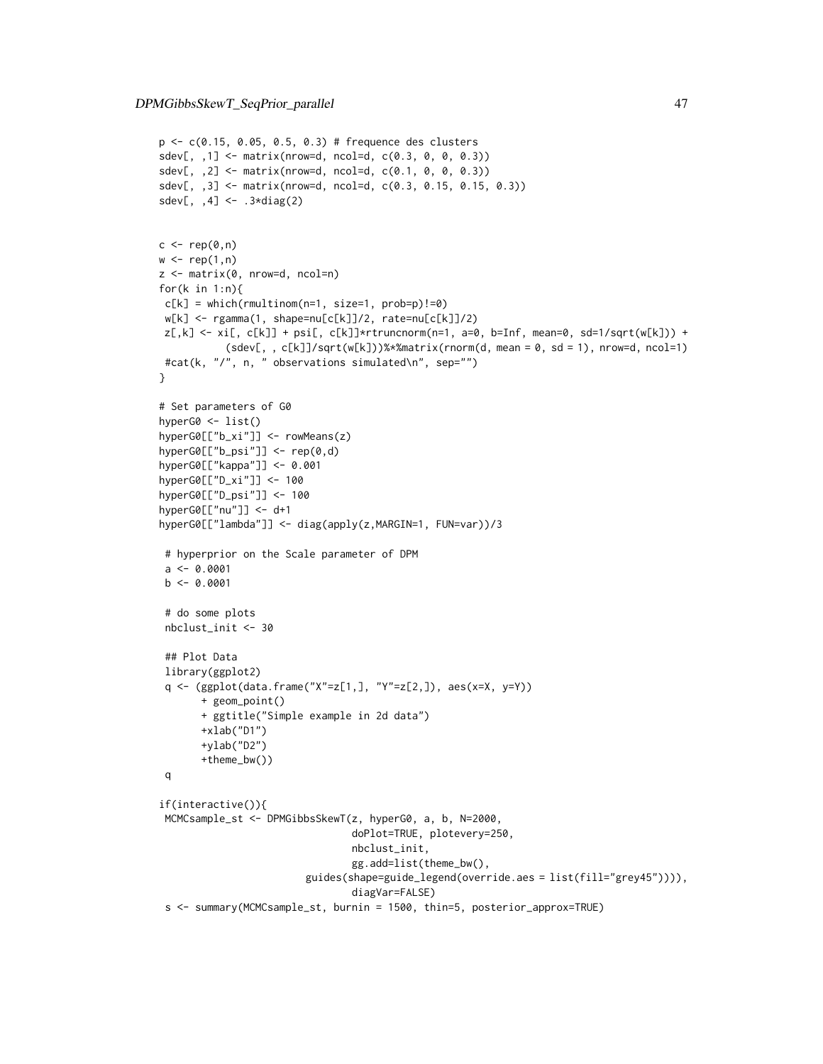```
p <- c(0.15, 0.05, 0.5, 0.3) # frequence des clusters
sdev[, ,1] <- matrix(nrow=d, ncol=d, c(0.3, 0, 0, 0.3))
sdev[, ,2] <- matrix(nrow=d, ncol=d, c(0.1, 0, 0, 0.3))
sdev[, ,3] <- matrix(nrow=d, ncol=d, c(0.3, 0.15, 0.15, 0.3))
sdev[, ,4] <- .3*diag(2)


c <- rep(0,n)
w <- rep(1,n)
z <- matrix(0, nrow=d, ncol=n)
for(k in 1:n){
 c[k] = which(rmultinom(n=1, size=1, prob=p)!=0)
 w[k] <- rgamma(1, shape=nu[c[k]]/2, rate=nu[c[k]]/2)
 z[,k] <- xi[, c[k]] + psi[, c[k]]*rtruncnorm(n=1, a=0, b=Inf, mean=0, sd=1/sqrt(w[k])) +
           (sdev[, , c[k]]/sqrt(w[k]))%*%matrix(rnorm(d, mean = 0, sd = 1), nrow=d, ncol=1)
 #cat(k, "/", n, " observations simulated\n", sep="")
}

# Set parameters of G0
hyperG0 <- list()
hyperG0[["b_xi"]] <- rowMeans(z)
hyperG0[["b_psi"]] <- rep(0,d)
hyperG0[["kappa"]] <- 0.001
hyperG0[["D_xi"]] <- 100
hyperG0[["D_psi"]] <- 100
hyperG0[["nu"]] <- d+1
hyperG0[["lambda"]] <- diag(apply(z,MARGIN=1, FUN=var))/3

 # hyperprior on the Scale parameter of DPM
 a <- 0.0001
 b <- 0.0001

 # do some plots
 nbclust_init <- 30

 ## Plot Data
 library(ggplot2)
 q <- (ggplot(data.frame("X"=z[1,], "Y"=z[2,]), aes(x=X, y=Y))
       + geom_point()
       + ggtitle("Simple example in 2d data")
       +xlab("D1")
       +ylab("D2")
       +theme_bw())
 q

if(interactive()){
 MCMCsample_st <- DPMGibbsSkewT(z, hyperG0, a, b, N=2000,
                                doPlot=TRUE, plotevery=250,
                                nbclust_init,
                                gg.add=list(theme_bw(),
                         guides(shape=guide_legend(override.aes = list(fill="grey45")))),
                                diagVar=FALSE)
 s <- summary(MCMCsample_st, burnin = 1500, thin=5, posterior_approx=TRUE)
```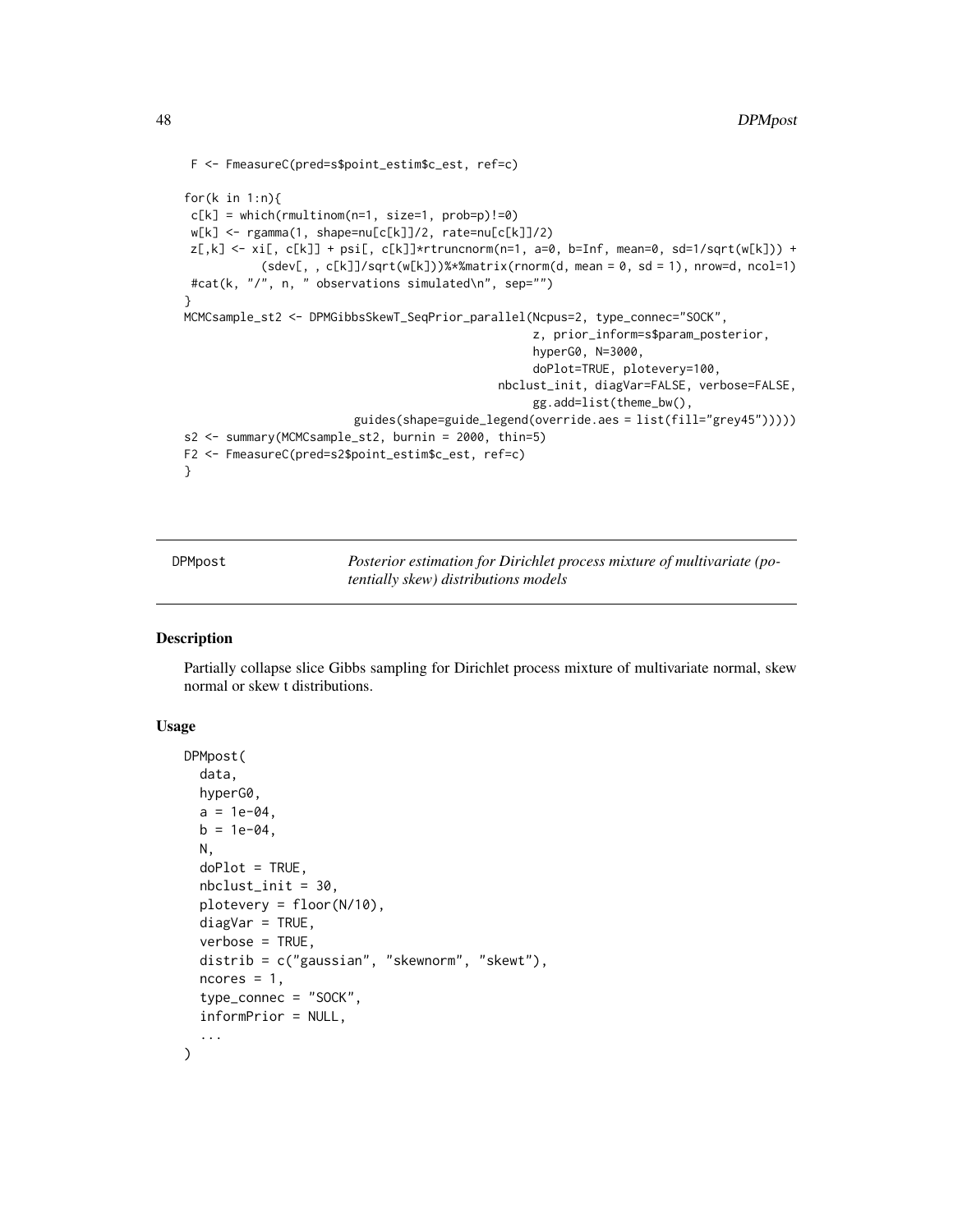```
F <- FmeasureC(pred=s$point_estim$c_est, ref=c)

for(k in 1:n){
 c[k] = which(rmultinom(n=1, size=1, prob=p)!=0)
 w[k] <- rgamma(1, shape=nu[c[k]]/2, rate=nu[c[k]]/2)
 z[,k] <- xi[, c[k]] + psi[, c[k]]*rtruncnorm(n=1, a=0, b=Inf, mean=0, sd=1/sqrt(w[k])) +
          (sdev[, , c[k]]/sqrt(w[k]))%*%matrix(rnorm(d, mean = 0, sd = 1), nrow=d, ncol=1)
 #cat(k, "/", n, " observations simulated\n", sep="")
}
MCMCsample_st2 <- DPMGibbsSkewT_SeqPrior_parallel(Ncpus=2, type_connec="SOCK",
                                                   z, prior_inform=s$param_posterior,
                                                   hyperG0, N=3000,
                                                   doPlot=TRUE, plotevery=100,
                                                nbclust_init, diagVar=FALSE, verbose=FALSE,
                                                   gg.add=list(theme_bw(),
                          guides(shape=guide_legend(override.aes = list(fill="grey45")))))
s2 <- summary(MCMCsample_st2, burnin = 2000, thin=5)
F2 <- FmeasureC(pred=s2$point_estim$c_est, ref=c)
}
```

## DPMpost — *Posterior estimation for Dirichlet process mixture of multivariate (potentially skew) distributions models*

### Description

Partially collapse slice Gibbs sampling for Dirichlet process mixture of multivariate normal, skew normal or skew t distributions.

### Usage

```
DPMpost(
  data,
  hyperG0,
  a = 1e-04,
  b = 1e-04,
  N,
  doPlot = TRUE,
  nbclust_init = 30,
  plotevery = floor(N/10),
  diagVar = TRUE,
  verbose = TRUE,
  distrib = c("gaussian", "skewnorm", "skewt"),
  ncores = 1,
  type_connec = "SOCK",
  informPrior = NULL,
  ...
)
```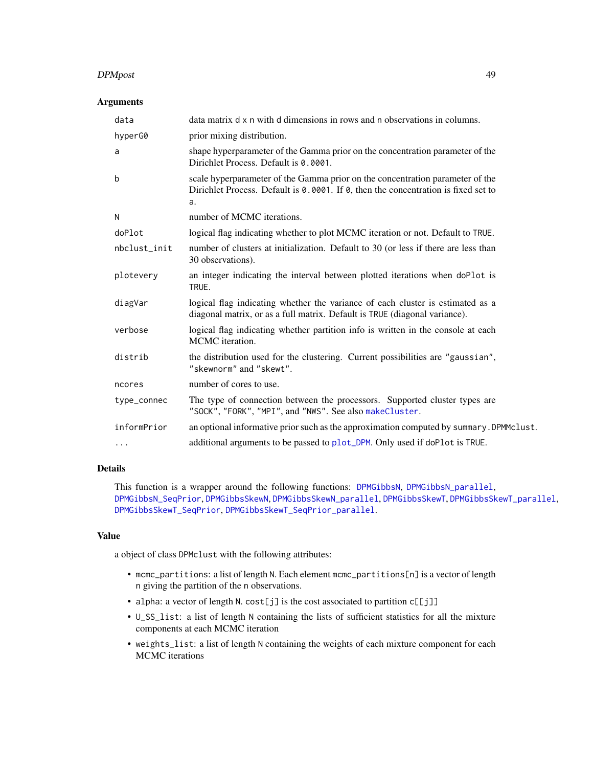### Arguments

| | |
|---|---|
| `data` | data matrix `d x n` with `d` dimensions in rows and `n` observations in columns. |
| `hyperG0` | prior mixing distribution. |
| `a` | shape hyperparameter of the Gamma prior on the concentration parameter of the Dirichlet Process. Default is `0.0001`. |
| `b` | scale hyperparameter of the Gamma prior on the concentration parameter of the Dirichlet Process. Default is `0.0001`. If `0`, then the concentration is fixed set to `a`. |
| `N` | number of MCMC iterations. |
| `doPlot` | logical flag indicating whether to plot MCMC iteration or not. Default to `TRUE`. |
| `nbclust_init` | number of clusters at initialization. Default to 30 (or less if there are less than 30 observations). |
| `plotevery` | an integer indicating the interval between plotted iterations when `doPlot` is `TRUE`. |
| `diagVar` | logical flag indicating whether the variance of each cluster is estimated as a diagonal matrix, or as a full matrix. Default is `TRUE` (diagonal variance). |
| `verbose` | logical flag indicating whether partition info is written in the console at each MCMC iteration. |
| `distrib` | the distribution used for the clustering. Current possibilities are `"gaussian"`, `"skewnorm"` and `"skewt"`. |
| `ncores` | number of cores to use. |
| `type_connec` | The type of connection between the processors. Supported cluster types are `"SOCK"`, `"FORK"`, `"MPI"`, and `"NWS"`. See also `makeCluster`. |
| `informPrior` | an optional informative prior such as the approximation computed by `summary.DPMMclust`. |
| `...` | additional arguments to be passed to `plot_DPM`. Only used if `doPlot` is `TRUE`. |

### Details

This function is a wrapper around the following functions: `DPMGibbsN`, `DPMGibbsN_parallel`, `DPMGibbsN_SeqPrior`, `DPMGibbsSkewN`, `DPMGibbsSkewN_parallel`, `DPMGibbsSkewT`, `DPMGibbsSkewT_parallel`, `DPMGibbsSkewT_SeqPrior`, `DPMGibbsSkewT_SeqPrior_parallel`.

### Value

a object of class `DPMclust` with the following attributes:

- `mcmc_partitions`: a list of length `N`. Each element `mcmc_partitions[n]` is a vector of length `n` giving the partition of the `n` observations.
- `alpha`: a vector of length `N`. `cost[j]` is the cost associated to partition `c[[j]]`
- `U_SS_list`: a list of length `N` containing the lists of sufficient statistics for all the mixture components at each MCMC iteration
- `weights_list`: a list of length `N` containing the weights of each mixture component for each MCMC iterations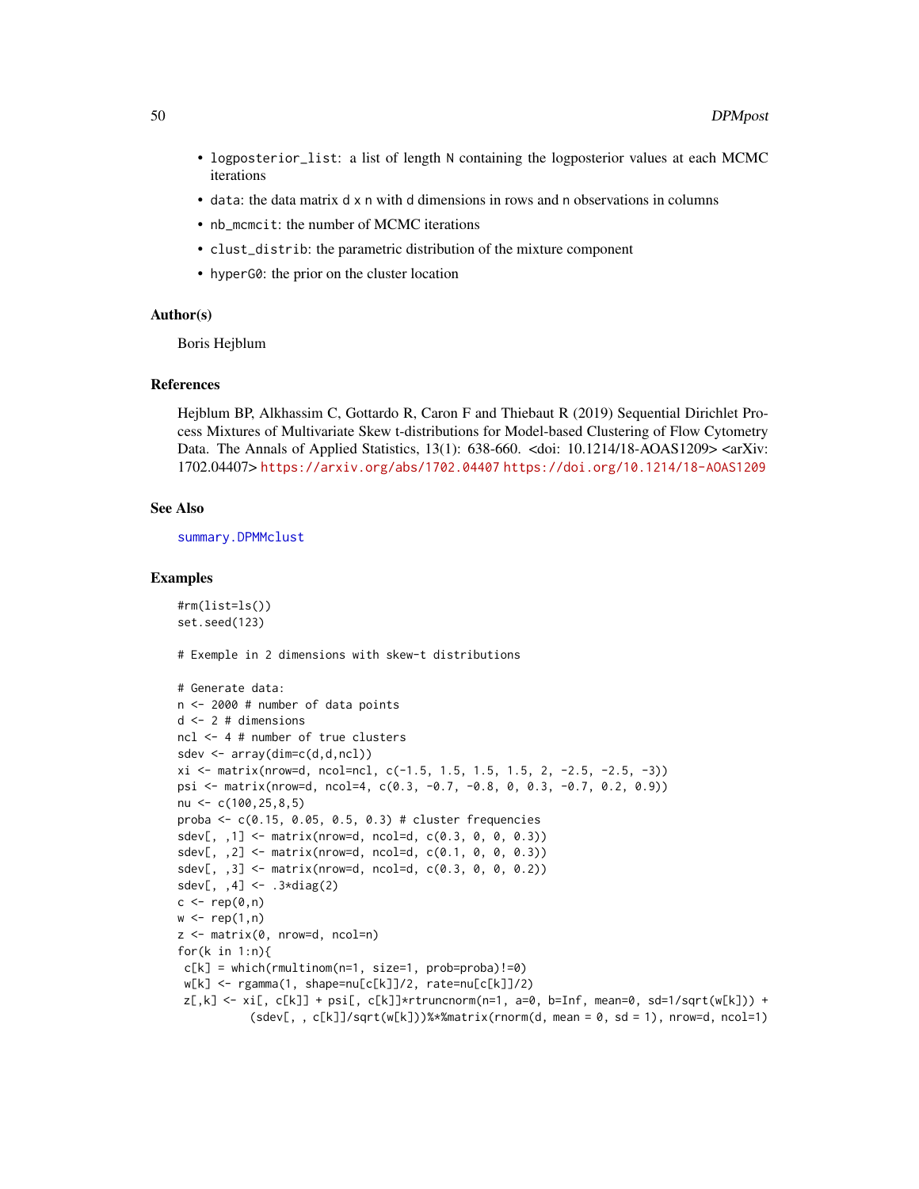- logposterior_list: a list of length N containing the logposterior values at each MCMC iterations
- data: the data matrix d x n with d dimensions in rows and n observations in columns
- nb_mcmcit: the number of MCMC iterations
- clust_distrib: the parametric distribution of the mixture component
- hyperG0: the prior on the cluster location

## Author(s)

Boris Hejblum

## References

Hejblum BP, Alkhassim C, Gottardo R, Caron F and Thiebaut R (2019) Sequential Dirichlet Process Mixtures of Multivariate Skew t-distributions for Model-based Clustering of Flow Cytometry Data. The Annals of Applied Statistics, 13(1): 638-660. <doi: 10.1214/18-AOAS1209> <arXiv: 1702.04407> https://arxiv.org/abs/1702.04407 https://doi.org/10.1214/18-AOAS1209

## See Also

summary.DPMMclust

## Examples

```
#rm(list=ls())
set.seed(123)

# Exemple in 2 dimensions with skew-t distributions

# Generate data:
n <- 2000 # number of data points
d <- 2 # dimensions
ncl <- 4 # number of true clusters
sdev <- array(dim=c(d,d,ncl))
xi <- matrix(nrow=d, ncol=ncl, c(-1.5, 1.5, 1.5, 1.5, 2, -2.5, -2.5, -3))
psi <- matrix(nrow=d, ncol=4, c(0.3, -0.7, -0.8, 0, 0.3, -0.7, 0.2, 0.9))
nu <- c(100,25,8,5)
proba <- c(0.15, 0.05, 0.5, 0.3) # cluster frequencies
sdev[, ,1] <- matrix(nrow=d, ncol=d, c(0.3, 0, 0, 0.3))
sdev[, ,2] <- matrix(nrow=d, ncol=d, c(0.1, 0, 0, 0.3))
sdev[, ,3] <- matrix(nrow=d, ncol=d, c(0.3, 0, 0, 0.2))
sdev[, ,4] <- .3*diag(2)
c <- rep(0,n)
w <- rep(1,n)
z <- matrix(0, nrow=d, ncol=n)
for(k in 1:n){
 c[k] = which(rmultinom(n=1, size=1, prob=proba)!=0)
 w[k] <- rgamma(1, shape=nu[c[k]]/2, rate=nu[c[k]]/2)
 z[,k] <- xi[, c[k]] + psi[, c[k]]*rtruncnorm(n=1, a=0, b=Inf, mean=0, sd=1/sqrt(w[k])) +
           (sdev[, , c[k]]/sqrt(w[k]))%*%matrix(rnorm(d, mean = 0, sd = 1), nrow=d, ncol=1)
```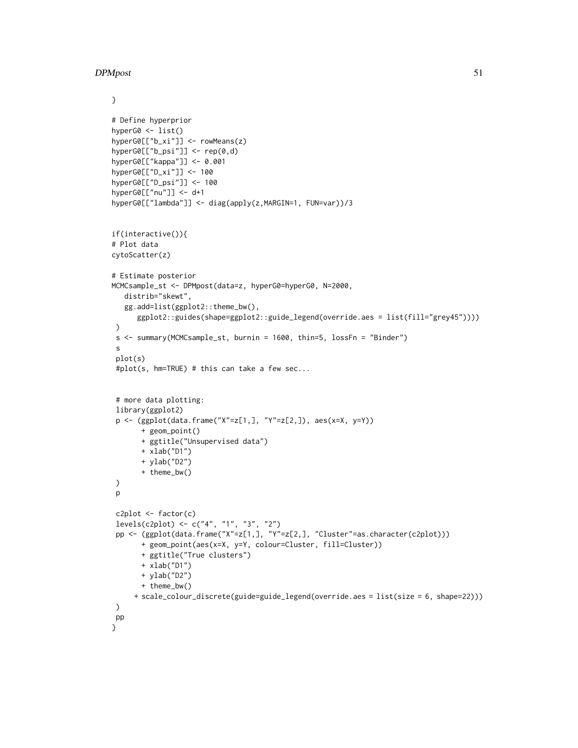```
}

# Define hyperprior
hyperG0 <- list()
hyperG0[["b_xi"]] <- rowMeans(z)
hyperG0[["b_psi"]] <- rep(0,d)
hyperG0[["kappa"]] <- 0.001
hyperG0[["D_xi"]] <- 100
hyperG0[["D_psi"]] <- 100
hyperG0[["nu"]] <- d+1
hyperG0[["lambda"]] <- diag(apply(z,MARGIN=1, FUN=var))/3


if(interactive()){
# Plot data
cytoScatter(z)

# Estimate posterior
MCMCsample_st <- DPMpost(data=z, hyperG0=hyperG0, N=2000,
   distrib="skewt",
   gg.add=list(ggplot2::theme_bw(),
      ggplot2::guides(shape=ggplot2::guide_legend(override.aes = list(fill="grey45"))))
 )
 s <- summary(MCMCsample_st, burnin = 1600, thin=5, lossFn = "Binder")
 s
 plot(s)
 #plot(s, hm=TRUE) # this can take a few sec...


 # more data plotting:
 library(ggplot2)
 p <- (ggplot(data.frame("X"=z[1,], "Y"=z[2,]), aes(x=X, y=Y))
       + geom_point()
       + ggtitle("Unsupervised data")
       + xlab("D1")
       + ylab("D2")
       + theme_bw()
 )
 p

 c2plot <- factor(c)
 levels(c2plot) <- c("4", "1", "3", "2")
 pp <- (ggplot(data.frame("X"=z[1,], "Y"=z[2,], "Cluster"=as.character(c2plot)))
       + geom_point(aes(x=X, y=Y, colour=Cluster, fill=Cluster))
       + ggtitle("True clusters")
       + xlab("D1")
       + ylab("D2")
       + theme_bw()
     + scale_colour_discrete(guide=guide_legend(override.aes = list(size = 6, shape=22)))
 )
 pp
}
```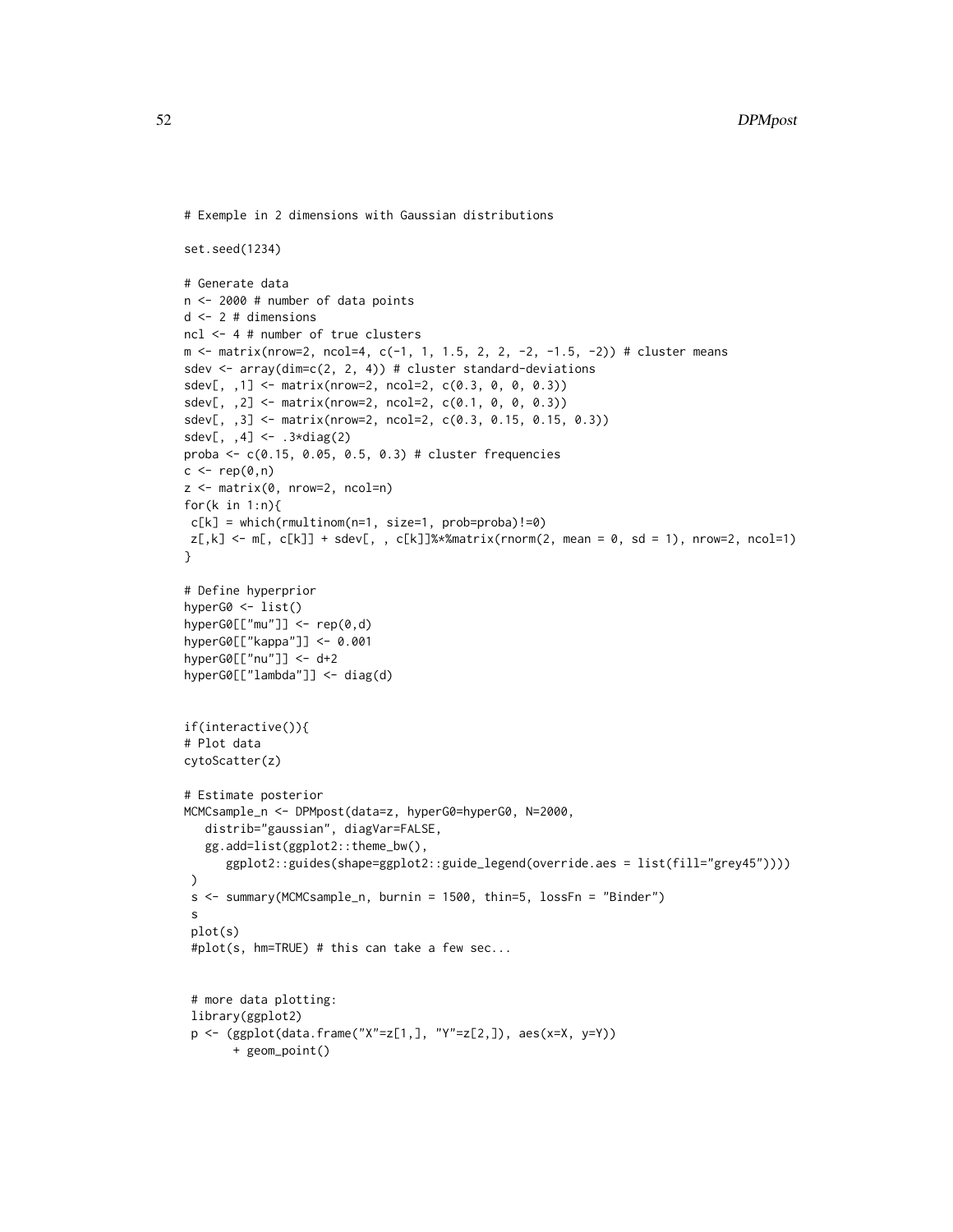```
# Exemple in 2 dimensions with Gaussian distributions

set.seed(1234)

# Generate data
n <- 2000 # number of data points
d <- 2 # dimensions
ncl <- 4 # number of true clusters
m <- matrix(nrow=2, ncol=4, c(-1, 1, 1.5, 2, 2, -2, -1.5, -2)) # cluster means
sdev <- array(dim=c(2, 2, 4)) # cluster standard-deviations
sdev[, ,1] <- matrix(nrow=2, ncol=2, c(0.3, 0, 0, 0.3))
sdev[, ,2] <- matrix(nrow=2, ncol=2, c(0.1, 0, 0, 0.3))
sdev[, ,3] <- matrix(nrow=2, ncol=2, c(0.3, 0.15, 0.15, 0.3))
sdev[, ,4] <- .3*diag(2)
proba <- c(0.15, 0.05, 0.5, 0.3) # cluster frequencies
c <- rep(0,n)
z <- matrix(0, nrow=2, ncol=n)
for(k in 1:n){
 c[k] = which(rmultinom(n=1, size=1, prob=proba)!=0)
 z[,k] <- m[, c[k]] + sdev[, , c[k]]%*%matrix(rnorm(2, mean = 0, sd = 1), nrow=2, ncol=1)
}

# Define hyperprior
hyperG0 <- list()
hyperG0[["mu"]] <- rep(0,d)
hyperG0[["kappa"]] <- 0.001
hyperG0[["nu"]] <- d+2
hyperG0[["lambda"]] <- diag(d)


if(interactive()){
# Plot data
cytoScatter(z)

# Estimate posterior
MCMCsample_n <- DPMpost(data=z, hyperG0=hyperG0, N=2000,
   distrib="gaussian", diagVar=FALSE,
   gg.add=list(ggplot2::theme_bw(),
      ggplot2::guides(shape=ggplot2::guide_legend(override.aes = list(fill="grey45"))))
 )
 s <- summary(MCMCsample_n, burnin = 1500, thin=5, lossFn = "Binder")
 s
 plot(s)
 #plot(s, hm=TRUE) # this can take a few sec...


 # more data plotting:
 library(ggplot2)
 p <- (ggplot(data.frame("X"=z[1,], "Y"=z[2,]), aes(x=X, y=Y))
       + geom_point()
```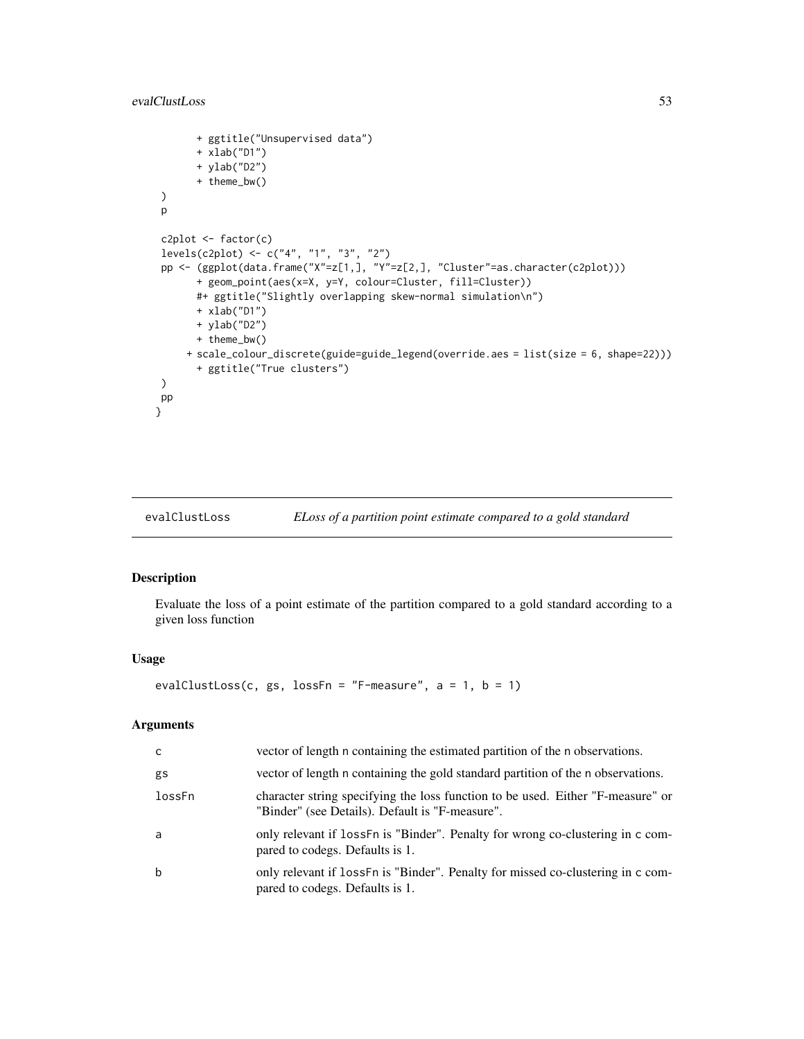```
        + ggtitle("Unsupervised data")
        + xlab("D1")
        + ylab("D2")
        + theme_bw()
 )
 p

 c2plot <- factor(c)
 levels(c2plot) <- c("4", "1", "3", "2")
 pp <- (ggplot(data.frame("X"=z[1,], "Y"=z[2,], "Cluster"=as.character(c2plot)))
       + geom_point(aes(x=X, y=Y, colour=Cluster, fill=Cluster))
       #+ ggtitle("Slightly overlapping skew-normal simulation\n")
       + xlab("D1")
       + ylab("D2")
       + theme_bw()
      + scale_colour_discrete(guide=guide_legend(override.aes = list(size = 6, shape=22)))
       + ggtitle("True clusters")
 )
 pp
}
```

---

## evalClustLoss — *ELoss of a partition point estimate compared to a gold standard*

### Description

Evaluate the loss of a point estimate of the partition compared to a gold standard according to a given loss function

### Usage

```
evalClustLoss(c, gs, lossFn = "F-measure", a = 1, b = 1)
```

### Arguments

| | |
|---|---|
| `c` | vector of length `n` containing the estimated partition of the `n` observations. |
| `gs` | vector of length `n` containing the gold standard partition of the `n` observations. |
| `lossFn` | character string specifying the loss function to be used. Either "F-measure" or "Binder" (see Details). Default is "F-measure". |
| `a` | only relevant if `lossFn` is "Binder". Penalty for wrong co-clustering in `c` compared to codegs. Defaults is 1. |
| `b` | only relevant if `lossFn` is "Binder". Penalty for missed co-clustering in `c` compared to codegs. Defaults is 1. |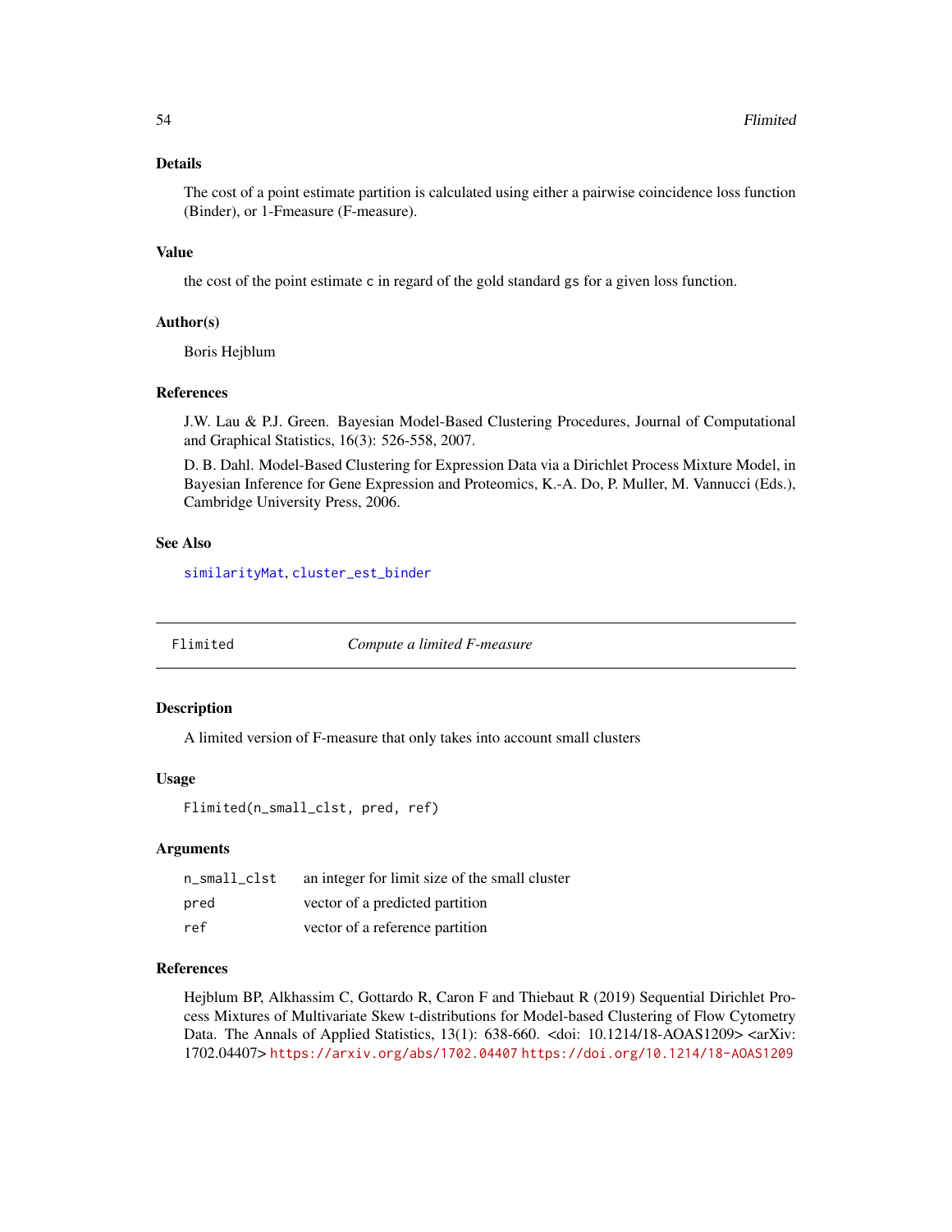### Details

The cost of a point estimate partition is calculated using either a pairwise coincidence loss function (Binder), or 1-Fmeasure (F-measure).

### Value

the cost of the point estimate `c` in regard of the gold standard `gs` for a given loss function.

### Author(s)

Boris Hejblum

### References

J.W. Lau & P.J. Green. Bayesian Model-Based Clustering Procedures, Journal of Computational and Graphical Statistics, 16(3): 526-558, 2007.

D. B. Dahl. Model-Based Clustering for Expression Data via a Dirichlet Process Mixture Model, in Bayesian Inference for Gene Expression and Proteomics, K.-A. Do, P. Muller, M. Vannucci (Eds.), Cambridge University Press, 2006.

### See Also

`similarityMat`, `cluster_est_binder`

---

## Flimited — *Compute a limited F-measure*

### Description

A limited version of F-measure that only takes into account small clusters

### Usage

```
Flimited(n_small_clst, pred, ref)
```

### Arguments

| | |
|---|---|
| `n_small_clst` | an integer for limit size of the small cluster |
| `pred` | vector of a predicted partition |
| `ref` | vector of a reference partition |

### References

Hejblum BP, Alkhassim C, Gottardo R, Caron F and Thiebaut R (2019) Sequential Dirichlet Process Mixtures of Multivariate Skew t-distributions for Model-based Clustering of Flow Cytometry Data. The Annals of Applied Statistics, 13(1): 638-660. <doi: 10.1214/18-AOAS1209> <arXiv: 1702.04407> https://arxiv.org/abs/1702.04407 https://doi.org/10.1214/18-AOAS1209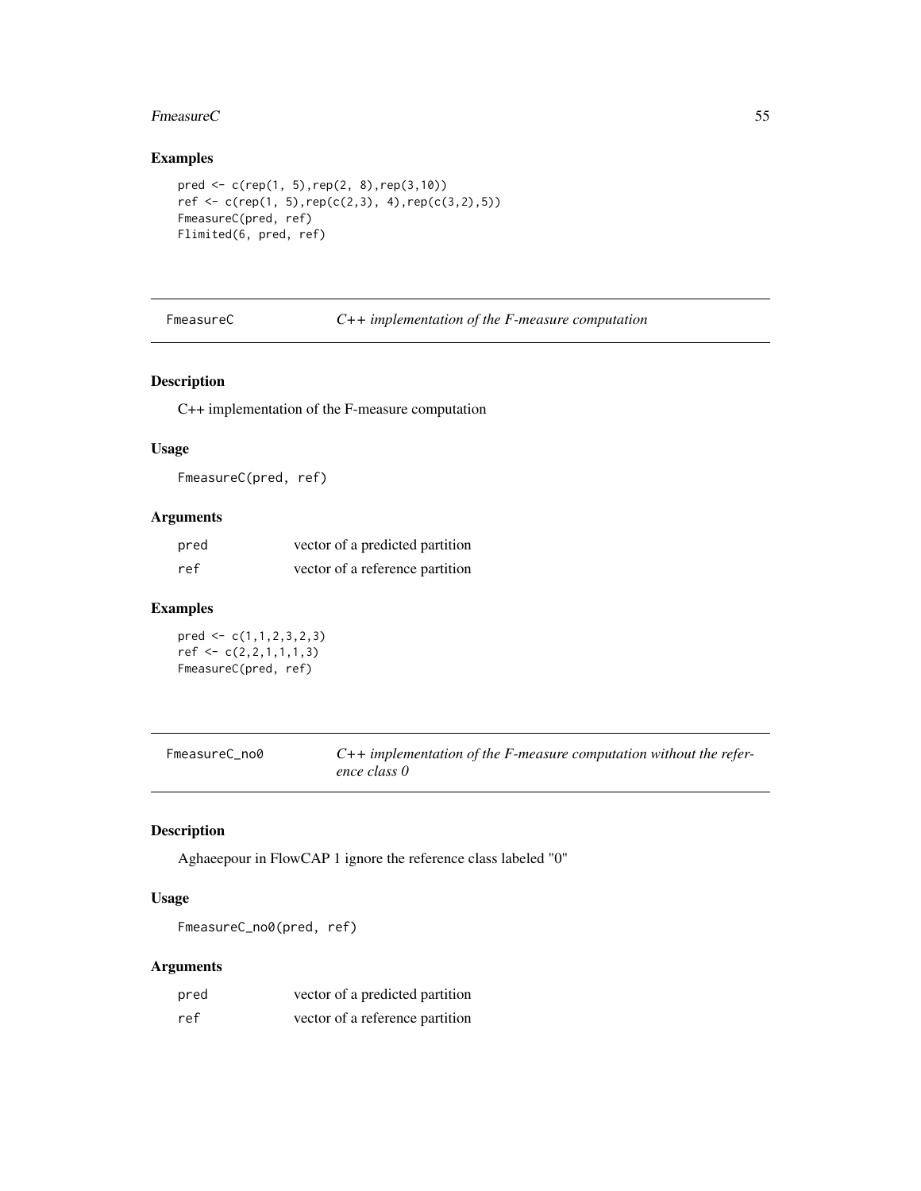## Examples

```
pred <- c(rep(1, 5),rep(2, 8),rep(3,10))
ref <- c(rep(1, 5),rep(c(2,3), 4),rep(c(3,2),5))
FmeasureC(pred, ref)
Flimited(6, pred, ref)
```

---

# FmeasureC    *C++ implementation of the F-measure computation*

## Description

C++ implementation of the F-measure computation

## Usage

```
FmeasureC(pred, ref)
```

## Arguments

| | |
|---|---|
| pred | vector of a predicted partition |
| ref | vector of a reference partition |

## Examples

```
pred <- c(1,1,2,3,2,3)
ref <- c(2,2,1,1,1,3)
FmeasureC(pred, ref)
```

---

# FmeasureC_no0    *C++ implementation of the F-measure computation without the reference class 0*

## Description

Aghaeepour in FlowCAP 1 ignore the reference class labeled "0"

## Usage

```
FmeasureC_no0(pred, ref)
```

## Arguments

| | |
|---|---|
| pred | vector of a predicted partition |
| ref | vector of a reference partition |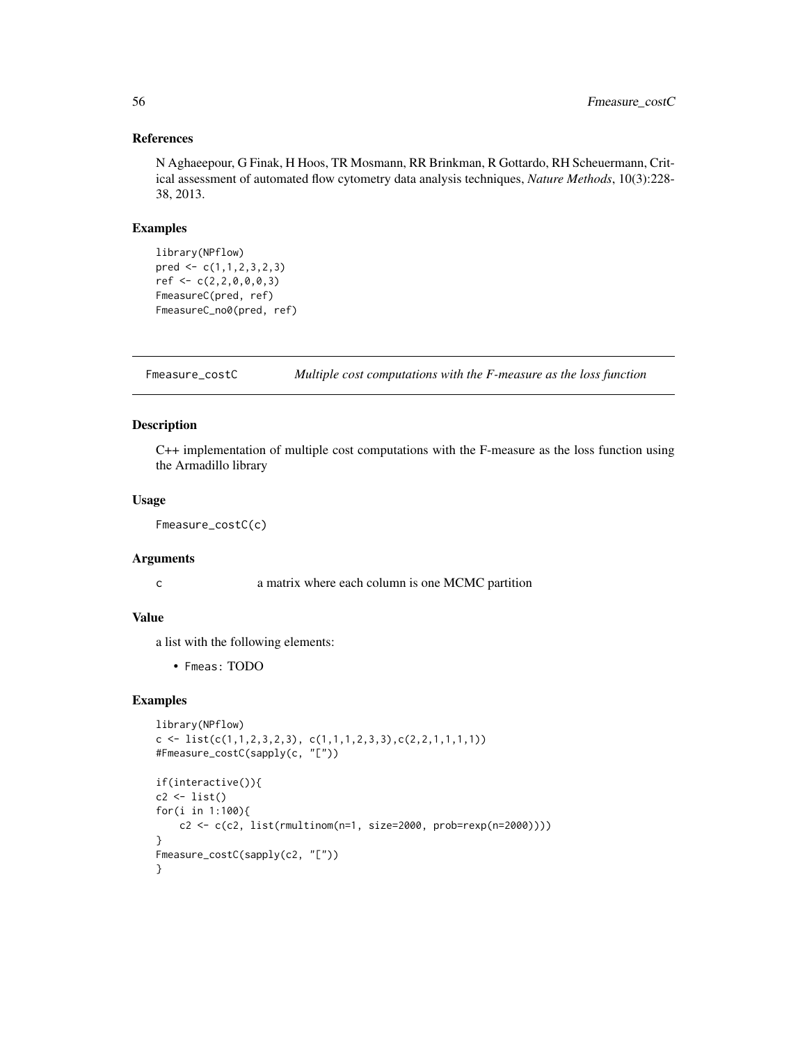### References

N Aghaeepour, G Finak, H Hoos, TR Mosmann, RR Brinkman, R Gottardo, RH Scheuermann, Critical assessment of automated flow cytometry data analysis techniques, *Nature Methods*, 10(3):228-38, 2013.

### Examples

```
library(NPflow)
pred <- c(1,1,2,3,2,3)
ref <- c(2,2,0,0,0,3)
FmeasureC(pred, ref)
FmeasureC_no0(pred, ref)
```

---

## Fmeasure_costC *Multiple cost computations with the F-measure as the loss function*

### Description

C++ implementation of multiple cost computations with the F-measure as the loss function using the Armadillo library

### Usage

```
Fmeasure_costC(c)
```

### Arguments

| | |
|---|---|
| c | a matrix where each column is one MCMC partition |

### Value

a list with the following elements:

- `Fmeas`: TODO

### Examples

```
library(NPflow)
c <- list(c(1,1,2,3,2,3), c(1,1,1,2,3,3),c(2,2,1,1,1,1))
#Fmeasure_costC(sapply(c, "["))

if(interactive()){
c2 <- list()
for(i in 1:100){
    c2 <- c(c2, list(rmultinom(n=1, size=2000, prob=rexp(n=2000))))
}
Fmeasure_costC(sapply(c2, "["))
}
```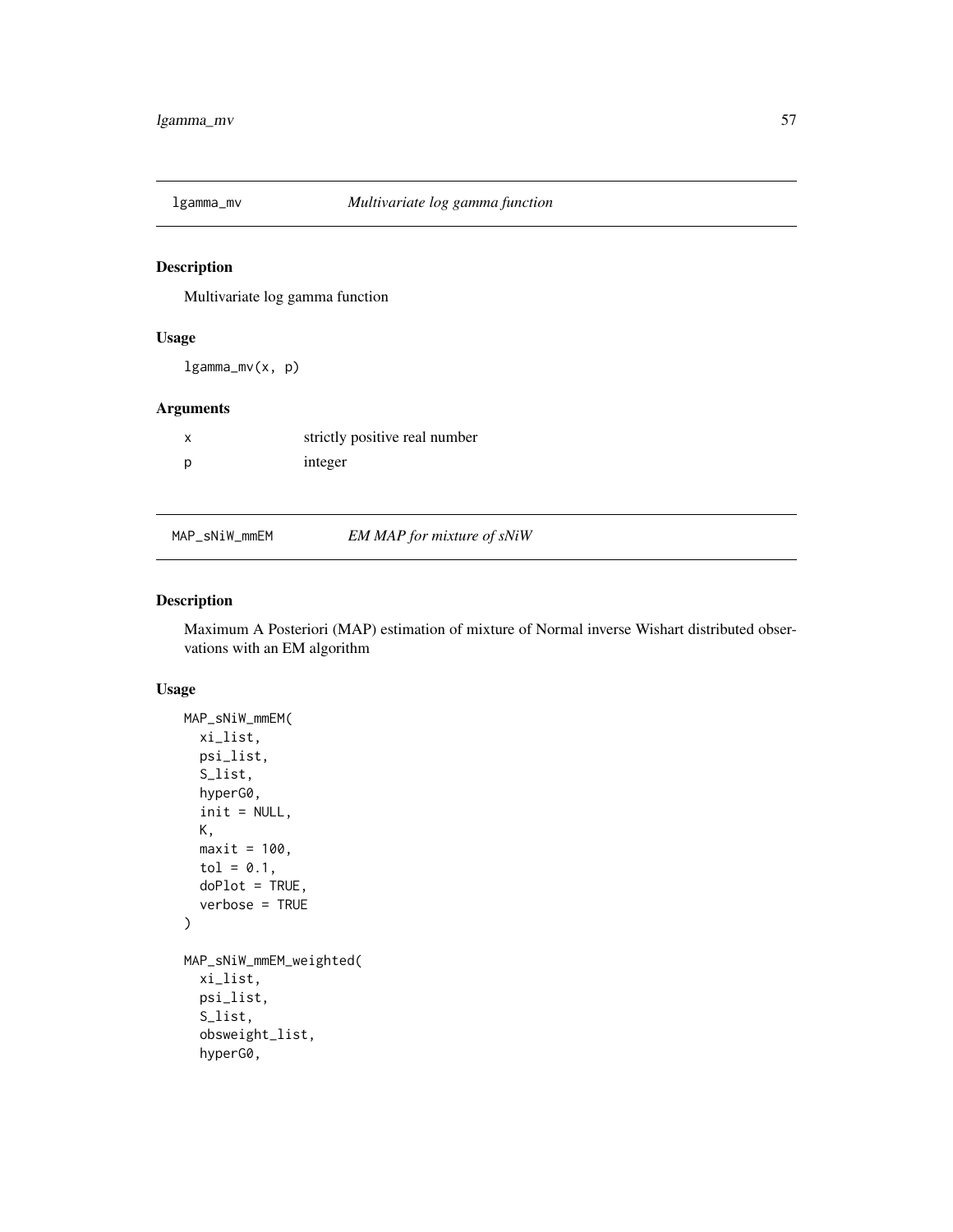## lgamma_mv — *Multivariate log gamma function*

### Description

Multivariate log gamma function

### Usage

```
lgamma_mv(x, p)
```

### Arguments

| | |
|---|---|
| x | strictly positive real number |
| p | integer |

## MAP_sNiW_mmEM — *EM MAP for mixture of sNiW*

### Description

Maximum A Posteriori (MAP) estimation of mixture of Normal inverse Wishart distributed observations with an EM algorithm

### Usage

```
MAP_sNiW_mmEM(
  xi_list,
  psi_list,
  S_list,
  hyperG0,
  init = NULL,
  K,
  maxit = 100,
  tol = 0.1,
  doPlot = TRUE,
  verbose = TRUE
)

MAP_sNiW_mmEM_weighted(
  xi_list,
  psi_list,
  S_list,
  obsweight_list,
  hyperG0,
```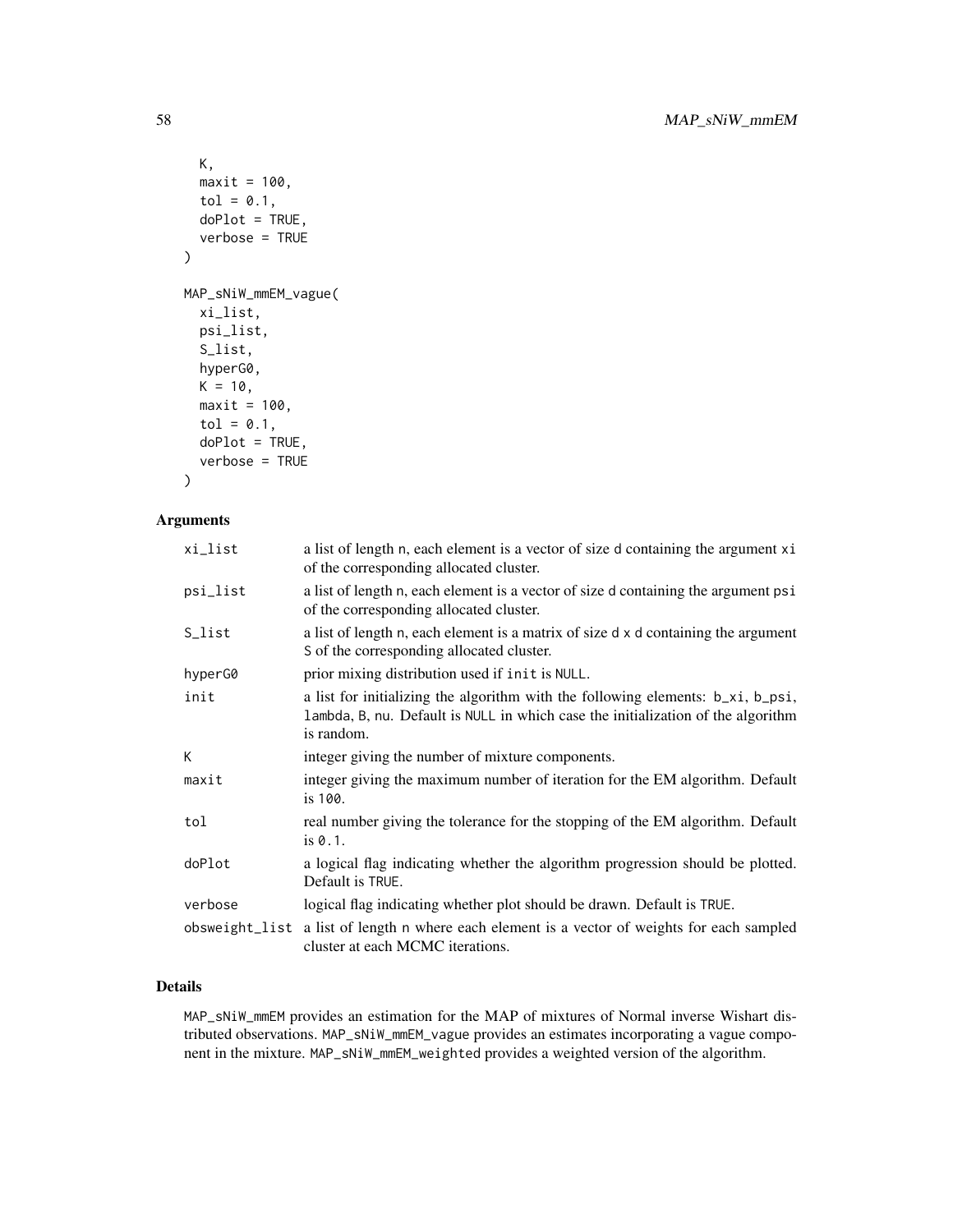```
  K,
  maxit = 100,
  tol = 0.1,
  doPlot = TRUE,
  verbose = TRUE
)

MAP_sNiW_mmEM_vague(
  xi_list,
  psi_list,
  S_list,
  hyperG0,
  K = 10,
  maxit = 100,
  tol = 0.1,
  doPlot = TRUE,
  verbose = TRUE
)
```

## Arguments

| | |
|---|---|
| xi_list | a list of length n, each element is a vector of size d containing the argument xi of the corresponding allocated cluster. |
| psi_list | a list of length n, each element is a vector of size d containing the argument psi of the corresponding allocated cluster. |
| S_list | a list of length n, each element is a matrix of size d x d containing the argument S of the corresponding allocated cluster. |
| hyperG0 | prior mixing distribution used if init is NULL. |
| init | a list for initializing the algorithm with the following elements: b_xi, b_psi, lambda, B, nu. Default is NULL in which case the initialization of the algorithm is random. |
| K | integer giving the number of mixture components. |
| maxit | integer giving the maximum number of iteration for the EM algorithm. Default is 100. |
| tol | real number giving the tolerance for the stopping of the EM algorithm. Default is 0.1. |
| doPlot | a logical flag indicating whether the algorithm progression should be plotted. Default is TRUE. |
| verbose | logical flag indicating whether plot should be drawn. Default is TRUE. |
| obsweight_list | a list of length n where each element is a vector of weights for each sampled cluster at each MCMC iterations. |

## Details

MAP_sNiW_mmEM provides an estimation for the MAP of mixtures of Normal inverse Wishart distributed observations. MAP_sNiW_mmEM_vague provides an estimates incorporating a vague component in the mixture. MAP_sNiW_mmEM_weighted provides a weighted version of the algorithm.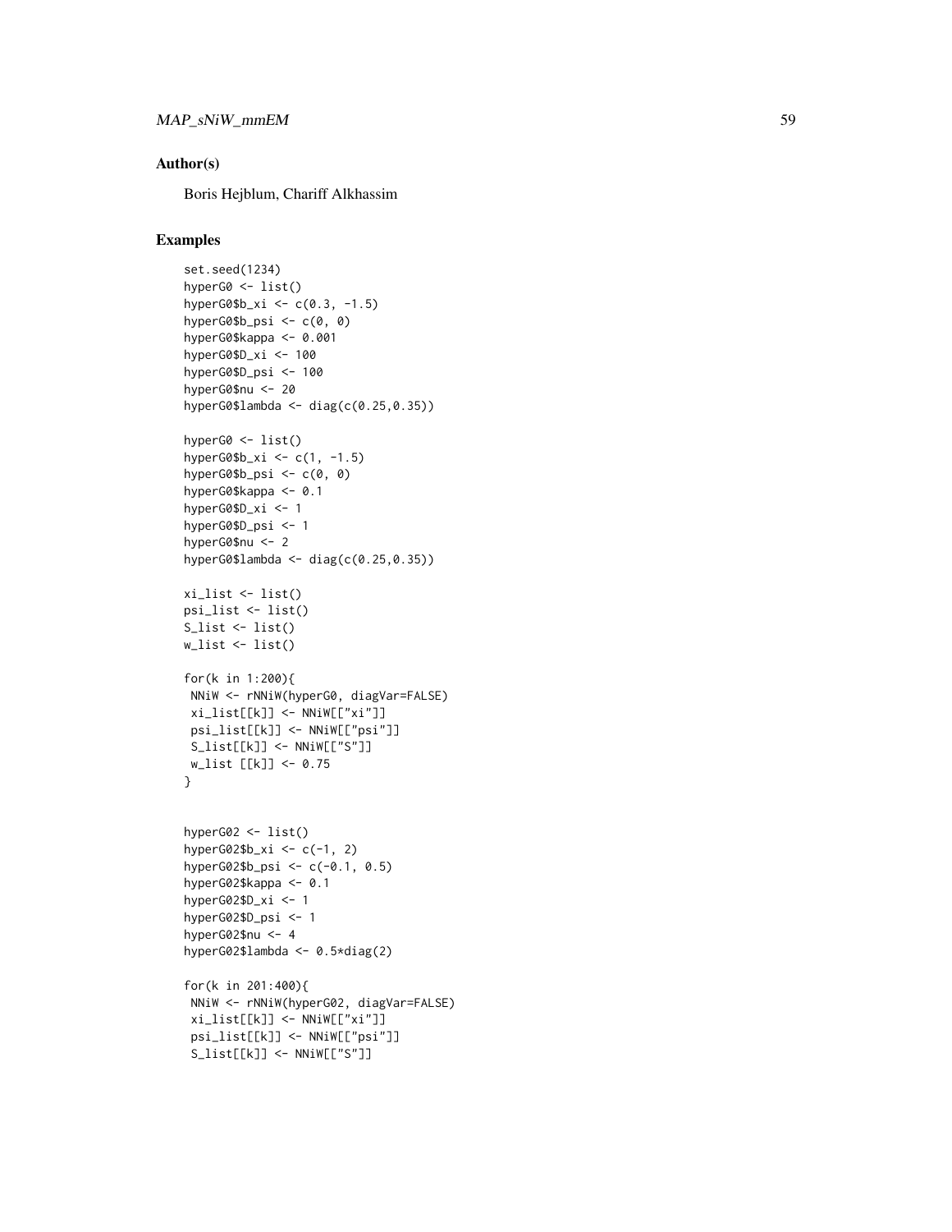## Author(s)

Boris Hejblum, Chariff Alkhassim

## Examples

```
set.seed(1234)
hyperG0 <- list()
hyperG0$b_xi <- c(0.3, -1.5)
hyperG0$b_psi <- c(0, 0)
hyperG0$kappa <- 0.001
hyperG0$D_xi <- 100
hyperG0$D_psi <- 100
hyperG0$nu <- 20
hyperG0$lambda <- diag(c(0.25,0.35))

hyperG0 <- list()
hyperG0$b_xi <- c(1, -1.5)
hyperG0$b_psi <- c(0, 0)
hyperG0$kappa <- 0.1
hyperG0$D_xi <- 1
hyperG0$D_psi <- 1
hyperG0$nu <- 2
hyperG0$lambda <- diag(c(0.25,0.35))

xi_list <- list()
psi_list <- list()
S_list <- list()
w_list <- list()

for(k in 1:200){
 NNiW <- rNNiW(hyperG0, diagVar=FALSE)
 xi_list[[k]] <- NNiW[["xi"]]
 psi_list[[k]] <- NNiW[["psi"]]
 S_list[[k]] <- NNiW[["S"]]
 w_list [[k]] <- 0.75
}


hyperG02 <- list()
hyperG02$b_xi <- c(-1, 2)
hyperG02$b_psi <- c(-0.1, 0.5)
hyperG02$kappa <- 0.1
hyperG02$D_xi <- 1
hyperG02$D_psi <- 1
hyperG02$nu <- 4
hyperG02$lambda <- 0.5*diag(2)

for(k in 201:400){
 NNiW <- rNNiW(hyperG02, diagVar=FALSE)
 xi_list[[k]] <- NNiW[["xi"]]
 psi_list[[k]] <- NNiW[["psi"]]
 S_list[[k]] <- NNiW[["S"]]
```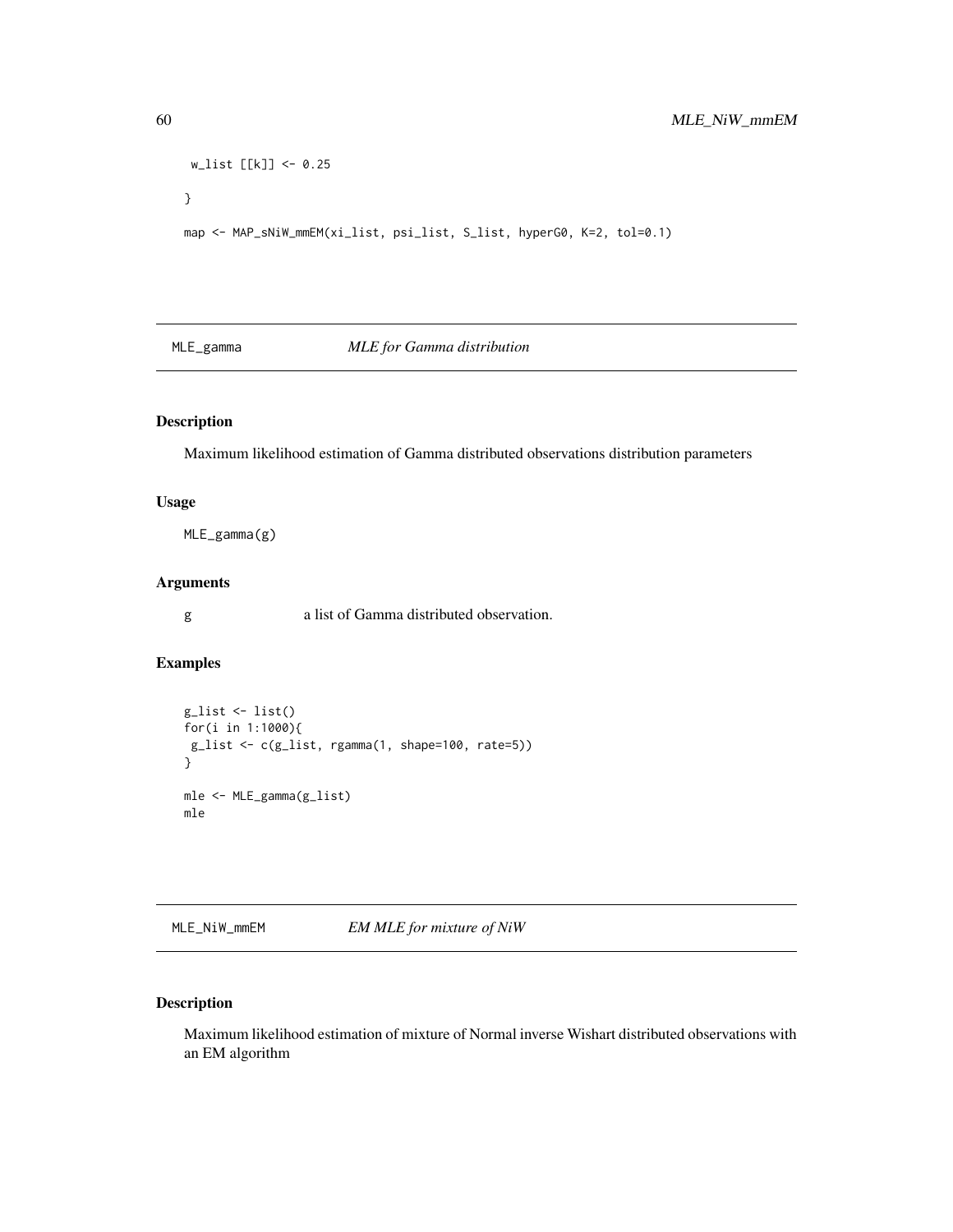```
 w_list [[k]] <- 0.25
}

map <- MAP_sNiW_mmEM(xi_list, psi_list, S_list, hyperG0, K=2, tol=0.1)
```

## MLE_gamma — *MLE for Gamma distribution*

### Description

Maximum likelihood estimation of Gamma distributed observations distribution parameters

### Usage

```
MLE_gamma(g)
```

### Arguments

g — a list of Gamma distributed observation.

### Examples

```
g_list <- list()
for(i in 1:1000){
 g_list <- c(g_list, rgamma(1, shape=100, rate=5))
}

mle <- MLE_gamma(g_list)
mle
```

## MLE_NiW_mmEM — *EM MLE for mixture of NiW*

### Description

Maximum likelihood estimation of mixture of Normal inverse Wishart distributed observations with an EM algorithm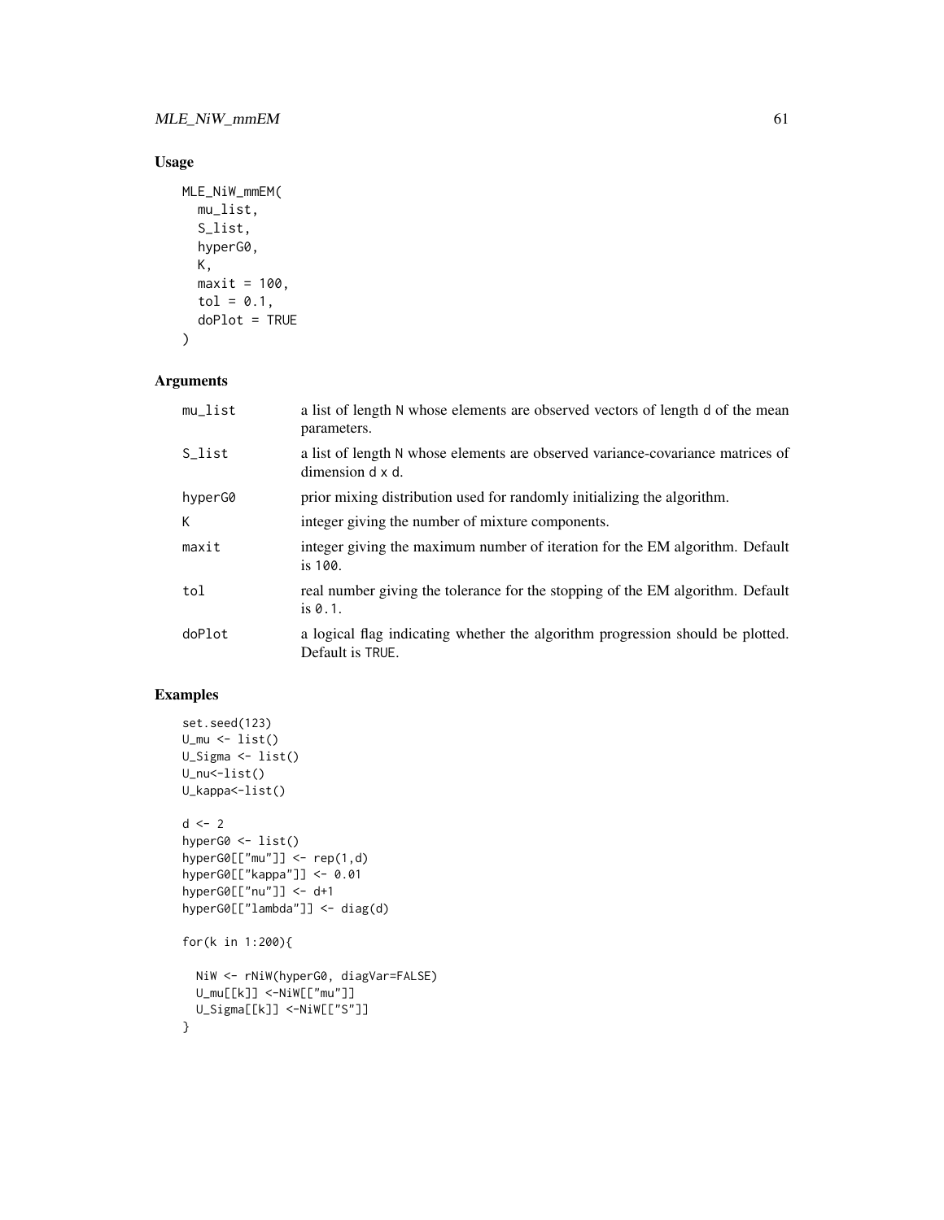## Usage

```
MLE_NiW_mmEM(
  mu_list,
  S_list,
  hyperG0,
  K,
  maxit = 100,
  tol = 0.1,
  doPlot = TRUE
)
```

## Arguments

| | |
|---|---|
| mu_list | a list of length N whose elements are observed vectors of length d of the mean parameters. |
| S_list | a list of length N whose elements are observed variance-covariance matrices of dimension d x d. |
| hyperG0 | prior mixing distribution used for randomly initializing the algorithm. |
| K | integer giving the number of mixture components. |
| maxit | integer giving the maximum number of iteration for the EM algorithm. Default is 100. |
| tol | real number giving the tolerance for the stopping of the EM algorithm. Default is 0.1. |
| doPlot | a logical flag indicating whether the algorithm progression should be plotted. Default is TRUE. |

## Examples

```
set.seed(123)
U_mu <- list()
U_Sigma <- list()
U_nu<-list()
U_kappa<-list()

d <- 2
hyperG0 <- list()
hyperG0[["mu"]] <- rep(1,d)
hyperG0[["kappa"]] <- 0.01
hyperG0[["nu"]] <- d+1
hyperG0[["lambda"]] <- diag(d)

for(k in 1:200){

  NiW <- rNiW(hyperG0, diagVar=FALSE)
  U_mu[[k]] <-NiW[["mu"]]
  U_Sigma[[k]] <-NiW[["S"]]
}
```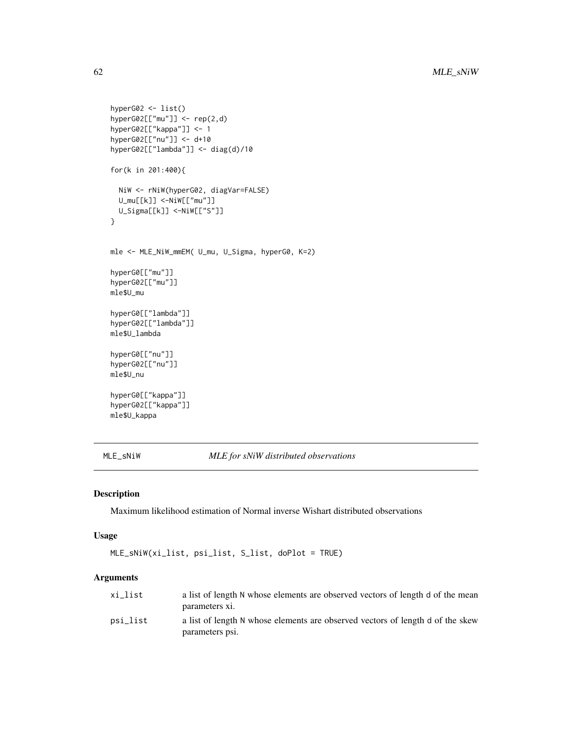```
hyperG02 <- list()
hyperG02[["mu"]] <- rep(2,d)
hyperG02[["kappa"]] <- 1
hyperG02[["nu"]] <- d+10
hyperG02[["lambda"]] <- diag(d)/10

for(k in 201:400){

  NiW <- rNiW(hyperG02, diagVar=FALSE)
  U_mu[[k]] <-NiW[["mu"]]
  U_Sigma[[k]] <-NiW[["S"]]
}


mle <- MLE_NiW_mmEM( U_mu, U_Sigma, hyperG0, K=2)

hyperG0[["mu"]]
hyperG02[["mu"]]
mle$U_mu

hyperG0[["lambda"]]
hyperG02[["lambda"]]
mle$U_lambda

hyperG0[["nu"]]
hyperG02[["nu"]]
mle$U_nu

hyperG0[["kappa"]]
hyperG02[["kappa"]]
mle$U_kappa
```

## MLE_sNiW — *MLE for sNiW distributed observations*

### Description

Maximum likelihood estimation of Normal inverse Wishart distributed observations

### Usage

```
MLE_sNiW(xi_list, psi_list, S_list, doPlot = TRUE)
```

### Arguments

| | |
|---|---|
| xi_list | a list of length N whose elements are observed vectors of length d of the mean parameters xi. |
| psi_list | a list of length N whose elements are observed vectors of length d of the skew parameters psi. |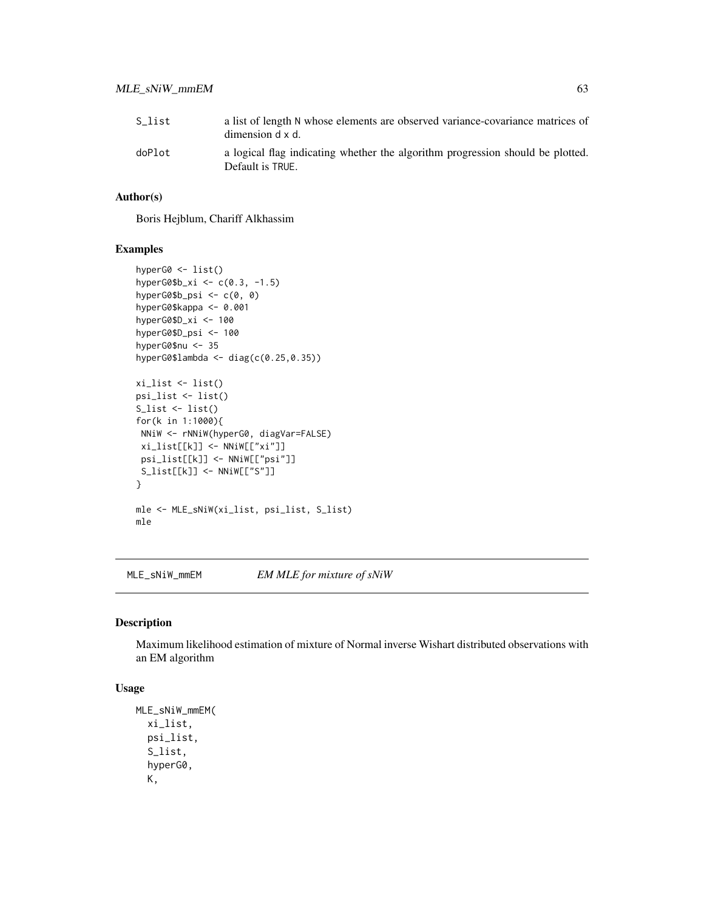| | |
|---|---|
| S_list | a list of length N whose elements are observed variance-covariance matrices of dimension d x d. |
| doPlot | a logical flag indicating whether the algorithm progression should be plotted. Default is TRUE. |

### Author(s)

Boris Hejblum, Chariff Alkhassim

### Examples

```
hyperG0 <- list()
hyperG0$b_xi <- c(0.3, -1.5)
hyperG0$b_psi <- c(0, 0)
hyperG0$kappa <- 0.001
hyperG0$D_xi <- 100
hyperG0$D_psi <- 100
hyperG0$nu <- 35
hyperG0$lambda <- diag(c(0.25,0.35))

xi_list <- list()
psi_list <- list()
S_list <- list()
for(k in 1:1000){
 NNiW <- rNNiW(hyperG0, diagVar=FALSE)
 xi_list[[k]] <- NNiW[["xi"]]
 psi_list[[k]] <- NNiW[["psi"]]
 S_list[[k]] <- NNiW[["S"]]
}

mle <- MLE_sNiW(xi_list, psi_list, S_list)
mle
```

---

## MLE_sNiW_mmEM &nbsp;&nbsp;&nbsp; *EM MLE for mixture of sNiW*

### Description

Maximum likelihood estimation of mixture of Normal inverse Wishart distributed observations with an EM algorithm

### Usage

```
MLE_sNiW_mmEM(
  xi_list,
  psi_list,
  S_list,
  hyperG0,
  K,
```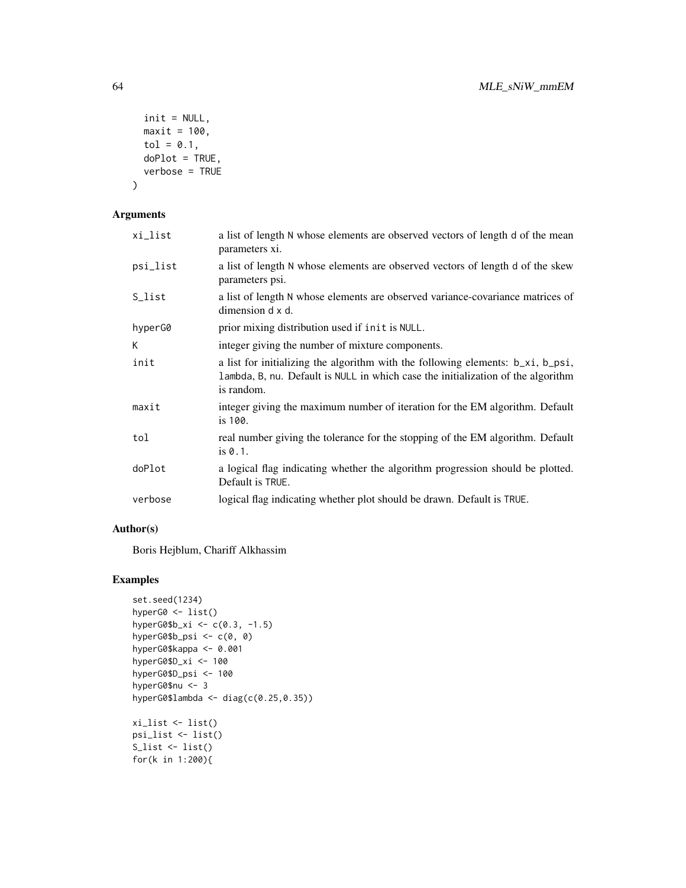```
  init = NULL,
  maxit = 100,
  tol = 0.1,
  doPlot = TRUE,
  verbose = TRUE
)
```

## Arguments

| | |
|---|---|
| xi_list | a list of length N whose elements are observed vectors of length d of the mean parameters xi. |
| psi_list | a list of length N whose elements are observed vectors of length d of the skew parameters psi. |
| S_list | a list of length N whose elements are observed variance-covariance matrices of dimension d x d. |
| hyperG0 | prior mixing distribution used if init is NULL. |
| K | integer giving the number of mixture components. |
| init | a list for initializing the algorithm with the following elements: b_xi, b_psi, lambda, B, nu. Default is NULL in which case the initialization of the algorithm is random. |
| maxit | integer giving the maximum number of iteration for the EM algorithm. Default is 100. |
| tol | real number giving the tolerance for the stopping of the EM algorithm. Default is 0.1. |
| doPlot | a logical flag indicating whether the algorithm progression should be plotted. Default is TRUE. |
| verbose | logical flag indicating whether plot should be drawn. Default is TRUE. |

## Author(s)

Boris Hejblum, Chariff Alkhassim

## Examples

```
set.seed(1234)
hyperG0 <- list()
hyperG0$b_xi <- c(0.3, -1.5)
hyperG0$b_psi <- c(0, 0)
hyperG0$kappa <- 0.001
hyperG0$D_xi <- 100
hyperG0$D_psi <- 100
hyperG0$nu <- 3
hyperG0$lambda <- diag(c(0.25,0.35))

xi_list <- list()
psi_list <- list()
S_list <- list()
for(k in 1:200){
```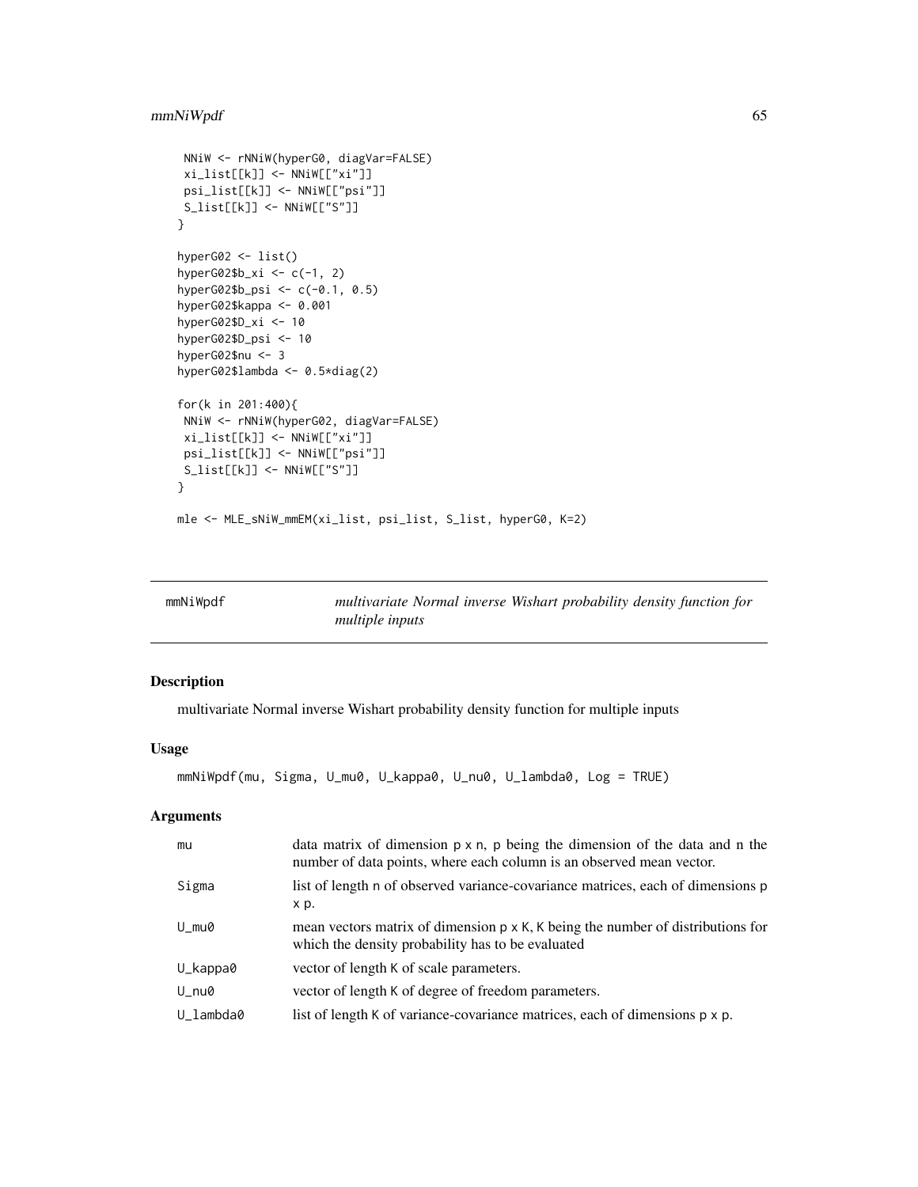```
 NNiW <- rNNiW(hyperG0, diagVar=FALSE)
 xi_list[[k]] <- NNiW[["xi"]]
 psi_list[[k]] <- NNiW[["psi"]]
 S_list[[k]] <- NNiW[["S"]]
}

hyperG02 <- list()
hyperG02$b_xi <- c(-1, 2)
hyperG02$b_psi <- c(-0.1, 0.5)
hyperG02$kappa <- 0.001
hyperG02$D_xi <- 10
hyperG02$D_psi <- 10
hyperG02$nu <- 3
hyperG02$lambda <- 0.5*diag(2)

for(k in 201:400){
 NNiW <- rNNiW(hyperG02, diagVar=FALSE)
 xi_list[[k]] <- NNiW[["xi"]]
 psi_list[[k]] <- NNiW[["psi"]]
 S_list[[k]] <- NNiW[["S"]]
}

mle <- MLE_sNiW_mmEM(xi_list, psi_list, S_list, hyperG0, K=2)
```

---

## mmNiWpdf — *multivariate Normal inverse Wishart probability density function for multiple inputs*

### Description

multivariate Normal inverse Wishart probability density function for multiple inputs

### Usage

```
mmNiWpdf(mu, Sigma, U_mu0, U_kappa0, U_nu0, U_lambda0, Log = TRUE)
```

### Arguments

| | |
|---|---|
| mu | data matrix of dimension p x n, p being the dimension of the data and n the number of data points, where each column is an observed mean vector. |
| Sigma | list of length n of observed variance-covariance matrices, each of dimensions p x p. |
| U_mu0 | mean vectors matrix of dimension p x K, K being the number of distributions for which the density probability has to be evaluated |
| U_kappa0 | vector of length K of scale parameters. |
| U_nu0 | vector of length K of degree of freedom parameters. |
| U_lambda0 | list of length K of variance-covariance matrices, each of dimensions p x p. |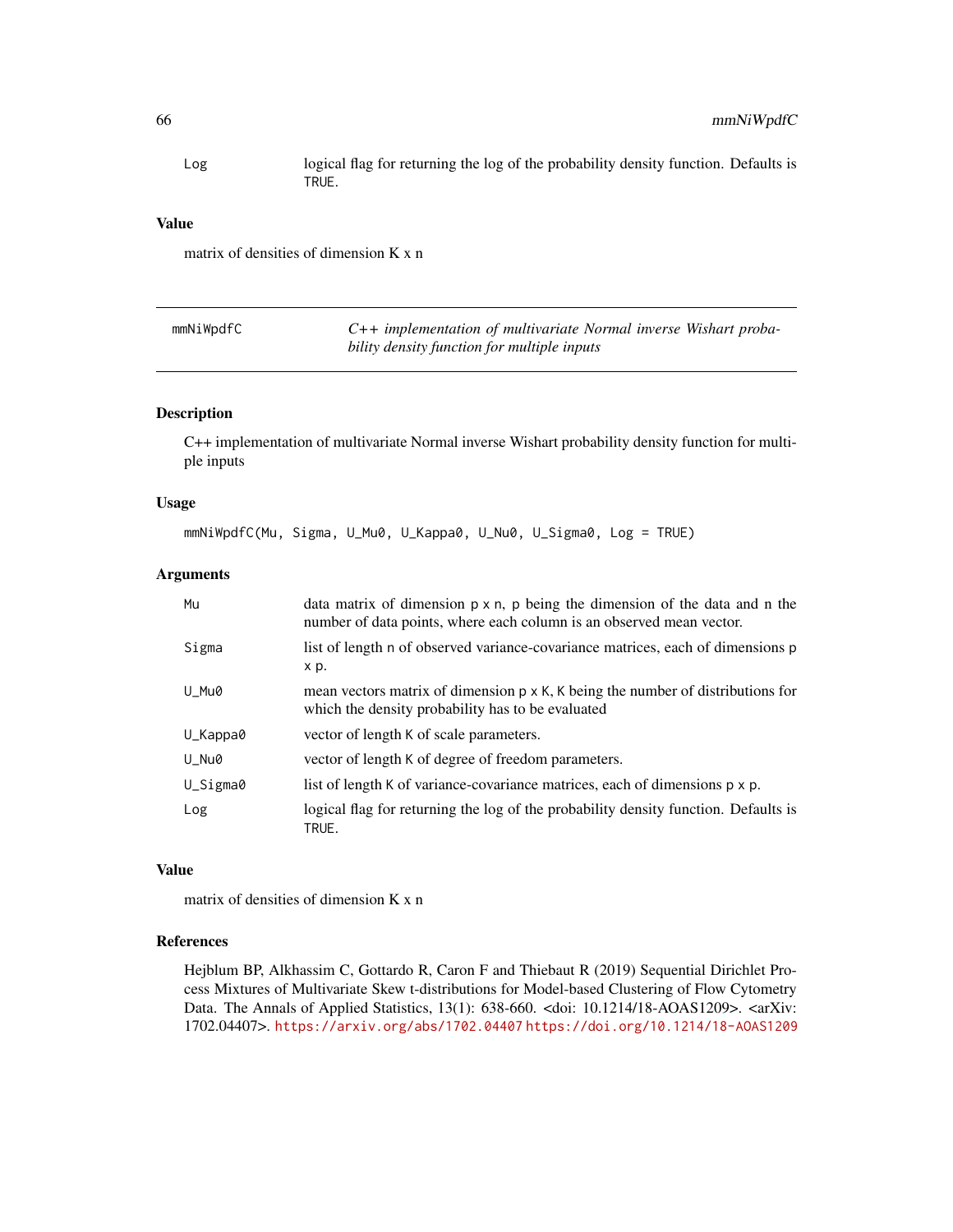Log    logical flag for returning the log of the probability density function. Defaults is TRUE.

### Value

matrix of densities of dimension K x n

---

## mmNiWpdfC    *C++ implementation of multivariate Normal inverse Wishart probability density function for multiple inputs*

### Description

C++ implementation of multivariate Normal inverse Wishart probability density function for multiple inputs

### Usage

```
mmNiWpdfC(Mu, Sigma, U_Mu0, U_Kappa0, U_Nu0, U_Sigma0, Log = TRUE)
```

### Arguments

| | |
|---|---|
| Mu | data matrix of dimension p x n, p being the dimension of the data and n the number of data points, where each column is an observed mean vector. |
| Sigma | list of length n of observed variance-covariance matrices, each of dimensions p x p. |
| U_Mu0 | mean vectors matrix of dimension p x K, K being the number of distributions for which the density probability has to be evaluated |
| U_Kappa0 | vector of length K of scale parameters. |
| U_Nu0 | vector of length K of degree of freedom parameters. |
| U_Sigma0 | list of length K of variance-covariance matrices, each of dimensions p x p. |
| Log | logical flag for returning the log of the probability density function. Defaults is TRUE. |

### Value

matrix of densities of dimension K x n

### References

Hejblum BP, Alkhassim C, Gottardo R, Caron F and Thiebaut R (2019) Sequential Dirichlet Process Mixtures of Multivariate Skew t-distributions for Model-based Clustering of Flow Cytometry Data. The Annals of Applied Statistics, 13(1): 638-660. <doi: 10.1214/18-AOAS1209>. <arXiv: 1702.04407>. https://arxiv.org/abs/1702.04407 https://doi.org/10.1214/18-AOAS1209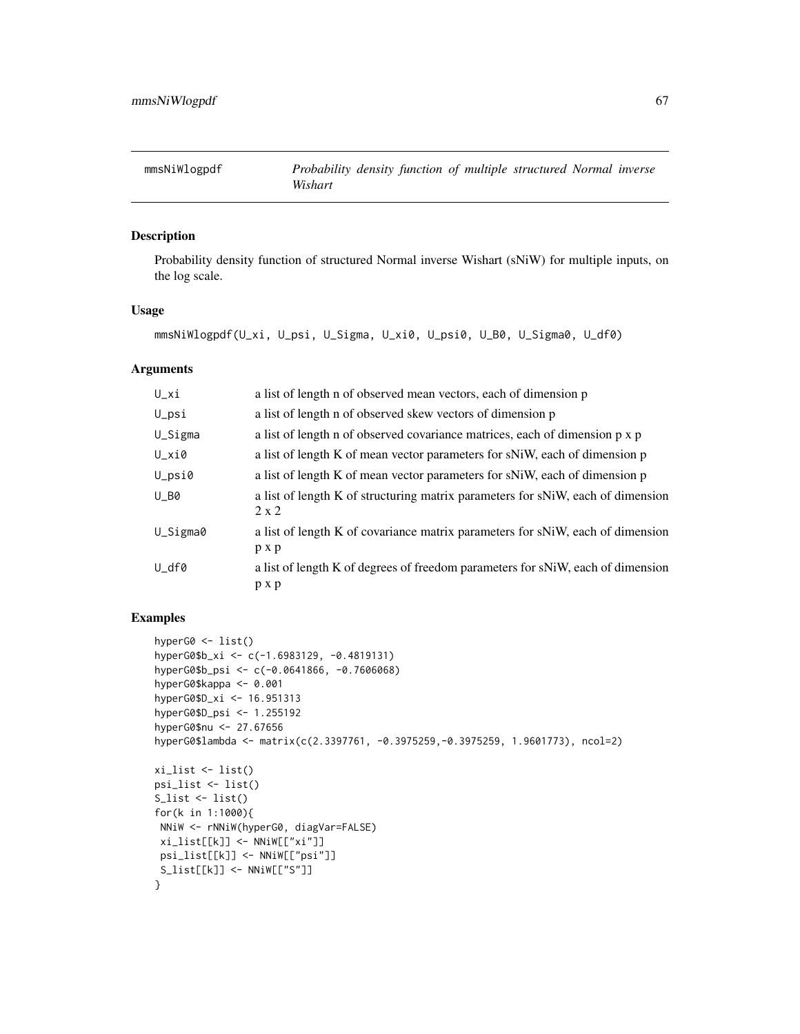# mmsNiWlogpdf *Probability density function of multiple structured Normal inverse Wishart*

## Description

Probability density function of structured Normal inverse Wishart (sNiW) for multiple inputs, on the log scale.

## Usage

```
mmsNiWlogpdf(U_xi, U_psi, U_Sigma, U_xi0, U_psi0, U_B0, U_Sigma0, U_df0)
```

## Arguments

| | |
|---|---|
| U_xi | a list of length n of observed mean vectors, each of dimension p |
| U_psi | a list of length n of observed skew vectors of dimension p |
| U_Sigma | a list of length n of observed covariance matrices, each of dimension p x p |
| U_xi0 | a list of length K of mean vector parameters for sNiW, each of dimension p |
| U_psi0 | a list of length K of mean vector parameters for sNiW, each of dimension p |
| U_B0 | a list of length K of structuring matrix parameters for sNiW, each of dimension 2 x 2 |
| U_Sigma0 | a list of length K of covariance matrix parameters for sNiW, each of dimension p x p |
| U_df0 | a list of length K of degrees of freedom parameters for sNiW, each of dimension p x p |

## Examples

```
hyperG0 <- list()
hyperG0$b_xi <- c(-1.6983129, -0.4819131)
hyperG0$b_psi <- c(-0.0641866, -0.7606068)
hyperG0$kappa <- 0.001
hyperG0$D_xi <- 16.951313
hyperG0$D_psi <- 1.255192
hyperG0$nu <- 27.67656
hyperG0$lambda <- matrix(c(2.3397761, -0.3975259,-0.3975259, 1.9601773), ncol=2)

xi_list <- list()
psi_list <- list()
S_list <- list()
for(k in 1:1000){
 NNiW <- rNNiW(hyperG0, diagVar=FALSE)
 xi_list[[k]] <- NNiW[["xi"]]
 psi_list[[k]] <- NNiW[["psi"]]
 S_list[[k]] <- NNiW[["S"]]
}
```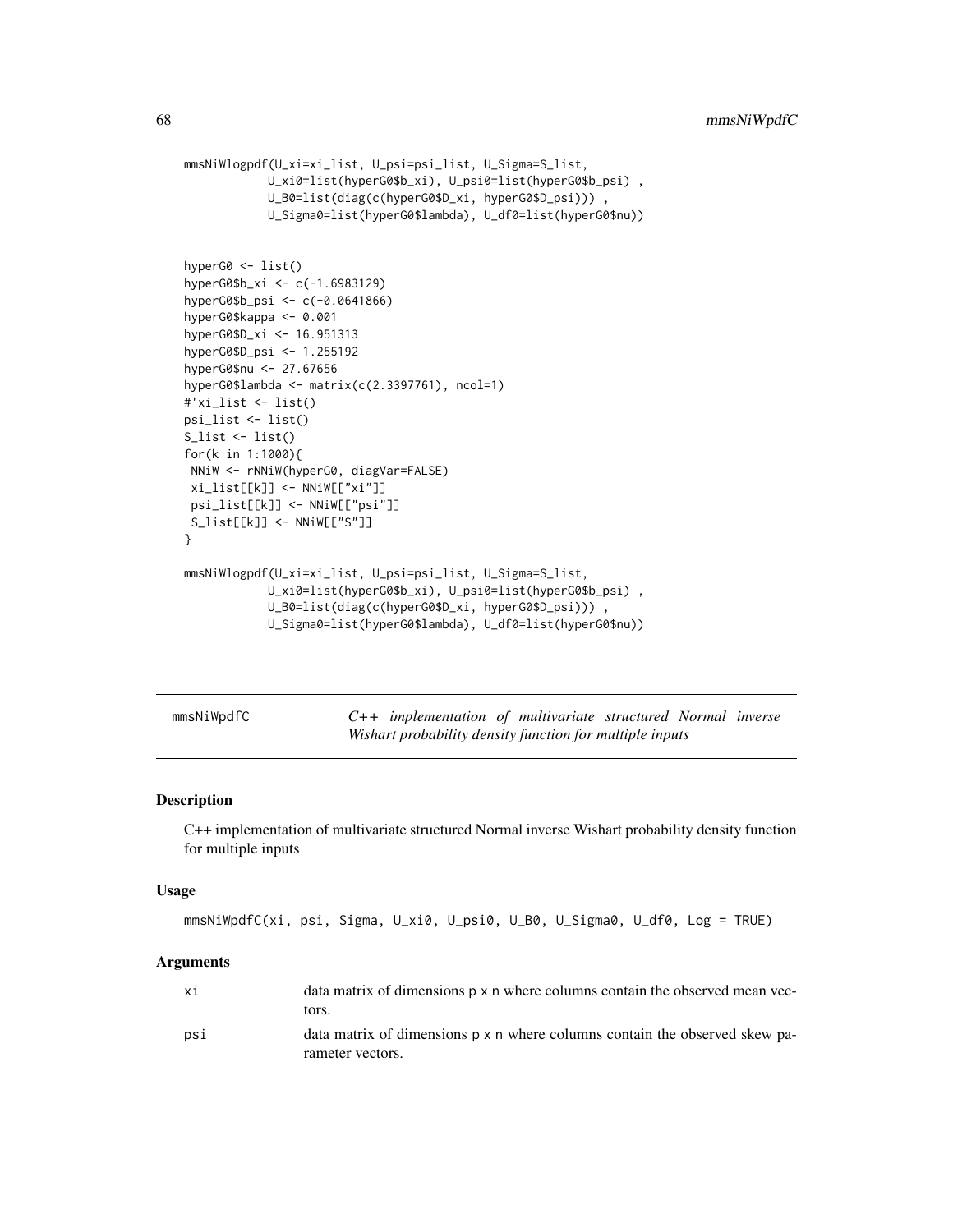```
mmsNiWlogpdf(U_xi=xi_list, U_psi=psi_list, U_Sigma=S_list,
            U_xi0=list(hyperG0$b_xi), U_psi0=list(hyperG0$b_psi) ,
            U_B0=list(diag(c(hyperG0$D_xi, hyperG0$D_psi))) ,
            U_Sigma0=list(hyperG0$lambda), U_df0=list(hyperG0$nu))


hyperG0 <- list()
hyperG0$b_xi <- c(-1.6983129)
hyperG0$b_psi <- c(-0.0641866)
hyperG0$kappa <- 0.001
hyperG0$D_xi <- 16.951313
hyperG0$D_psi <- 1.255192
hyperG0$nu <- 27.67656
hyperG0$lambda <- matrix(c(2.3397761), ncol=1)
#'xi_list <- list()
psi_list <- list()
S_list <- list()
for(k in 1:1000){
 NNiW <- rNNiW(hyperG0, diagVar=FALSE)
 xi_list[[k]] <- NNiW[["xi"]]
 psi_list[[k]] <- NNiW[["psi"]]
 S_list[[k]] <- NNiW[["S"]]
}

mmsNiWlogpdf(U_xi=xi_list, U_psi=psi_list, U_Sigma=S_list,
            U_xi0=list(hyperG0$b_xi), U_psi0=list(hyperG0$b_psi) ,
            U_B0=list(diag(c(hyperG0$D_xi, hyperG0$D_psi))) ,
            U_Sigma0=list(hyperG0$lambda), U_df0=list(hyperG0$nu))
```

---

## mmsNiWpdfC — *C++ implementation of multivariate structured Normal inverse Wishart probability density function for multiple inputs*

### Description

C++ implementation of multivariate structured Normal inverse Wishart probability density function for multiple inputs

### Usage

```
mmsNiWpdfC(xi, psi, Sigma, U_xi0, U_psi0, U_B0, U_Sigma0, U_df0, Log = TRUE)
```

### Arguments

| | |
|---|---|
| xi | data matrix of dimensions p x n where columns contain the observed mean vectors. |
| psi | data matrix of dimensions p x n where columns contain the observed skew parameter vectors. |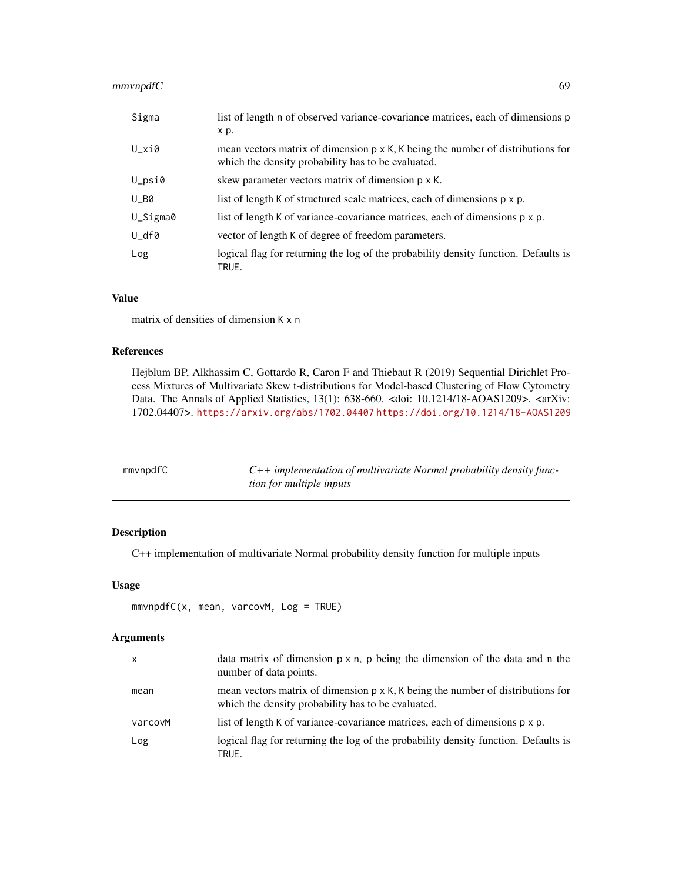| | |
|---|---|
| Sigma | list of length n of observed variance-covariance matrices, each of dimensions p x p. |
| U_xi0 | mean vectors matrix of dimension p x K, K being the number of distributions for which the density probability has to be evaluated. |
| U_psi0 | skew parameter vectors matrix of dimension p x K. |
| U_B0 | list of length K of structured scale matrices, each of dimensions p x p. |
| U_Sigma0 | list of length K of variance-covariance matrices, each of dimensions p x p. |
| U_df0 | vector of length K of degree of freedom parameters. |
| Log | logical flag for returning the log of the probability density function. Defaults is TRUE. |

### Value

matrix of densities of dimension K x n

### References

Hejblum BP, Alkhassim C, Gottardo R, Caron F and Thiebaut R (2019) Sequential Dirichlet Process Mixtures of Multivariate Skew t-distributions for Model-based Clustering of Flow Cytometry Data. The Annals of Applied Statistics, 13(1): 638-660. <doi: 10.1214/18-AOAS1209>. <arXiv: 1702.04407>. https://arxiv.org/abs/1702.04407 https://doi.org/10.1214/18-AOAS1209

---

## mmvnpdfC — *C++ implementation of multivariate Normal probability density function for multiple inputs*

### Description

C++ implementation of multivariate Normal probability density function for multiple inputs

### Usage

```
mmvnpdfC(x, mean, varcovM, Log = TRUE)
```

### Arguments

| | |
|---|---|
| x | data matrix of dimension p x n, p being the dimension of the data and n the number of data points. |
| mean | mean vectors matrix of dimension p x K, K being the number of distributions for which the density probability has to be evaluated. |
| varcovM | list of length K of variance-covariance matrices, each of dimensions p x p. |
| Log | logical flag for returning the log of the probability density function. Defaults is TRUE. |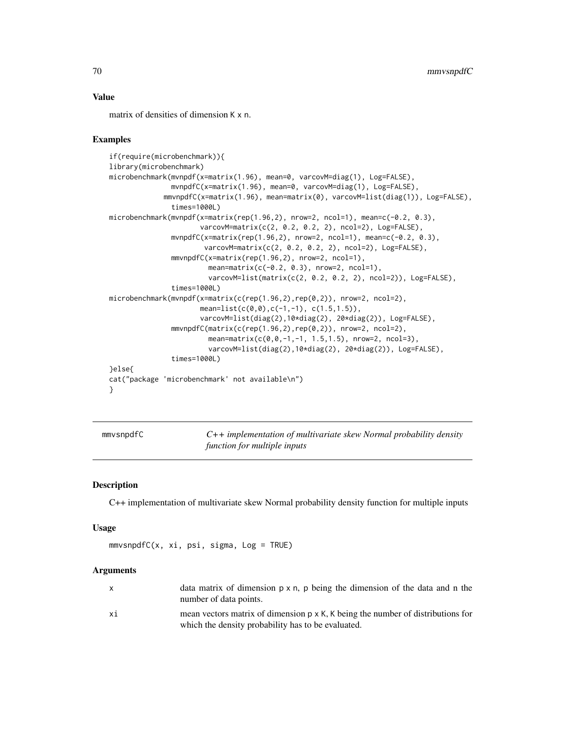### Value

matrix of densities of dimension K x n.

### Examples

```
if(require(microbenchmark)){
library(microbenchmark)
microbenchmark(mvnpdf(x=matrix(1.96), mean=0, varcovM=diag(1), Log=FALSE),
               mvnpdfC(x=matrix(1.96), mean=0, varcovM=diag(1), Log=FALSE),
             mmvnpdfC(x=matrix(1.96), mean=matrix(0), varcovM=list(diag(1)), Log=FALSE),
               times=1000L)
microbenchmark(mvnpdf(x=matrix(rep(1.96,2), nrow=2, ncol=1), mean=c(-0.2, 0.3),
                      varcovM=matrix(c(2, 0.2, 0.2, 2), ncol=2), Log=FALSE),
               mvnpdfC(x=matrix(rep(1.96,2), nrow=2, ncol=1), mean=c(-0.2, 0.3),
                       varcovM=matrix(c(2, 0.2, 0.2, 2), ncol=2), Log=FALSE),
               mmvnpdfC(x=matrix(rep(1.96,2), nrow=2, ncol=1),
                        mean=matrix(c(-0.2, 0.3), nrow=2, ncol=1),
                        varcovM=list(matrix(c(2, 0.2, 0.2, 2), ncol=2)), Log=FALSE),
               times=1000L)
microbenchmark(mvnpdf(x=matrix(c(rep(1.96,2),rep(0,2)), nrow=2, ncol=2),
                      mean=list(c(0,0),c(-1,-1), c(1.5,1.5)),
                      varcovM=list(diag(2),10*diag(2), 20*diag(2)), Log=FALSE),
               mmvnpdfC(matrix(c(rep(1.96,2),rep(0,2)), nrow=2, ncol=2),
                        mean=matrix(c(0,0,-1,-1, 1.5,1.5), nrow=2, ncol=3),
                        varcovM=list(diag(2),10*diag(2), 20*diag(2)), Log=FALSE),
               times=1000L)
}else{
cat("package 'microbenchmark' not available\n")
}
```

---

## mmvsnpdfC — *C++ implementation of multivariate skew Normal probability density function for multiple inputs*

---

### Description

C++ implementation of multivariate skew Normal probability density function for multiple inputs

### Usage

```
mmvsnpdfC(x, xi, psi, sigma, Log = TRUE)
```

### Arguments

| | |
|---|---|
| x | data matrix of dimension p x n, p being the dimension of the data and n the number of data points. |
| xi | mean vectors matrix of dimension p x K, K being the number of distributions for which the density probability has to be evaluated. |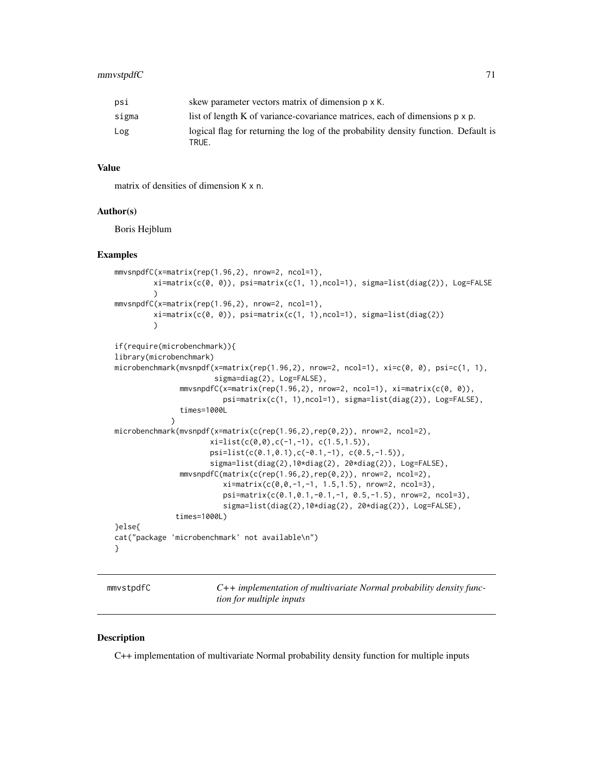| | |
|---|---|
| psi | skew parameter vectors matrix of dimension p x K. |
| sigma | list of length K of variance-covariance matrices, each of dimensions p x p. |
| Log | logical flag for returning the log of the probability density function. Default is TRUE. |

### Value

matrix of densities of dimension K x n.

### Author(s)

Boris Hejblum

### Examples

```
mmvsnpdfC(x=matrix(rep(1.96,2), nrow=2, ncol=1),
         xi=matrix(c(0, 0)), psi=matrix(c(1, 1),ncol=1), sigma=list(diag(2)), Log=FALSE
         )
mmvsnpdfC(x=matrix(rep(1.96,2), nrow=2, ncol=1),
         xi=matrix(c(0, 0)), psi=matrix(c(1, 1),ncol=1), sigma=list(diag(2))
         )

if(require(microbenchmark)){
library(microbenchmark)
microbenchmark(mvsnpdf(x=matrix(rep(1.96,2), nrow=2, ncol=1), xi=c(0, 0), psi=c(1, 1),
                       sigma=diag(2), Log=FALSE),
               mmvsnpdfC(x=matrix(rep(1.96,2), nrow=2, ncol=1), xi=matrix(c(0, 0)),
                         psi=matrix(c(1, 1),ncol=1), sigma=list(diag(2)), Log=FALSE),
               times=1000L
             )
microbenchmark(mvsnpdf(x=matrix(c(rep(1.96,2),rep(0,2)), nrow=2, ncol=2),
                      xi=list(c(0,0),c(-1,-1), c(1.5,1.5)),
                      psi=list(c(0.1,0.1),c(-0.1,-1), c(0.5,-1.5)),
                      sigma=list(diag(2),10*diag(2), 20*diag(2)), Log=FALSE),
               mmvsnpdfC(matrix(c(rep(1.96,2),rep(0,2)), nrow=2, ncol=2),
                         xi=matrix(c(0,0,-1,-1, 1.5,1.5), nrow=2, ncol=3),
                         psi=matrix(c(0.1,0.1,-0.1,-1, 0.5,-1.5), nrow=2, ncol=3),
                         sigma=list(diag(2),10*diag(2), 20*diag(2)), Log=FALSE),
              times=1000L)
}else{
cat("package 'microbenchmark' not available\n")
}
```

---

## mmvstpdfC — *C++ implementation of multivariate Normal probability density function for multiple inputs*

### Description

C++ implementation of multivariate Normal probability density function for multiple inputs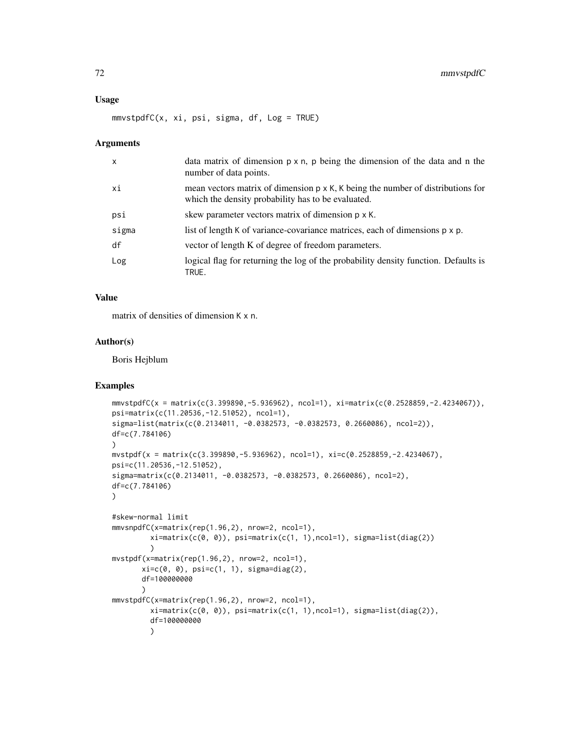## Usage

```
mmvstpdfC(x, xi, psi, sigma, df, Log = TRUE)
```

## Arguments

| | |
|---|---|
| x | data matrix of dimension p x n, p being the dimension of the data and n the number of data points. |
| xi | mean vectors matrix of dimension p x K, K being the number of distributions for which the density probability has to be evaluated. |
| psi | skew parameter vectors matrix of dimension p x K. |
| sigma | list of length K of variance-covariance matrices, each of dimensions p x p. |
| df | vector of length K of degree of freedom parameters. |
| Log | logical flag for returning the log of the probability density function. Defaults is TRUE. |

## Value

matrix of densities of dimension K x n.

## Author(s)

Boris Hejblum

## Examples

```
mmvstpdfC(x = matrix(c(3.399890,-5.936962), ncol=1), xi=matrix(c(0.2528859,-2.4234067)),
psi=matrix(c(11.20536,-12.51052), ncol=1),
sigma=list(matrix(c(0.2134011, -0.0382573, -0.0382573, 0.2660086), ncol=2)),
df=c(7.784106)
)
mvstpdf(x = matrix(c(3.399890,-5.936962), ncol=1), xi=c(0.2528859,-2.4234067),
psi=c(11.20536,-12.51052),
sigma=matrix(c(0.2134011, -0.0382573, -0.0382573, 0.2660086), ncol=2),
df=c(7.784106)
)

#skew-normal limit
mmvsnpdfC(x=matrix(rep(1.96,2), nrow=2, ncol=1),
          xi=matrix(c(0, 0)), psi=matrix(c(1, 1),ncol=1), sigma=list(diag(2))
          )
mvstpdf(x=matrix(rep(1.96,2), nrow=2, ncol=1),
       xi=c(0, 0), psi=c(1, 1), sigma=diag(2),
       df=100000000
       )
mmvstpdfC(x=matrix(rep(1.96,2), nrow=2, ncol=1),
          xi=matrix(c(0, 0)), psi=matrix(c(1, 1),ncol=1), sigma=list(diag(2)),
          df=100000000
          )
```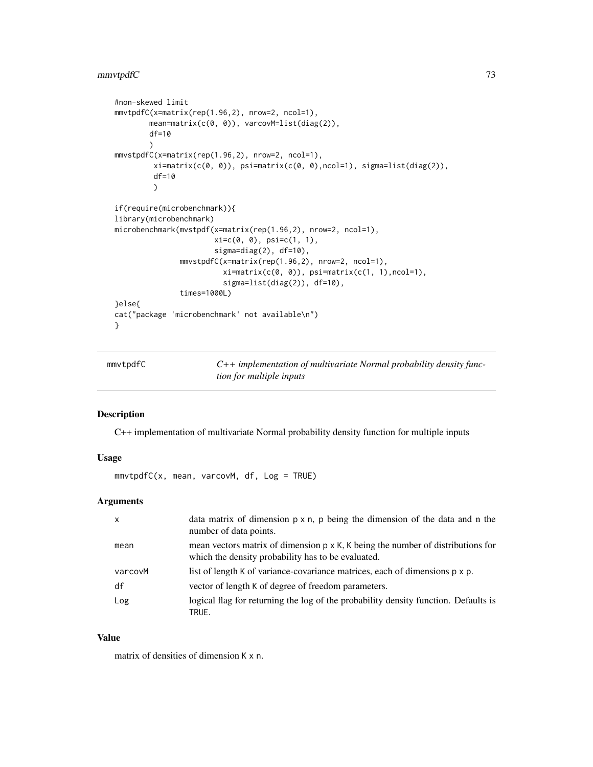```
#non-skewed limit
mmvtpdfC(x=matrix(rep(1.96,2), nrow=2, ncol=1),
        mean=matrix(c(0, 0)), varcovM=list(diag(2)),
        df=10
        )
mmvstpdfC(x=matrix(rep(1.96,2), nrow=2, ncol=1),
         xi=matrix(c(0, 0)), psi=matrix(c(0, 0),ncol=1), sigma=list(diag(2)),
         df=10
         )

if(require(microbenchmark)){
library(microbenchmark)
microbenchmark(mvstpdf(x=matrix(rep(1.96,2), nrow=2, ncol=1),
                       xi=c(0, 0), psi=c(1, 1),
                       sigma=diag(2), df=10),
               mmvstpdfC(x=matrix(rep(1.96,2), nrow=2, ncol=1),
                         xi=matrix(c(0, 0)), psi=matrix(c(1, 1),ncol=1),
                         sigma=list(diag(2)), df=10),
               times=1000L)
}else{
cat("package 'microbenchmark' not available\n")
}
```

## mmvtpdfC — *C++ implementation of multivariate Normal probability density function for multiple inputs*

### Description

C++ implementation of multivariate Normal probability density function for multiple inputs

### Usage

```
mmvtpdfC(x, mean, varcovM, df, Log = TRUE)
```

### Arguments

| | |
|---|---|
| x | data matrix of dimension p x n, p being the dimension of the data and n the number of data points. |
| mean | mean vectors matrix of dimension p x K, K being the number of distributions for which the density probability has to be evaluated. |
| varcovM | list of length K of variance-covariance matrices, each of dimensions p x p. |
| df | vector of length K of degree of freedom parameters. |
| Log | logical flag for returning the log of the probability density function. Defaults is TRUE. |

### Value

matrix of densities of dimension K x n.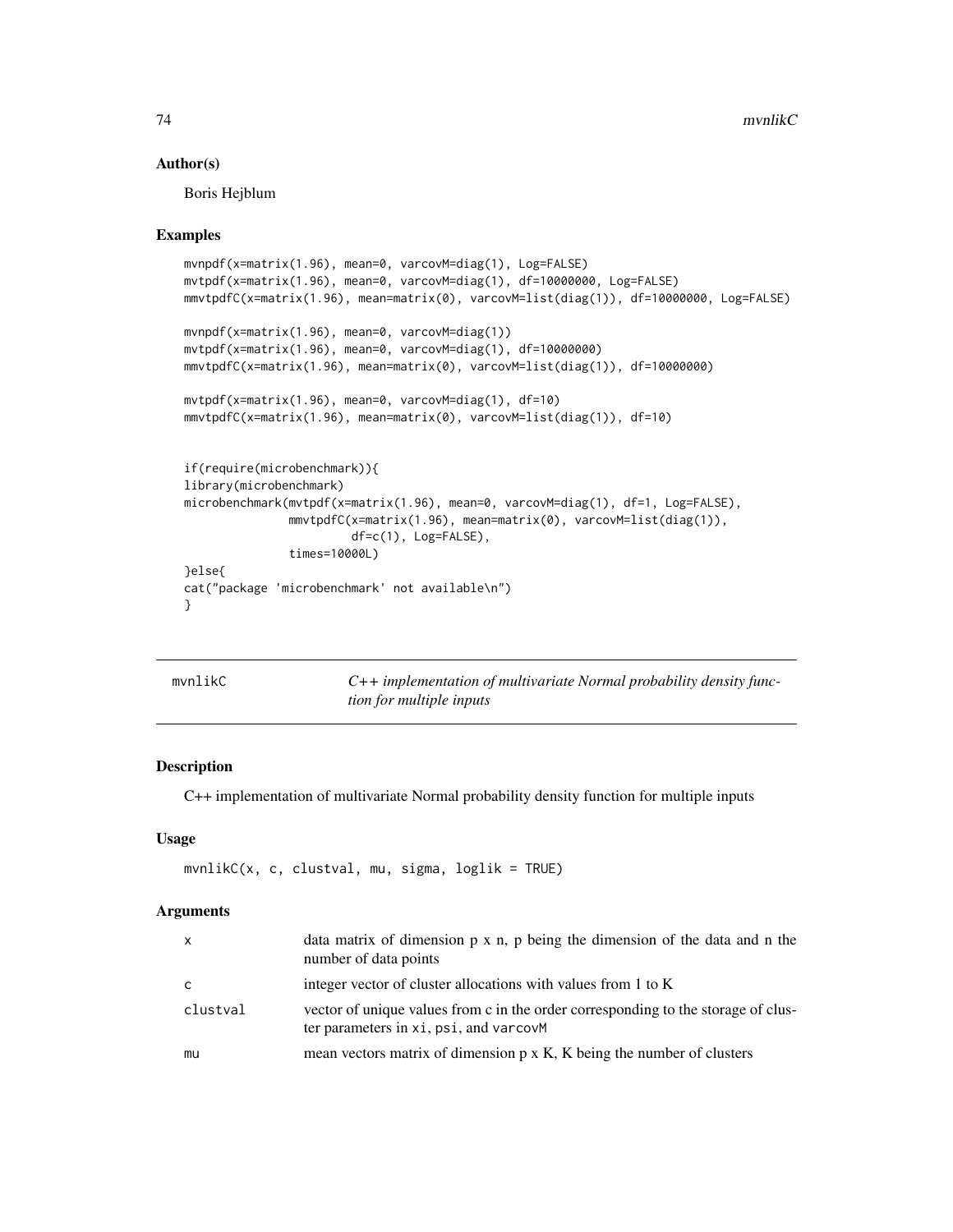## Author(s)

Boris Hejblum

## Examples

```
mvnpdf(x=matrix(1.96), mean=0, varcovM=diag(1), Log=FALSE)
mvtpdf(x=matrix(1.96), mean=0, varcovM=diag(1), df=10000000, Log=FALSE)
mmvtpdfC(x=matrix(1.96), mean=matrix(0), varcovM=list(diag(1)), df=10000000, Log=FALSE)

mvnpdf(x=matrix(1.96), mean=0, varcovM=diag(1))
mvtpdf(x=matrix(1.96), mean=0, varcovM=diag(1), df=10000000)
mmvtpdfC(x=matrix(1.96), mean=matrix(0), varcovM=list(diag(1)), df=10000000)

mvtpdf(x=matrix(1.96), mean=0, varcovM=diag(1), df=10)
mmvtpdfC(x=matrix(1.96), mean=matrix(0), varcovM=list(diag(1)), df=10)


if(require(microbenchmark)){
library(microbenchmark)
microbenchmark(mvtpdf(x=matrix(1.96), mean=0, varcovM=diag(1), df=1, Log=FALSE),
               mmvtpdfC(x=matrix(1.96), mean=matrix(0), varcovM=list(diag(1)),
                        df=c(1), Log=FALSE),
               times=10000L)
}else{
cat("package 'microbenchmark' not available\n")
}
```

---

# mvnlikC — *C++ implementation of multivariate Normal probability density function for multiple inputs*

## Description

C++ implementation of multivariate Normal probability density function for multiple inputs

## Usage

```
mvnlikC(x, c, clustval, mu, sigma, loglik = TRUE)
```

## Arguments

| | |
|---|---|
| x | data matrix of dimension p x n, p being the dimension of the data and n the number of data points |
| c | integer vector of cluster allocations with values from 1 to K |
| clustval | vector of unique values from c in the order corresponding to the storage of cluster parameters in `xi`, `psi`, and `varcovM` |
| mu | mean vectors matrix of dimension p x K, K being the number of clusters |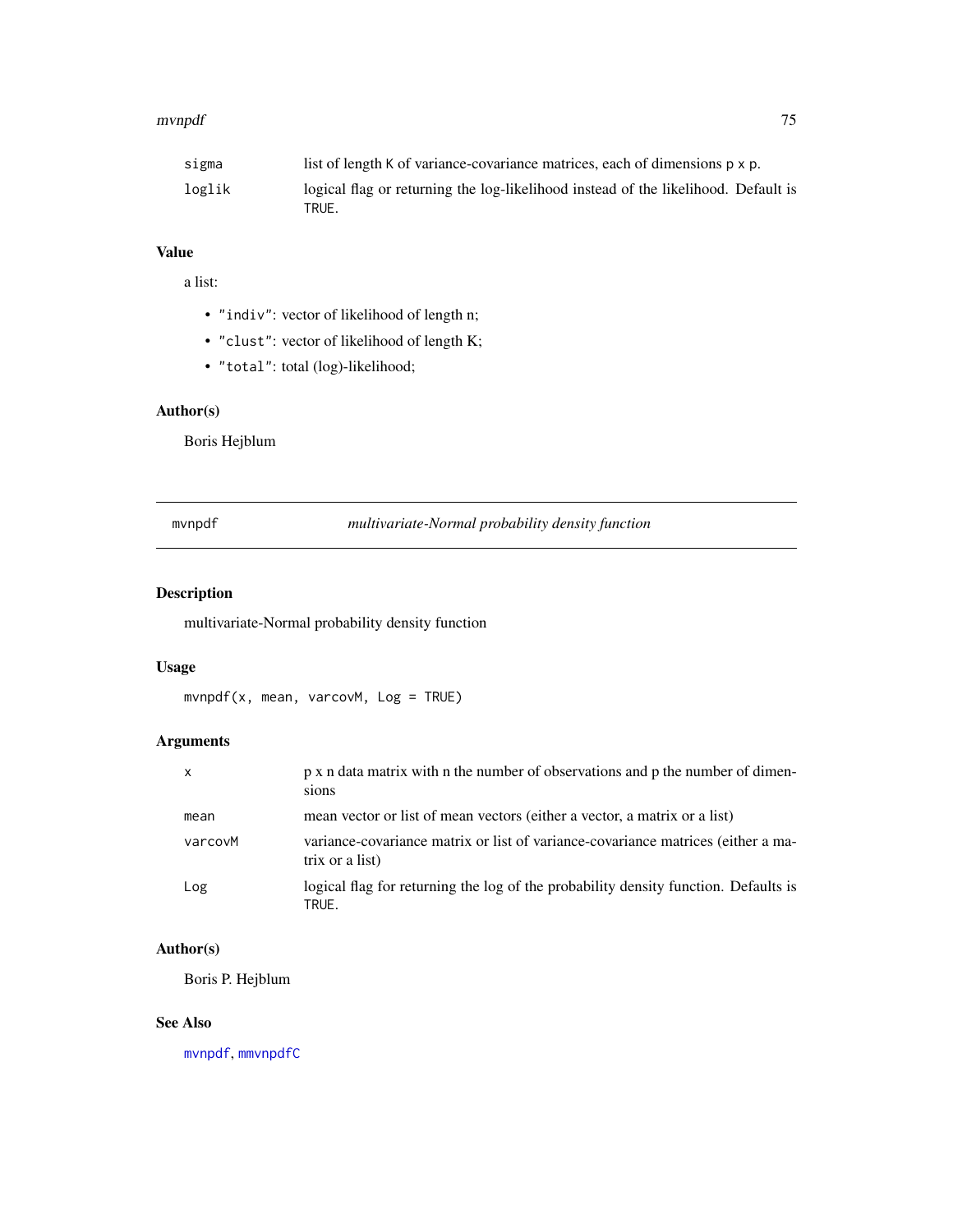| | |
|---|---|
| sigma | list of length K of variance-covariance matrices, each of dimensions p x p. |
| loglik | logical flag or returning the log-likelihood instead of the likelihood. Default is TRUE. |

### Value

a list:

- "indiv": vector of likelihood of length n;
- "clust": vector of likelihood of length K;
- "total": total (log)-likelihood;

### Author(s)

Boris Hejblum

---

## mvnpdf — *multivariate-Normal probability density function*

### Description

multivariate-Normal probability density function

### Usage

```
mvnpdf(x, mean, varcovM, Log = TRUE)
```

### Arguments

| | |
|---|---|
| x | p x n data matrix with n the number of observations and p the number of dimensions |
| mean | mean vector or list of mean vectors (either a vector, a matrix or a list) |
| varcovM | variance-covariance matrix or list of variance-covariance matrices (either a matrix or a list) |
| Log | logical flag for returning the log of the probability density function. Defaults is TRUE. |

### Author(s)

Boris P. Hejblum

### See Also

mvnpdf, mmvnpdfC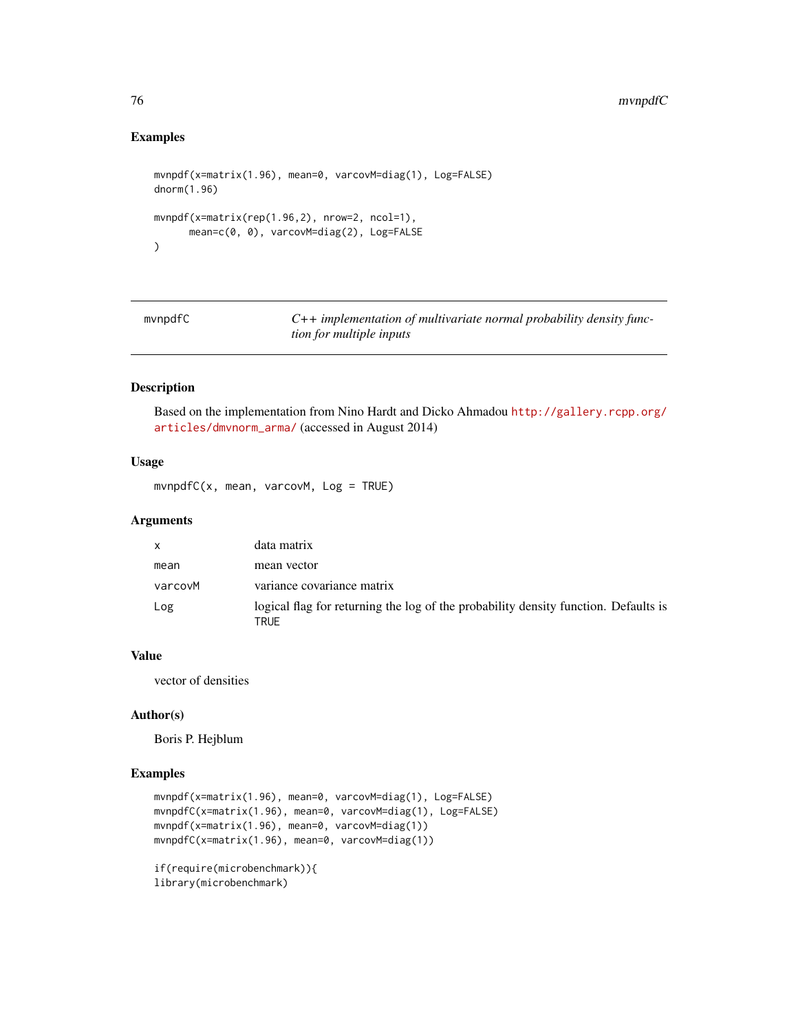## Examples

```
mvnpdf(x=matrix(1.96), mean=0, varcovM=diag(1), Log=FALSE)
dnorm(1.96)

mvnpdf(x=matrix(rep(1.96,2), nrow=2, ncol=1),
       mean=c(0, 0), varcovM=diag(2), Log=FALSE
)
```

---

# mvnpdfC — *C++ implementation of multivariate normal probability density function for multiple inputs*

---

## Description

Based on the implementation from Nino Hardt and Dicko Ahmadou http://gallery.rcpp.org/articles/dmvnorm_arma/ (accessed in August 2014)

## Usage

```
mvnpdfC(x, mean, varcovM, Log = TRUE)
```

## Arguments

| | |
|---|---|
| `x` | data matrix |
| `mean` | mean vector |
| `varcovM` | variance covariance matrix |
| `Log` | logical flag for returning the log of the probability density function. Defaults is `TRUE` |

## Value

vector of densities

## Author(s)

Boris P. Hejblum

## Examples

```
mvnpdf(x=matrix(1.96), mean=0, varcovM=diag(1), Log=FALSE)
mvnpdfC(x=matrix(1.96), mean=0, varcovM=diag(1), Log=FALSE)
mvnpdf(x=matrix(1.96), mean=0, varcovM=diag(1))
mvnpdfC(x=matrix(1.96), mean=0, varcovM=diag(1))

if(require(microbenchmark)){
library(microbenchmark)
```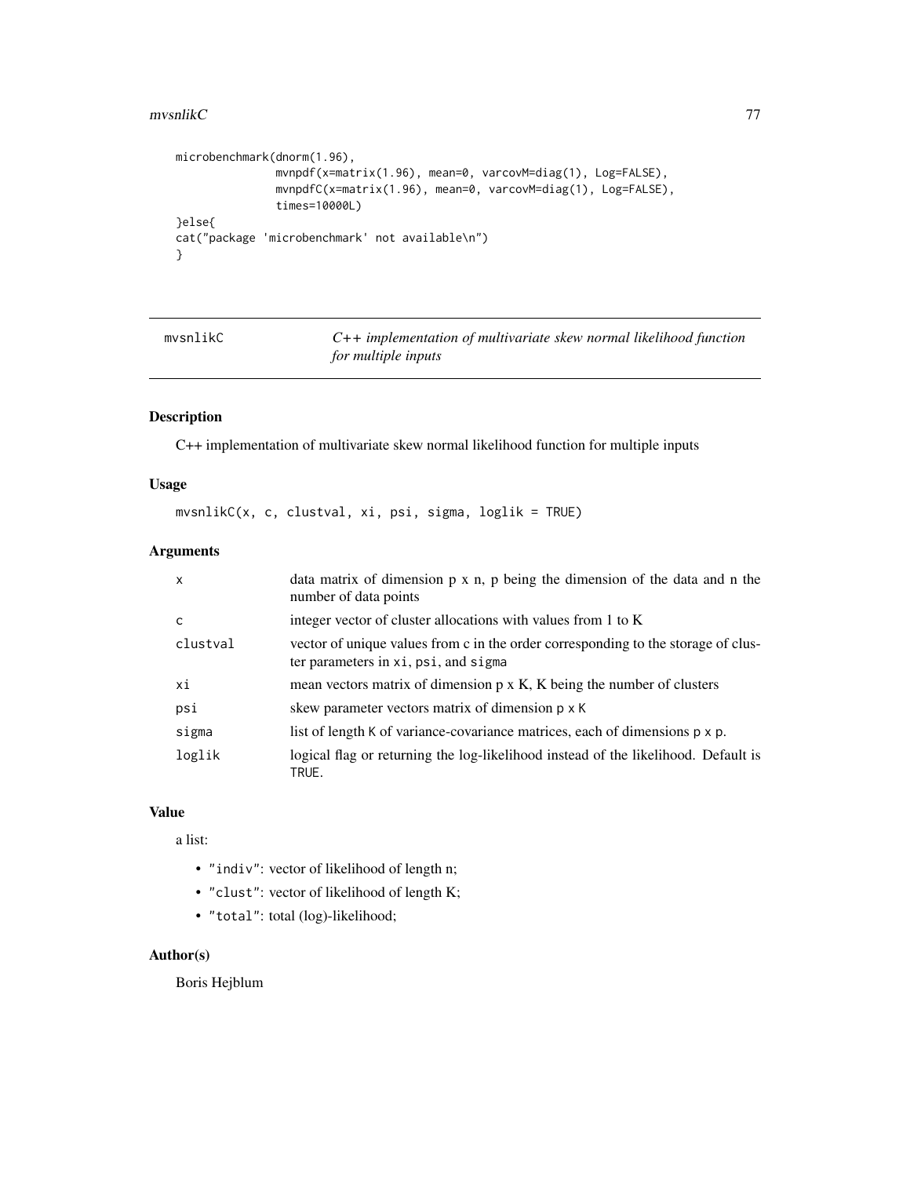```
microbenchmark(dnorm(1.96),
               mvnpdf(x=matrix(1.96), mean=0, varcovM=diag(1), Log=FALSE),
               mvnpdfC(x=matrix(1.96), mean=0, varcovM=diag(1), Log=FALSE),
               times=10000L)
}else{
cat("package 'microbenchmark' not available\n")
}
```

## mvsnlikC — *C++ implementation of multivariate skew normal likelihood function for multiple inputs*

### Description

C++ implementation of multivariate skew normal likelihood function for multiple inputs

### Usage

```
mvsnlikC(x, c, clustval, xi, psi, sigma, loglik = TRUE)
```

### Arguments

| | |
|---|---|
| `x` | data matrix of dimension p x n, p being the dimension of the data and n the number of data points |
| `c` | integer vector of cluster allocations with values from 1 to K |
| `clustval` | vector of unique values from c in the order corresponding to the storage of cluster parameters in `xi`, `psi`, and `sigma` |
| `xi` | mean vectors matrix of dimension p x K, K being the number of clusters |
| `psi` | skew parameter vectors matrix of dimension `p x K` |
| `sigma` | list of length `K` of variance-covariance matrices, each of dimensions `p x p`. |
| `loglik` | logical flag or returning the log-likelihood instead of the likelihood. Default is `TRUE`. |

### Value

a list:

- `"indiv"`: vector of likelihood of length n;
- `"clust"`: vector of likelihood of length K;
- `"total"`: total (log)-likelihood;

### Author(s)

Boris Hejblum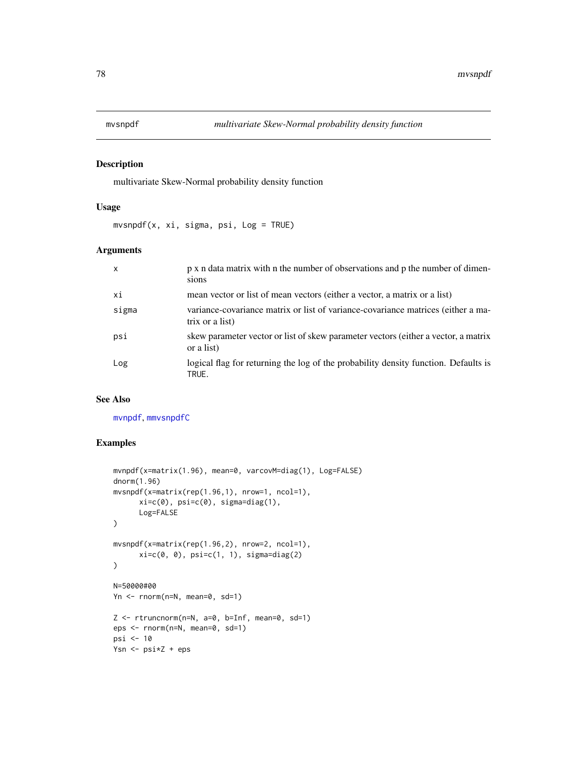## mvsnpdf — *multivariate Skew-Normal probability density function*

### Description

multivariate Skew-Normal probability density function

### Usage

```
mvsnpdf(x, xi, sigma, psi, Log = TRUE)
```

### Arguments

| | |
|---|---|
| x | p x n data matrix with n the number of observations and p the number of dimensions |
| xi | mean vector or list of mean vectors (either a vector, a matrix or a list) |
| sigma | variance-covariance matrix or list of variance-covariance matrices (either a matrix or a list) |
| psi | skew parameter vector or list of skew parameter vectors (either a vector, a matrix or a list) |
| Log | logical flag for returning the log of the probability density function. Defaults is TRUE. |

### See Also

mvnpdf, mmvsnpdfC

### Examples

```
mvnpdf(x=matrix(1.96), mean=0, varcovM=diag(1), Log=FALSE)
dnorm(1.96)
mvsnpdf(x=matrix(rep(1.96,1), nrow=1, ncol=1),
      xi=c(0), psi=c(0), sigma=diag(1),
      Log=FALSE
)

mvsnpdf(x=matrix(rep(1.96,2), nrow=2, ncol=1),
      xi=c(0, 0), psi=c(1, 1), sigma=diag(2)
)

N=50000#00
Yn <- rnorm(n=N, mean=0, sd=1)

Z <- rtruncnorm(n=N, a=0, b=Inf, mean=0, sd=1)
eps <- rnorm(n=N, mean=0, sd=1)
psi <- 10
Ysn <- psi*Z + eps
```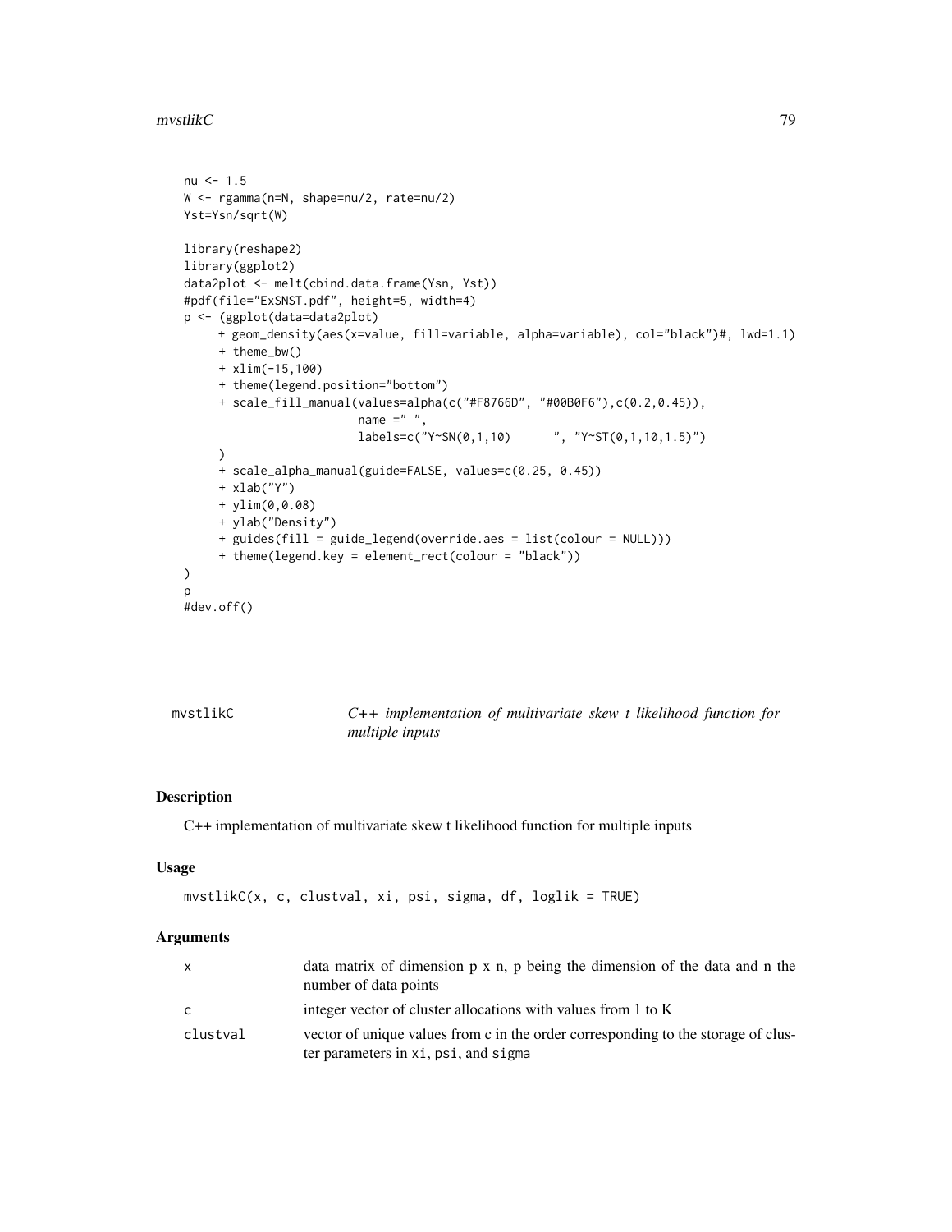```
nu <- 1.5
W <- rgamma(n=N, shape=nu/2, rate=nu/2)
Yst=Ysn/sqrt(W)

library(reshape2)
library(ggplot2)
data2plot <- melt(cbind.data.frame(Ysn, Yst))
#pdf(file="ExSNST.pdf", height=5, width=4)
p <- (ggplot(data=data2plot)
     + geom_density(aes(x=value, fill=variable, alpha=variable), col="black")#, lwd=1.1)
     + theme_bw()
     + xlim(-15,100)
     + theme(legend.position="bottom")
     + scale_fill_manual(values=alpha(c("#F8766D", "#00B0F6"),c(0.2,0.45)),
                         name =" ",
                         labels=c("Y~SN(0,1,10)      ", "Y~ST(0,1,10,1.5)")
     )
     + scale_alpha_manual(guide=FALSE, values=c(0.25, 0.45))
     + xlab("Y")
     + ylim(0,0.08)
     + ylab("Density")
     + guides(fill = guide_legend(override.aes = list(colour = NULL)))
     + theme(legend.key = element_rect(colour = "black"))
)
p
#dev.off()
```

## mvstlikC — *C++ implementation of multivariate skew t likelihood function for multiple inputs*

### Description

C++ implementation of multivariate skew t likelihood function for multiple inputs

### Usage

```
mvstlikC(x, c, clustval, xi, psi, sigma, df, loglik = TRUE)
```

### Arguments

| | |
|---|---|
| `x` | data matrix of dimension p x n, p being the dimension of the data and n the number of data points |
| `c` | integer vector of cluster allocations with values from 1 to K |
| `clustval` | vector of unique values from c in the order corresponding to the storage of cluster parameters in `xi`, `psi`, and `sigma` |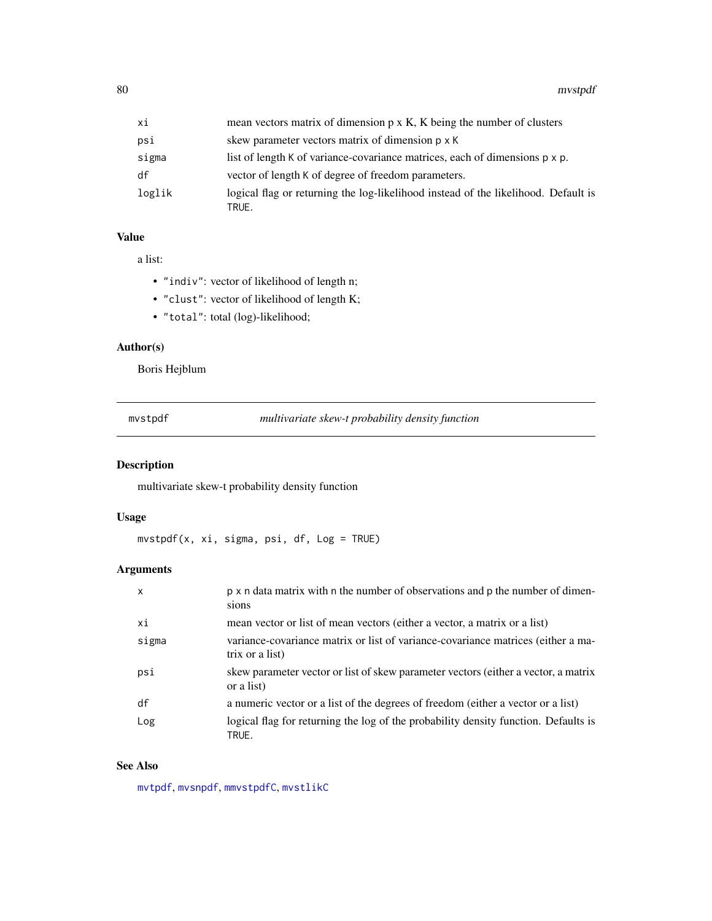| | |
|---|---|
| `xi` | mean vectors matrix of dimension p x K, K being the number of clusters |
| `psi` | skew parameter vectors matrix of dimension `p x K` |
| `sigma` | list of length `K` of variance-covariance matrices, each of dimensions `p x p`. |
| `df` | vector of length `K` of degree of freedom parameters. |
| `loglik` | logical flag or returning the log-likelihood instead of the likelihood. Default is `TRUE`. |

## Value

a list:

- `"indiv"`: vector of likelihood of length n;
- `"clust"`: vector of likelihood of length K;
- `"total"`: total (log)-likelihood;

## Author(s)

Boris Hejblum

---

## mvstpdf — *multivariate skew-t probability density function*

## Description

multivariate skew-t probability density function

## Usage

```
mvstpdf(x, xi, sigma, psi, df, Log = TRUE)
```

## Arguments

| | |
|---|---|
| `x` | `p x n` data matrix with `n` the number of observations and `p` the number of dimensions |
| `xi` | mean vector or list of mean vectors (either a vector, a matrix or a list) |
| `sigma` | variance-covariance matrix or list of variance-covariance matrices (either a matrix or a list) |
| `psi` | skew parameter vector or list of skew parameter vectors (either a vector, a matrix or a list) |
| `df` | a numeric vector or a list of the degrees of freedom (either a vector or a list) |
| `Log` | logical flag for returning the log of the probability density function. Defaults is `TRUE`. |

## See Also

`mvtpdf`, `mvsnpdf`, `mmvstpdfC`, `mvstlikC`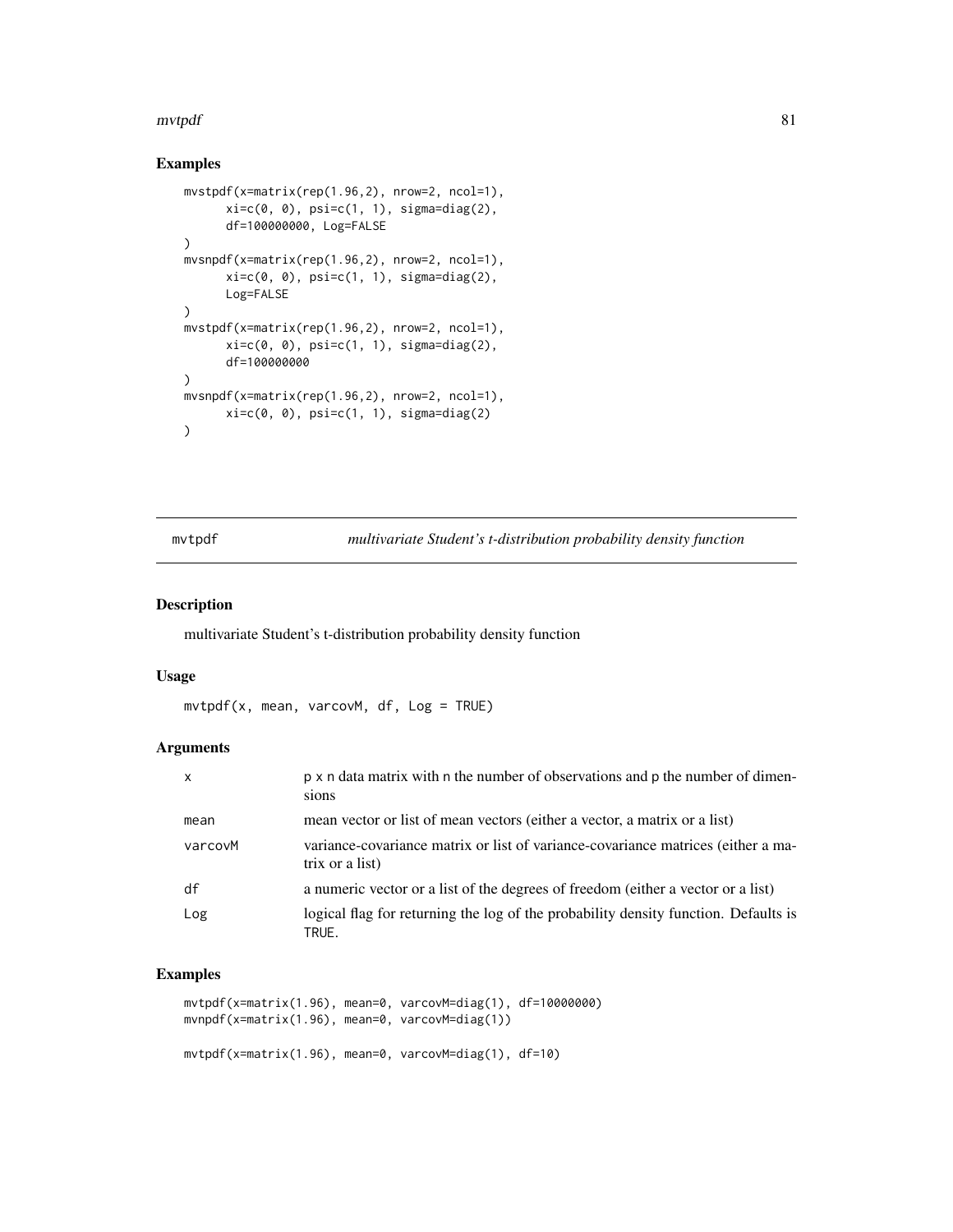## Examples

```
mvstpdf(x=matrix(rep(1.96,2), nrow=2, ncol=1),
      xi=c(0, 0), psi=c(1, 1), sigma=diag(2),
      df=100000000, Log=FALSE
)
mvsnpdf(x=matrix(rep(1.96,2), nrow=2, ncol=1),
      xi=c(0, 0), psi=c(1, 1), sigma=diag(2),
      Log=FALSE
)
mvstpdf(x=matrix(rep(1.96,2), nrow=2, ncol=1),
      xi=c(0, 0), psi=c(1, 1), sigma=diag(2),
      df=100000000
)
mvsnpdf(x=matrix(rep(1.96,2), nrow=2, ncol=1),
      xi=c(0, 0), psi=c(1, 1), sigma=diag(2)
)
```

---

# mvtpdf — *multivariate Student's t-distribution probability density function*

## Description

multivariate Student's t-distribution probability density function

## Usage

```
mvtpdf(x, mean, varcovM, df, Log = TRUE)
```

## Arguments

| | |
|---|---|
| `x` | p x n data matrix with n the number of observations and p the number of dimensions |
| `mean` | mean vector or list of mean vectors (either a vector, a matrix or a list) |
| `varcovM` | variance-covariance matrix or list of variance-covariance matrices (either a matrix or a list) |
| `df` | a numeric vector or a list of the degrees of freedom (either a vector or a list) |
| `Log` | logical flag for returning the log of the probability density function. Defaults is `TRUE`. |

## Examples

```
mvtpdf(x=matrix(1.96), mean=0, varcovM=diag(1), df=10000000)
mvnpdf(x=matrix(1.96), mean=0, varcovM=diag(1))

mvtpdf(x=matrix(1.96), mean=0, varcovM=diag(1), df=10)
```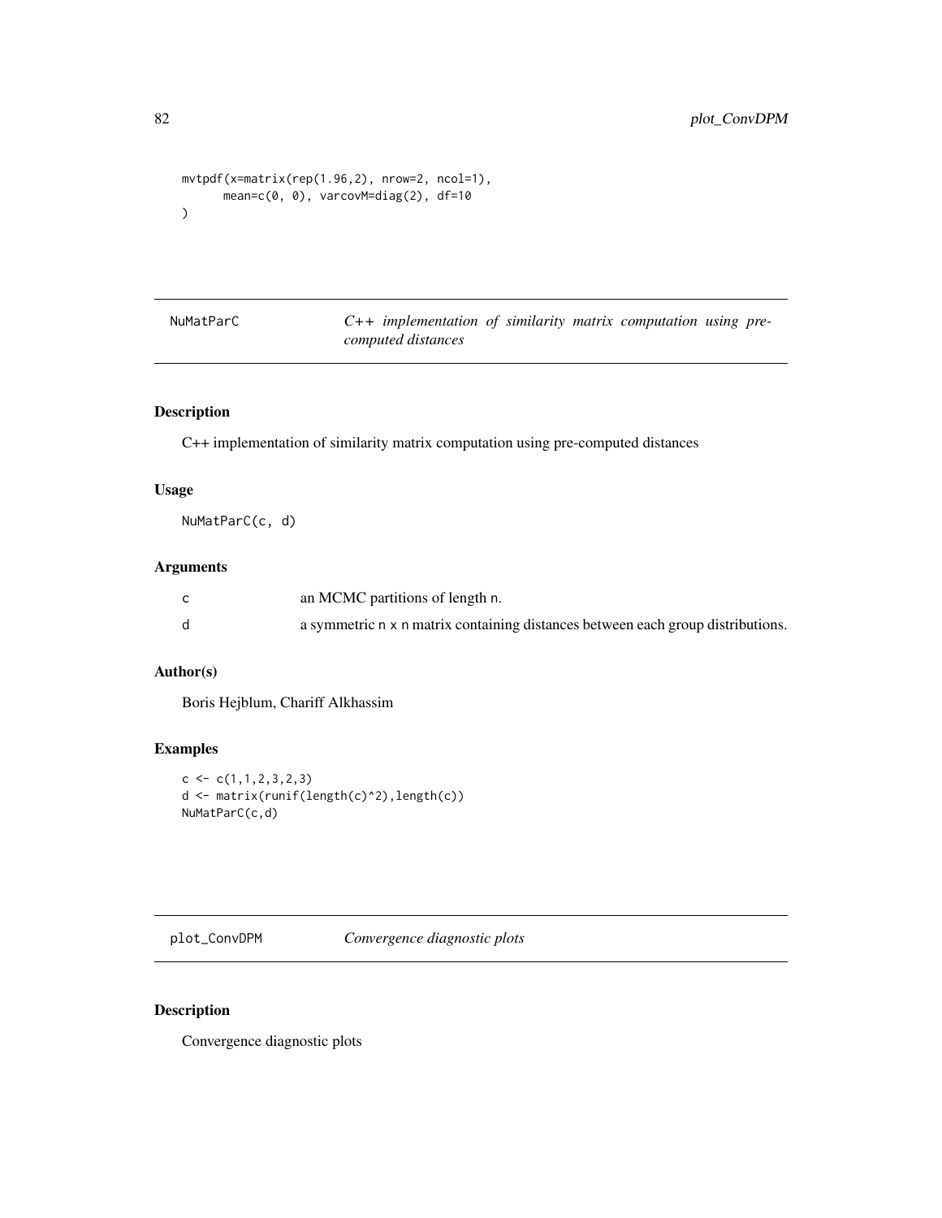```
mvtpdf(x=matrix(rep(1.96,2), nrow=2, ncol=1),
      mean=c(0, 0), varcovM=diag(2), df=10
)
```

## NuMatParC — *C++ implementation of similarity matrix computation using pre-computed distances*

### Description

C++ implementation of similarity matrix computation using pre-computed distances

### Usage

```
NuMatParC(c, d)
```

### Arguments

| | |
|---|---|
| c | an MCMC partitions of length n. |
| d | a symmetric n x n matrix containing distances between each group distributions. |

### Author(s)

Boris Hejblum, Chariff Alkhassim

### Examples

```
c <- c(1,1,2,3,2,3)
d <- matrix(runif(length(c)^2),length(c))
NuMatParC(c,d)
```

## plot_ConvDPM — *Convergence diagnostic plots*

### Description

Convergence diagnostic plots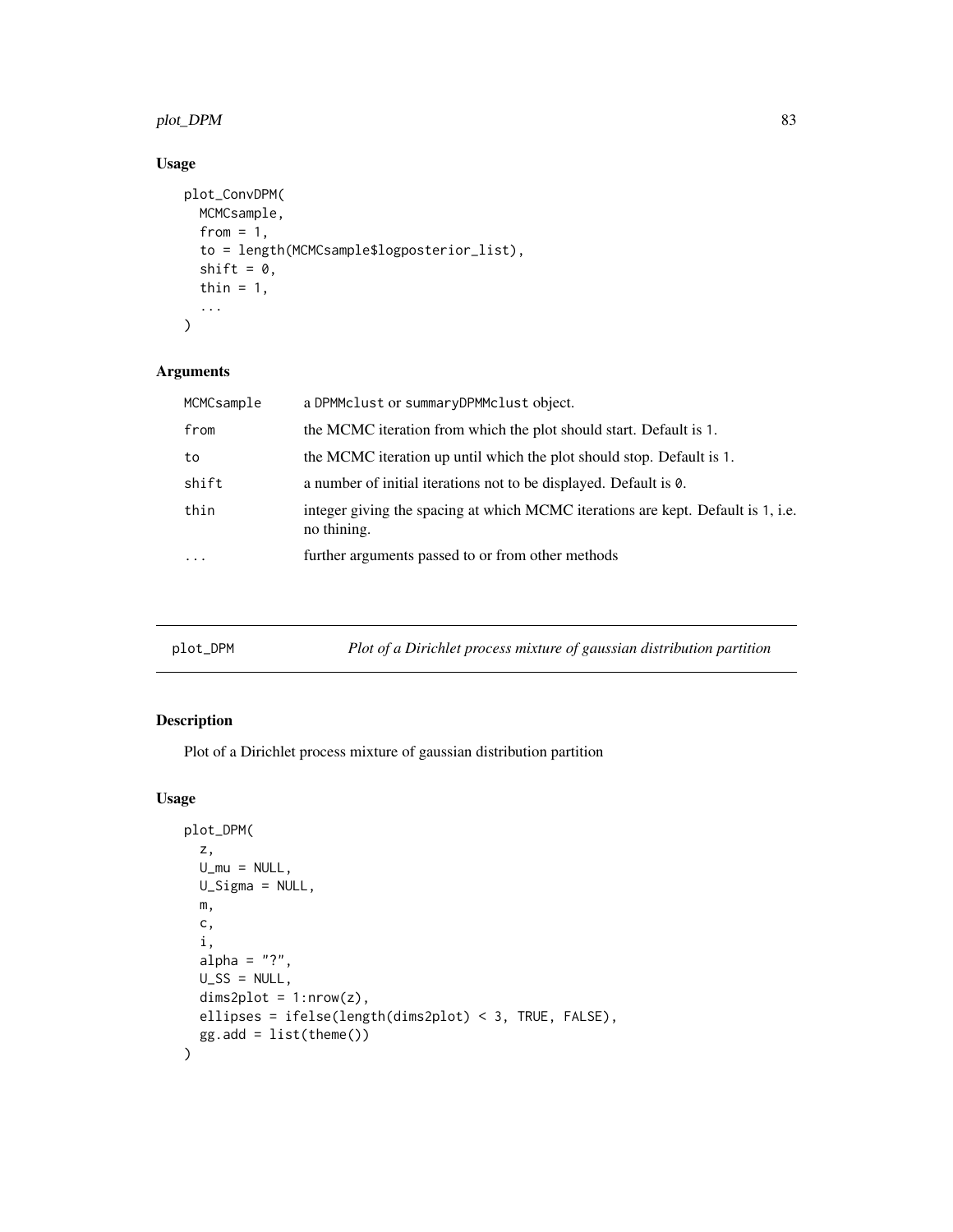## Usage

```
plot_ConvDPM(
  MCMCsample,
  from = 1,
  to = length(MCMCsample$logposterior_list),
  shift = 0,
  thin = 1,
  ...
)
```

## Arguments

| | |
|---|---|
| MCMCsample | a DPMMclust or summaryDPMMclust object. |
| from | the MCMC iteration from which the plot should start. Default is 1. |
| to | the MCMC iteration up until which the plot should stop. Default is 1. |
| shift | a number of initial iterations not to be displayed. Default is 0. |
| thin | integer giving the spacing at which MCMC iterations are kept. Default is 1, i.e. no thining. |
| ... | further arguments passed to or from other methods |

---

# plot_DPM &nbsp;&nbsp;&nbsp; *Plot of a Dirichlet process mixture of gaussian distribution partition*

## Description

Plot of a Dirichlet process mixture of gaussian distribution partition

## Usage

```
plot_DPM(
  z,
  U_mu = NULL,
  U_Sigma = NULL,
  m,
  c,
  i,
  alpha = "?",
  U_SS = NULL,
  dims2plot = 1:nrow(z),
  ellipses = ifelse(length(dims2plot) < 3, TRUE, FALSE),
  gg.add = list(theme())
)
```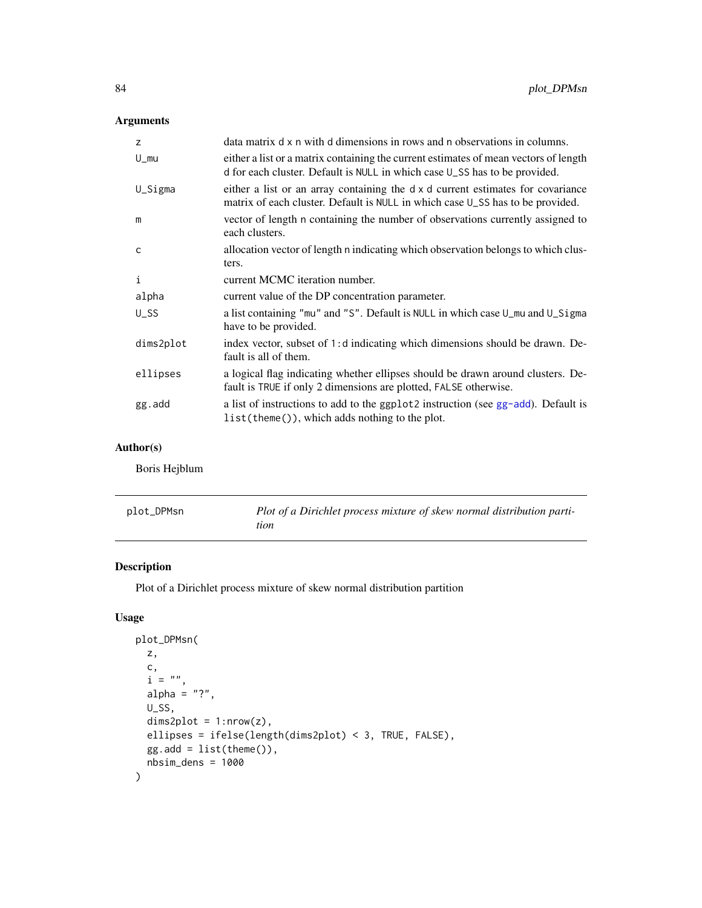## Arguments

| | |
|---|---|
| z | data matrix d x n with d dimensions in rows and n observations in columns. |
| U_mu | either a list or a matrix containing the current estimates of mean vectors of length d for each cluster. Default is NULL in which case U_SS has to be provided. |
| U_Sigma | either a list or an array containing the d x d current estimates for covariance matrix of each cluster. Default is NULL in which case U_SS has to be provided. |
| m | vector of length n containing the number of observations currently assigned to each clusters. |
| c | allocation vector of length n indicating which observation belongs to which clusters. |
| i | current MCMC iteration number. |
| alpha | current value of the DP concentration parameter. |
| U_SS | a list containing "mu" and "S". Default is NULL in which case U_mu and U_Sigma have to be provided. |
| dims2plot | index vector, subset of 1:d indicating which dimensions should be drawn. Default is all of them. |
| ellipses | a logical flag indicating whether ellipses should be drawn around clusters. Default is TRUE if only 2 dimensions are plotted, FALSE otherwise. |
| gg.add | a list of instructions to add to the ggplot2 instruction (see gg-add). Default is list(theme()), which adds nothing to the plot. |

## Author(s)

Boris Hejblum

---

# plot_DPMsn — *Plot of a Dirichlet process mixture of skew normal distribution partition*

## Description

Plot of a Dirichlet process mixture of skew normal distribution partition

## Usage

```
plot_DPMsn(
  z,
  c,
  i = "",
  alpha = "?",
  U_SS,
  dims2plot = 1:nrow(z),
  ellipses = ifelse(length(dims2plot) < 3, TRUE, FALSE),
  gg.add = list(theme()),
  nbsim_dens = 1000
)
```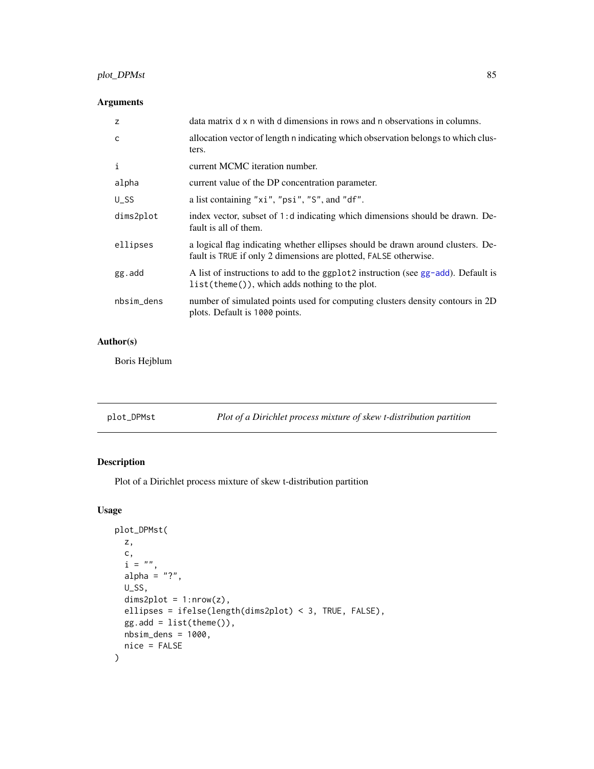## Arguments

| | |
|---|---|
| z | data matrix d x n with d dimensions in rows and n observations in columns. |
| c | allocation vector of length n indicating which observation belongs to which clusters. |
| i | current MCMC iteration number. |
| alpha | current value of the DP concentration parameter. |
| U_SS | a list containing "xi", "psi", "S", and "df". |
| dims2plot | index vector, subset of 1:d indicating which dimensions should be drawn. Default is all of them. |
| ellipses | a logical flag indicating whether ellipses should be drawn around clusters. Default is TRUE if only 2 dimensions are plotted, FALSE otherwise. |
| gg.add | A list of instructions to add to the ggplot2 instruction (see gg-add). Default is list(theme()), which adds nothing to the plot. |
| nbsim_dens | number of simulated points used for computing clusters density contours in 2D plots. Default is 1000 points. |

## Author(s)

Boris Hejblum

---

# plot_DPMst — *Plot of a Dirichlet process mixture of skew t-distribution partition*

## Description

Plot of a Dirichlet process mixture of skew t-distribution partition

## Usage

```
plot_DPMst(
  z,
  c,
  i = "",
  alpha = "?",
  U_SS,
  dims2plot = 1:nrow(z),
  ellipses = ifelse(length(dims2plot) < 3, TRUE, FALSE),
  gg.add = list(theme()),
  nbsim_dens = 1000,
  nice = FALSE
)
```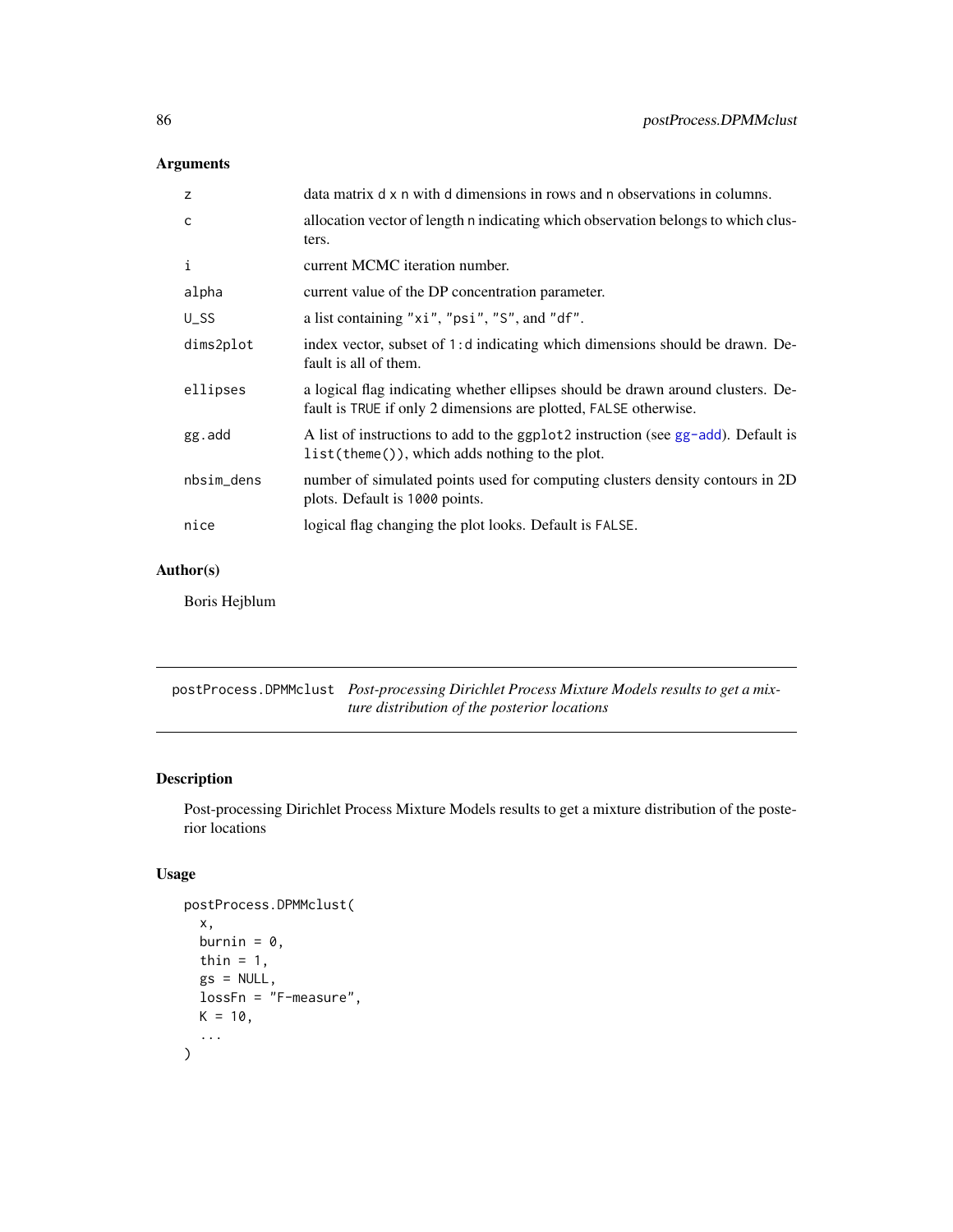## Arguments

| | |
|---|---|
| z | data matrix d x n with d dimensions in rows and n observations in columns. |
| c | allocation vector of length n indicating which observation belongs to which clusters. |
| i | current MCMC iteration number. |
| alpha | current value of the DP concentration parameter. |
| U_SS | a list containing "xi", "psi", "S", and "df". |
| dims2plot | index vector, subset of 1:d indicating which dimensions should be drawn. Default is all of them. |
| ellipses | a logical flag indicating whether ellipses should be drawn around clusters. Default is TRUE if only 2 dimensions are plotted, FALSE otherwise. |
| gg.add | A list of instructions to add to the ggplot2 instruction (see gg-add). Default is list(theme()), which adds nothing to the plot. |
| nbsim_dens | number of simulated points used for computing clusters density contours in 2D plots. Default is 1000 points. |
| nice | logical flag changing the plot looks. Default is FALSE. |

## Author(s)

Boris Hejblum

---

# postProcess.DPMMclust *Post-processing Dirichlet Process Mixture Models results to get a mixture distribution of the posterior locations*

## Description

Post-processing Dirichlet Process Mixture Models results to get a mixture distribution of the posterior locations

## Usage

```
postProcess.DPMMclust(
  x,
  burnin = 0,
  thin = 1,
  gs = NULL,
  lossFn = "F-measure",
  K = 10,
  ...
)
```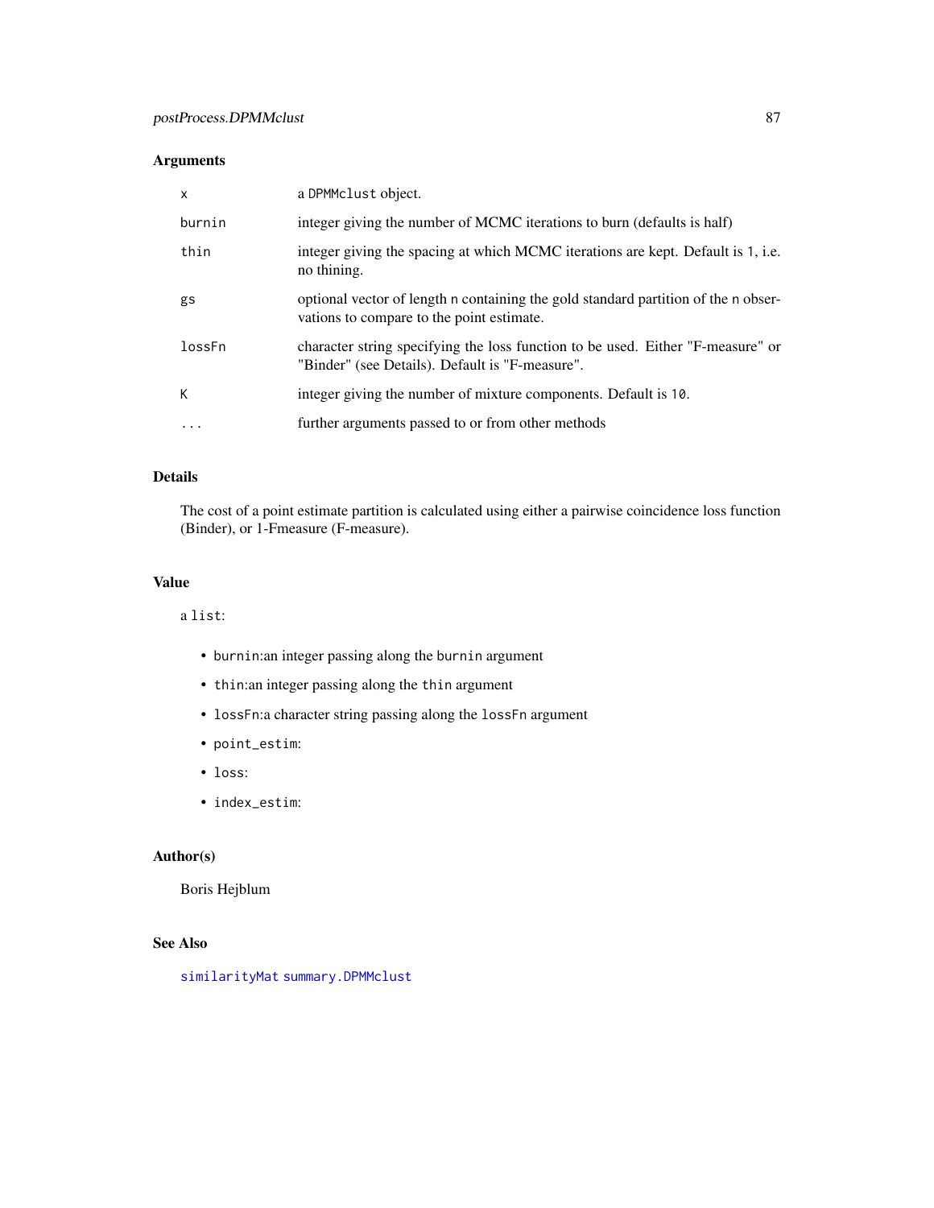## Arguments

| | |
|---|---|
| `x` | a `DPMMclust` object. |
| `burnin` | integer giving the number of MCMC iterations to burn (defaults is half) |
| `thin` | integer giving the spacing at which MCMC iterations are kept. Default is `1`, i.e. no thining. |
| `gs` | optional vector of length `n` containing the gold standard partition of the `n` observations to compare to the point estimate. |
| `lossFn` | character string specifying the loss function to be used. Either "F-measure" or "Binder" (see Details). Default is "F-measure". |
| `K` | integer giving the number of mixture components. Default is `10`. |
| `...` | further arguments passed to or from other methods |

## Details

The cost of a point estimate partition is calculated using either a pairwise coincidence loss function (Binder), or 1-Fmeasure (F-measure).

## Value

a `list`:

- `burnin`:an integer passing along the `burnin` argument
- `thin`:an integer passing along the `thin` argument
- `lossFn`:a character string passing along the `lossFn` argument
- `point_estim`:
- `loss`:
- `index_estim`:

## Author(s)

Boris Hejblum

## See Also

`similarityMat` `summary.DPMMclust`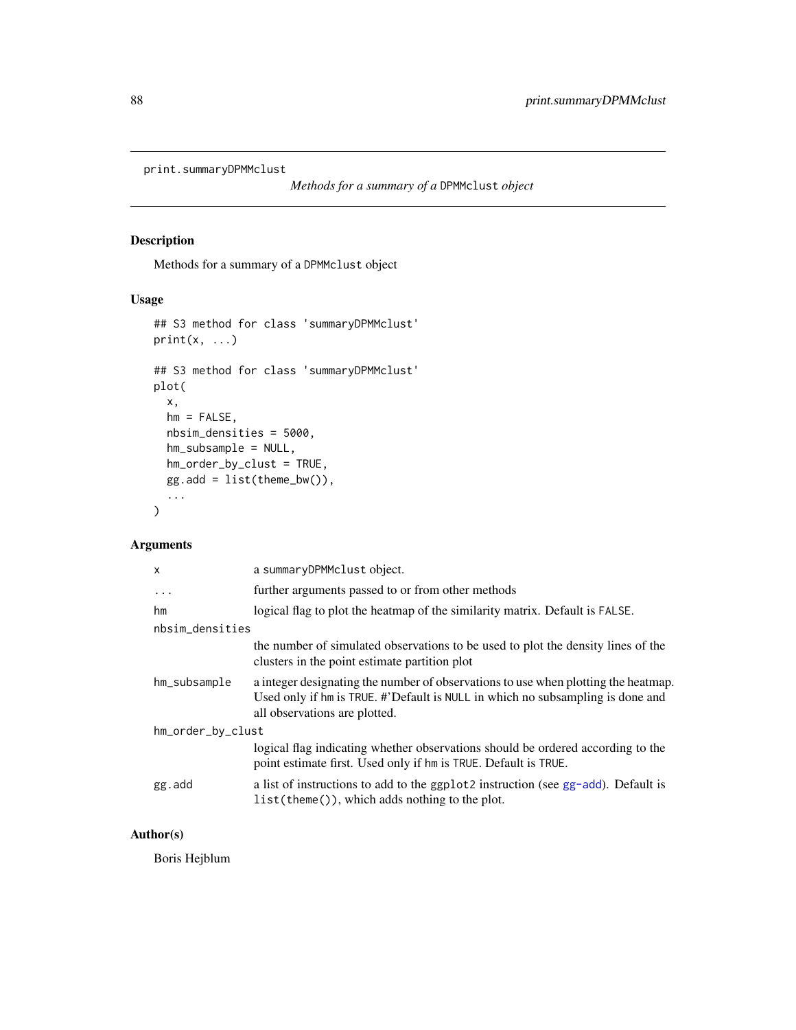print.summaryDPMMclust *Methods for a summary of a* DPMMclust *object*

## Description

Methods for a summary of a DPMMclust object

## Usage

```
## S3 method for class 'summaryDPMMclust'
print(x, ...)

## S3 method for class 'summaryDPMMclust'
plot(
  x,
  hm = FALSE,
  nbsim_densities = 5000,
  hm_subsample = NULL,
  hm_order_by_clust = TRUE,
  gg.add = list(theme_bw()),
  ...
)
```

## Arguments

| | |
|---|---|
| x | a summaryDPMMclust object. |
| ... | further arguments passed to or from other methods |
| hm | logical flag to plot the heatmap of the similarity matrix. Default is FALSE. |
| nbsim_densities | the number of simulated observations to be used to plot the density lines of the clusters in the point estimate partition plot |
| hm_subsample | a integer designating the number of observations to use when plotting the heatmap. Used only if hm is TRUE. #'Default is NULL in which no subsampling is done and all observations are plotted. |
| hm_order_by_clust | logical flag indicating whether observations should be ordered according to the point estimate first. Used only if hm is TRUE. Default is TRUE. |
| gg.add | a list of instructions to add to the ggplot2 instruction (see gg-add). Default is list(theme()), which adds nothing to the plot. |

## Author(s)

Boris Hejblum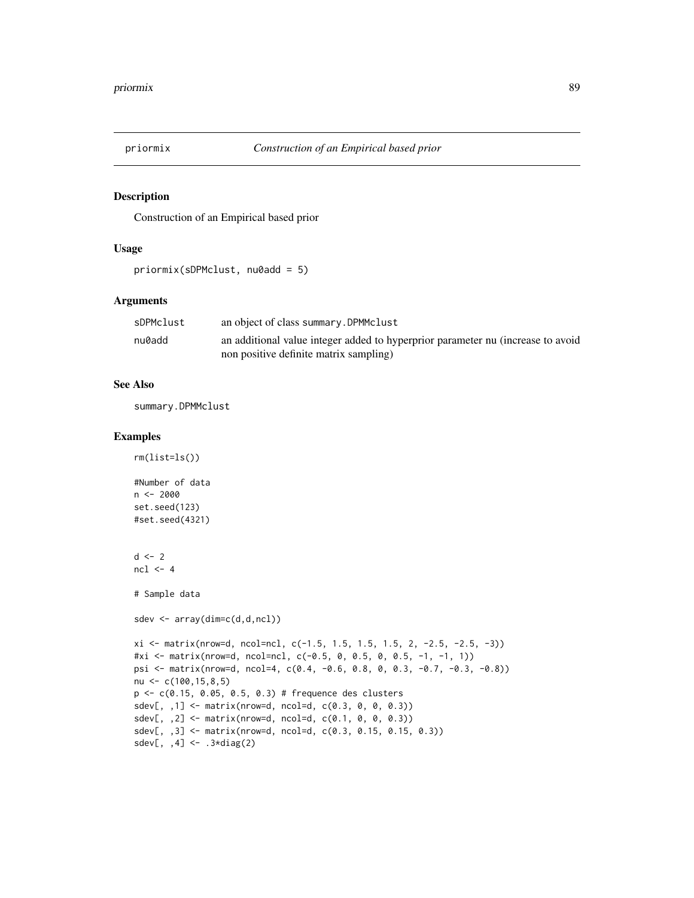## priormix *Construction of an Empirical based prior*

### Description

Construction of an Empirical based prior

### Usage

```
priormix(sDPMclust, nu0add = 5)
```

### Arguments

| | |
|---|---|
| sDPMclust | an object of class summary.DPMMclust |
| nu0add | an additional value integer added to hyperprior parameter nu (increase to avoid non positive definite matrix sampling) |

### See Also

summary.DPMMclust

### Examples

```
rm(list=ls())

#Number of data
n <- 2000
set.seed(123)
#set.seed(4321)


d <- 2
ncl <- 4

# Sample data

sdev <- array(dim=c(d,d,ncl))

xi <- matrix(nrow=d, ncol=ncl, c(-1.5, 1.5, 1.5, 1.5, 2, -2.5, -2.5, -3))
#xi <- matrix(nrow=d, ncol=ncl, c(-0.5, 0, 0.5, 0, 0.5, -1, -1, 1))
psi <- matrix(nrow=d, ncol=4, c(0.4, -0.6, 0.8, 0, 0.3, -0.7, -0.3, -0.8))
nu <- c(100,15,8,5)
p <- c(0.15, 0.05, 0.5, 0.3) # frequence des clusters
sdev[, ,1] <- matrix(nrow=d, ncol=d, c(0.3, 0, 0, 0.3))
sdev[, ,2] <- matrix(nrow=d, ncol=d, c(0.1, 0, 0, 0.3))
sdev[, ,3] <- matrix(nrow=d, ncol=d, c(0.3, 0.15, 0.15, 0.3))
sdev[, ,4] <- .3*diag(2)
```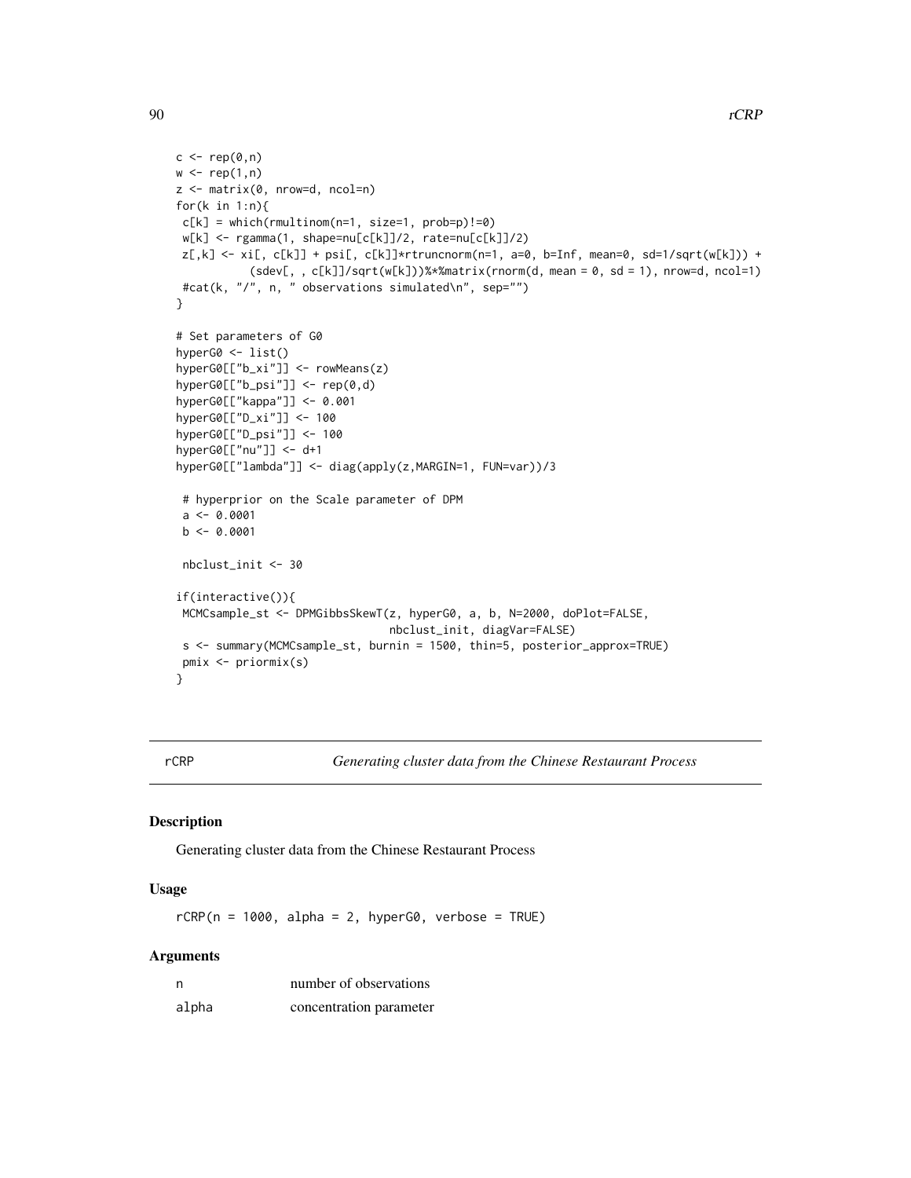```
c <- rep(0,n)
w <- rep(1,n)
z <- matrix(0, nrow=d, ncol=n)
for(k in 1:n){
 c[k] = which(rmultinom(n=1, size=1, prob=p)!=0)
 w[k] <- rgamma(1, shape=nu[c[k]]/2, rate=nu[c[k]]/2)
 z[,k] <- xi[, c[k]] + psi[, c[k]]*rtruncnorm(n=1, a=0, b=Inf, mean=0, sd=1/sqrt(w[k])) +
           (sdev[, , c[k]]/sqrt(w[k]))%*%matrix(rnorm(d, mean = 0, sd = 1), nrow=d, ncol=1)
 #cat(k, "/", n, " observations simulated\n", sep="")
}

# Set parameters of G0
hyperG0 <- list()
hyperG0[["b_xi"]] <- rowMeans(z)
hyperG0[["b_psi"]] <- rep(0,d)
hyperG0[["kappa"]] <- 0.001
hyperG0[["D_xi"]] <- 100
hyperG0[["D_psi"]] <- 100
hyperG0[["nu"]] <- d+1
hyperG0[["lambda"]] <- diag(apply(z,MARGIN=1, FUN=var))/3

 # hyperprior on the Scale parameter of DPM
 a <- 0.0001
 b <- 0.0001

 nbclust_init <- 30

if(interactive()){
 MCMCsample_st <- DPMGibbsSkewT(z, hyperG0, a, b, N=2000, doPlot=FALSE,
                               nbclust_init, diagVar=FALSE)
 s <- summary(MCMCsample_st, burnin = 1500, thin=5, posterior_approx=TRUE)
 pmix <- priormix(s)
}
```

---

## rCRP — *Generating cluster data from the Chinese Restaurant Process*

### Description

Generating cluster data from the Chinese Restaurant Process

### Usage

```
rCRP(n = 1000, alpha = 2, hyperG0, verbose = TRUE)
```

### Arguments

| | |
|---|---|
| n | number of observations |
| alpha | concentration parameter |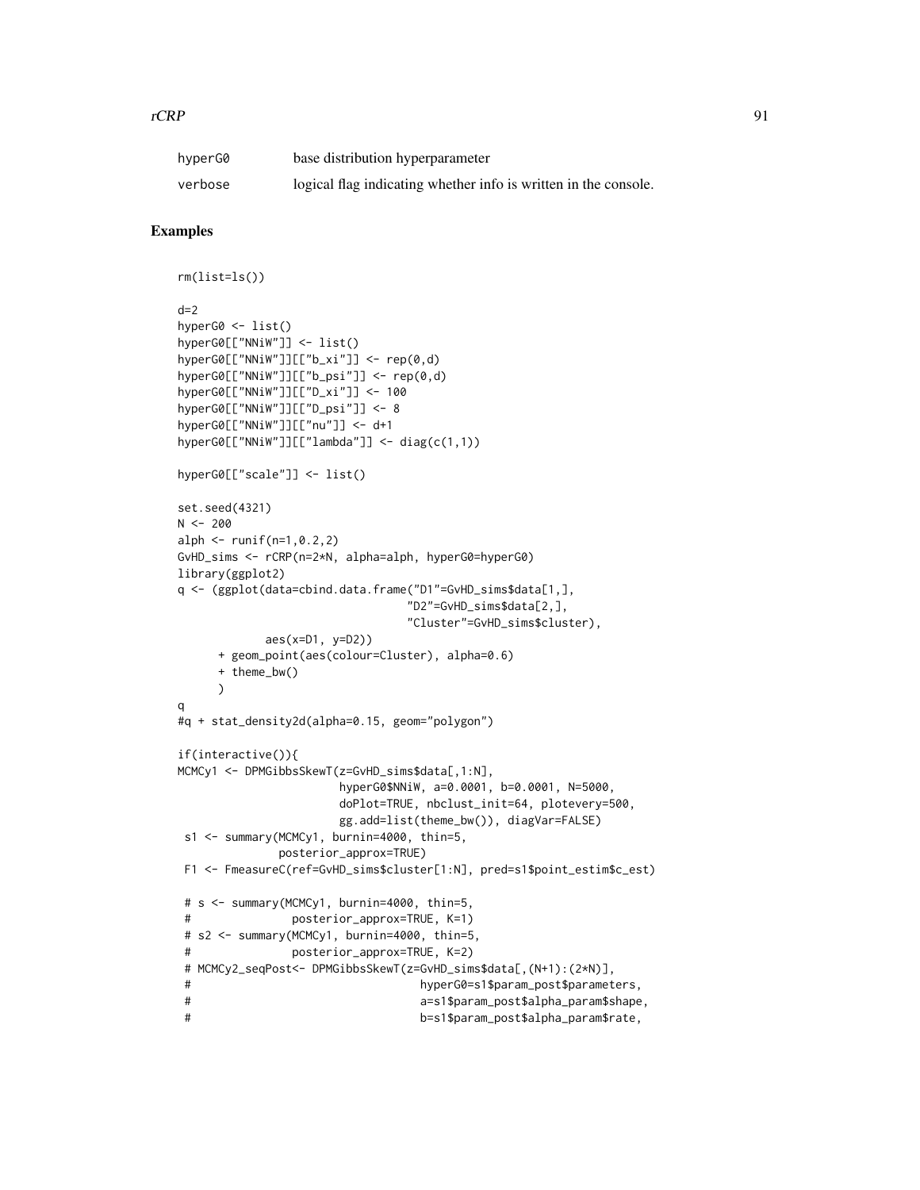| | |
|---|---|
| hyperG0 | base distribution hyperparameter |
| verbose | logical flag indicating whether info is written in the console. |

## Examples

```
rm(list=ls())

d=2
hyperG0 <- list()
hyperG0[["NNiW"]] <- list()
hyperG0[["NNiW"]][["b_xi"]] <- rep(0,d)
hyperG0[["NNiW"]][["b_psi"]] <- rep(0,d)
hyperG0[["NNiW"]][["D_xi"]] <- 100
hyperG0[["NNiW"]][["D_psi"]] <- 8
hyperG0[["NNiW"]][["nu"]] <- d+1
hyperG0[["NNiW"]][["lambda"]] <- diag(c(1,1))

hyperG0[["scale"]] <- list()

set.seed(4321)
N <- 200
alph <- runif(n=1,0.2,2)
GvHD_sims <- rCRP(n=2*N, alpha=alph, hyperG0=hyperG0)
library(ggplot2)
q <- (ggplot(data=cbind.data.frame("D1"=GvHD_sims$data[1,],
                                   "D2"=GvHD_sims$data[2,],
                                   "Cluster"=GvHD_sims$cluster),
             aes(x=D1, y=D2))
      + geom_point(aes(colour=Cluster), alpha=0.6)
      + theme_bw()
      )
q
#q + stat_density2d(alpha=0.15, geom="polygon")

if(interactive()){
MCMCy1 <- DPMGibbsSkewT(z=GvHD_sims$data[,1:N],
                        hyperG0$NNiW, a=0.0001, b=0.0001, N=5000,
                        doPlot=TRUE, nbclust_init=64, plotevery=500,
                        gg.add=list(theme_bw()), diagVar=FALSE)
 s1 <- summary(MCMCy1, burnin=4000, thin=5,
              posterior_approx=TRUE)
 F1 <- FmeasureC(ref=GvHD_sims$cluster[1:N], pred=s1$point_estim$c_est)

 # s <- summary(MCMCy1, burnin=4000, thin=5,
 #               posterior_approx=TRUE, K=1)
 # s2 <- summary(MCMCy1, burnin=4000, thin=5,
 #               posterior_approx=TRUE, K=2)
 # MCMCy2_seqPost<- DPMGibbsSkewT(z=GvHD_sims$data[,(N+1):(2*N)],
 #                                  hyperG0=s1$param_post$parameters,
 #                                  a=s1$param_post$alpha_param$shape,
 #                                  b=s1$param_post$alpha_param$rate,
```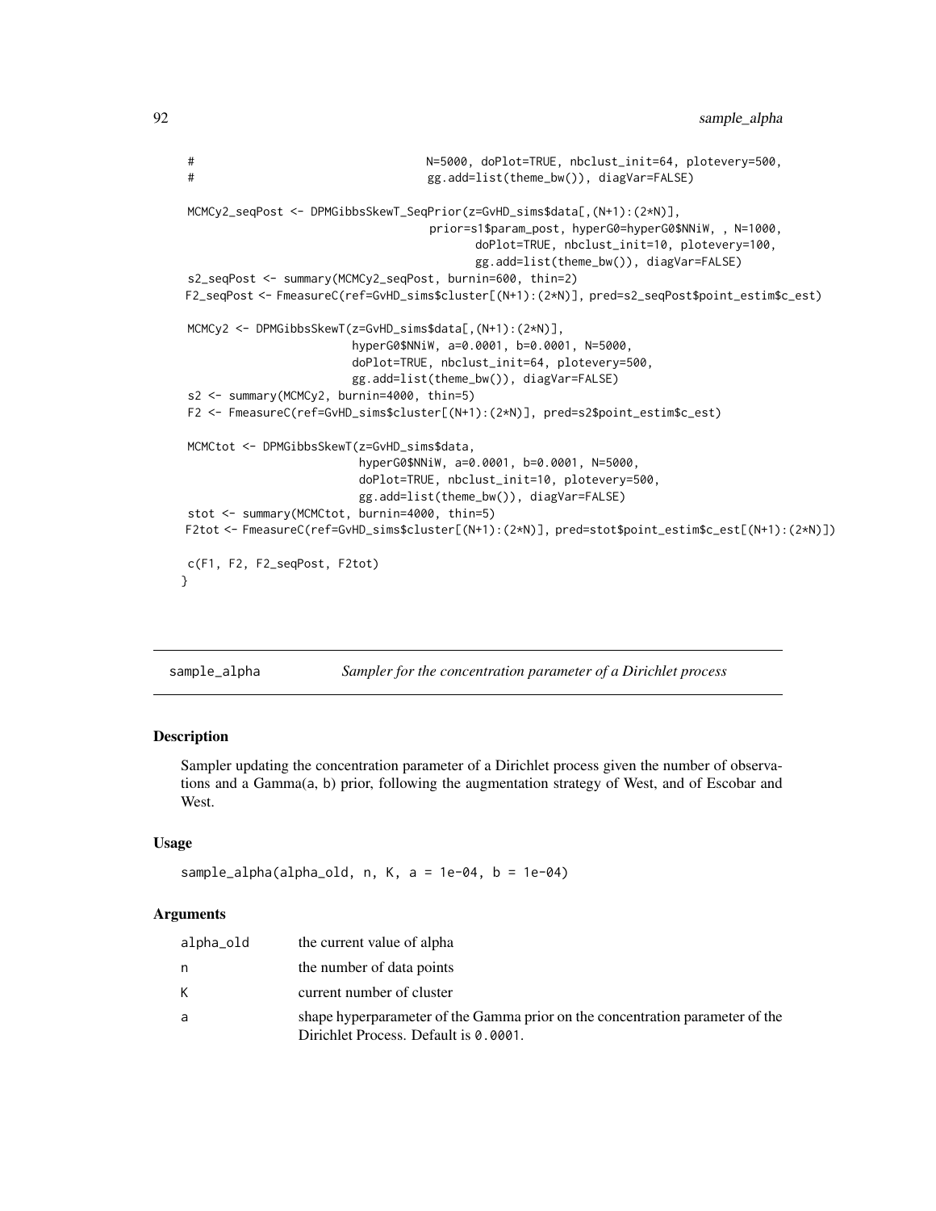```
#                                    N=5000, doPlot=TRUE, nbclust_init=64, plotevery=500,
#                                    gg.add=list(theme_bw()), diagVar=FALSE)

MCMCy2_seqPost <- DPMGibbsSkewT_SeqPrior(z=GvHD_sims$data[,(N+1):(2*N)],
                                    prior=s1$param_post, hyperG0=hyperG0$NNiW, , N=1000,
                                           doPlot=TRUE, nbclust_init=10, plotevery=100,
                                           gg.add=list(theme_bw()), diagVar=FALSE)
s2_seqPost <- summary(MCMCy2_seqPost, burnin=600, thin=2)
F2_seqPost <- FmeasureC(ref=GvHD_sims$cluster[(N+1):(2*N)], pred=s2_seqPost$point_estim$c_est)

MCMCy2 <- DPMGibbsSkewT(z=GvHD_sims$data[,(N+1):(2*N)],
                        hyperG0$NNiW, a=0.0001, b=0.0001, N=5000,
                        doPlot=TRUE, nbclust_init=64, plotevery=500,
                        gg.add=list(theme_bw()), diagVar=FALSE)
s2 <- summary(MCMCy2, burnin=4000, thin=5)
F2 <- FmeasureC(ref=GvHD_sims$cluster[(N+1):(2*N)], pred=s2$point_estim$c_est)

MCMCtot <- DPMGibbsSkewT(z=GvHD_sims$data,
                         hyperG0$NNiW, a=0.0001, b=0.0001, N=5000,
                         doPlot=TRUE, nbclust_init=10, plotevery=500,
                         gg.add=list(theme_bw()), diagVar=FALSE)
stot <- summary(MCMCtot, burnin=4000, thin=5)
F2tot <- FmeasureC(ref=GvHD_sims$cluster[(N+1):(2*N)], pred=stot$point_estim$c_est[(N+1):(2*N)])

c(F1, F2, F2_seqPost, F2tot)
}
```

## sample_alpha — *Sampler for the concentration parameter of a Dirichlet process*

### Description

Sampler updating the concentration parameter of a Dirichlet process given the number of observations and a Gamma(a, b) prior, following the augmentation strategy of West, and of Escobar and West.

### Usage

```
sample_alpha(alpha_old, n, K, a = 1e-04, b = 1e-04)
```

### Arguments

| | |
|---|---|
| alpha_old | the current value of alpha |
| n | the number of data points |
| K | current number of cluster |
| a | shape hyperparameter of the Gamma prior on the concentration parameter of the Dirichlet Process. Default is `0.0001`. |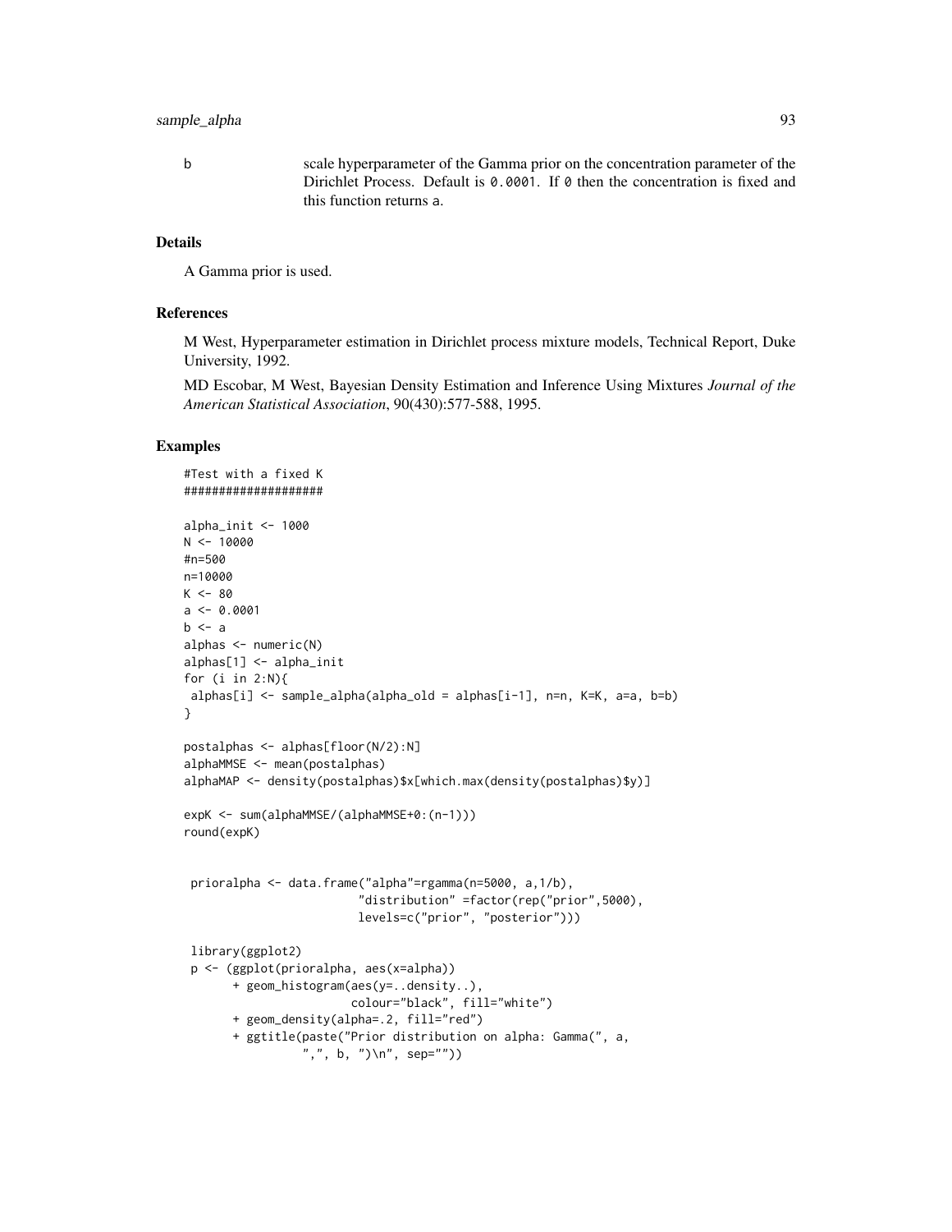b    scale hyperparameter of the Gamma prior on the concentration parameter of the Dirichlet Process. Default is `0.0001`. If `0` then the concentration is fixed and this function returns a.

## Details

A Gamma prior is used.

## References

M West, Hyperparameter estimation in Dirichlet process mixture models, Technical Report, Duke University, 1992.

MD Escobar, M West, Bayesian Density Estimation and Inference Using Mixtures *Journal of the American Statistical Association*, 90(430):577-588, 1995.

## Examples

```
#Test with a fixed K
####################

alpha_init <- 1000
N <- 10000
#n=500
n=10000
K <- 80
a <- 0.0001
b <- a
alphas <- numeric(N)
alphas[1] <- alpha_init
for (i in 2:N){
 alphas[i] <- sample_alpha(alpha_old = alphas[i-1], n=n, K=K, a=a, b=b)
}

postalphas <- alphas[floor(N/2):N]
alphaMMSE <- mean(postalphas)
alphaMAP <- density(postalphas)$x[which.max(density(postalphas)$y)]

expK <- sum(alphaMMSE/(alphaMMSE+0:(n-1)))
round(expK)


 prioralpha <- data.frame("alpha"=rgamma(n=5000, a,1/b),
                          "distribution" =factor(rep("prior",5000),
                          levels=c("prior", "posterior")))

 library(ggplot2)
 p <- (ggplot(prioralpha, aes(x=alpha))
       + geom_histogram(aes(y=..density..),
                        colour="black", fill="white")
       + geom_density(alpha=.2, fill="red")
       + ggtitle(paste("Prior distribution on alpha: Gamma(", a,
                 ",", b, ")\n", sep=""))
```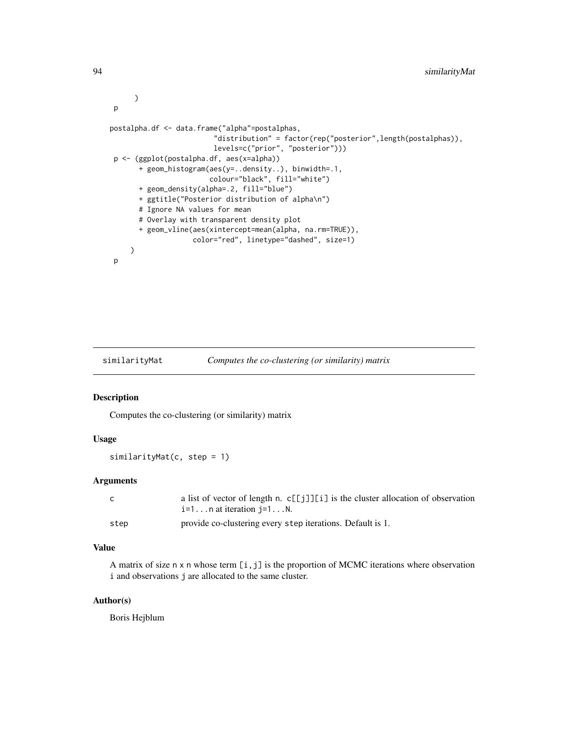```
  )
p

postalpha.df <- data.frame("alpha"=postalphas,
                           "distribution" = factor(rep("posterior",length(postalphas)),
                           levels=c("prior", "posterior")))
p <- (ggplot(postalpha.df, aes(x=alpha))
      + geom_histogram(aes(y=..density..), binwidth=.1,
                       colour="black", fill="white")
      + geom_density(alpha=.2, fill="blue")
      + ggtitle("Posterior distribution of alpha\n")
      # Ignore NA values for mean
      # Overlay with transparent density plot
      + geom_vline(aes(xintercept=mean(alpha, na.rm=TRUE)),
                   color="red", linetype="dashed", size=1)
    )
p
```

## similarityMat — *Computes the co-clustering (or similarity) matrix*

### Description

Computes the co-clustering (or similarity) matrix

### Usage

```
similarityMat(c, step = 1)
```

### Arguments

| | |
|---|---|
| `c` | a list of vector of length `n`. `c[[j]][i]` is the cluster allocation of observation `i=1...n` at iteration `j=1...N`. |
| `step` | provide co-clustering every `step` iterations. Default is 1. |

### Value

A matrix of size `n x n` whose term `[i,j]` is the proportion of MCMC iterations where observation `i` and observations `j` are allocated to the same cluster.

### Author(s)

Boris Hejblum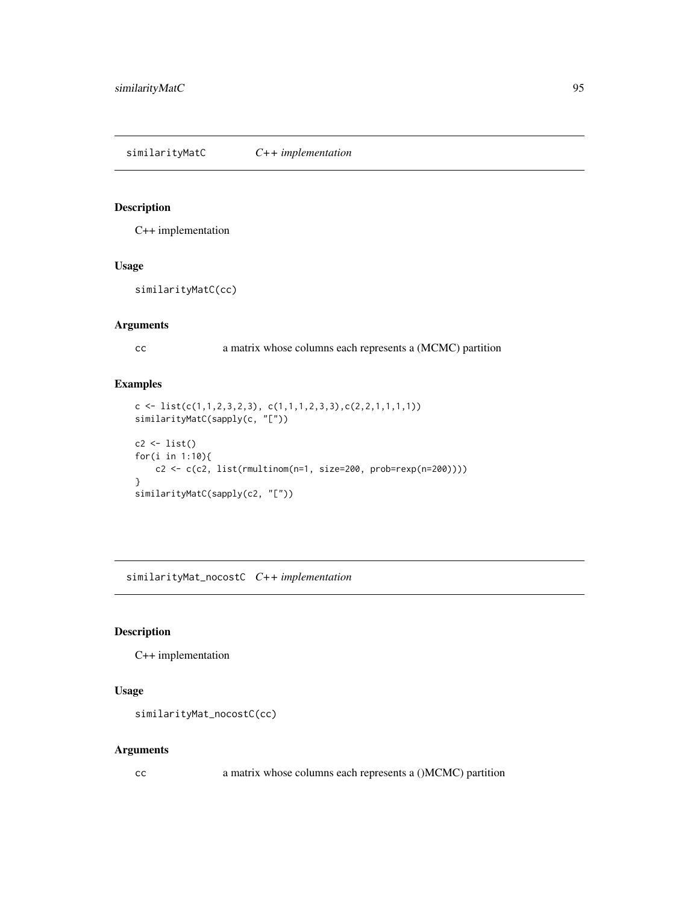## similarityMatC *C++ implementation*

### Description

C++ implementation

### Usage

```
similarityMatC(cc)
```

### Arguments

| | |
|---|---|
| cc | a matrix whose columns each represents a (MCMC) partition |

### Examples

```
c <- list(c(1,1,2,3,2,3), c(1,1,1,2,3,3),c(2,2,1,1,1,1))
similarityMatC(sapply(c, "["))

c2 <- list()
for(i in 1:10){
    c2 <- c(c2, list(rmultinom(n=1, size=200, prob=rexp(n=200))))
}
similarityMatC(sapply(c2, "["))
```

## similarityMat_nocostC *C++ implementation*

### Description

C++ implementation

### Usage

```
similarityMat_nocostC(cc)
```

### Arguments

| | |
|---|---|
| cc | a matrix whose columns each represents a ()MCMC) partition |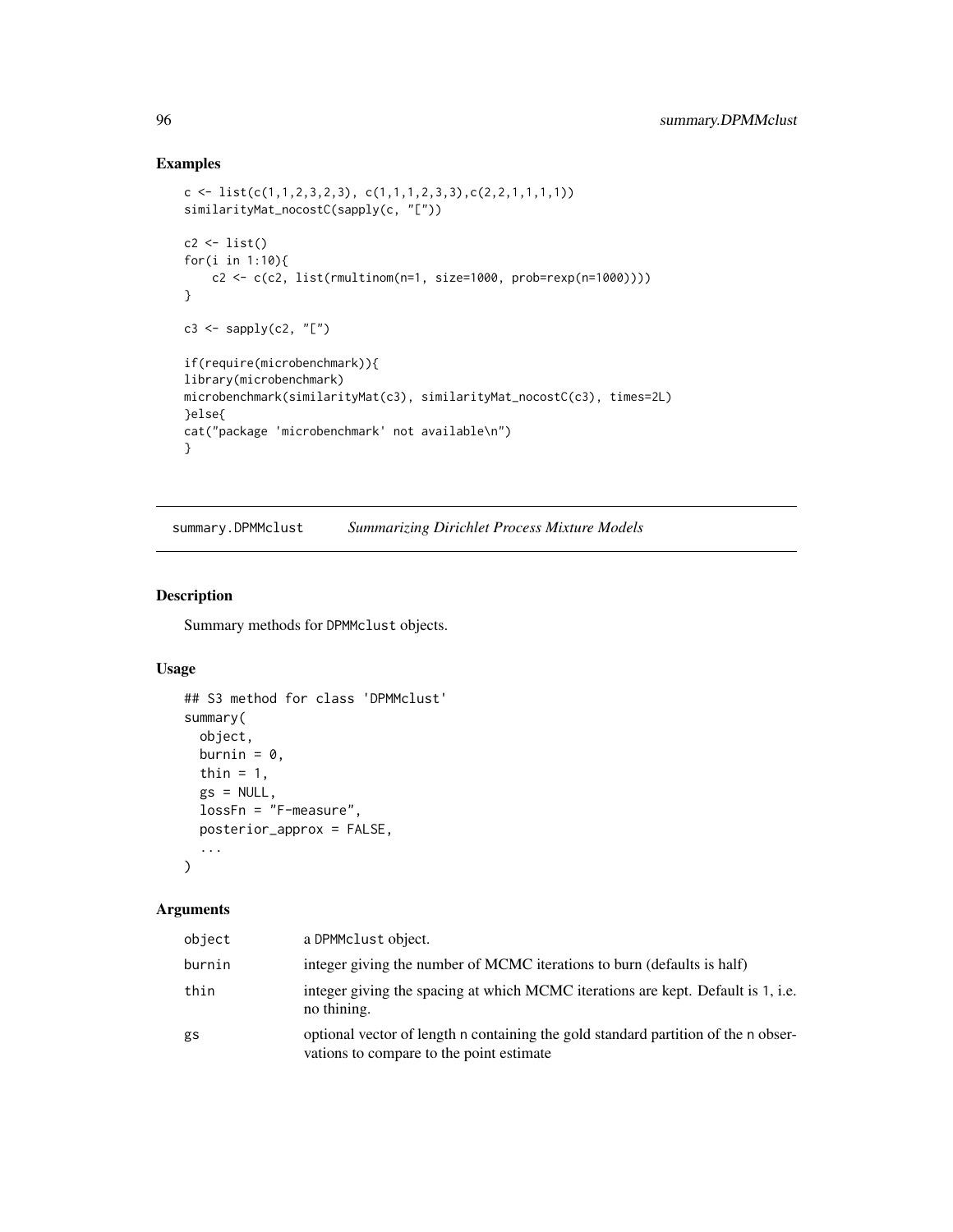## Examples

```
c <- list(c(1,1,2,3,2,3), c(1,1,1,2,3,3),c(2,2,1,1,1,1))
similarityMat_nocostC(sapply(c, "["))

c2 <- list()
for(i in 1:10){
    c2 <- c(c2, list(rmultinom(n=1, size=1000, prob=rexp(n=1000))))
}

c3 <- sapply(c2, "[")

if(require(microbenchmark)){
library(microbenchmark)
microbenchmark(similarityMat(c3), similarityMat_nocostC(c3), times=2L)
}else{
cat("package 'microbenchmark' not available\n")
}
```

---

# summary.DPMMclust *Summarizing Dirichlet Process Mixture Models*

## Description

Summary methods for DPMMclust objects.

## Usage

```
## S3 method for class 'DPMMclust'
summary(
  object,
  burnin = 0,
  thin = 1,
  gs = NULL,
  lossFn = "F-measure",
  posterior_approx = FALSE,
  ...
)
```

## Arguments

| | |
|---|---|
| object | a DPMMclust object. |
| burnin | integer giving the number of MCMC iterations to burn (defaults is half) |
| thin | integer giving the spacing at which MCMC iterations are kept. Default is 1, i.e. no thining. |
| gs | optional vector of length n containing the gold standard partition of the n observations to compare to the point estimate |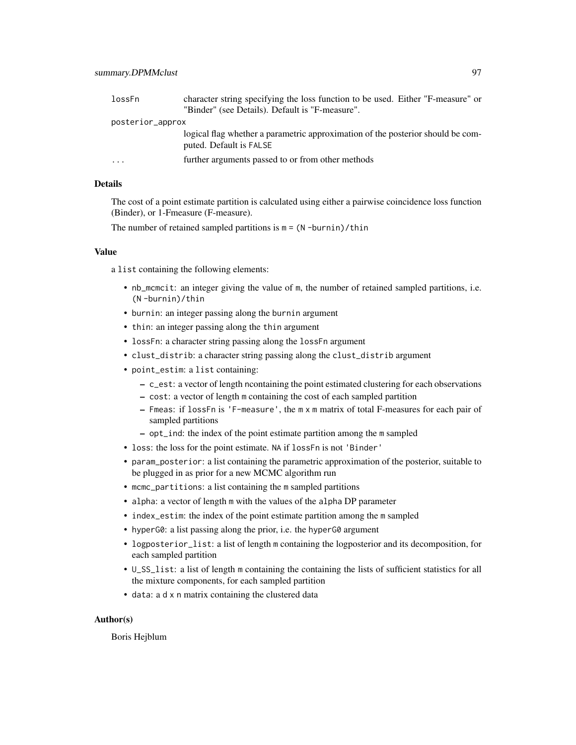| | |
|---|---|
| lossFn | character string specifying the loss function to be used. Either "F-measure" or "Binder" (see Details). Default is "F-measure". |
| posterior_approx | logical flag whether a parametric approximation of the posterior should be computed. Default is FALSE |
| ... | further arguments passed to or from other methods |

### Details

The cost of a point estimate partition is calculated using either a pairwise coincidence loss function (Binder), or 1-Fmeasure (F-measure).

The number of retained sampled partitions is `m = (N -burnin)/thin`

### Value

a `list` containing the following elements:

- `nb_mcmcit`: an integer giving the value of `m`, the number of retained sampled partitions, i.e. `(N -burnin)/thin`
- `burnin`: an integer passing along the `burnin` argument
- `thin`: an integer passing along the `thin` argument
- `lossFn`: a character string passing along the `lossFn` argument
- `clust_distrib`: a character string passing along the `clust_distrib` argument
- `point_estim`: a `list` containing:
  - `c_est`: a vector of length ncontaining the point estimated clustering for each observations
  - `cost`: a vector of length `m` containing the cost of each sampled partition
  - `Fmeas`: if `lossFn` is `'F-measure'`, the `m x m` matrix of total F-measures for each pair of sampled partitions
  - `opt_ind`: the index of the point estimate partition among the `m` sampled
- `loss`: the loss for the point estimate. `NA` if `lossFn` is not `'Binder'`
- `param_posterior`: a list containing the parametric approximation of the posterior, suitable to be plugged in as prior for a new MCMC algorithm run
- `mcmc_partitions`: a list containing the `m` sampled partitions
- `alpha`: a vector of length `m` with the values of the `alpha` DP parameter
- `index_estim`: the index of the point estimate partition among the `m` sampled
- `hyperG0`: a list passing along the prior, i.e. the `hyperG0` argument
- `logposterior_list`: a list of length `m` containing the logposterior and its decomposition, for each sampled partition
- `U_SS_list`: a list of length `m` containing the containing the lists of sufficient statistics for all the mixture components, for each sampled partition
- `data`: a `d x n` matrix containing the clustered data

### Author(s)

Boris Hejblum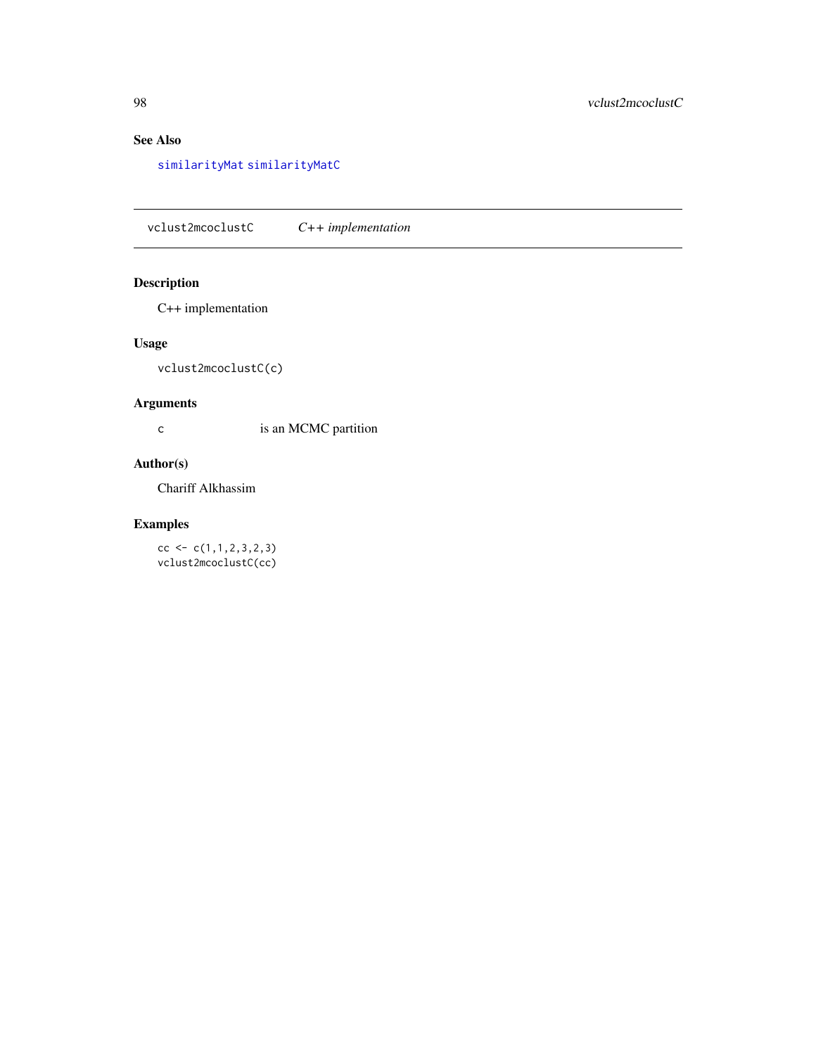## See Also

similarityMat similarityMatC

---

## vclust2mcoclustC    *C++ implementation*

---

### Description

C++ implementation

### Usage

```
vclust2mcoclustC(c)
```

### Arguments

| | |
|---|---|
| `c` | is an MCMC partition |

### Author(s)

Chariff Alkhassim

### Examples

```
cc <- c(1,1,2,3,2,3)
vclust2mcoclustC(cc)
```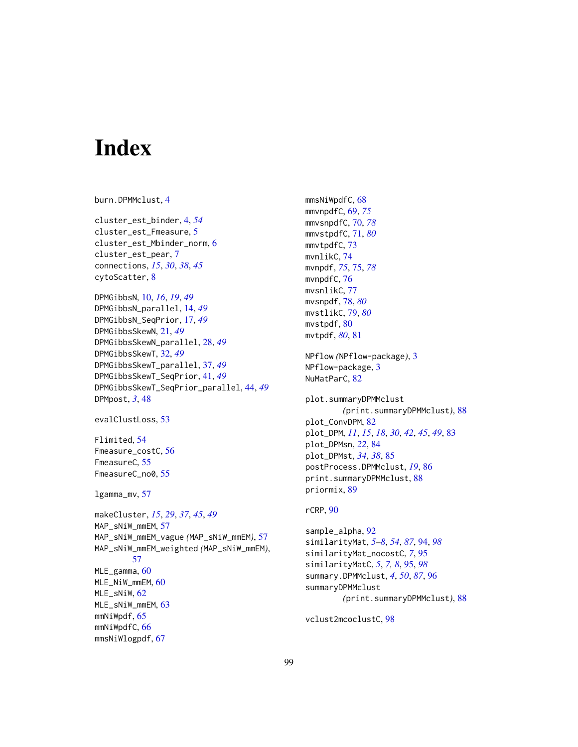# Index

burn.DPMMclust, 4

cluster_est_binder, 4, *54*
cluster_est_Fmeasure, 5
cluster_est_Mbinder_norm, 6
cluster_est_pear, 7
connections, *15*, *30*, *38*, *45*
cytoScatter, 8

DPMGibbsN, 10, *16*, *19*, *49*
DPMGibbsN_parallel, 14, *49*
DPMGibbsN_SeqPrior, 17, *49*
DPMGibbsSkewN, 21, *49*
DPMGibbsSkewN_parallel, 28, *49*
DPMGibbsSkewT, 32, *49*
DPMGibbsSkewT_parallel, 37, *49*
DPMGibbsSkewT_SeqPrior, 41, *49*
DPMGibbsSkewT_SeqPrior_parallel, 44, *49*
DPMpost, *3*, 48

evalClustLoss, 53

Flimited, 54
Fmeasure_costC, 56
FmeasureC, 55
FmeasureC_no0, 55

lgamma_mv, 57

makeCluster, *15*, *29*, *37*, *45*, *49*
MAP_sNiW_mmEM, 57
MAP_sNiW_mmEM_vague *(*MAP_sNiW_mmEM*)*, 57
MAP_sNiW_mmEM_weighted *(*MAP_sNiW_mmEM*)*, 57
MLE_gamma, 60
MLE_NiW_mmEM, 60
MLE_sNiW, 62
MLE_sNiW_mmEM, 63
mmNiWpdf, 65
mmNiWpdfC, 66
mmsNiWlogpdf, 67
mmsNiWpdfC, 68
mmvnpdfC, 69, *75*
mmvsnpdfC, 70, *78*
mmvstpdfC, 71, *80*
mmvtpdfC, 73
mvnlikC, 74
mvnpdf, *75*, 75, *78*
mvnpdfC, 76
mvsnlikC, 77
mvsnpdf, 78, *80*
mvstlikC, 79, *80*
mvstpdf, 80
mvtpdf, *80*, 81

NPflow *(*NPflow-package*)*, 3
NPflow-package, 3
NuMatParC, 82

plot.summaryDPMMclust *(*print.summaryDPMMclust*)*, 88
plot_ConvDPM, 82
plot_DPM, *11*, *15*, *18*, *30*, *42*, *45*, *49*, 83
plot_DPMsn, *22*, 84
plot_DPMst, *34*, *38*, 85
postProcess.DPMMclust, *19*, 86
print.summaryDPMMclust, 88
priormix, 89

rCRP, 90

sample_alpha, 92
similarityMat, *5–8*, *54*, *87*, 94, *98*
similarityMat_nocostC, *7*, 95
similarityMatC, *5*, *7, 8*, 95, *98*
summary.DPMMclust, *4*, *50*, *87*, 96
summaryDPMMclust *(*print.summaryDPMMclust*)*, 88

vclust2mcoclustC, 98